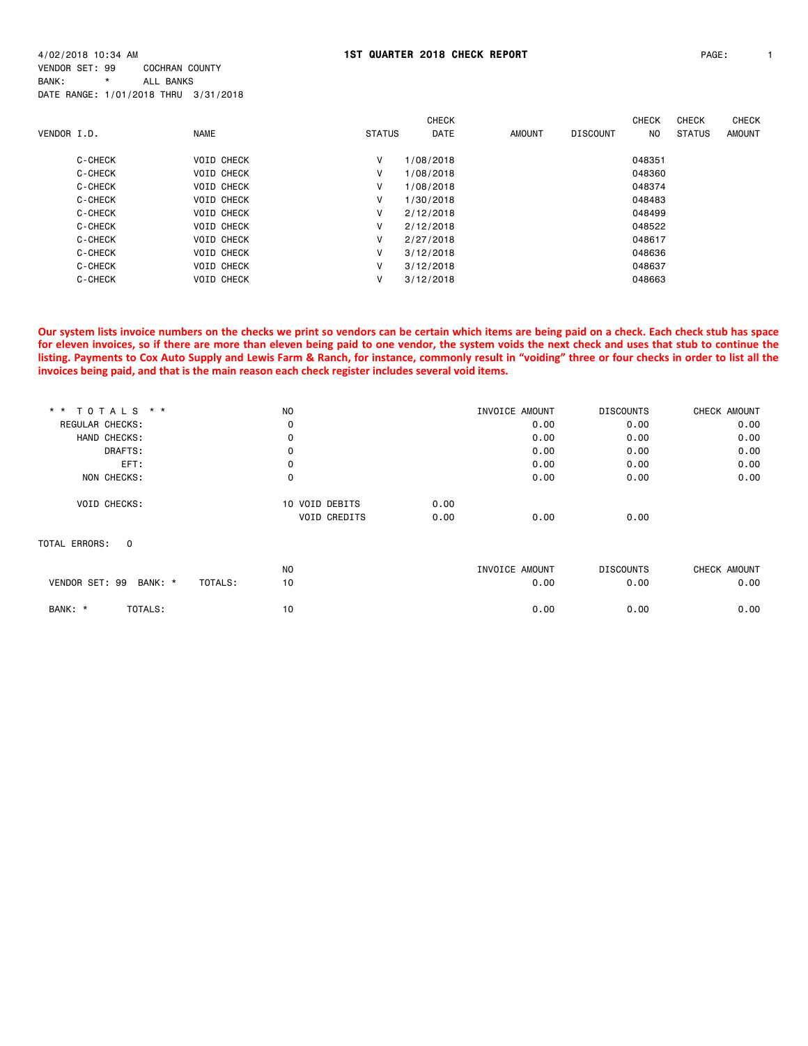4/02/2018 10:34 AM

# 1ST QUARTER 2018 CHECK REPORT

VENDOR SET: 99 COCHRAN COUNTY
BANK: * ALL BANKS
DATE RANGE: 1/01/2018 THRU 3/31/2018

| VENDOR I.D. | NAME | STATUS | CHECK DATE | AMOUNT | DISCOUNT | CHECK NO | CHECK STATUS | CHECK AMOUNT |
|---|---|---|---|---|---|---|---|---|
| C-CHECK | VOID CHECK | V | 1/08/2018 | | | 048351 | | |
| C-CHECK | VOID CHECK | V | 1/08/2018 | | | 048360 | | |
| C-CHECK | VOID CHECK | V | 1/08/2018 | | | 048374 | | |
| C-CHECK | VOID CHECK | V | 1/30/2018 | | | 048483 | | |
| C-CHECK | VOID CHECK | V | 2/12/2018 | | | 048499 | | |
| C-CHECK | VOID CHECK | V | 2/12/2018 | | | 048522 | | |
| C-CHECK | VOID CHECK | V | 2/27/2018 | | | 048617 | | |
| C-CHECK | VOID CHECK | V | 3/12/2018 | | | 048636 | | |
| C-CHECK | VOID CHECK | V | 3/12/2018 | | | 048637 | | |
| C-CHECK | VOID CHECK | V | 3/12/2018 | | | 048663 | | |

**Our system lists invoice numbers on the checks we print so vendors can be certain which items are being paid on a check. Each check stub has space for eleven invoices, so if there are more than eleven being paid to one vendor, the system voids the next check and uses that stub to continue the listing. Payments to Cox Auto Supply and Lewis Farm & Ranch, for instance, commonly result in "voiding" three or four checks in order to list all the invoices being paid, and that is the main reason each check register includes several void items.**

| ** TOTALS ** | NO | | | INVOICE AMOUNT | DISCOUNTS | CHECK AMOUNT |
|---|---|---|---|---|---|---|
| REGULAR CHECKS: | 0 | | | 0.00 | 0.00 | 0.00 |
| HAND CHECKS: | 0 | | | 0.00 | 0.00 | 0.00 |
| DRAFTS: | 0 | | | 0.00 | 0.00 | 0.00 |
| EFT: | 0 | | | 0.00 | 0.00 | 0.00 |
| NON CHECKS: | 0 | | | 0.00 | 0.00 | 0.00 |
| VOID CHECKS: | 10 | VOID DEBITS | 0.00 | | | |
| | | VOID CREDITS | 0.00 | 0.00 | 0.00 | |

TOTAL ERRORS: 0

| | | NO | INVOICE AMOUNT | DISCOUNTS | CHECK AMOUNT |
|---|---|---|---|---|---|
| VENDOR SET: 99 BANK: * | TOTALS: | 10 | 0.00 | 0.00 | 0.00 |
| BANK: * | TOTALS: | 10 | 0.00 | 0.00 | 0.00 |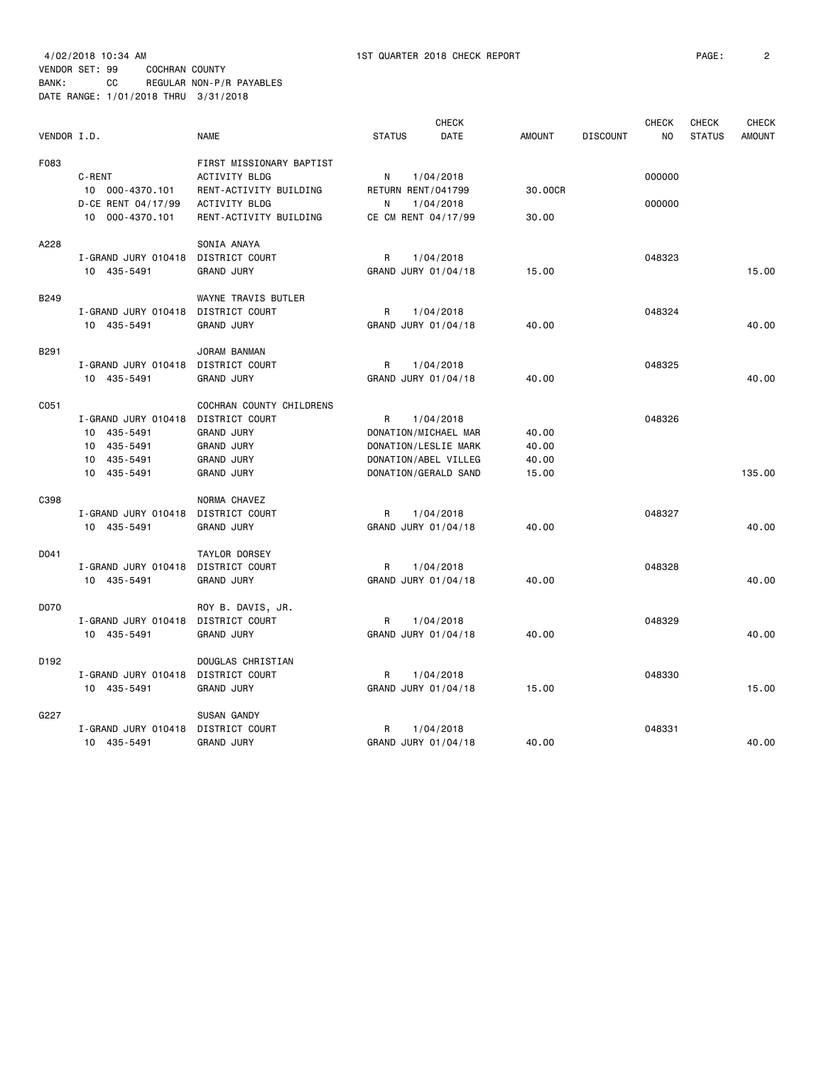4/02/2018 10:34 AM 1ST QUARTER 2018 CHECK REPORT

VENDOR SET: 99 COCHRAN COUNTY
BANK: CC REGULAR NON-P/R PAYABLES
DATE RANGE: 1/01/2018 THRU 3/31/2018

| VENDOR I.D. | NAME | STATUS | CHECK DATE | AMOUNT | DISCOUNT | CHECK NO | CHECK STATUS | CHECK AMOUNT |
|---|---|---|---|---|---|---|---|---|
| F083 | FIRST MISSIONARY BAPTIST | | | | | | | |
| C-RENT | ACTIVITY BLDG | N | 1/04/2018 | | | 000000 | | |
| 10 000-4370.101 | RENT-ACTIVITY BUILDING | RETURN RENT/041799 | | 30.00CR | | | | |
| D-CE RENT 04/17/99 | ACTIVITY BLDG | N | 1/04/2018 | | | 000000 | | |
| 10 000-4370.101 | RENT-ACTIVITY BUILDING | CE CM RENT 04/17/99 | | 30.00 | | | | |
| A228 | SONIA ANAYA | | | | | | | |
| I-GRAND JURY 010418 | DISTRICT COURT | R | 1/04/2018 | | | 048323 | | |
| 10 435-5491 | GRAND JURY | GRAND JURY 01/04/18 | | 15.00 | | | | 15.00 |
| B249 | WAYNE TRAVIS BUTLER | | | | | | | |
| I-GRAND JURY 010418 | DISTRICT COURT | R | 1/04/2018 | | | 048324 | | |
| 10 435-5491 | GRAND JURY | GRAND JURY 01/04/18 | | 40.00 | | | | 40.00 |
| B291 | JORAM BANMAN | | | | | | | |
| I-GRAND JURY 010418 | DISTRICT COURT | R | 1/04/2018 | | | 048325 | | |
| 10 435-5491 | GRAND JURY | GRAND JURY 01/04/18 | | 40.00 | | | | 40.00 |
| C051 | COCHRAN COUNTY CHILDRENS | | | | | | | |
| I-GRAND JURY 010418 | DISTRICT COURT | R | 1/04/2018 | | | 048326 | | |
| 10 435-5491 | GRAND JURY | DONATION/MICHAEL MAR | | 40.00 | | | | |
| 10 435-5491 | GRAND JURY | DONATION/LESLIE MARK | | 40.00 | | | | |
| 10 435-5491 | GRAND JURY | DONATION/ABEL VILLEG | | 40.00 | | | | |
| 10 435-5491 | GRAND JURY | DONATION/GERALD SAND | | 15.00 | | | | 135.00 |
| C398 | NORMA CHAVEZ | | | | | | | |
| I-GRAND JURY 010418 | DISTRICT COURT | R | 1/04/2018 | | | 048327 | | |
| 10 435-5491 | GRAND JURY | GRAND JURY 01/04/18 | | 40.00 | | | | 40.00 |
| D041 | TAYLOR DORSEY | | | | | | | |
| I-GRAND JURY 010418 | DISTRICT COURT | R | 1/04/2018 | | | 048328 | | |
| 10 435-5491 | GRAND JURY | GRAND JURY 01/04/18 | | 40.00 | | | | 40.00 |
| D070 | ROY B. DAVIS, JR. | | | | | | | |
| I-GRAND JURY 010418 | DISTRICT COURT | R | 1/04/2018 | | | 048329 | | |
| 10 435-5491 | GRAND JURY | GRAND JURY 01/04/18 | | 40.00 | | | | 40.00 |
| D192 | DOUGLAS CHRISTIAN | | | | | | | |
| I-GRAND JURY 010418 | DISTRICT COURT | R | 1/04/2018 | | | 048330 | | |
| 10 435-5491 | GRAND JURY | GRAND JURY 01/04/18 | | 15.00 | | | | 15.00 |
| G227 | SUSAN GANDY | | | | | | | |
| I-GRAND JURY 010418 | DISTRICT COURT | R | 1/04/2018 | | | 048331 | | |
| 10 435-5491 | GRAND JURY | GRAND JURY 01/04/18 | | 40.00 | | | | 40.00 |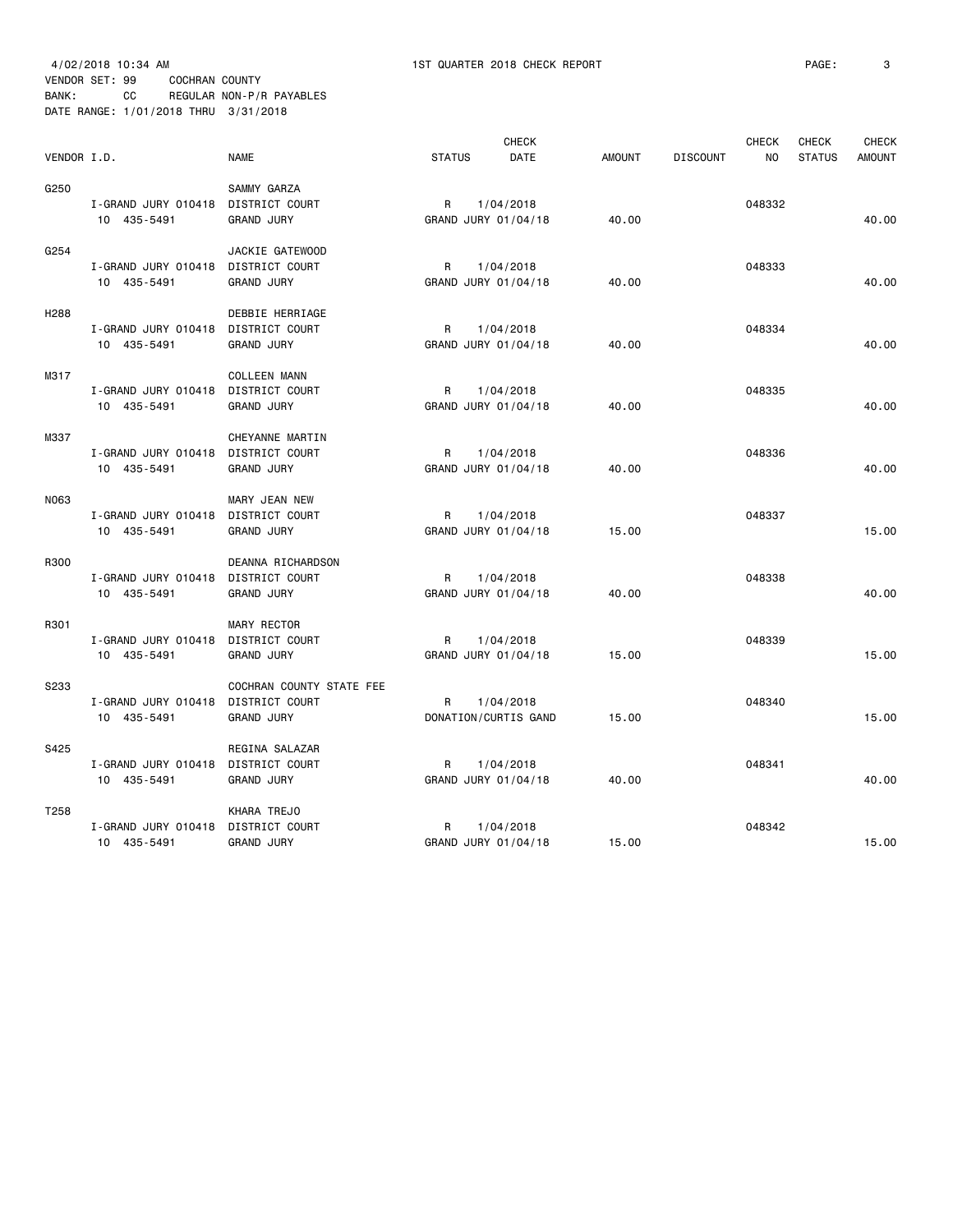4/02/2018 10:34 AM 1ST QUARTER 2018 CHECK REPORT

VENDOR SET: 99 COCHRAN COUNTY
BANK: CC REGULAR NON-P/R PAYABLES
DATE RANGE: 1/01/2018 THRU 3/31/2018

| VENDOR I.D. | | NAME | STATUS | CHECK DATE | AMOUNT | DISCOUNT | CHECK NO | CHECK STATUS | CHECK AMOUNT |
|---|---|---|---|---|---|---|---|---|---|
| G250 | | SAMMY GARZA | | | | | | | |
| | I-GRAND JURY 010418 | DISTRICT COURT | R | 1/04/2018 | | | 048332 | | |
| | 10 435-5491 | GRAND JURY | GRAND JURY 01/04/18 | | 40.00 | | | | 40.00 |
| G254 | | JACKIE GATEWOOD | | | | | | | |
| | I-GRAND JURY 010418 | DISTRICT COURT | R | 1/04/2018 | | | 048333 | | |
| | 10 435-5491 | GRAND JURY | GRAND JURY 01/04/18 | | 40.00 | | | | 40.00 |
| H288 | | DEBBIE HERRIAGE | | | | | | | |
| | I-GRAND JURY 010418 | DISTRICT COURT | R | 1/04/2018 | | | 048334 | | |
| | 10 435-5491 | GRAND JURY | GRAND JURY 01/04/18 | | 40.00 | | | | 40.00 |
| M317 | | COLLEEN MANN | | | | | | | |
| | I-GRAND JURY 010418 | DISTRICT COURT | R | 1/04/2018 | | | 048335 | | |
| | 10 435-5491 | GRAND JURY | GRAND JURY 01/04/18 | | 40.00 | | | | 40.00 |
| M337 | | CHEYANNE MARTIN | | | | | | | |
| | I-GRAND JURY 010418 | DISTRICT COURT | R | 1/04/2018 | | | 048336 | | |
| | 10 435-5491 | GRAND JURY | GRAND JURY 01/04/18 | | 40.00 | | | | 40.00 |
| N063 | | MARY JEAN NEW | | | | | | | |
| | I-GRAND JURY 010418 | DISTRICT COURT | R | 1/04/2018 | | | 048337 | | |
| | 10 435-5491 | GRAND JURY | GRAND JURY 01/04/18 | | 15.00 | | | | 15.00 |
| R300 | | DEANNA RICHARDSON | | | | | | | |
| | I-GRAND JURY 010418 | DISTRICT COURT | R | 1/04/2018 | | | 048338 | | |
| | 10 435-5491 | GRAND JURY | GRAND JURY 01/04/18 | | 40.00 | | | | 40.00 |
| R301 | | MARY RECTOR | | | | | | | |
| | I-GRAND JURY 010418 | DISTRICT COURT | R | 1/04/2018 | | | 048339 | | |
| | 10 435-5491 | GRAND JURY | GRAND JURY 01/04/18 | | 15.00 | | | | 15.00 |
| S233 | | COCHRAN COUNTY STATE FEE | | | | | | | |
| | I-GRAND JURY 010418 | DISTRICT COURT | R | 1/04/2018 | | | 048340 | | |
| | 10 435-5491 | GRAND JURY | DONATION/CURTIS GAND | | 15.00 | | | | 15.00 |
| S425 | | REGINA SALAZAR | | | | | | | |
| | I-GRAND JURY 010418 | DISTRICT COURT | R | 1/04/2018 | | | 048341 | | |
| | 10 435-5491 | GRAND JURY | GRAND JURY 01/04/18 | | 40.00 | | | | 40.00 |
| T258 | | KHARA TREJO | | | | | | | |
| | I-GRAND JURY 010418 | DISTRICT COURT | R | 1/04/2018 | | | 048342 | | |
| | 10 435-5491 | GRAND JURY | GRAND JURY 01/04/18 | | 15.00 | | | | 15.00 |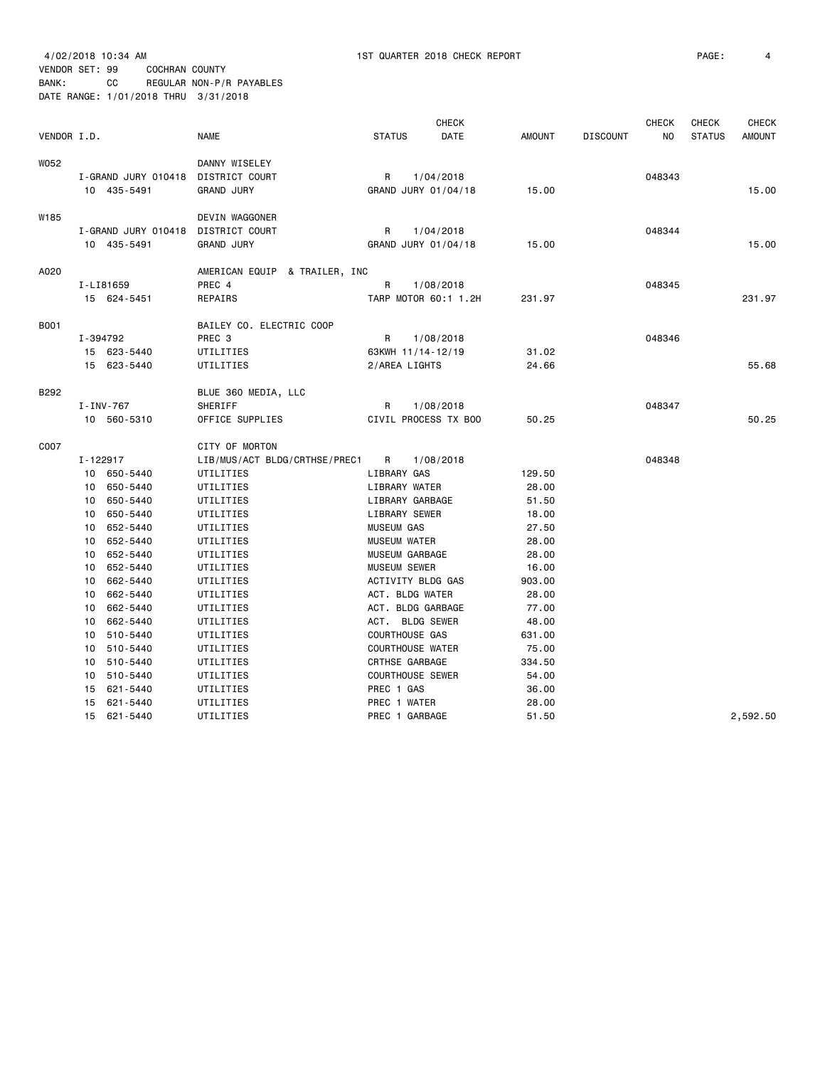4/02/2018 10:34 AM    1ST QUARTER 2018 CHECK REPORT

VENDOR SET: 99    COCHRAN COUNTY
BANK: CC    REGULAR NON-P/R PAYABLES
DATE RANGE: 1/01/2018 THRU 3/31/2018

| VENDOR I.D. | | NAME | STATUS | CHECK DATE | AMOUNT | DISCOUNT | CHECK NO | CHECK STATUS | CHECK AMOUNT |
|---|---|---|---|---|---|---|---|---|---|
| W052 | | DANNY WISELEY | | | | | | | |
| | I-GRAND JURY 010418 | DISTRICT COURT | R | 1/04/2018 | | | 048343 | | |
| | 10 435-5491 | GRAND JURY | GRAND JURY 01/04/18 | | 15.00 | | | | 15.00 |
| W185 | | DEVIN WAGGONER | | | | | | | |
| | I-GRAND JURY 010418 | DISTRICT COURT | R | 1/04/2018 | | | 048344 | | |
| | 10 435-5491 | GRAND JURY | GRAND JURY 01/04/18 | | 15.00 | | | | 15.00 |
| A020 | | AMERICAN EQUIP & TRAILER, INC | | | | | | | |
| | I-LI81659 | PREC 4 | R | 1/08/2018 | | | 048345 | | |
| | 15 624-5451 | REPAIRS | TARP MOTOR 60:1 1.2H | | 231.97 | | | | 231.97 |
| B001 | | BAILEY CO. ELECTRIC COOP | | | | | | | |
| | I-394792 | PREC 3 | R | 1/08/2018 | | | 048346 | | |
| | 15 623-5440 | UTILITIES | 63KWH 11/14-12/19 | | 31.02 | | | | |
| | 15 623-5440 | UTILITIES | 2/AREA LIGHTS | | 24.66 | | | | 55.68 |
| B292 | | BLUE 360 MEDIA, LLC | | | | | | | |
| | I-INV-767 | SHERIFF | R | 1/08/2018 | | | 048347 | | |
| | 10 560-5310 | OFFICE SUPPLIES | CIVIL PROCESS TX BOO | | 50.25 | | | | 50.25 |
| C007 | | CITY OF MORTON | | | | | | | |
| | I-122917 | LIB/MUS/ACT BLDG/CRTHSE/PREC1 | R | 1/08/2018 | | | 048348 | | |
| | 10 650-5440 | UTILITIES | LIBRARY GAS | | 129.50 | | | | |
| | 10 650-5440 | UTILITIES | LIBRARY WATER | | 28.00 | | | | |
| | 10 650-5440 | UTILITIES | LIBRARY GARBAGE | | 51.50 | | | | |
| | 10 650-5440 | UTILITIES | LIBRARY SEWER | | 18.00 | | | | |
| | 10 652-5440 | UTILITIES | MUSEUM GAS | | 27.50 | | | | |
| | 10 652-5440 | UTILITIES | MUSEUM WATER | | 28.00 | | | | |
| | 10 652-5440 | UTILITIES | MUSEUM GARBAGE | | 28.00 | | | | |
| | 10 652-5440 | UTILITIES | MUSEUM SEWER | | 16.00 | | | | |
| | 10 662-5440 | UTILITIES | ACTIVITY BLDG GAS | | 903.00 | | | | |
| | 10 662-5440 | UTILITIES | ACT. BLDG WATER | | 28.00 | | | | |
| | 10 662-5440 | UTILITIES | ACT. BLDG GARBAGE | | 77.00 | | | | |
| | 10 662-5440 | UTILITIES | ACT. BLDG SEWER | | 48.00 | | | | |
| | 10 510-5440 | UTILITIES | COURTHOUSE GAS | | 631.00 | | | | |
| | 10 510-5440 | UTILITIES | COURTHOUSE WATER | | 75.00 | | | | |
| | 10 510-5440 | UTILITIES | CRTHSE GARBAGE | | 334.50 | | | | |
| | 10 510-5440 | UTILITIES | COURTHOUSE SEWER | | 54.00 | | | | |
| | 15 621-5440 | UTILITIES | PREC 1 GAS | | 36.00 | | | | |
| | 15 621-5440 | UTILITIES | PREC 1 WATER | | 28.00 | | | | |
| | 15 621-5440 | UTILITIES | PREC 1 GARBAGE | | 51.50 | | | | 2,592.50 |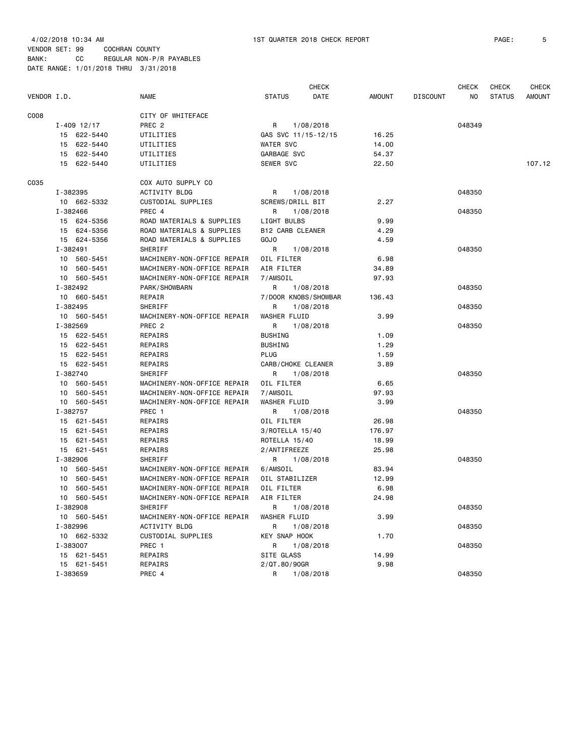4/02/2018 10:34 AM 1ST QUARTER 2018 CHECK REPORT

VENDOR SET: 99 COCHRAN COUNTY
BANK: CC REGULAR NON-P/R PAYABLES
DATE RANGE: 1/01/2018 THRU 3/31/2018

| VENDOR I.D. | NAME | STATUS | CHECK DATE | AMOUNT | DISCOUNT | CHECK NO | CHECK STATUS | CHECK AMOUNT |
|---|---|---|---|---|---|---|---|---|
| C008 | CITY OF WHITEFACE | | | | | | | |
| I-409 12/17 | PREC 2 | R | 1/08/2018 | | | 048349 | | |
| 15 622-5440 | UTILITIES | GAS SVC 11/15-12/15 | | 16.25 | | | | |
| 15 622-5440 | UTILITIES | WATER SVC | | 14.00 | | | | |
| 15 622-5440 | UTILITIES | GARBAGE SVC | | 54.37 | | | | |
| 15 622-5440 | UTILITIES | SEWER SVC | | 22.50 | | | | 107.12 |
| C035 | COX AUTO SUPPLY CO | | | | | | | |
| I-382395 | ACTIVITY BLDG | R | 1/08/2018 | | | 048350 | | |
| 10 662-5332 | CUSTODIAL SUPPLIES | SCREWS/DRILL BIT | | 2.27 | | | | |
| I-382466 | PREC 4 | R | 1/08/2018 | | | 048350 | | |
| 15 624-5356 | ROAD MATERIALS & SUPPLIES | LIGHT BULBS | | 9.99 | | | | |
| 15 624-5356 | ROAD MATERIALS & SUPPLIES | B12 CARB CLEANER | | 4.29 | | | | |
| 15 624-5356 | ROAD MATERIALS & SUPPLIES | GOJO | | 4.59 | | | | |
| I-382491 | SHERIFF | R | 1/08/2018 | | | 048350 | | |
| 10 560-5451 | MACHINERY-NON-OFFICE REPAIR | OIL FILTER | | 6.98 | | | | |
| 10 560-5451 | MACHINERY-NON-OFFICE REPAIR | AIR FILTER | | 34.89 | | | | |
| 10 560-5451 | MACHINERY-NON-OFFICE REPAIR | 7/AMSOIL | | 97.93 | | | | |
| I-382492 | PARK/SHOWBARN | R | 1/08/2018 | | | 048350 | | |
| 10 660-5451 | REPAIR | 7/DOOR KNOBS/SHOWBAR | | 136.43 | | | | |
| I-382495 | SHERIFF | R | 1/08/2018 | | | 048350 | | |
| 10 560-5451 | MACHINERY-NON-OFFICE REPAIR | WASHER FLUID | | 3.99 | | | | |
| I-382569 | PREC 2 | R | 1/08/2018 | | | 048350 | | |
| 15 622-5451 | REPAIRS | BUSHING | | 1.09 | | | | |
| 15 622-5451 | REPAIRS | BUSHING | | 1.29 | | | | |
| 15 622-5451 | REPAIRS | PLUG | | 1.59 | | | | |
| 15 622-5451 | REPAIRS | CARB/CHOKE CLEANER | | 3.89 | | | | |
| I-382740 | SHERIFF | R | 1/08/2018 | | | 048350 | | |
| 10 560-5451 | MACHINERY-NON-OFFICE REPAIR | OIL FILTER | | 6.65 | | | | |
| 10 560-5451 | MACHINERY-NON-OFFICE REPAIR | 7/AMSOIL | | 97.93 | | | | |
| 10 560-5451 | MACHINERY-NON-OFFICE REPAIR | WASHER FLUID | | 3.99 | | | | |
| I-382757 | PREC 1 | R | 1/08/2018 | | | 048350 | | |
| 15 621-5451 | REPAIRS | OIL FILTER | | 26.98 | | | | |
| 15 621-5451 | REPAIRS | 3/ROTELLA 15/40 | | 176.97 | | | | |
| 15 621-5451 | REPAIRS | ROTELLA 15/40 | | 18.99 | | | | |
| 15 621-5451 | REPAIRS | 2/ANTIFREEZE | | 25.98 | | | | |
| I-382906 | SHERIFF | R | 1/08/2018 | | | 048350 | | |
| 10 560-5451 | MACHINERY-NON-OFFICE REPAIR | 6/AMSOIL | | 83.94 | | | | |
| 10 560-5451 | MACHINERY-NON-OFFICE REPAIR | OIL STABILIZER | | 12.99 | | | | |
| 10 560-5451 | MACHINERY-NON-OFFICE REPAIR | OIL FILTER | | 6.98 | | | | |
| 10 560-5451 | MACHINERY-NON-OFFICE REPAIR | AIR FILTER | | 24.98 | | | | |
| I-382908 | SHERIFF | R | 1/08/2018 | | | 048350 | | |
| 10 560-5451 | MACHINERY-NON-OFFICE REPAIR | WASHER FLUID | | 3.99 | | | | |
| I-382996 | ACTIVITY BLDG | R | 1/08/2018 | | | 048350 | | |
| 10 662-5332 | CUSTODIAL SUPPLIES | KEY SNAP HOOK | | 1.70 | | | | |
| I-383007 | PREC 1 | R | 1/08/2018 | | | 048350 | | |
| 15 621-5451 | REPAIRS | SITE GLASS | | 14.99 | | | | |
| 15 621-5451 | REPAIRS | 2/QT.80/90GR | | 9.98 | | | | |
| I-383659 | PREC 4 | R | 1/08/2018 | | | 048350 | | |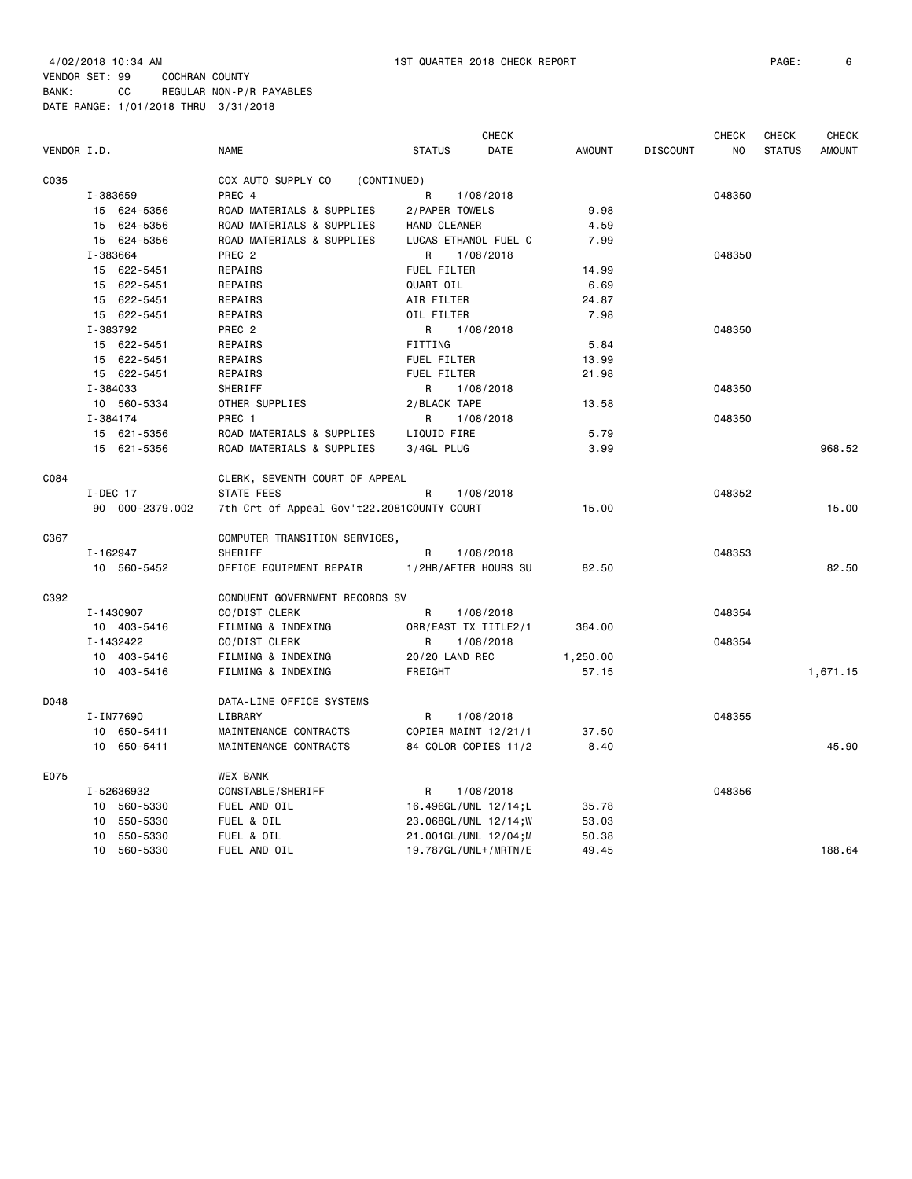4/02/2018 10:34 AM    1ST QUARTER 2018 CHECK REPORT

VENDOR SET: 99    COCHRAN COUNTY
BANK: CC    REGULAR NON-P/R PAYABLES
DATE RANGE: 1/01/2018 THRU 3/31/2018

| VENDOR I.D. | NAME | STATUS | CHECK DATE | AMOUNT | DISCOUNT | CHECK NO | CHECK STATUS | CHECK AMOUNT |
|---|---|---|---|---|---|---|---|---|
| C035 | COX AUTO SUPPLY CO (CONTINUED) | | | | | | | |
| I-383659 | PREC 4 | R | 1/08/2018 | | | 048350 | | |
| 15 624-5356 | ROAD MATERIALS & SUPPLIES | 2/PAPER TOWELS | | 9.98 | | | | |
| 15 624-5356 | ROAD MATERIALS & SUPPLIES | HAND CLEANER | | 4.59 | | | | |
| 15 624-5356 | ROAD MATERIALS & SUPPLIES | LUCAS ETHANOL FUEL C | | 7.99 | | | | |
| I-383664 | PREC 2 | R | 1/08/2018 | | | 048350 | | |
| 15 622-5451 | REPAIRS | FUEL FILTER | | 14.99 | | | | |
| 15 622-5451 | REPAIRS | QUART OIL | | 6.69 | | | | |
| 15 622-5451 | REPAIRS | AIR FILTER | | 24.87 | | | | |
| 15 622-5451 | REPAIRS | OIL FILTER | | 7.98 | | | | |
| I-383792 | PREC 2 | R | 1/08/2018 | | | 048350 | | |
| 15 622-5451 | REPAIRS | FITTING | | 5.84 | | | | |
| 15 622-5451 | REPAIRS | FUEL FILTER | | 13.99 | | | | |
| 15 622-5451 | REPAIRS | FUEL FILTER | | 21.98 | | | | |
| I-384033 | SHERIFF | R | 1/08/2018 | | | 048350 | | |
| 10 560-5334 | OTHER SUPPLIES | 2/BLACK TAPE | | 13.58 | | | | |
| I-384174 | PREC 1 | R | 1/08/2018 | | | 048350 | | |
| 15 621-5356 | ROAD MATERIALS & SUPPLIES | LIQUID FIRE | | 5.79 | | | | |
| 15 621-5356 | ROAD MATERIALS & SUPPLIES | 3/4GL PLUG | | 3.99 | | | | 968.52 |
| C084 | CLERK, SEVENTH COURT OF APPEAL | | | | | | | |
| I-DEC 17 | STATE FEES | R | 1/08/2018 | | | 048352 | | |
| 90 000-2379.002 | 7th Crt of Appeal Gov't22.2081 | COUNTY COURT | | 15.00 | | | | 15.00 |
| C367 | COMPUTER TRANSITION SERVICES, | | | | | | | |
| I-162947 | SHERIFF | R | 1/08/2018 | | | 048353 | | |
| 10 560-5452 | OFFICE EQUIPMENT REPAIR | 1/2HR/AFTER HOURS SU | | 82.50 | | | | 82.50 |
| C392 | CONDUENT GOVERNMENT RECORDS SV | | | | | | | |
| I-1430907 | CO/DIST CLERK | R | 1/08/2018 | | | 048354 | | |
| 10 403-5416 | FILMING & INDEXING | ORR/EAST TX TITLE2/1 | | 364.00 | | | | |
| I-1432422 | CO/DIST CLERK | R | 1/08/2018 | | | 048354 | | |
| 10 403-5416 | FILMING & INDEXING | 20/20 LAND REC | | 1,250.00 | | | | |
| 10 403-5416 | FILMING & INDEXING | FREIGHT | | 57.15 | | | | 1,671.15 |
| D048 | DATA-LINE OFFICE SYSTEMS | | | | | | | |
| I-IN77690 | LIBRARY | R | 1/08/2018 | | | 048355 | | |
| 10 650-5411 | MAINTENANCE CONTRACTS | COPIER MAINT 12/21/1 | | 37.50 | | | | |
| 10 650-5411 | MAINTENANCE CONTRACTS | 84 COLOR COPIES 11/2 | | 8.40 | | | | 45.90 |
| E075 | WEX BANK | | | | | | | |
| I-52636932 | CONSTABLE/SHERIFF | R | 1/08/2018 | | | 048356 | | |
| 10 560-5330 | FUEL AND OIL | 16.496GL/UNL 12/14;L | | 35.78 | | | | |
| 10 550-5330 | FUEL & OIL | 23.068GL/UNL 12/14;W | | 53.03 | | | | |
| 10 550-5330 | FUEL & OIL | 21.001GL/UNL 12/04;M | | 50.38 | | | | |
| 10 560-5330 | FUEL AND OIL | 19.787GL/UNL+/MRTN/E | | 49.45 | | | | 188.64 |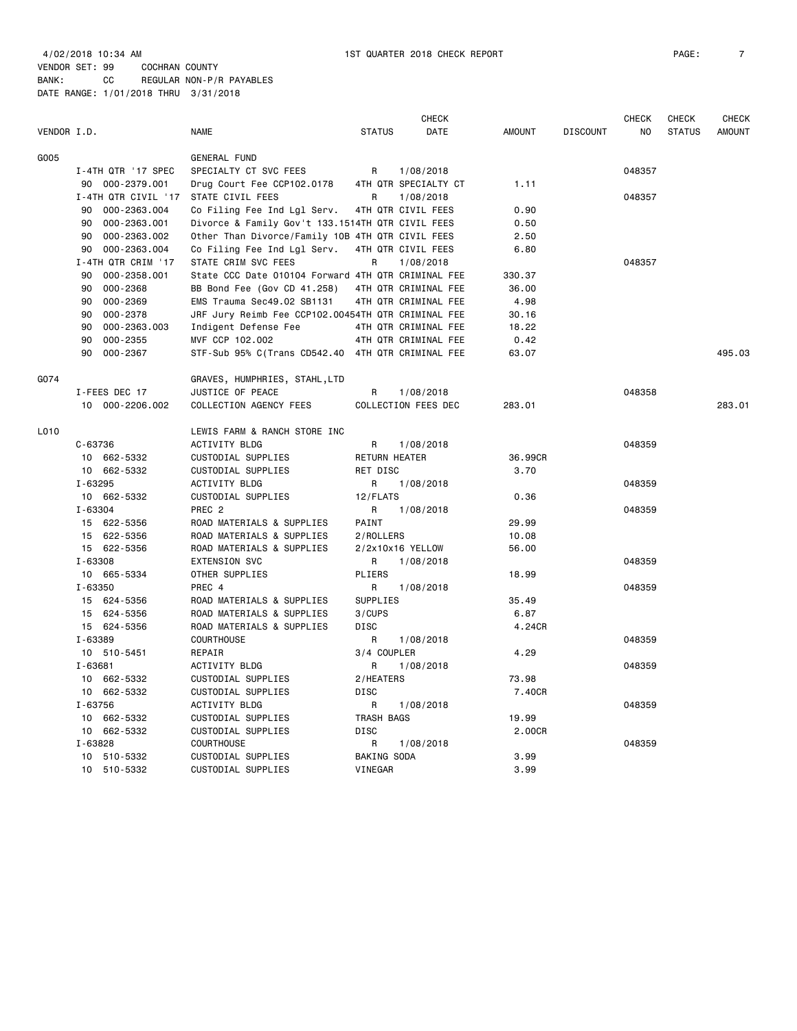4/02/2018 10:34 AM    1ST QUARTER 2018 CHECK REPORT

VENDOR SET: 99    COCHRAN COUNTY
BANK: CC    REGULAR NON-P/R PAYABLES
DATE RANGE: 1/01/2018 THRU 3/31/2018

| VENDOR I.D. | | NAME | STATUS | CHECK DATE | AMOUNT | DISCOUNT | CHECK NO | CHECK STATUS | CHECK AMOUNT |
|---|---|---|---|---|---|---|---|---|---|
| G005 | | GENERAL FUND | | | | | | | |
| | I-4TH QTR '17 SPEC | SPECIALTY CT SVC FEES | R | 1/08/2018 | | | 048357 | | |
| | 90 000-2379.001 | Drug Court Fee CCP102.0178 | 4TH QTR SPECIALTY CT | | 1.11 | | | | |
| | I-4TH QTR CIVIL '17 | STATE CIVIL FEES | R | 1/08/2018 | | | 048357 | | |
| | 90 000-2363.004 | Co Filing Fee Ind Lgl Serv. | 4TH QTR CIVIL FEES | | 0.90 | | | | |
| | 90 000-2363.001 | Divorce & Family Gov't 133.151 | 4TH QTR CIVIL FEES | | 0.50 | | | | |
| | 90 000-2363.002 | Other Than Divorce/Family 10B | 4TH QTR CIVIL FEES | | 2.50 | | | | |
| | 90 000-2363.004 | Co Filing Fee Ind Lgl Serv. | 4TH QTR CIVIL FEES | | 6.80 | | | | |
| | I-4TH QTR CRIM '17 | STATE CRIM SVC FEES | R | 1/08/2018 | | | 048357 | | |
| | 90 000-2358.001 | State CCC Date 010104 Forward | 4TH QTR CRIMINAL FEE | | 330.37 | | | | |
| | 90 000-2368 | BB Bond Fee (Gov CD 41.258) | 4TH QTR CRIMINAL FEE | | 36.00 | | | | |
| | 90 000-2369 | EMS Trauma Sec49.02 SB1131 | 4TH QTR CRIMINAL FEE | | 4.98 | | | | |
| | 90 000-2378 | JRF Jury Reimb Fee CCP102.0045 | 4TH QTR CRIMINAL FEE | | 30.16 | | | | |
| | 90 000-2363.003 | Indigent Defense Fee | 4TH QTR CRIMINAL FEE | | 18.22 | | | | |
| | 90 000-2355 | MVF CCP 102.002 | 4TH QTR CRIMINAL FEE | | 0.42 | | | | |
| | 90 000-2367 | STF-Sub 95% C(Trans CD542.40 | 4TH QTR CRIMINAL FEE | | 63.07 | | | | 495.03 |
| G074 | | GRAVES, HUMPHRIES, STAHL,LTD | | | | | | | |
| | I-FEES DEC 17 | JUSTICE OF PEACE | R | 1/08/2018 | | | 048358 | | |
| | 10 000-2206.002 | COLLECTION AGENCY FEES | COLLECTION FEES DEC | | 283.01 | | | | 283.01 |
| L010 | | LEWIS FARM & RANCH STORE INC | | | | | | | |
| | C-63736 | ACTIVITY BLDG | R | 1/08/2018 | | | 048359 | | |
| | 10 662-5332 | CUSTODIAL SUPPLIES | RETURN HEATER | | 36.99CR | | | | |
| | 10 662-5332 | CUSTODIAL SUPPLIES | RET DISC | | 3.70 | | | | |
| | I-63295 | ACTIVITY BLDG | R | 1/08/2018 | | | 048359 | | |
| | 10 662-5332 | CUSTODIAL SUPPLIES | 12/FLATS | | 0.36 | | | | |
| | I-63304 | PREC 2 | R | 1/08/2018 | | | 048359 | | |
| | 15 622-5356 | ROAD MATERIALS & SUPPLIES | PAINT | | 29.99 | | | | |
| | 15 622-5356 | ROAD MATERIALS & SUPPLIES | 2/ROLLERS | | 10.08 | | | | |
| | 15 622-5356 | ROAD MATERIALS & SUPPLIES | 2/2x10x16 YELLOW | | 56.00 | | | | |
| | I-63308 | EXTENSION SVC | R | 1/08/2018 | | | 048359 | | |
| | 10 665-5334 | OTHER SUPPLIES | PLIERS | | 18.99 | | | | |
| | I-63350 | PREC 4 | R | 1/08/2018 | | | 048359 | | |
| | 15 624-5356 | ROAD MATERIALS & SUPPLIES | SUPPLIES | | 35.49 | | | | |
| | 15 624-5356 | ROAD MATERIALS & SUPPLIES | 3/CUPS | | 6.87 | | | | |
| | 15 624-5356 | ROAD MATERIALS & SUPPLIES | DISC | | 4.24CR | | | | |
| | I-63389 | COURTHOUSE | R | 1/08/2018 | | | 048359 | | |
| | 10 510-5451 | REPAIR | 3/4 COUPLER | | 4.29 | | | | |
| | I-63681 | ACTIVITY BLDG | R | 1/08/2018 | | | 048359 | | |
| | 10 662-5332 | CUSTODIAL SUPPLIES | 2/HEATERS | | 73.98 | | | | |
| | 10 662-5332 | CUSTODIAL SUPPLIES | DISC | | 7.40CR | | | | |
| | I-63756 | ACTIVITY BLDG | R | 1/08/2018 | | | 048359 | | |
| | 10 662-5332 | CUSTODIAL SUPPLIES | TRASH BAGS | | 19.99 | | | | |
| | 10 662-5332 | CUSTODIAL SUPPLIES | DISC | | 2.00CR | | | | |
| | I-63828 | COURTHOUSE | R | 1/08/2018 | | | 048359 | | |
| | 10 510-5332 | CUSTODIAL SUPPLIES | BAKING SODA | | 3.99 | | | | |
| | 10 510-5332 | CUSTODIAL SUPPLIES | VINEGAR | | 3.99 | | | | |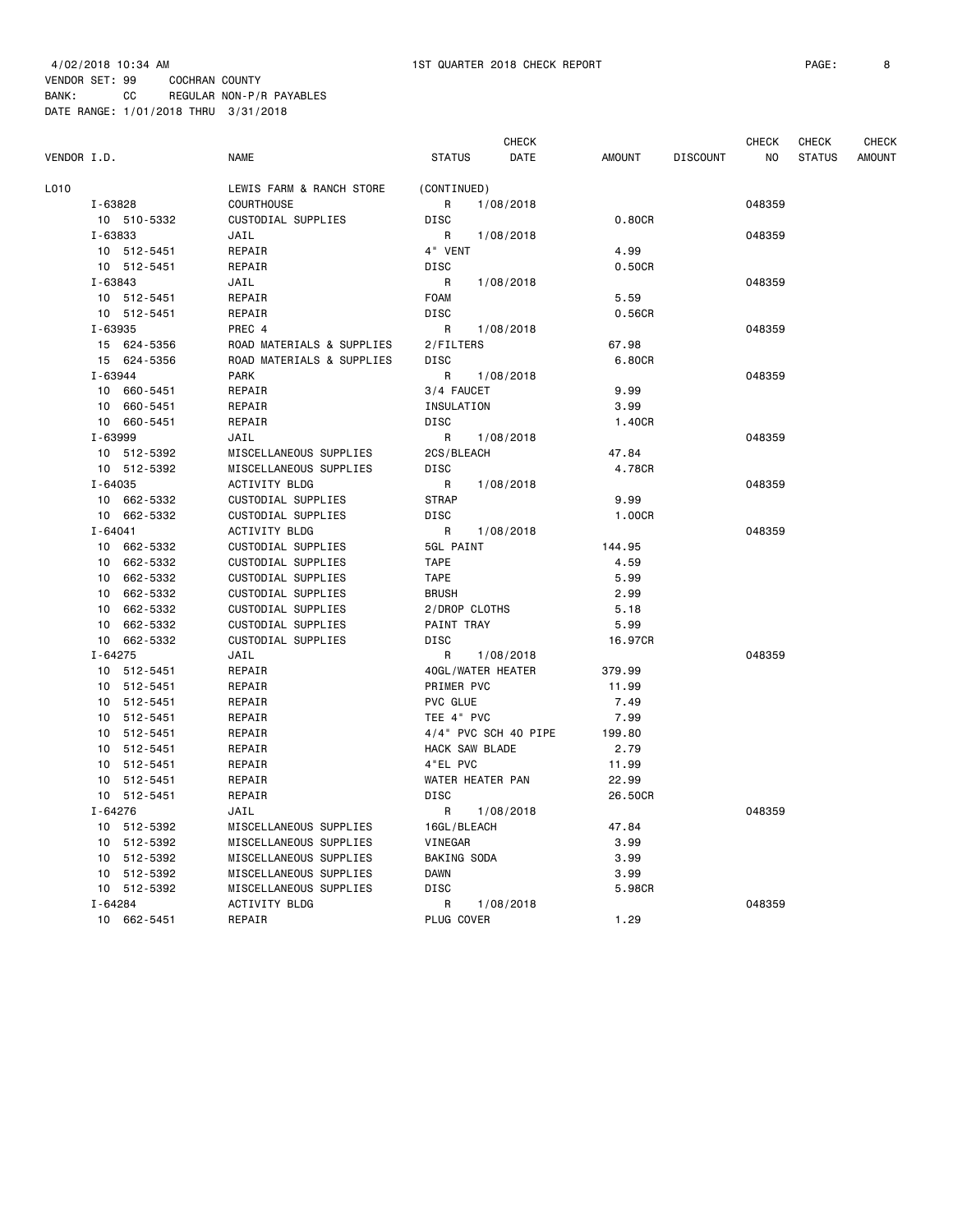4/02/2018 10:34 AM 1ST QUARTER 2018 CHECK REPORT PAGE: 8
VENDOR SET: 99 COCHRAN COUNTY
BANK: CC REGULAR NON-P/R PAYABLES
DATE RANGE: 1/01/2018 THRU 3/31/2018

| VENDOR I.D. | NAME | STATUS | CHECK DATE | AMOUNT | DISCOUNT | CHECK NO | CHECK STATUS | CHECK AMOUNT |
|---|---|---|---|---|---|---|---|---|
| L010 | LEWIS FARM & RANCH STORE | (CONTINUED) | | | | | | |
| I-63828 | COURTHOUSE | R | 1/08/2018 | | | 048359 | | |
| 10 510-5332 | CUSTODIAL SUPPLIES | DISC | | 0.80CR | | | | |
| I-63833 | JAIL | R | 1/08/2018 | | | 048359 | | |
| 10 512-5451 | REPAIR | 4" VENT | | 4.99 | | | | |
| 10 512-5451 | REPAIR | DISC | | 0.50CR | | | | |
| I-63843 | JAIL | R | 1/08/2018 | | | 048359 | | |
| 10 512-5451 | REPAIR | FOAM | | 5.59 | | | | |
| 10 512-5451 | REPAIR | DISC | | 0.56CR | | | | |
| I-63935 | PREC 4 | R | 1/08/2018 | | | 048359 | | |
| 15 624-5356 | ROAD MATERIALS & SUPPLIES | 2/FILTERS | | 67.98 | | | | |
| 15 624-5356 | ROAD MATERIALS & SUPPLIES | DISC | | 6.80CR | | | | |
| I-63944 | PARK | R | 1/08/2018 | | | 048359 | | |
| 10 660-5451 | REPAIR | 3/4 FAUCET | | 9.99 | | | | |
| 10 660-5451 | REPAIR | INSULATION | | 3.99 | | | | |
| 10 660-5451 | REPAIR | DISC | | 1.40CR | | | | |
| I-63999 | JAIL | R | 1/08/2018 | | | 048359 | | |
| 10 512-5392 | MISCELLANEOUS SUPPLIES | 2CS/BLEACH | | 47.84 | | | | |
| 10 512-5392 | MISCELLANEOUS SUPPLIES | DISC | | 4.78CR | | | | |
| I-64035 | ACTIVITY BLDG | R | 1/08/2018 | | | 048359 | | |
| 10 662-5332 | CUSTODIAL SUPPLIES | STRAP | | 9.99 | | | | |
| 10 662-5332 | CUSTODIAL SUPPLIES | DISC | | 1.00CR | | | | |
| I-64041 | ACTIVITY BLDG | R | 1/08/2018 | | | 048359 | | |
| 10 662-5332 | CUSTODIAL SUPPLIES | 5GL PAINT | | 144.95 | | | | |
| 10 662-5332 | CUSTODIAL SUPPLIES | TAPE | | 4.59 | | | | |
| 10 662-5332 | CUSTODIAL SUPPLIES | TAPE | | 5.99 | | | | |
| 10 662-5332 | CUSTODIAL SUPPLIES | BRUSH | | 2.99 | | | | |
| 10 662-5332 | CUSTODIAL SUPPLIES | 2/DROP CLOTHS | | 5.18 | | | | |
| 10 662-5332 | CUSTODIAL SUPPLIES | PAINT TRAY | | 5.99 | | | | |
| 10 662-5332 | CUSTODIAL SUPPLIES | DISC | | 16.97CR | | | | |
| I-64275 | JAIL | R | 1/08/2018 | | | 048359 | | |
| 10 512-5451 | REPAIR | 40GL/WATER HEATER | | 379.99 | | | | |
| 10 512-5451 | REPAIR | PRIMER PVC | | 11.99 | | | | |
| 10 512-5451 | REPAIR | PVC GLUE | | 7.49 | | | | |
| 10 512-5451 | REPAIR | TEE 4" PVC | | 7.99 | | | | |
| 10 512-5451 | REPAIR | 4/4" PVC SCH 40 PIPE | | 199.80 | | | | |
| 10 512-5451 | REPAIR | HACK SAW BLADE | | 2.79 | | | | |
| 10 512-5451 | REPAIR | 4"EL PVC | | 11.99 | | | | |
| 10 512-5451 | REPAIR | WATER HEATER PAN | | 22.99 | | | | |
| 10 512-5451 | REPAIR | DISC | | 26.50CR | | | | |
| I-64276 | JAIL | R | 1/08/2018 | | | 048359 | | |
| 10 512-5392 | MISCELLANEOUS SUPPLIES | 16GL/BLEACH | | 47.84 | | | | |
| 10 512-5392 | MISCELLANEOUS SUPPLIES | VINEGAR | | 3.99 | | | | |
| 10 512-5392 | MISCELLANEOUS SUPPLIES | BAKING SODA | | 3.99 | | | | |
| 10 512-5392 | MISCELLANEOUS SUPPLIES | DAWN | | 3.99 | | | | |
| 10 512-5392 | MISCELLANEOUS SUPPLIES | DISC | | 5.98CR | | | | |
| I-64284 | ACTIVITY BLDG | R | 1/08/2018 | | | 048359 | | |
| 10 662-5451 | REPAIR | PLUG COVER | | 1.29 | | | | |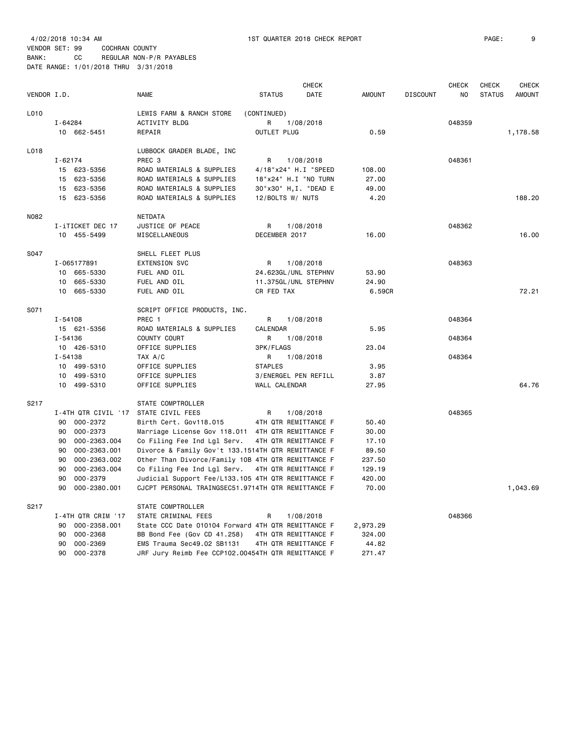4/02/2018 10:34 AM 1ST QUARTER 2018 CHECK REPORT

VENDOR SET: 99 COCHRAN COUNTY
BANK: CC REGULAR NON-P/R PAYABLES
DATE RANGE: 1/01/2018 THRU 3/31/2018

| VENDOR I.D. | | NAME | STATUS | CHECK DATE | AMOUNT | DISCOUNT | CHECK NO | CHECK STATUS | CHECK AMOUNT |
|---|---|---|---|---|---|---|---|---|---|
| L010 | | LEWIS FARM & RANCH STORE | (CONTINUED) | | | | | | |
| | I-64284 | ACTIVITY BLDG | R | 1/08/2018 | | | 048359 | | |
| | 10 662-5451 | REPAIR | OUTLET PLUG | | 0.59 | | | | 1,178.58 |
| L018 | | LUBBOCK GRADER BLADE, INC | | | | | | | |
| | I-62174 | PREC 3 | R | 1/08/2018 | | | 048361 | | |
| | 15 623-5356 | ROAD MATERIALS & SUPPLIES | 4/18"x24" H.I "SPEED | | 108.00 | | | | |
| | 15 623-5356 | ROAD MATERIALS & SUPPLIES | 18"x24" H.I "NO TURN | | 27.00 | | | | |
| | 15 623-5356 | ROAD MATERIALS & SUPPLIES | 30"x30" H,I. "DEAD E | | 49.00 | | | | |
| | 15 623-5356 | ROAD MATERIALS & SUPPLIES | 12/BOLTS W/ NUTS | | 4.20 | | | | 188.20 |
| N082 | | NETDATA | | | | | | | |
| | I-iTICKET DEC 17 | JUSTICE OF PEACE | R | 1/08/2018 | | | 048362 | | |
| | 10 455-5499 | MISCELLANEOUS | DECEMBER 2017 | | 16.00 | | | | 16.00 |
| S047 | | SHELL FLEET PLUS | | | | | | | |
| | I-065177891 | EXTENSION SVC | R | 1/08/2018 | | | 048363 | | |
| | 10 665-5330 | FUEL AND OIL | 24.623GL/UNL STEPHNV | | 53.90 | | | | |
| | 10 665-5330 | FUEL AND OIL | 11.375GL/UNL STEPHNV | | 24.90 | | | | |
| | 10 665-5330 | FUEL AND OIL | CR FED TAX | | 6.59CR | | | | 72.21 |
| S071 | | SCRIPT OFFICE PRODUCTS, INC. | | | | | | | |
| | I-54108 | PREC 1 | R | 1/08/2018 | | | 048364 | | |
| | 15 621-5356 | ROAD MATERIALS & SUPPLIES | CALENDAR | | 5.95 | | | | |
| | I-54136 | COUNTY COURT | R | 1/08/2018 | | | 048364 | | |
| | 10 426-5310 | OFFICE SUPPLIES | 3PK/FLAGS | | 23.04 | | | | |
| | I-54138 | TAX A/C | R | 1/08/2018 | | | 048364 | | |
| | 10 499-5310 | OFFICE SUPPLIES | STAPLES | | 3.95 | | | | |
| | 10 499-5310 | OFFICE SUPPLIES | 3/ENERGEL PEN REFILL | | 3.87 | | | | |
| | 10 499-5310 | OFFICE SUPPLIES | WALL CALENDAR | | 27.95 | | | | 64.76 |
| S217 | | STATE COMPTROLLER | | | | | | | |
| | I-4TH QTR CIVIL '17 | STATE CIVIL FEES | R | 1/08/2018 | | | 048365 | | |
| | 90 000-2372 | Birth Cert. Gov118.015 | 4TH QTR REMITTANCE F | | 50.40 | | | | |
| | 90 000-2373 | Marriage License Gov 118.011 | 4TH QTR REMITTANCE F | | 30.00 | | | | |
| | 90 000-2363.004 | Co Filing Fee Ind Lgl Serv. | 4TH QTR REMITTANCE F | | 17.10 | | | | |
| | 90 000-2363.001 | Divorce & Family Gov't 133.151 | 4TH QTR REMITTANCE F | | 89.50 | | | | |
| | 90 000-2363.002 | Other Than Divorce/Family 10B | 4TH QTR REMITTANCE F | | 237.50 | | | | |
| | 90 000-2363.004 | Co Filing Fee Ind Lgl Serv. | 4TH QTR REMITTANCE F | | 129.19 | | | | |
| | 90 000-2379 | Judicial Support Fee/L133.105 | 4TH QTR REMITTANCE F | | 420.00 | | | | |
| | 90 000-2380.001 | CJCPT PERSONAL TRAINGSEC51.971 | 4TH QTR REMITTANCE F | | 70.00 | | | | 1,043.69 |
| S217 | | STATE COMPTROLLER | | | | | | | |
| | I-4TH QTR CRIM '17 | STATE CRIMINAL FEES | R | 1/08/2018 | | | 048366 | | |
| | 90 000-2358.001 | State CCC Date 010104 Forward | 4TH QTR REMITTANCE F | | 2,973.29 | | | | |
| | 90 000-2368 | BB Bond Fee (Gov CD 41.258) | 4TH QTR REMITTANCE F | | 324.00 | | | | |
| | 90 000-2369 | EMS Trauma Sec49.02 SB1131 | 4TH QTR REMITTANCE F | | 44.82 | | | | |
| | 90 000-2378 | JRF Jury Reimb Fee CCP102.0045 | 4TH QTR REMITTANCE F | | 271.47 | | | | |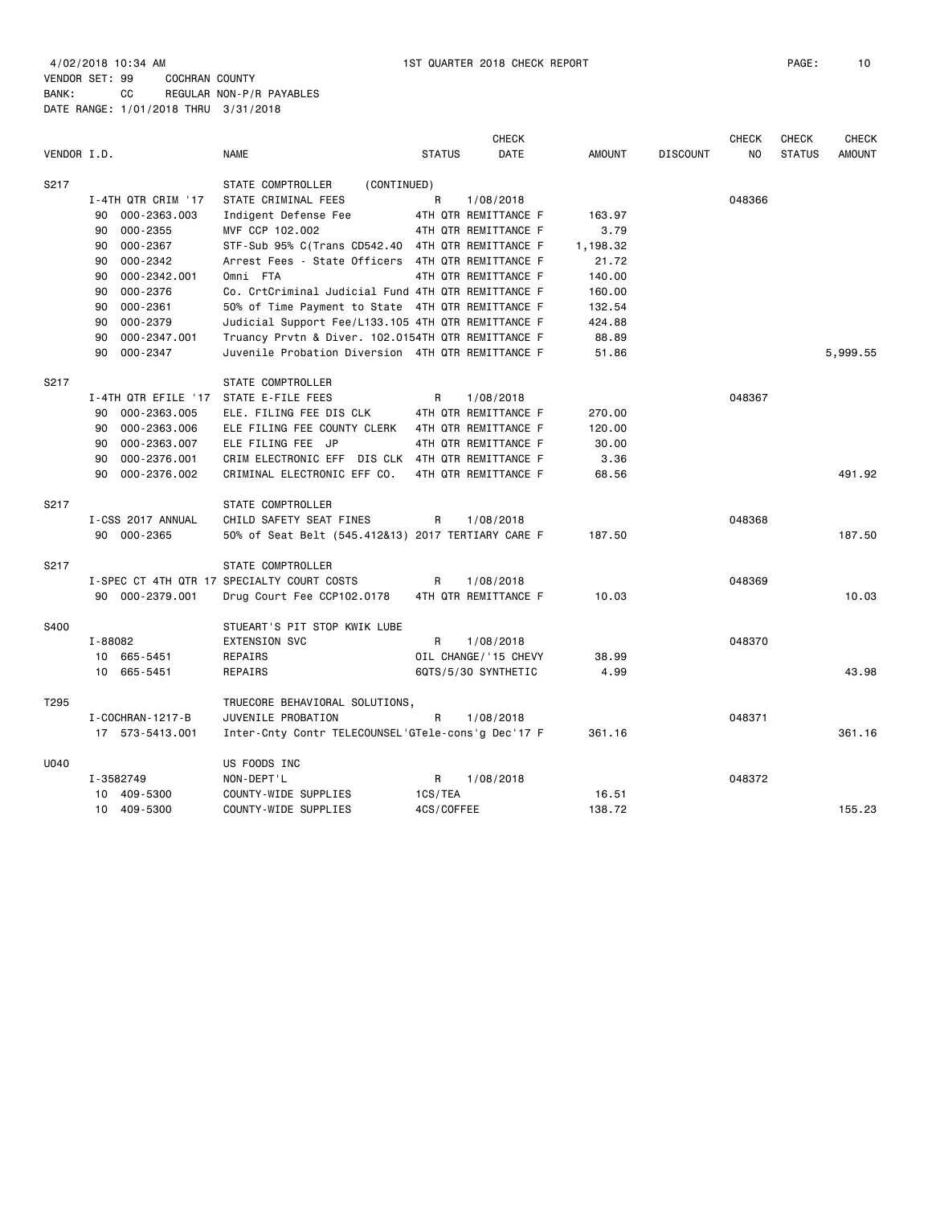4/02/2018 10:34 AM 1ST QUARTER 2018 CHECK REPORT

VENDOR SET: 99 COCHRAN COUNTY
BANK: CC REGULAR NON-P/R PAYABLES
DATE RANGE: 1/01/2018 THRU 3/31/2018

| VENDOR I.D. | | NAME | STATUS | CHECK DATE | AMOUNT | DISCOUNT | CHECK NO | CHECK STATUS | CHECK AMOUNT |
|---|---|---|---|---|---|---|---|---|---|
| S217 | | STATE COMPTROLLER (CONTINUED) | | | | | | | |
| | I-4TH QTR CRIM '17 | STATE CRIMINAL FEES | R | 1/08/2018 | | | 048366 | | |
| | 90 000-2363.003 | Indigent Defense Fee | 4TH QTR REMITTANCE F | | 163.97 | | | | |
| | 90 000-2355 | MVF CCP 102.002 | 4TH QTR REMITTANCE F | | 3.79 | | | | |
| | 90 000-2367 | STF-Sub 95% C(Trans CD542.40 | 4TH QTR REMITTANCE F | | 1,198.32 | | | | |
| | 90 000-2342 | Arrest Fees - State Officers | 4TH QTR REMITTANCE F | | 21.72 | | | | |
| | 90 000-2342.001 | Omni FTA | 4TH QTR REMITTANCE F | | 140.00 | | | | |
| | 90 000-2376 | Co. CrtCriminal Judicial Fund | 4TH QTR REMITTANCE F | | 160.00 | | | | |
| | 90 000-2361 | 50% of Time Payment to State | 4TH QTR REMITTANCE F | | 132.54 | | | | |
| | 90 000-2379 | Judicial Support Fee/L133.105 | 4TH QTR REMITTANCE F | | 424.88 | | | | |
| | 90 000-2347.001 | Truancy Prvtn & Diver. 102.015 | 4TH QTR REMITTANCE F | | 88.89 | | | | |
| | 90 000-2347 | Juvenile Probation Diversion | 4TH QTR REMITTANCE F | | 51.86 | | | | 5,999.55 |
| S217 | | STATE COMPTROLLER | | | | | | | |
| | I-4TH QTR EFILE '17 | STATE E-FILE FEES | R | 1/08/2018 | | | 048367 | | |
| | 90 000-2363.005 | ELE. FILING FEE DIS CLK | 4TH QTR REMITTANCE F | | 270.00 | | | | |
| | 90 000-2363.006 | ELE FILING FEE COUNTY CLERK | 4TH QTR REMITTANCE F | | 120.00 | | | | |
| | 90 000-2363.007 | ELE FILING FEE JP | 4TH QTR REMITTANCE F | | 30.00 | | | | |
| | 90 000-2376.001 | CRIM ELECTRONIC EFF DIS CLK | 4TH QTR REMITTANCE F | | 3.36 | | | | |
| | 90 000-2376.002 | CRIMINAL ELECTRONIC EFF CO. | 4TH QTR REMITTANCE F | | 68.56 | | | | 491.92 |
| S217 | | STATE COMPTROLLER | | | | | | | |
| | I-CSS 2017 ANNUAL | CHILD SAFETY SEAT FINES | R | 1/08/2018 | | | 048368 | | |
| | 90 000-2365 | 50% of Seat Belt (545.412&13) | 2017 TERTIARY CARE F | | 187.50 | | | | 187.50 |
| S217 | | STATE COMPTROLLER | | | | | | | |
| | I-SPEC CT 4TH QTR 17 | SPECIALTY COURT COSTS | R | 1/08/2018 | | | 048369 | | |
| | 90 000-2379.001 | Drug Court Fee CCP102.0178 | 4TH QTR REMITTANCE F | | 10.03 | | | | 10.03 |
| S400 | | STUEART'S PIT STOP KWIK LUBE | | | | | | | |
| | I-88082 | EXTENSION SVC | R | 1/08/2018 | | | 048370 | | |
| | 10 665-5451 | REPAIRS | OIL CHANGE/'15 CHEVY | | 38.99 | | | | |
| | 10 665-5451 | REPAIRS | 6QTS/5/30 SYNTHETIC | | 4.99 | | | | 43.98 |
| T295 | | TRUECORE BEHAVIORAL SOLUTIONS, | | | | | | | |
| | I-COCHRAN-1217-B | JUVENILE PROBATION | R | 1/08/2018 | | | 048371 | | |
| | 17 573-5413.001 | Inter-Cnty Contr TELECOUNSEL'G | Tele-cons'g Dec'17 F | | 361.16 | | | | 361.16 |
| U040 | | US FOODS INC | | | | | | | |
| | I-3582749 | NON-DEPT'L | R | 1/08/2018 | | | 048372 | | |
| | 10 409-5300 | COUNTY-WIDE SUPPLIES | 1CS/TEA | | 16.51 | | | | |
| | 10 409-5300 | COUNTY-WIDE SUPPLIES | 4CS/COFFEE | | 138.72 | | | | 155.23 |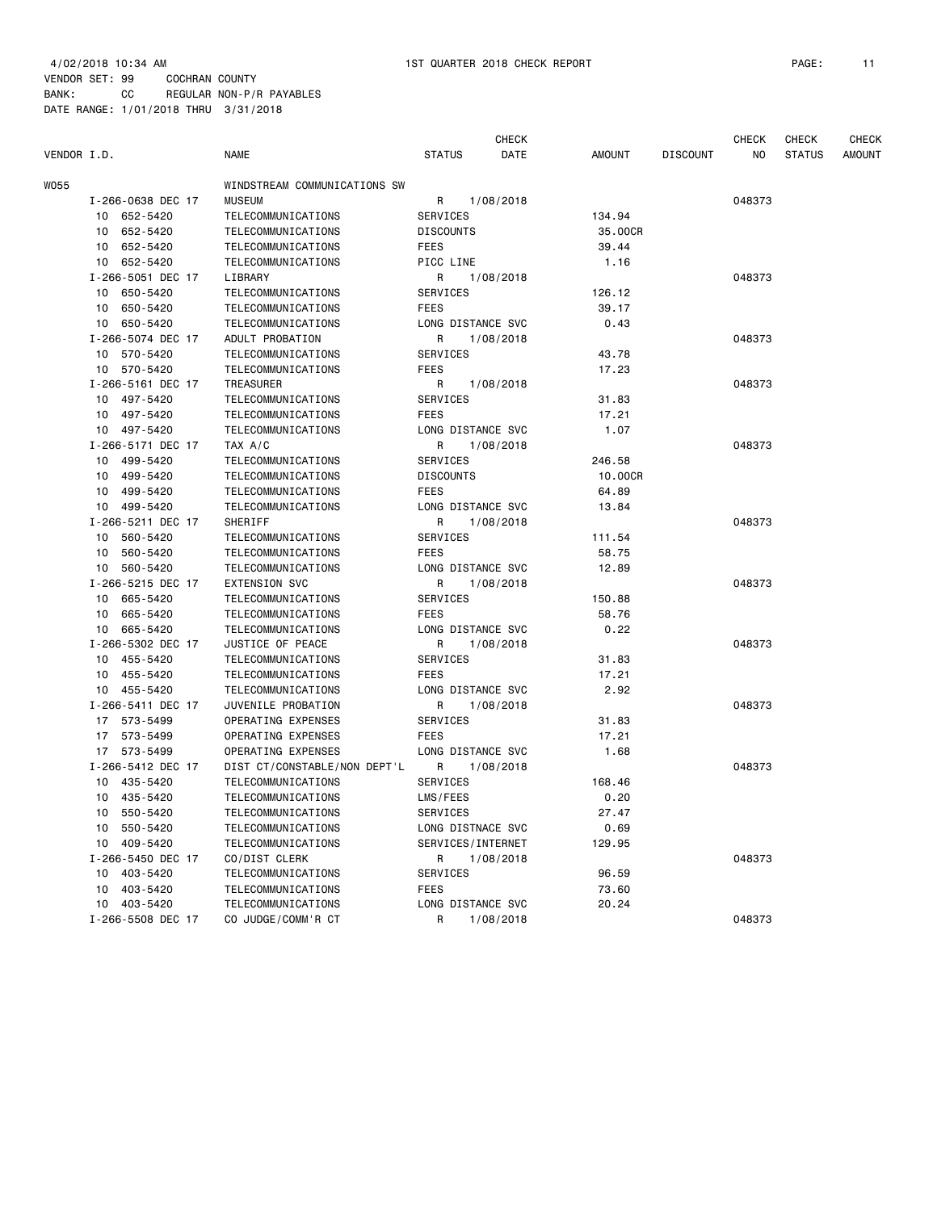4/02/2018 10:34 AM — 1ST QUARTER 2018 CHECK REPORT

VENDOR SET: 99 COCHRAN COUNTY
BANK: CC REGULAR NON-P/R PAYABLES
DATE RANGE: 1/01/2018 THRU 3/31/2018

| VENDOR I.D. | NAME | STATUS | CHECK DATE | AMOUNT | DISCOUNT | CHECK NO | CHECK STATUS | CHECK AMOUNT |
|---|---|---|---|---|---|---|---|---|
| W055 | WINDSTREAM COMMUNICATIONS SW | | | | | | | |
| I-266-0638 DEC 17 | MUSEUM | R | 1/08/2018 | | | 048373 | | |
| 10 652-5420 | TELECOMMUNICATIONS | SERVICES | | 134.94 | | | | |
| 10 652-5420 | TELECOMMUNICATIONS | DISCOUNTS | | 35.00CR | | | | |
| 10 652-5420 | TELECOMMUNICATIONS | FEES | | 39.44 | | | | |
| 10 652-5420 | TELECOMMUNICATIONS | PICC LINE | | 1.16 | | | | |
| I-266-5051 DEC 17 | LIBRARY | R | 1/08/2018 | | | 048373 | | |
| 10 650-5420 | TELECOMMUNICATIONS | SERVICES | | 126.12 | | | | |
| 10 650-5420 | TELECOMMUNICATIONS | FEES | | 39.17 | | | | |
| 10 650-5420 | TELECOMMUNICATIONS | LONG DISTANCE SVC | | 0.43 | | | | |
| I-266-5074 DEC 17 | ADULT PROBATION | R | 1/08/2018 | | | 048373 | | |
| 10 570-5420 | TELECOMMUNICATIONS | SERVICES | | 43.78 | | | | |
| 10 570-5420 | TELECOMMUNICATIONS | FEES | | 17.23 | | | | |
| I-266-5161 DEC 17 | TREASURER | R | 1/08/2018 | | | 048373 | | |
| 10 497-5420 | TELECOMMUNICATIONS | SERVICES | | 31.83 | | | | |
| 10 497-5420 | TELECOMMUNICATIONS | FEES | | 17.21 | | | | |
| 10 497-5420 | TELECOMMUNICATIONS | LONG DISTANCE SVC | | 1.07 | | | | |
| I-266-5171 DEC 17 | TAX A/C | R | 1/08/2018 | | | 048373 | | |
| 10 499-5420 | TELECOMMUNICATIONS | SERVICES | | 246.58 | | | | |
| 10 499-5420 | TELECOMMUNICATIONS | DISCOUNTS | | 10.00CR | | | | |
| 10 499-5420 | TELECOMMUNICATIONS | FEES | | 64.89 | | | | |
| 10 499-5420 | TELECOMMUNICATIONS | LONG DISTANCE SVC | | 13.84 | | | | |
| I-266-5211 DEC 17 | SHERIFF | R | 1/08/2018 | | | 048373 | | |
| 10 560-5420 | TELECOMMUNICATIONS | SERVICES | | 111.54 | | | | |
| 10 560-5420 | TELECOMMUNICATIONS | FEES | | 58.75 | | | | |
| 10 560-5420 | TELECOMMUNICATIONS | LONG DISTANCE SVC | | 12.89 | | | | |
| I-266-5215 DEC 17 | EXTENSION SVC | R | 1/08/2018 | | | 048373 | | |
| 10 665-5420 | TELECOMMUNICATIONS | SERVICES | | 150.88 | | | | |
| 10 665-5420 | TELECOMMUNICATIONS | FEES | | 58.76 | | | | |
| 10 665-5420 | TELECOMMUNICATIONS | LONG DISTANCE SVC | | 0.22 | | | | |
| I-266-5302 DEC 17 | JUSTICE OF PEACE | R | 1/08/2018 | | | 048373 | | |
| 10 455-5420 | TELECOMMUNICATIONS | SERVICES | | 31.83 | | | | |
| 10 455-5420 | TELECOMMUNICATIONS | FEES | | 17.21 | | | | |
| 10 455-5420 | TELECOMMUNICATIONS | LONG DISTANCE SVC | | 2.92 | | | | |
| I-266-5411 DEC 17 | JUVENILE PROBATION | R | 1/08/2018 | | | 048373 | | |
| 17 573-5499 | OPERATING EXPENSES | SERVICES | | 31.83 | | | | |
| 17 573-5499 | OPERATING EXPENSES | FEES | | 17.21 | | | | |
| 17 573-5499 | OPERATING EXPENSES | LONG DISTANCE SVC | | 1.68 | | | | |
| I-266-5412 DEC 17 | DIST CT/CONSTABLE/NON DEPT'L | R | 1/08/2018 | | | 048373 | | |
| 10 435-5420 | TELECOMMUNICATIONS | SERVICES | | 168.46 | | | | |
| 10 435-5420 | TELECOMMUNICATIONS | LMS/FEES | | 0.20 | | | | |
| 10 550-5420 | TELECOMMUNICATIONS | SERVICES | | 27.47 | | | | |
| 10 550-5420 | TELECOMMUNICATIONS | LONG DISTNACE SVC | | 0.69 | | | | |
| 10 409-5420 | TELECOMMUNICATIONS | SERVICES/INTERNET | | 129.95 | | | | |
| I-266-5450 DEC 17 | CO/DIST CLERK | R | 1/08/2018 | | | 048373 | | |
| 10 403-5420 | TELECOMMUNICATIONS | SERVICES | | 96.59 | | | | |
| 10 403-5420 | TELECOMMUNICATIONS | FEES | | 73.60 | | | | |
| 10 403-5420 | TELECOMMUNICATIONS | LONG DISTANCE SVC | | 20.24 | | | | |
| I-266-5508 DEC 17 | CO JUDGE/COMM'R CT | R | 1/08/2018 | | | 048373 | | |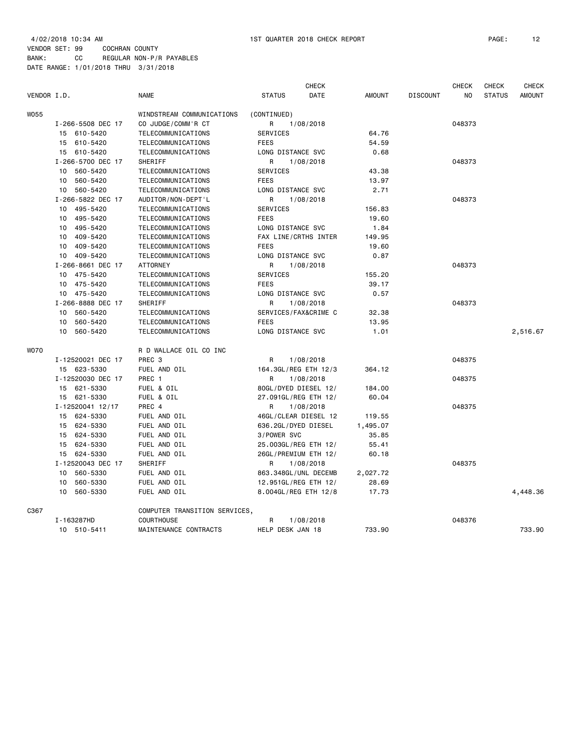4/02/2018 10:34 AM 1ST QUARTER 2018 CHECK REPORT

VENDOR SET: 99 COCHRAN COUNTY
BANK: CC REGULAR NON-P/R PAYABLES
DATE RANGE: 1/01/2018 THRU 3/31/2018

| VENDOR I.D. | NAME | STATUS | CHECK DATE | AMOUNT | DISCOUNT | CHECK NO | CHECK STATUS | CHECK AMOUNT |
|---|---|---|---|---|---|---|---|---|
| W055 | WINDSTREAM COMMUNICATIONS | (CONTINUED) | | | | | | |
| I-266-5508 DEC 17 | CO JUDGE/COMM'R CT | R | 1/08/2018 | | | 048373 | | |
| 15 610-5420 | TELECOMMUNICATIONS | SERVICES | | 64.76 | | | | |
| 15 610-5420 | TELECOMMUNICATIONS | FEES | | 54.59 | | | | |
| 15 610-5420 | TELECOMMUNICATIONS | LONG DISTANCE SVC | | 0.68 | | | | |
| I-266-5700 DEC 17 | SHERIFF | R | 1/08/2018 | | | 048373 | | |
| 10 560-5420 | TELECOMMUNICATIONS | SERVICES | | 43.38 | | | | |
| 10 560-5420 | TELECOMMUNICATIONS | FEES | | 13.97 | | | | |
| 10 560-5420 | TELECOMMUNICATIONS | LONG DISTANCE SVC | | 2.71 | | | | |
| I-266-5822 DEC 17 | AUDITOR/NON-DEPT'L | R | 1/08/2018 | | | 048373 | | |
| 10 495-5420 | TELECOMMUNICATIONS | SERVICES | | 156.83 | | | | |
| 10 495-5420 | TELECOMMUNICATIONS | FEES | | 19.60 | | | | |
| 10 495-5420 | TELECOMMUNICATIONS | LONG DISTANCE SVC | | 1.84 | | | | |
| 10 409-5420 | TELECOMMUNICATIONS | FAX LINE/CRTHS INTER | | 149.95 | | | | |
| 10 409-5420 | TELECOMMUNICATIONS | FEES | | 19.60 | | | | |
| 10 409-5420 | TELECOMMUNICATIONS | LONG DISTANCE SVC | | 0.87 | | | | |
| I-266-8661 DEC 17 | ATTORNEY | R | 1/08/2018 | | | 048373 | | |
| 10 475-5420 | TELECOMMUNICATIONS | SERVICES | | 155.20 | | | | |
| 10 475-5420 | TELECOMMUNICATIONS | FEES | | 39.17 | | | | |
| 10 475-5420 | TELECOMMUNICATIONS | LONG DISTANCE SVC | | 0.57 | | | | |
| I-266-8888 DEC 17 | SHERIFF | R | 1/08/2018 | | | 048373 | | |
| 10 560-5420 | TELECOMMUNICATIONS | SERVICES/FAX&CRIME C | | 32.38 | | | | |
| 10 560-5420 | TELECOMMUNICATIONS | FEES | | 13.95 | | | | |
| 10 560-5420 | TELECOMMUNICATIONS | LONG DISTANCE SVC | | 1.01 | | | | 2,516.67 |
| W070 | R D WALLACE OIL CO INC | | | | | | | |
| I-12520021 DEC 17 | PREC 3 | R | 1/08/2018 | | | 048375 | | |
| 15 623-5330 | FUEL AND OIL | 164.3GL/REG ETH 12/3 | | 364.12 | | | | |
| I-12520030 DEC 17 | PREC 1 | R | 1/08/2018 | | | 048375 | | |
| 15 621-5330 | FUEL & OIL | 80GL/DYED DIESEL 12/ | | 184.00 | | | | |
| 15 621-5330 | FUEL & OIL | 27.091GL/REG ETH 12/ | | 60.04 | | | | |
| I-12520041 12/17 | PREC 4 | R | 1/08/2018 | | | 048375 | | |
| 15 624-5330 | FUEL AND OIL | 46GL/CLEAR DIESEL 12 | | 119.55 | | | | |
| 15 624-5330 | FUEL AND OIL | 636.2GL/DYED DIESEL | | 1,495.07 | | | | |
| 15 624-5330 | FUEL AND OIL | 3/POWER SVC | | 35.85 | | | | |
| 15 624-5330 | FUEL AND OIL | 25.003GL/REG ETH 12/ | | 55.41 | | | | |
| 15 624-5330 | FUEL AND OIL | 26GL/PREMIUM ETH 12/ | | 60.18 | | | | |
| I-12520043 DEC 17 | SHERIFF | R | 1/08/2018 | | | 048375 | | |
| 10 560-5330 | FUEL AND OIL | 863.348GL/UNL DECEMB | | 2,027.72 | | | | |
| 10 560-5330 | FUEL AND OIL | 12.951GL/REG ETH 12/ | | 28.69 | | | | |
| 10 560-5330 | FUEL AND OIL | 8.004GL/REG ETH 12/8 | | 17.73 | | | | 4,448.36 |
| C367 | COMPUTER TRANSITION SERVICES, | | | | | | | |
| I-163287HD | COURTHOUSE | R | 1/08/2018 | | | 048376 | | |
| 10 510-5411 | MAINTENANCE CONTRACTS | HELP DESK JAN 18 | | 733.90 | | | | 733.90 |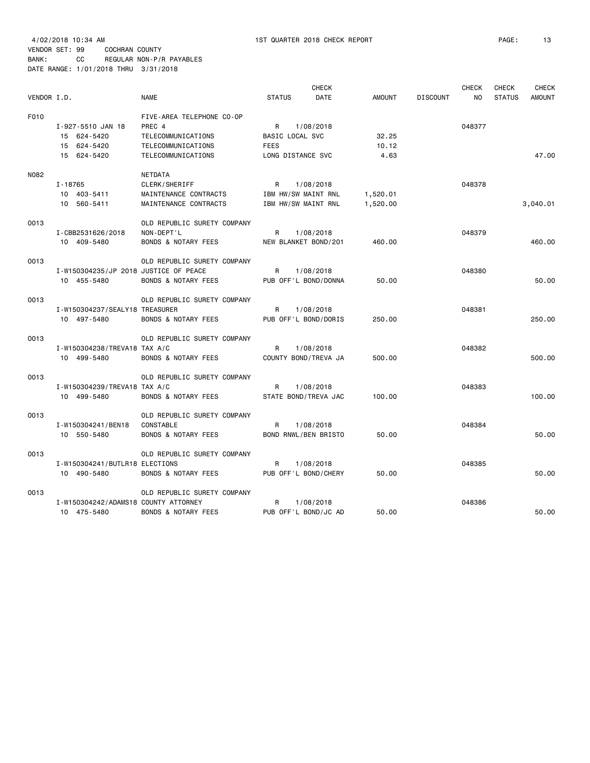4/02/2018 10:34 AM 1ST QUARTER 2018 CHECK REPORT

VENDOR SET: 99 COCHRAN COUNTY
BANK: CC REGULAR NON-P/R PAYABLES
DATE RANGE: 1/01/2018 THRU 3/31/2018

| VENDOR I.D. | | NAME | STATUS | CHECK DATE | AMOUNT | DISCOUNT | CHECK NO | CHECK STATUS | CHECK AMOUNT |
|---|---|---|---|---|---|---|---|---|---|
| F010 | | FIVE-AREA TELEPHONE CO-OP | | | | | | | |
| | I-927-5510 JAN 18 | PREC 4 | R | 1/08/2018 | | | 048377 | | |
| | 15 624-5420 | TELECOMMUNICATIONS | BASIC LOCAL SVC | | 32.25 | | | | |
| | 15 624-5420 | TELECOMMUNICATIONS | FEES | | 10.12 | | | | |
| | 15 624-5420 | TELECOMMUNICATIONS | LONG DISTANCE SVC | | 4.63 | | | | 47.00 |
| N082 | | NETDATA | | | | | | | |
| | I-18765 | CLERK/SHERIFF | R | 1/08/2018 | | | 048378 | | |
| | 10 403-5411 | MAINTENANCE CONTRACTS | IBM HW/SW MAINT RNL | | 1,520.01 | | | | |
| | 10 560-5411 | MAINTENANCE CONTRACTS | IBM HW/SW MAINT RNL | | 1,520.00 | | | | 3,040.01 |
| O013 | | OLD REPUBLIC SURETY COMPANY | | | | | | | |
| | I-CBB2531626/2018 | NON-DEPT'L | R | 1/08/2018 | | | 048379 | | |
| | 10 409-5480 | BONDS & NOTARY FEES | NEW BLANKET BOND/201 | | 460.00 | | | | 460.00 |
| O013 | | OLD REPUBLIC SURETY COMPANY | | | | | | | |
| | I-W150304235/JP 2018 | JUSTICE OF PEACE | R | 1/08/2018 | | | 048380 | | |
| | 10 455-5480 | BONDS & NOTARY FEES | PUB OFF'L BOND/DONNA | | 50.00 | | | | 50.00 |
| O013 | | OLD REPUBLIC SURETY COMPANY | | | | | | | |
| | I-W150304237/SEALY18 | TREASURER | R | 1/08/2018 | | | 048381 | | |
| | 10 497-5480 | BONDS & NOTARY FEES | PUB OFF'L BOND/DORIS | | 250.00 | | | | 250.00 |
| O013 | | OLD REPUBLIC SURETY COMPANY | | | | | | | |
| | I-W150304238/TREVA18 | TAX A/C | R | 1/08/2018 | | | 048382 | | |
| | 10 499-5480 | BONDS & NOTARY FEES | COUNTY BOND/TREVA JA | | 500.00 | | | | 500.00 |
| O013 | | OLD REPUBLIC SURETY COMPANY | | | | | | | |
| | I-W150304239/TREVA18 | TAX A/C | R | 1/08/2018 | | | 048383 | | |
| | 10 499-5480 | BONDS & NOTARY FEES | STATE BOND/TREVA JAC | | 100.00 | | | | 100.00 |
| O013 | | OLD REPUBLIC SURETY COMPANY | | | | | | | |
| | I-W150304241/BEN18 | CONSTABLE | R | 1/08/2018 | | | 048384 | | |
| | 10 550-5480 | BONDS & NOTARY FEES | BOND RNWL/BEN BRISTO | | 50.00 | | | | 50.00 |
| O013 | | OLD REPUBLIC SURETY COMPANY | | | | | | | |
| | I-W150304241/BUTLR18 | ELECTIONS | R | 1/08/2018 | | | 048385 | | |
| | 10 490-5480 | BONDS & NOTARY FEES | PUB OFF'L BOND/CHERY | | 50.00 | | | | 50.00 |
| O013 | | OLD REPUBLIC SURETY COMPANY | | | | | | | |
| | I-W150304242/ADAMS18 | COUNTY ATTORNEY | R | 1/08/2018 | | | 048386 | | |
| | 10 475-5480 | BONDS & NOTARY FEES | PUB OFF'L BOND/JC AD | | 50.00 | | | | 50.00 |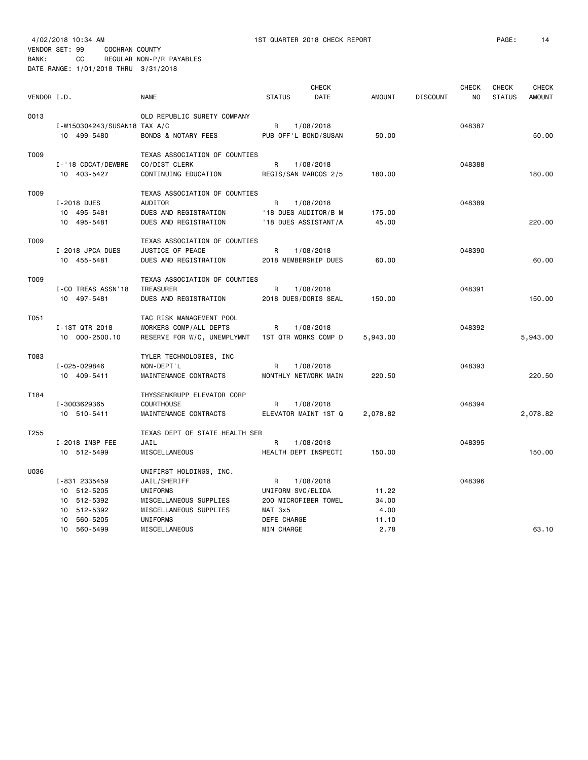4/02/2018 10:34 AM 1ST QUARTER 2018 CHECK REPORT

VENDOR SET: 99 COCHRAN COUNTY
BANK: CC REGULAR NON-P/R PAYABLES
DATE RANGE: 1/01/2018 THRU 3/31/2018

| VENDOR I.D. | NAME | STATUS | CHECK DATE | AMOUNT | DISCOUNT | CHECK NO | CHECK STATUS | CHECK AMOUNT |
|---|---|---|---|---|---|---|---|---|
| 0013 | OLD REPUBLIC SURETY COMPANY | | | | | | | |
| I-W150304243/SUSAN18 | TAX A/C | R | 1/08/2018 | | | 048387 | | |
| 10 499-5480 | BONDS & NOTARY FEES | PUB OFF'L BOND/SUSAN | | 50.00 | | | | 50.00 |
| T009 | TEXAS ASSOCIATION OF COUNTIES | | | | | | | |
| I-'18 CDCAT/DEWBRE | CO/DIST CLERK | R | 1/08/2018 | | | 048388 | | |
| 10 403-5427 | CONTINUING EDUCATION | REGIS/SAN MARCOS 2/5 | | 180.00 | | | | 180.00 |
| T009 | TEXAS ASSOCIATION OF COUNTIES | | | | | | | |
| I-2018 DUES | AUDITOR | R | 1/08/2018 | | | 048389 | | |
| 10 495-5481 | DUES AND REGISTRATION | '18 DUES AUDITOR/B M | | 175.00 | | | | |
| 10 495-5481 | DUES AND REGISTRATION | '18 DUES ASSISTANT/A | | 45.00 | | | | 220.00 |
| T009 | TEXAS ASSOCIATION OF COUNTIES | | | | | | | |
| I-2018 JPCA DUES | JUSTICE OF PEACE | R | 1/08/2018 | | | 048390 | | |
| 10 455-5481 | DUES AND REGISTRATION | 2018 MEMBERSHIP DUES | | 60.00 | | | | 60.00 |
| T009 | TEXAS ASSOCIATION OF COUNTIES | | | | | | | |
| I-CO TREAS ASSN'18 | TREASURER | R | 1/08/2018 | | | 048391 | | |
| 10 497-5481 | DUES AND REGISTRATION | 2018 DUES/DORIS SEAL | | 150.00 | | | | 150.00 |
| T051 | TAC RISK MANAGEMENT POOL | | | | | | | |
| I-1ST QTR 2018 | WORKERS COMP/ALL DEPTS | R | 1/08/2018 | | | 048392 | | |
| 10 000-2500.10 | RESERVE FOR W/C, UNEMPLYMNT | 1ST QTR WORKS COMP D | | 5,943.00 | | | | 5,943.00 |
| T083 | TYLER TECHNOLOGIES, INC | | | | | | | |
| I-025-029846 | NON-DEPT'L | R | 1/08/2018 | | | 048393 | | |
| 10 409-5411 | MAINTENANCE CONTRACTS | MONTHLY NETWORK MAIN | | 220.50 | | | | 220.50 |
| T184 | THYSSENKRUPP ELEVATOR CORP | | | | | | | |
| I-3003629365 | COURTHOUSE | R | 1/08/2018 | | | 048394 | | |
| 10 510-5411 | MAINTENANCE CONTRACTS | ELEVATOR MAINT 1ST Q | | 2,078.82 | | | | 2,078.82 |
| T255 | TEXAS DEPT OF STATE HEALTH SER | | | | | | | |
| I-2018 INSP FEE | JAIL | R | 1/08/2018 | | | 048395 | | |
| 10 512-5499 | MISCELLANEOUS | HEALTH DEPT INSPECTI | | 150.00 | | | | 150.00 |
| U036 | UNIFIRST HOLDINGS, INC. | | | | | | | |
| I-831 2335459 | JAIL/SHERIFF | R | 1/08/2018 | | | 048396 | | |
| 10 512-5205 | UNIFORMS | UNIFORM SVC/ELIDA | | 11.22 | | | | |
| 10 512-5392 | MISCELLANEOUS SUPPLIES | 200 MICROFIBER TOWEL | | 34.00 | | | | |
| 10 512-5392 | MISCELLANEOUS SUPPLIES | MAT 3x5 | | 4.00 | | | | |
| 10 560-5205 | UNIFORMS | DEFE CHARGE | | 11.10 | | | | |
| 10 560-5499 | MISCELLANEOUS | MIN CHARGE | | 2.78 | | | | 63.10 |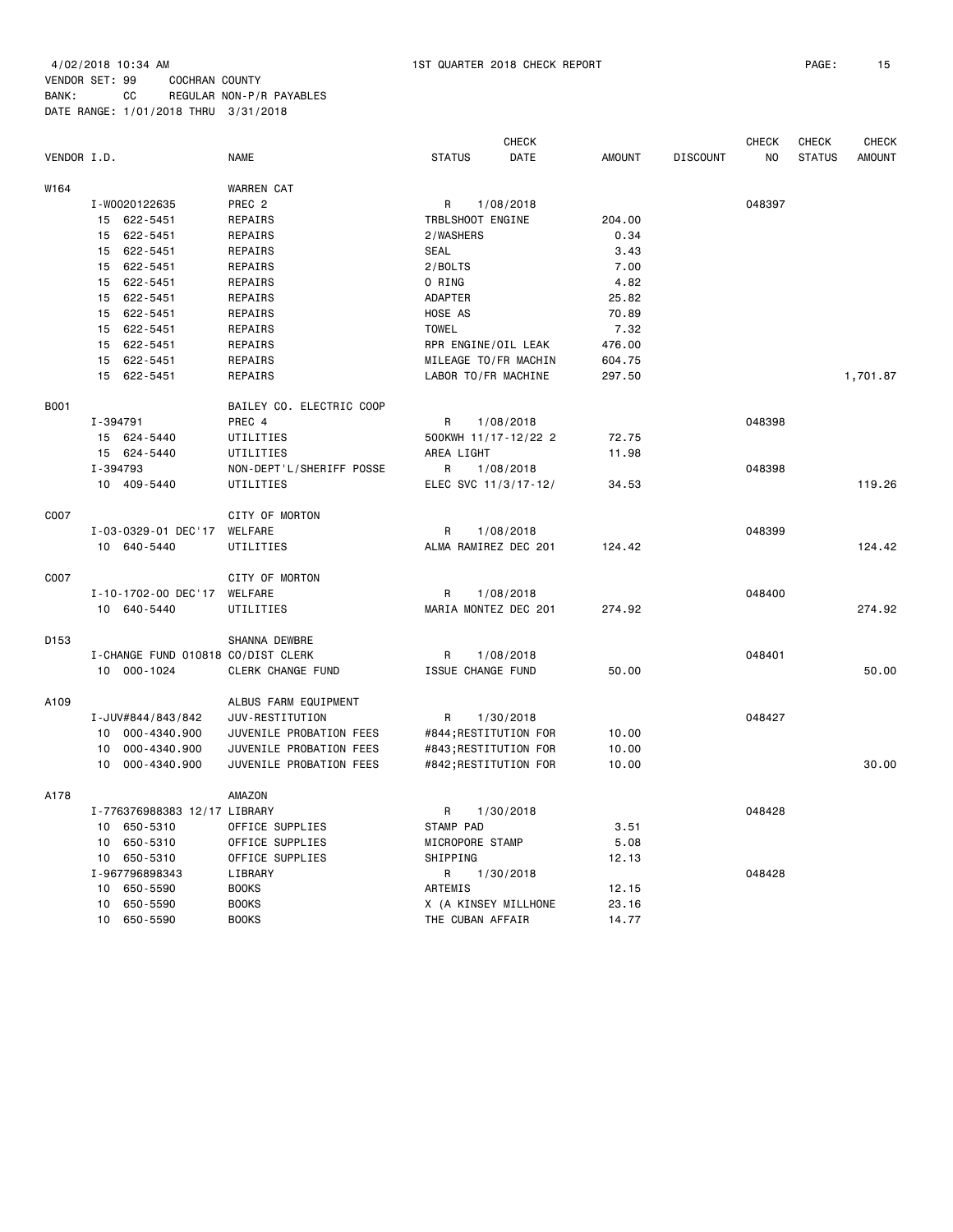4/02/2018 10:34 AM 1ST QUARTER 2018 CHECK REPORT

VENDOR SET: 99 COCHRAN COUNTY
BANK: CC REGULAR NON-P/R PAYABLES
DATE RANGE: 1/01/2018 THRU 3/31/2018

| VENDOR I.D. | | NAME | STATUS | CHECK DATE | AMOUNT | DISCOUNT | CHECK NO | CHECK STATUS | CHECK AMOUNT |
|---|---|---|---|---|---|---|---|---|---|
| W164 | | WARREN CAT | | | | | | | |
| | I-W0020122635 | PREC 2 | R | 1/08/2018 | | | 048397 | | |
| | 15 622-5451 | REPAIRS | TRBLSHOOT ENGINE | | 204.00 | | | | |
| | 15 622-5451 | REPAIRS | 2/WASHERS | | 0.34 | | | | |
| | 15 622-5451 | REPAIRS | SEAL | | 3.43 | | | | |
| | 15 622-5451 | REPAIRS | 2/BOLTS | | 7.00 | | | | |
| | 15 622-5451 | REPAIRS | O RING | | 4.82 | | | | |
| | 15 622-5451 | REPAIRS | ADAPTER | | 25.82 | | | | |
| | 15 622-5451 | REPAIRS | HOSE AS | | 70.89 | | | | |
| | 15 622-5451 | REPAIRS | TOWEL | | 7.32 | | | | |
| | 15 622-5451 | REPAIRS | RPR ENGINE/OIL LEAK | | 476.00 | | | | |
| | 15 622-5451 | REPAIRS | MILEAGE TO/FR MACHIN | | 604.75 | | | | |
| | 15 622-5451 | REPAIRS | LABOR TO/FR MACHINE | | 297.50 | | | | 1,701.87 |
| B001 | | BAILEY CO. ELECTRIC COOP | | | | | | | |
| | I-394791 | PREC 4 | R | 1/08/2018 | | | 048398 | | |
| | 15 624-5440 | UTILITIES | 500KWH 11/17-12/22 2 | | 72.75 | | | | |
| | 15 624-5440 | UTILITIES | AREA LIGHT | | 11.98 | | | | |
| | I-394793 | NON-DEPT'L/SHERIFF POSSE | R | 1/08/2018 | | | 048398 | | |
| | 10 409-5440 | UTILITIES | ELEC SVC 11/3/17-12/ | | 34.53 | | | | 119.26 |
| C007 | | CITY OF MORTON | | | | | | | |
| | I-03-0329-01 DEC'17 | WELFARE | R | 1/08/2018 | | | 048399 | | |
| | 10 640-5440 | UTILITIES | ALMA RAMIREZ DEC 201 | | 124.42 | | | | 124.42 |
| C007 | | CITY OF MORTON | | | | | | | |
| | I-10-1702-00 DEC'17 | WELFARE | R | 1/08/2018 | | | 048400 | | |
| | 10 640-5440 | UTILITIES | MARIA MONTEZ DEC 201 | | 274.92 | | | | 274.92 |
| D153 | | SHANNA DEWBRE | | | | | | | |
| | I-CHANGE FUND 010818 | CO/DIST CLERK | R | 1/08/2018 | | | 048401 | | |
| | 10 000-1024 | CLERK CHANGE FUND | ISSUE CHANGE FUND | | 50.00 | | | | 50.00 |
| A109 | | ALBUS FARM EQUIPMENT | | | | | | | |
| | I-JUV#844/843/842 | JUV-RESTITUTION | R | 1/30/2018 | | | 048427 | | |
| | 10 000-4340.900 | JUVENILE PROBATION FEES | #844;RESTITUTION FOR | | 10.00 | | | | |
| | 10 000-4340.900 | JUVENILE PROBATION FEES | #843;RESTITUTION FOR | | 10.00 | | | | |
| | 10 000-4340.900 | JUVENILE PROBATION FEES | #842;RESTITUTION FOR | | 10.00 | | | | 30.00 |
| A178 | | AMAZON | | | | | | | |
| | I-776376988383 12/17 | LIBRARY | R | 1/30/2018 | | | 048428 | | |
| | 10 650-5310 | OFFICE SUPPLIES | STAMP PAD | | 3.51 | | | | |
| | 10 650-5310 | OFFICE SUPPLIES | MICROPORE STAMP | | 5.08 | | | | |
| | 10 650-5310 | OFFICE SUPPLIES | SHIPPING | | 12.13 | | | | |
| | I-967796898343 | LIBRARY | R | 1/30/2018 | | | 048428 | | |
| | 10 650-5590 | BOOKS | ARTEMIS | | 12.15 | | | | |
| | 10 650-5590 | BOOKS | X (A KINSEY MILLHONE | | 23.16 | | | | |
| | 10 650-5590 | BOOKS | THE CUBAN AFFAIR | | 14.77 | | | | |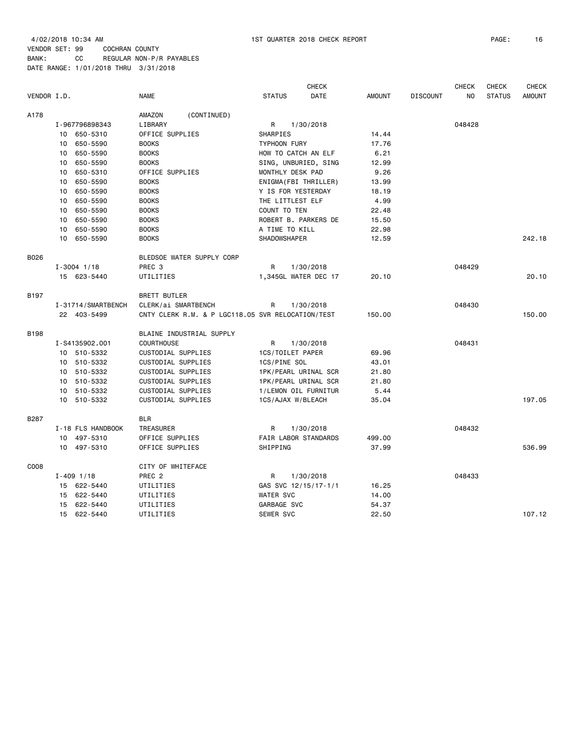4/02/2018 10:34 AM 1ST QUARTER 2018 CHECK REPORT

VENDOR SET: 99 COCHRAN COUNTY
BANK: CC REGULAR NON-P/R PAYABLES
DATE RANGE: 1/01/2018 THRU 3/31/2018

| VENDOR I.D. | | NAME | STATUS | CHECK DATE | AMOUNT | DISCOUNT | CHECK NO | CHECK STATUS | CHECK AMOUNT |
|---|---|---|---|---|---|---|---|---|---|
| A178 | | AMAZON (CONTINUED) | | | | | | | |
| | I-967796898343 | LIBRARY | R | 1/30/2018 | | | 048428 | | |
| | 10 650-5310 | OFFICE SUPPLIES | SHARPIES | | 14.44 | | | | |
| | 10 650-5590 | BOOKS | TYPHOON FURY | | 17.76 | | | | |
| | 10 650-5590 | BOOKS | HOW TO CATCH AN ELF | | 6.21 | | | | |
| | 10 650-5590 | BOOKS | SING, UNBURIED, SING | | 12.99 | | | | |
| | 10 650-5310 | OFFICE SUPPLIES | MONTHLY DESK PAD | | 9.26 | | | | |
| | 10 650-5590 | BOOKS | ENIGMA(FBI THRILLER) | | 13.99 | | | | |
| | 10 650-5590 | BOOKS | Y IS FOR YESTERDAY | | 18.19 | | | | |
| | 10 650-5590 | BOOKS | THE LITTLEST ELF | | 4.99 | | | | |
| | 10 650-5590 | BOOKS | COUNT TO TEN | | 22.48 | | | | |
| | 10 650-5590 | BOOKS | ROBERT B. PARKERS DE | | 15.50 | | | | |
| | 10 650-5590 | BOOKS | A TIME TO KILL | | 22.98 | | | | |
| | 10 650-5590 | BOOKS | SHADOWSHAPER | | 12.59 | | | | 242.18 |
| B026 | | BLEDSOE WATER SUPPLY CORP | | | | | | | |
| | I-3004 1/18 | PREC 3 | R | 1/30/2018 | | | 048429 | | |
| | 15 623-5440 | UTILITIES | 1,345GL WATER DEC 17 | | 20.10 | | | | 20.10 |
| B197 | | BRETT BUTLER | | | | | | | |
| | I-31714/SMARTBENCH | CLERK/ai SMARTBENCH | R | 1/30/2018 | | | 048430 | | |
| | 22 403-5499 | CNTY CLERK R.M. & P LGC118.05 SVR RELOCATION/TEST | | | 150.00 | | | | 150.00 |
| B198 | | BLAINE INDUSTRIAL SUPPLY | | | | | | | |
| | I-S4135902.001 | COURTHOUSE | R | 1/30/2018 | | | 048431 | | |
| | 10 510-5332 | CUSTODIAL SUPPLIES | 1CS/TOILET PAPER | | 69.96 | | | | |
| | 10 510-5332 | CUSTODIAL SUPPLIES | 1CS/PINE SOL | | 43.01 | | | | |
| | 10 510-5332 | CUSTODIAL SUPPLIES | 1PK/PEARL URINAL SCR | | 21.80 | | | | |
| | 10 510-5332 | CUSTODIAL SUPPLIES | 1PK/PEARL URINAL SCR | | 21.80 | | | | |
| | 10 510-5332 | CUSTODIAL SUPPLIES | 1/LEMON OIL FURNITUR | | 5.44 | | | | |
| | 10 510-5332 | CUSTODIAL SUPPLIES | 1CS/AJAX W/BLEACH | | 35.04 | | | | 197.05 |
| B287 | | BLR | | | | | | | |
| | I-18 FLS HANDBOOK | TREASURER | R | 1/30/2018 | | | 048432 | | |
| | 10 497-5310 | OFFICE SUPPLIES | FAIR LABOR STANDARDS | | 499.00 | | | | |
| | 10 497-5310 | OFFICE SUPPLIES | SHIPPING | | 37.99 | | | | 536.99 |
| C008 | | CITY OF WHITEFACE | | | | | | | |
| | I-409 1/18 | PREC 2 | R | 1/30/2018 | | | 048433 | | |
| | 15 622-5440 | UTILITIES | GAS SVC 12/15/17-1/1 | | 16.25 | | | | |
| | 15 622-5440 | UTILITIES | WATER SVC | | 14.00 | | | | |
| | 15 622-5440 | UTILITIES | GARBAGE SVC | | 54.37 | | | | |
| | 15 622-5440 | UTILITIES | SEWER SVC | | 22.50 | | | | 107.12 |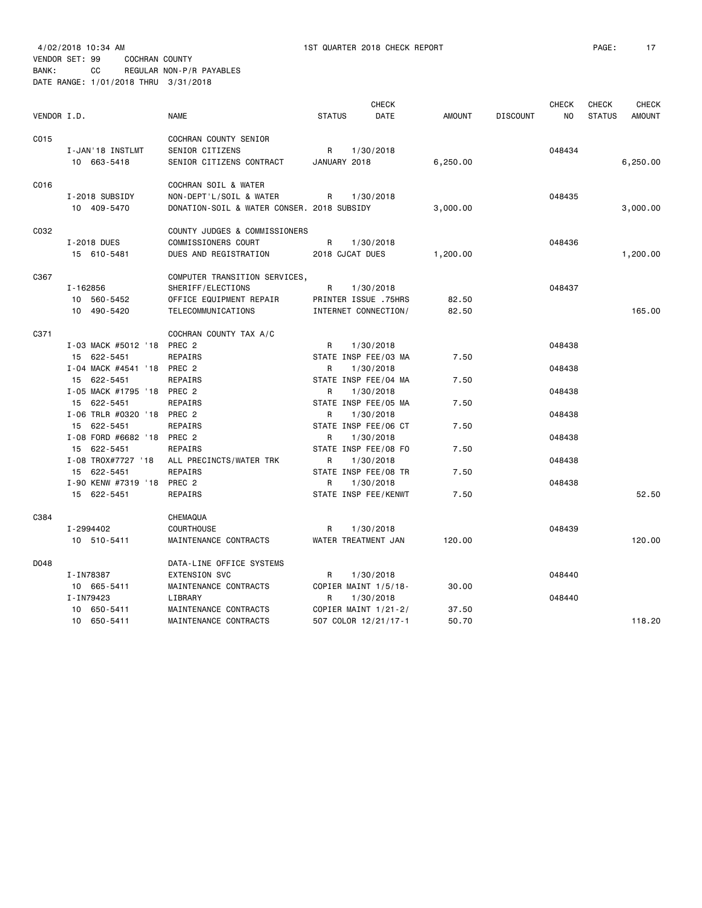4/02/2018 10:34 AM    1ST QUARTER 2018 CHECK REPORT
VENDOR SET: 99    COCHRAN COUNTY
BANK: CC    REGULAR NON-P/R PAYABLES
DATE RANGE: 1/01/2018 THRU 3/31/2018

| VENDOR I.D. | | NAME | STATUS | CHECK DATE | AMOUNT | DISCOUNT | CHECK NO | CHECK STATUS | CHECK AMOUNT |
|---|---|---|---|---|---|---|---|---|---|
| C015 | | COCHRAN COUNTY SENIOR | | | | | | | |
| | I-JAN'18 INSTLMT | SENIOR CITIZENS | R | 1/30/2018 | | | 048434 | | |
| | 10 663-5418 | SENIOR CITIZENS CONTRACT | JANUARY 2018 | | 6,250.00 | | | | 6,250.00 |
| C016 | | COCHRAN SOIL & WATER | | | | | | | |
| | I-2018 SUBSIDY | NON-DEPT'L/SOIL & WATER | R | 1/30/2018 | | | 048435 | | |
| | 10 409-5470 | DONATION-SOIL & WATER CONSER. | 2018 SUBSIDY | | 3,000.00 | | | | 3,000.00 |
| C032 | | COUNTY JUDGES & COMMISSIONERS | | | | | | | |
| | I-2018 DUES | COMMISSIONERS COURT | R | 1/30/2018 | | | 048436 | | |
| | 15 610-5481 | DUES AND REGISTRATION | 2018 CJCAT DUES | | 1,200.00 | | | | 1,200.00 |
| C367 | | COMPUTER TRANSITION SERVICES, | | | | | | | |
| | I-162856 | SHERIFF/ELECTIONS | R | 1/30/2018 | | | 048437 | | |
| | 10 560-5452 | OFFICE EQUIPMENT REPAIR | PRINTER ISSUE .75HRS | | 82.50 | | | | |
| | 10 490-5420 | TELECOMMUNICATIONS | INTERNET CONNECTION/ | | 82.50 | | | | 165.00 |
| C371 | | COCHRAN COUNTY TAX A/C | | | | | | | |
| | I-03 MACK #5012 '18 | PREC 2 | R | 1/30/2018 | | | 048438 | | |
| | 15 622-5451 | REPAIRS | STATE INSP FEE/03 MA | | 7.50 | | | | |
| | I-04 MACK #4541 '18 | PREC 2 | R | 1/30/2018 | | | 048438 | | |
| | 15 622-5451 | REPAIRS | STATE INSP FEE/04 MA | | 7.50 | | | | |
| | I-05 MACK #1795 '18 | PREC 2 | R | 1/30/2018 | | | 048438 | | |
| | 15 622-5451 | REPAIRS | STATE INSP FEE/05 MA | | 7.50 | | | | |
| | I-06 TRLR #0320 '18 | PREC 2 | R | 1/30/2018 | | | 048438 | | |
| | 15 622-5451 | REPAIRS | STATE INSP FEE/06 CT | | 7.50 | | | | |
| | I-08 FORD #6682 '18 | PREC 2 | R | 1/30/2018 | | | 048438 | | |
| | 15 622-5451 | REPAIRS | STATE INSP FEE/08 FO | | 7.50 | | | | |
| | I-08 TROX#7727 '18 | ALL PRECINCTS/WATER TRK | R | 1/30/2018 | | | 048438 | | |
| | 15 622-5451 | REPAIRS | STATE INSP FEE/08 TR | | 7.50 | | | | |
| | I-90 KENW #7319 '18 | PREC 2 | R | 1/30/2018 | | | 048438 | | |
| | 15 622-5451 | REPAIRS | STATE INSP FEE/KENWT | | 7.50 | | | | 52.50 |
| C384 | | CHEMAQUA | | | | | | | |
| | I-2994402 | COURTHOUSE | R | 1/30/2018 | | | 048439 | | |
| | 10 510-5411 | MAINTENANCE CONTRACTS | WATER TREATMENT JAN | | 120.00 | | | | 120.00 |
| D048 | | DATA-LINE OFFICE SYSTEMS | | | | | | | |
| | I-IN78387 | EXTENSION SVC | R | 1/30/2018 | | | 048440 | | |
| | 10 665-5411 | MAINTENANCE CONTRACTS | COPIER MAINT 1/5/18- | | 30.00 | | | | |
| | I-IN79423 | LIBRARY | R | 1/30/2018 | | | 048440 | | |
| | 10 650-5411 | MAINTENANCE CONTRACTS | COPIER MAINT 1/21-2/ | | 37.50 | | | | |
| | 10 650-5411 | MAINTENANCE CONTRACTS | 507 COLOR 12/21/17-1 | | 50.70 | | | | 118.20 |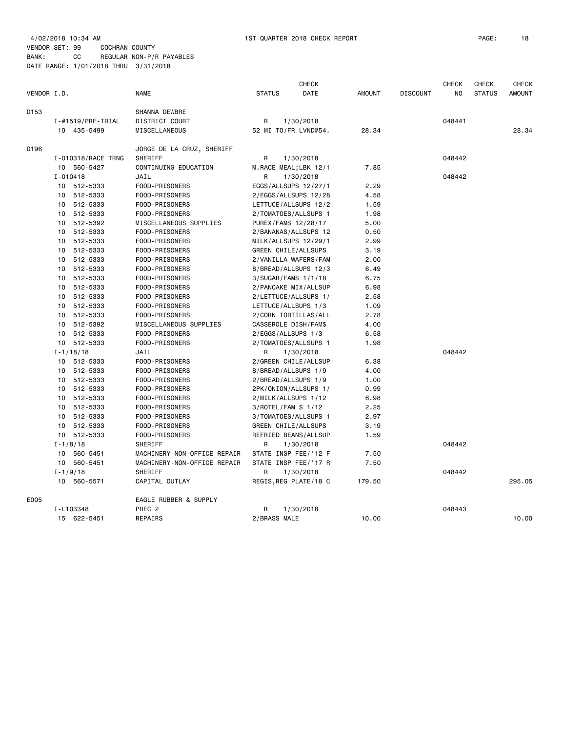4/02/2018 10:34 AM 1ST QUARTER 2018 CHECK REPORT PAGE: 18
VENDOR SET: 99 COCHRAN COUNTY
BANK: CC REGULAR NON-P/R PAYABLES
DATE RANGE: 1/01/2018 THRU 3/31/2018

| VENDOR I.D. | | NAME | STATUS | CHECK DATE | AMOUNT | DISCOUNT | CHECK NO | CHECK STATUS | CHECK AMOUNT |
|---|---|---|---|---|---|---|---|---|---|
| D153 | | SHANNA DEWBRE | | | | | | | |
| | I-#1519/PRE-TRIAL | DISTRICT COURT | R | 1/30/2018 | | | 048441 | | |
| | 10 435-5499 | MISCELLANEOUS | 52 MI TO/FR LVND@54. | | 28.34 | | | | 28.34 |
| D196 | | JORGE DE LA CRUZ, SHERIFF | | | | | | | |
| | I-010318/RACE TRNG | SHERIFF | R | 1/30/2018 | | | 048442 | | |
| | 10 560-5427 | CONTINUING EDUCATION | M.RACE MEAL;LBK 12/1 | | 7.85 | | | | |
| | I-010418 | JAIL | R | 1/30/2018 | | | 048442 | | |
| | 10 512-5333 | FOOD-PRISONERS | EGGS/ALLSUPS 12/27/1 | | 2.29 | | | | |
| | 10 512-5333 | FOOD-PRISONERS | 2/EGGS/ALLSUPS 12/28 | | 4.58 | | | | |
| | 10 512-5333 | FOOD-PRISONERS | LETTUCE/ALLSUPS 12/2 | | 1.59 | | | | |
| | 10 512-5333 | FOOD-PRISONERS | 2/TOMATOES/ALLSUPS 1 | | 1.98 | | | | |
| | 10 512-5392 | MISCELLANEOUS SUPPLIES | PUREX/FAM$ 12/28/17 | | 5.00 | | | | |
| | 10 512-5333 | FOOD-PRISONERS | 2/BANANAS/ALLSUPS 12 | | 0.50 | | | | |
| | 10 512-5333 | FOOD-PRISONERS | MILK/ALLSUPS 12/29/1 | | 2.99 | | | | |
| | 10 512-5333 | FOOD-PRISONERS | GREEN CHILE/ALLSUPS | | 3.19 | | | | |
| | 10 512-5333 | FOOD-PRISONERS | 2/VANILLA WAFERS/FAM | | 2.00 | | | | |
| | 10 512-5333 | FOOD-PRISONERS | 8/BREAD/ALLSUPS 12/3 | | 6.49 | | | | |
| | 10 512-5333 | FOOD-PRISONERS | 3/SUGAR/FAM$ 1/1/18 | | 6.75 | | | | |
| | 10 512-5333 | FOOD-PRISONERS | 2/PANCAKE MIX/ALLSUP | | 6.98 | | | | |
| | 10 512-5333 | FOOD-PRISONERS | 2/LETTUCE/ALLSUPS 1/ | | 2.58 | | | | |
| | 10 512-5333 | FOOD-PRISONERS | LETTUCE/ALLSUPS 1/3 | | 1.09 | | | | |
| | 10 512-5333 | FOOD-PRISONERS | 2/CORN TORTILLAS/ALL | | 2.78 | | | | |
| | 10 512-5392 | MISCELLANEOUS SUPPLIES | CASSEROLE DISH/FAM$ | | 4.00 | | | | |
| | 10 512-5333 | FOOD-PRISONERS | 2/EGGS/ALLSUPS 1/3 | | 6.58 | | | | |
| | 10 512-5333 | FOOD-PRISONERS | 2/TOMATOES/ALLSUPS 1 | | 1.98 | | | | |
| | I-1/18/18 | JAIL | R | 1/30/2018 | | | 048442 | | |
| | 10 512-5333 | FOOD-PRISONERS | 2/GREEN CHILE/ALLSUP | | 6.38 | | | | |
| | 10 512-5333 | FOOD-PRISONERS | 8/BREAD/ALLSUPS 1/9 | | 4.00 | | | | |
| | 10 512-5333 | FOOD-PRISONERS | 2/BREAD/ALLSUPS 1/9 | | 1.00 | | | | |
| | 10 512-5333 | FOOD-PRISONERS | 2PK/ONION/ALLSUPS 1/ | | 0.99 | | | | |
| | 10 512-5333 | FOOD-PRISONERS | 2/MILK/ALLSUPS 1/12 | | 6.98 | | | | |
| | 10 512-5333 | FOOD-PRISONERS | 3/ROTEL/FAM $ 1/12 | | 2.25 | | | | |
| | 10 512-5333 | FOOD-PRISONERS | 3/TOMATOES/ALLSUPS 1 | | 2.97 | | | | |
| | 10 512-5333 | FOOD-PRISONERS | GREEN CHILE/ALLSUPS | | 3.19 | | | | |
| | 10 512-5333 | FOOD-PRISONERS | REFRIED BEANS/ALLSUP | | 1.59 | | | | |
| | I-1/8/18 | SHERIFF | R | 1/30/2018 | | | 048442 | | |
| | 10 560-5451 | MACHINERY-NON-OFFICE REPAIR | STATE INSP FEE/'12 F | | 7.50 | | | | |
| | 10 560-5451 | MACHINERY-NON-OFFICE REPAIR | STATE INSP FEE/'17 R | | 7.50 | | | | |
| | I-1/9/18 | SHERIFF | R | 1/30/2018 | | | 048442 | | |
| | 10 560-5571 | CAPITAL OUTLAY | REGIS,REG PLATE/18 C | | 179.50 | | | | 295.05 |
| E005 | | EAGLE RUBBER & SUPPLY | | | | | | | |
| | I-L103348 | PREC 2 | R | 1/30/2018 | | | 048443 | | |
| | 15 622-5451 | REPAIRS | 2/BRASS MALE | | 10.00 | | | | 10.00 |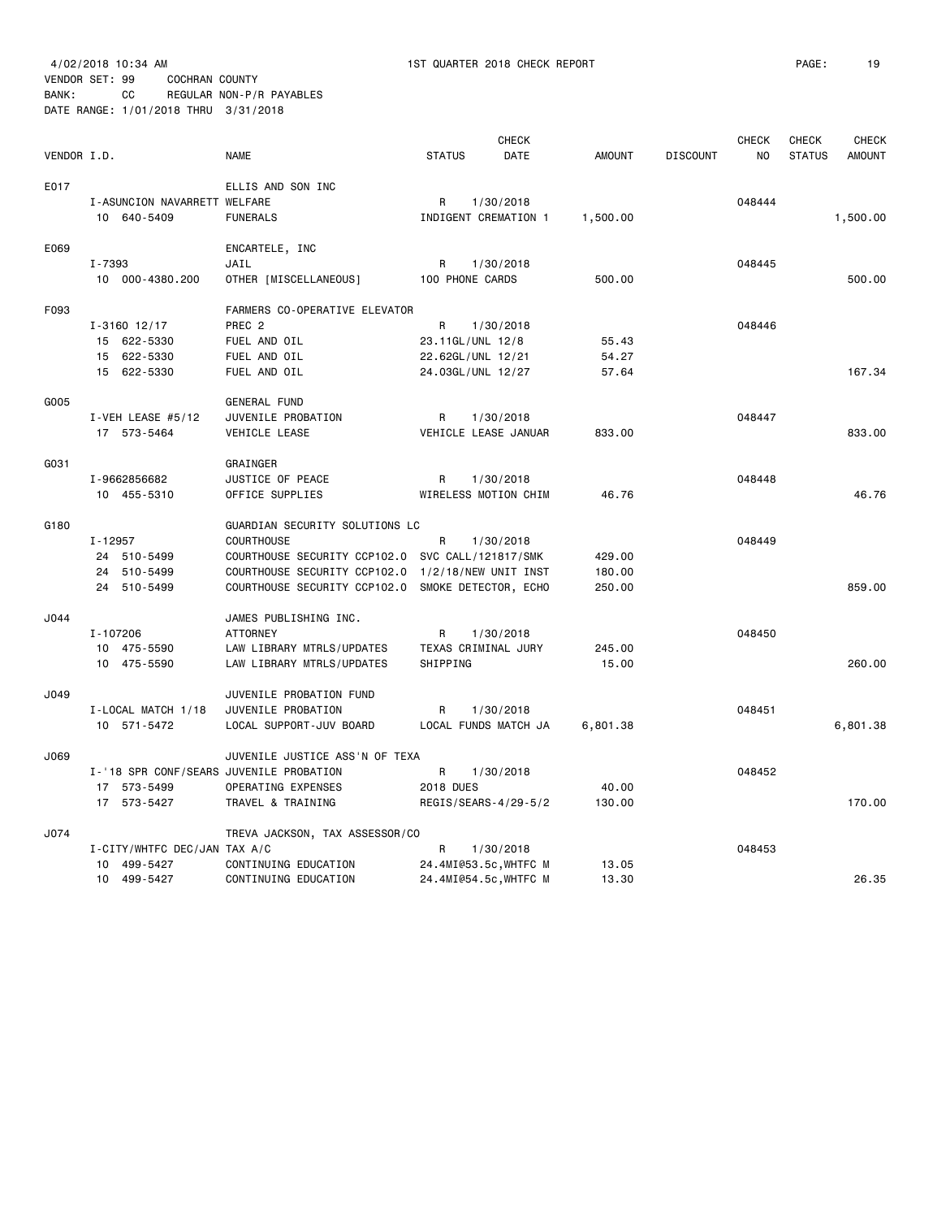4/02/2018 10:34 AM  1ST QUARTER 2018 CHECK REPORT

VENDOR SET: 99 COCHRAN COUNTY
BANK: CC REGULAR NON-P/R PAYABLES
DATE RANGE: 1/01/2018 THRU 3/31/2018

| VENDOR I.D. | NAME | STATUS | CHECK DATE | AMOUNT | DISCOUNT | CHECK NO | CHECK STATUS | CHECK AMOUNT |
|---|---|---|---|---|---|---|---|---|
| E017 | ELLIS AND SON INC | | | | | | | |
| I-ASUNCION NAVARRETT | WELFARE | R | 1/30/2018 | | | 048444 | | |
| 10 640-5409 | FUNERALS | INDIGENT CREMATION 1 | | 1,500.00 | | | | 1,500.00 |
| E069 | ENCARTELE, INC | | | | | | | |
| I-7393 | JAIL | R | 1/30/2018 | | | 048445 | | |
| 10 000-4380.200 | OTHER [MISCELLANEOUS] | 100 PHONE CARDS | | 500.00 | | | | 500.00 |
| F093 | FARMERS CO-OPERATIVE ELEVATOR | | | | | | | |
| I-3160 12/17 | PREC 2 | R | 1/30/2018 | | | 048446 | | |
| 15 622-5330 | FUEL AND OIL | 23.11GL/UNL 12/8 | | 55.43 | | | | |
| 15 622-5330 | FUEL AND OIL | 22.62GL/UNL 12/21 | | 54.27 | | | | |
| 15 622-5330 | FUEL AND OIL | 24.03GL/UNL 12/27 | | 57.64 | | | | 167.34 |
| G005 | GENERAL FUND | | | | | | | |
| I-VEH LEASE #5/12 | JUVENILE PROBATION | R | 1/30/2018 | | | 048447 | | |
| 17 573-5464 | VEHICLE LEASE | VEHICLE LEASE JANUAR | | 833.00 | | | | 833.00 |
| G031 | GRAINGER | | | | | | | |
| I-9662856682 | JUSTICE OF PEACE | R | 1/30/2018 | | | 048448 | | |
| 10 455-5310 | OFFICE SUPPLIES | WIRELESS MOTION CHIM | | 46.76 | | | | 46.76 |
| G180 | GUARDIAN SECURITY SOLUTIONS LC | | | | | | | |
| I-12957 | COURTHOUSE | R | 1/30/2018 | | | 048449 | | |
| 24 510-5499 | COURTHOUSE SECURITY CCP102.0 | SVC CALL/121817/SMK | | 429.00 | | | | |
| 24 510-5499 | COURTHOUSE SECURITY CCP102.0 | 1/2/18/NEW UNIT INST | | 180.00 | | | | |
| 24 510-5499 | COURTHOUSE SECURITY CCP102.0 | SMOKE DETECTOR, ECHO | | 250.00 | | | | 859.00 |
| J044 | JAMES PUBLISHING INC. | | | | | | | |
| I-107206 | ATTORNEY | R | 1/30/2018 | | | 048450 | | |
| 10 475-5590 | LAW LIBRARY MTRLS/UPDATES | TEXAS CRIMINAL JURY | | 245.00 | | | | |
| 10 475-5590 | LAW LIBRARY MTRLS/UPDATES | SHIPPING | | 15.00 | | | | 260.00 |
| J049 | JUVENILE PROBATION FUND | | | | | | | |
| I-LOCAL MATCH 1/18 | JUVENILE PROBATION | R | 1/30/2018 | | | 048451 | | |
| 10 571-5472 | LOCAL SUPPORT-JUV BOARD | LOCAL FUNDS MATCH JA | | 6,801.38 | | | | 6,801.38 |
| J069 | JUVENILE JUSTICE ASS'N OF TEXA | | | | | | | |
| I-'18 SPR CONF/SEARS | JUVENILE PROBATION | R | 1/30/2018 | | | 048452 | | |
| 17 573-5499 | OPERATING EXPENSES | 2018 DUES | | 40.00 | | | | |
| 17 573-5427 | TRAVEL & TRAINING | REGIS/SEARS-4/29-5/2 | | 130.00 | | | | 170.00 |
| J074 | TREVA JACKSON, TAX ASSESSOR/CO | | | | | | | |
| I-CITY/WHTFC DEC/JAN | TAX A/C | R | 1/30/2018 | | | 048453 | | |
| 10 499-5427 | CONTINUING EDUCATION | 24.4MI@53.5c,WHTFC M | | 13.05 | | | | |
| 10 499-5427 | CONTINUING EDUCATION | 24.4MI@54.5c,WHTFC M | | 13.30 | | | | 26.35 |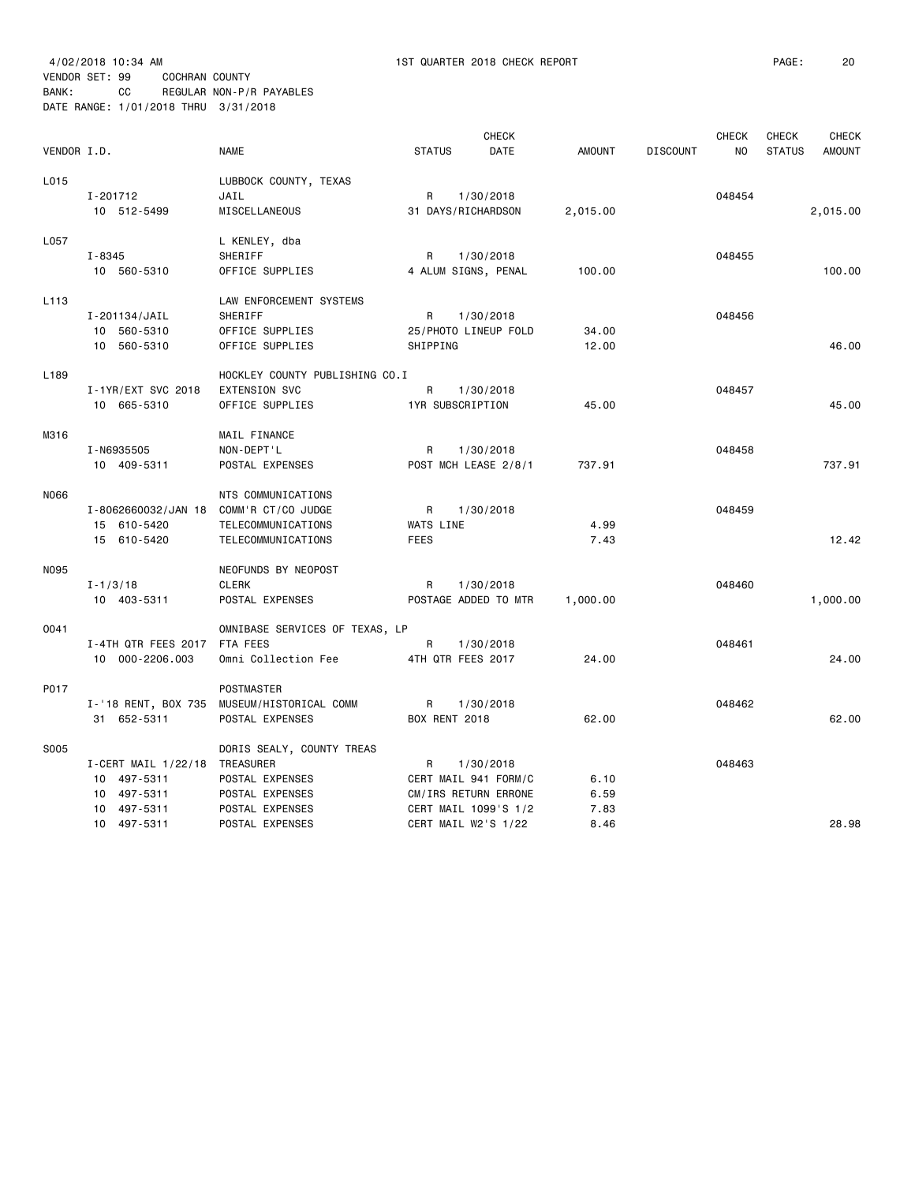4/02/2018 10:34 AM 1ST QUARTER 2018 CHECK REPORT

VENDOR SET: 99 COCHRAN COUNTY
BANK: CC REGULAR NON-P/R PAYABLES
DATE RANGE: 1/01/2018 THRU 3/31/2018

| VENDOR I.D. | NAME | STATUS | CHECK DATE | AMOUNT | DISCOUNT | CHECK NO | CHECK STATUS | CHECK AMOUNT |
|---|---|---|---|---|---|---|---|---|
| L015 | LUBBOCK COUNTY, TEXAS | | | | | | | |
| I-201712 | JAIL | R | 1/30/2018 | | | 048454 | | |
| 10 512-5499 | MISCELLANEOUS | 31 DAYS/RICHARDSON | | 2,015.00 | | | | 2,015.00 |
| L057 | L KENLEY, dba | | | | | | | |
| I-8345 | SHERIFF | R | 1/30/2018 | | | 048455 | | |
| 10 560-5310 | OFFICE SUPPLIES | 4 ALUM SIGNS, PENAL | | 100.00 | | | | 100.00 |
| L113 | LAW ENFORCEMENT SYSTEMS | | | | | | | |
| I-201134/JAIL | SHERIFF | R | 1/30/2018 | | | 048456 | | |
| 10 560-5310 | OFFICE SUPPLIES | 25/PHOTO LINEUP FOLD | | 34.00 | | | | |
| 10 560-5310 | OFFICE SUPPLIES | SHIPPING | | 12.00 | | | | 46.00 |
| L189 | HOCKLEY COUNTY PUBLISHING CO.I | | | | | | | |
| I-1YR/EXT SVC 2018 | EXTENSION SVC | R | 1/30/2018 | | | 048457 | | |
| 10 665-5310 | OFFICE SUPPLIES | 1YR SUBSCRIPTION | | 45.00 | | | | 45.00 |
| M316 | MAIL FINANCE | | | | | | | |
| I-N6935505 | NON-DEPT'L | R | 1/30/2018 | | | 048458 | | |
| 10 409-5311 | POSTAL EXPENSES | POST MCH LEASE 2/8/1 | | 737.91 | | | | 737.91 |
| N066 | NTS COMMUNICATIONS | | | | | | | |
| I-8062660032/JAN 18 | COMM'R CT/CO JUDGE | R | 1/30/2018 | | | 048459 | | |
| 15 610-5420 | TELECOMMUNICATIONS | WATS LINE | | 4.99 | | | | |
| 15 610-5420 | TELECOMMUNICATIONS | FEES | | 7.43 | | | | 12.42 |
| N095 | NEOFUNDS BY NEOPOST | | | | | | | |
| I-1/3/18 | CLERK | R | 1/30/2018 | | | 048460 | | |
| 10 403-5311 | POSTAL EXPENSES | POSTAGE ADDED TO MTR | | 1,000.00 | | | | 1,000.00 |
| O041 | OMNIBASE SERVICES OF TEXAS, LP | | | | | | | |
| I-4TH QTR FEES 2017 | FTA FEES | R | 1/30/2018 | | | 048461 | | |
| 10 000-2206.003 | Omni Collection Fee | 4TH QTR FEES 2017 | | 24.00 | | | | 24.00 |
| P017 | POSTMASTER | | | | | | | |
| I-'18 RENT, BOX 735 | MUSEUM/HISTORICAL COMM | R | 1/30/2018 | | | 048462 | | |
| 31 652-5311 | POSTAL EXPENSES | BOX RENT 2018 | | 62.00 | | | | 62.00 |
| S005 | DORIS SEALY, COUNTY TREAS | | | | | | | |
| I-CERT MAIL 1/22/18 | TREASURER | R | 1/30/2018 | | | 048463 | | |
| 10 497-5311 | POSTAL EXPENSES | CERT MAIL 941 FORM/C | | 6.10 | | | | |
| 10 497-5311 | POSTAL EXPENSES | CM/IRS RETURN ERRONE | | 6.59 | | | | |
| 10 497-5311 | POSTAL EXPENSES | CERT MAIL 1099'S 1/2 | | 7.83 | | | | |
| 10 497-5311 | POSTAL EXPENSES | CERT MAIL W2'S 1/22 | | 8.46 | | | | 28.98 |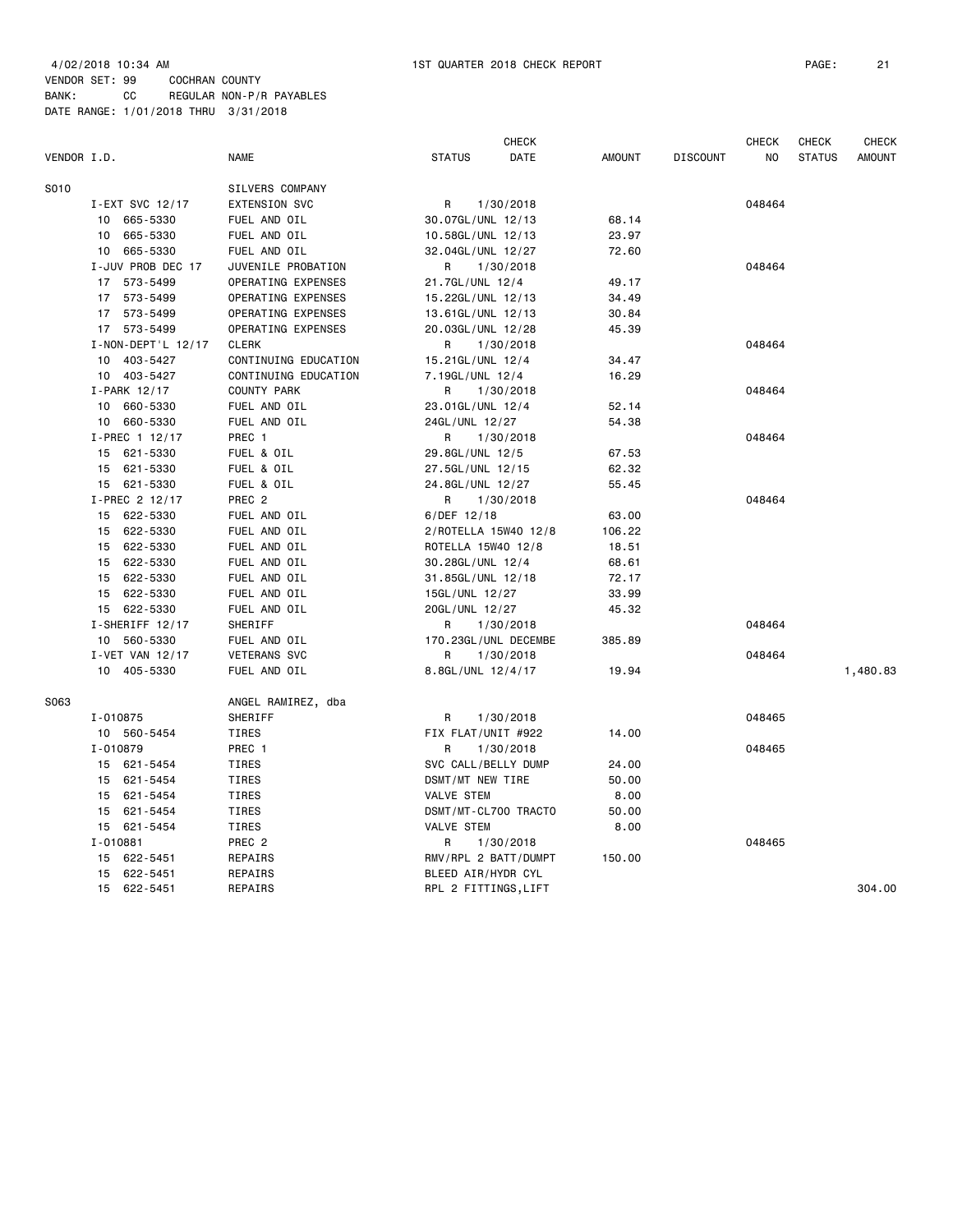4/02/2018 10:34 AM 1ST QUARTER 2018 CHECK REPORT

VENDOR SET: 99 COCHRAN COUNTY
BANK: CC REGULAR NON-P/R PAYABLES
DATE RANGE: 1/01/2018 THRU 3/31/2018

| VENDOR I.D. | NAME | STATUS | CHECK DATE | AMOUNT | DISCOUNT | CHECK NO | CHECK STATUS | CHECK AMOUNT |
|---|---|---|---|---|---|---|---|---|
| S010 | SILVERS COMPANY | | | | | | | |
| I-EXT SVC 12/17 | EXTENSION SVC | R | 1/30/2018 | | | 048464 | | |
| 10 665-5330 | FUEL AND OIL | 30.07GL/UNL 12/13 | | 68.14 | | | | |
| 10 665-5330 | FUEL AND OIL | 10.58GL/UNL 12/13 | | 23.97 | | | | |
| 10 665-5330 | FUEL AND OIL | 32.04GL/UNL 12/27 | | 72.60 | | | | |
| I-JUV PROB DEC 17 | JUVENILE PROBATION | R | 1/30/2018 | | | 048464 | | |
| 17 573-5499 | OPERATING EXPENSES | 21.7GL/UNL 12/4 | | 49.17 | | | | |
| 17 573-5499 | OPERATING EXPENSES | 15.22GL/UNL 12/13 | | 34.49 | | | | |
| 17 573-5499 | OPERATING EXPENSES | 13.61GL/UNL 12/13 | | 30.84 | | | | |
| 17 573-5499 | OPERATING EXPENSES | 20.03GL/UNL 12/28 | | 45.39 | | | | |
| I-NON-DEPT'L 12/17 | CLERK | R | 1/30/2018 | | | 048464 | | |
| 10 403-5427 | CONTINUING EDUCATION | 15.21GL/UNL 12/4 | | 34.47 | | | | |
| 10 403-5427 | CONTINUING EDUCATION | 7.19GL/UNL 12/4 | | 16.29 | | | | |
| I-PARK 12/17 | COUNTY PARK | R | 1/30/2018 | | | 048464 | | |
| 10 660-5330 | FUEL AND OIL | 23.01GL/UNL 12/4 | | 52.14 | | | | |
| 10 660-5330 | FUEL AND OIL | 24GL/UNL 12/27 | | 54.38 | | | | |
| I-PREC 1 12/17 | PREC 1 | R | 1/30/2018 | | | 048464 | | |
| 15 621-5330 | FUEL & OIL | 29.8GL/UNL 12/5 | | 67.53 | | | | |
| 15 621-5330 | FUEL & OIL | 27.5GL/UNL 12/15 | | 62.32 | | | | |
| 15 621-5330 | FUEL & OIL | 24.8GL/UNL 12/27 | | 55.45 | | | | |
| I-PREC 2 12/17 | PREC 2 | R | 1/30/2018 | | | 048464 | | |
| 15 622-5330 | FUEL AND OIL | 6/DEF 12/18 | | 63.00 | | | | |
| 15 622-5330 | FUEL AND OIL | 2/ROTELLA 15W40 12/8 | | 106.22 | | | | |
| 15 622-5330 | FUEL AND OIL | ROTELLA 15W40 12/8 | | 18.51 | | | | |
| 15 622-5330 | FUEL AND OIL | 30.28GL/UNL 12/4 | | 68.61 | | | | |
| 15 622-5330 | FUEL AND OIL | 31.85GL/UNL 12/18 | | 72.17 | | | | |
| 15 622-5330 | FUEL AND OIL | 15GL/UNL 12/27 | | 33.99 | | | | |
| 15 622-5330 | FUEL AND OIL | 20GL/UNL 12/27 | | 45.32 | | | | |
| I-SHERIFF 12/17 | SHERIFF | R | 1/30/2018 | | | 048464 | | |
| 10 560-5330 | FUEL AND OIL | 170.23GL/UNL DECEMBE | | 385.89 | | | | |
| I-VET VAN 12/17 | VETERANS SVC | R | 1/30/2018 | | | 048464 | | |
| 10 405-5330 | FUEL AND OIL | 8.8GL/UNL 12/4/17 | | 19.94 | | | | 1,480.83 |
| S063 | ANGEL RAMIREZ, dba | | | | | | | |
| I-010875 | SHERIFF | R | 1/30/2018 | | | 048465 | | |
| 10 560-5454 | TIRES | FIX FLAT/UNIT #922 | | 14.00 | | | | |
| I-010879 | PREC 1 | R | 1/30/2018 | | | 048465 | | |
| 15 621-5454 | TIRES | SVC CALL/BELLY DUMP | | 24.00 | | | | |
| 15 621-5454 | TIRES | DSMT/MT NEW TIRE | | 50.00 | | | | |
| 15 621-5454 | TIRES | VALVE STEM | | 8.00 | | | | |
| 15 621-5454 | TIRES | DSMT/MT-CL700 TRACTO | | 50.00 | | | | |
| 15 621-5454 | TIRES | VALVE STEM | | 8.00 | | | | |
| I-010881 | PREC 2 | R | 1/30/2018 | | | 048465 | | |
| 15 622-5451 | REPAIRS | RMV/RPL 2 BATT/DUMPT | | 150.00 | | | | |
| 15 622-5451 | REPAIRS | BLEED AIR/HYDR CYL | | | | | | |
| 15 622-5451 | REPAIRS | RPL 2 FITTINGS,LIFT | | | | | | 304.00 |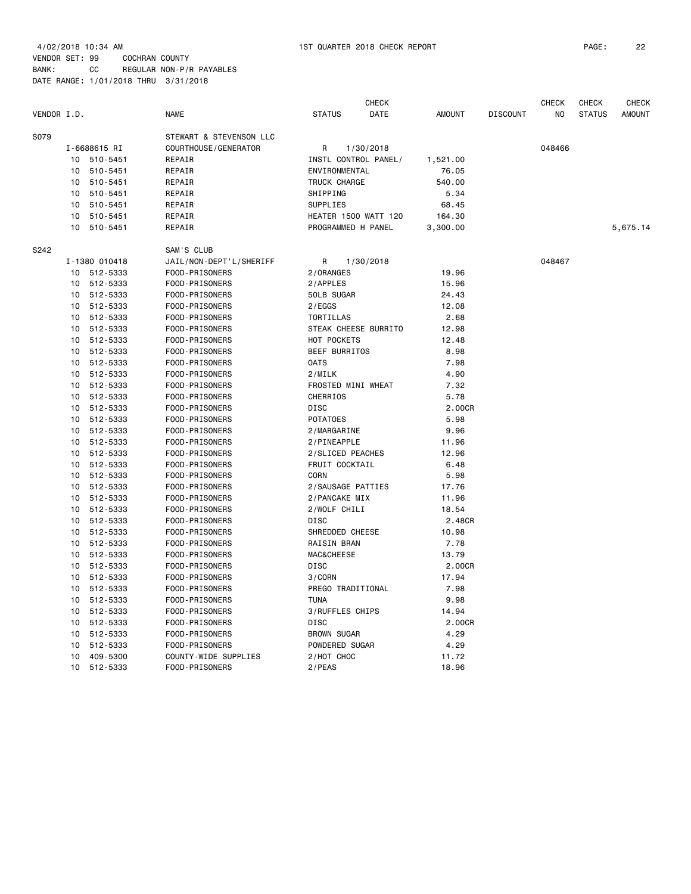4/02/2018 10:34 AM 1ST QUARTER 2018 CHECK REPORT

VENDOR SET: 99 COCHRAN COUNTY
BANK: CC REGULAR NON-P/R PAYABLES
DATE RANGE: 1/01/2018 THRU 3/31/2018

| VENDOR I.D. | NAME | STATUS | CHECK DATE | AMOUNT | DISCOUNT | CHECK NO | CHECK STATUS | CHECK AMOUNT |
|---|---|---|---|---|---|---|---|---|
| S079 | STEWART & STEVENSON LLC | | | | | | | |
| I-6688615 RI | COURTHOUSE/GENERATOR | R | 1/30/2018 | | | 048466 | | |
| 10 510-5451 | REPAIR | INSTL CONTROL PANEL/ | | 1,521.00 | | | | |
| 10 510-5451 | REPAIR | ENVIRONMENTAL | | 76.05 | | | | |
| 10 510-5451 | REPAIR | TRUCK CHARGE | | 540.00 | | | | |
| 10 510-5451 | REPAIR | SHIPPING | | 5.34 | | | | |
| 10 510-5451 | REPAIR | SUPPLIES | | 68.45 | | | | |
| 10 510-5451 | REPAIR | HEATER 1500 WATT 120 | | 164.30 | | | | |
| 10 510-5451 | REPAIR | PROGRAMMED H PANEL | | 3,300.00 | | | | 5,675.14 |
| S242 | SAM'S CLUB | | | | | | | |
| I-1380 010418 | JAIL/NON-DEPT'L/SHERIFF | R | 1/30/2018 | | | 048467 | | |
| 10 512-5333 | FOOD-PRISONERS | 2/ORANGES | | 19.96 | | | | |
| 10 512-5333 | FOOD-PRISONERS | 2/APPLES | | 15.96 | | | | |
| 10 512-5333 | FOOD-PRISONERS | 50LB SUGAR | | 24.43 | | | | |
| 10 512-5333 | FOOD-PRISONERS | 2/EGGS | | 12.08 | | | | |
| 10 512-5333 | FOOD-PRISONERS | TORTILLAS | | 2.68 | | | | |
| 10 512-5333 | FOOD-PRISONERS | STEAK CHEESE BURRITO | | 12.98 | | | | |
| 10 512-5333 | FOOD-PRISONERS | HOT POCKETS | | 12.48 | | | | |
| 10 512-5333 | FOOD-PRISONERS | BEEF BURRITOS | | 8.98 | | | | |
| 10 512-5333 | FOOD-PRISONERS | OATS | | 7.98 | | | | |
| 10 512-5333 | FOOD-PRISONERS | 2/MILK | | 4.90 | | | | |
| 10 512-5333 | FOOD-PRISONERS | FROSTED MINI WHEAT | | 7.32 | | | | |
| 10 512-5333 | FOOD-PRISONERS | CHERRIOS | | 5.78 | | | | |
| 10 512-5333 | FOOD-PRISONERS | DISC | | 2.00CR | | | | |
| 10 512-5333 | FOOD-PRISONERS | POTATOES | | 5.98 | | | | |
| 10 512-5333 | FOOD-PRISONERS | 2/MARGARINE | | 9.96 | | | | |
| 10 512-5333 | FOOD-PRISONERS | 2/PINEAPPLE | | 11.96 | | | | |
| 10 512-5333 | FOOD-PRISONERS | 2/SLICED PEACHES | | 12.96 | | | | |
| 10 512-5333 | FOOD-PRISONERS | FRUIT COCKTAIL | | 6.48 | | | | |
| 10 512-5333 | FOOD-PRISONERS | CORN | | 5.98 | | | | |
| 10 512-5333 | FOOD-PRISONERS | 2/SAUSAGE PATTIES | | 17.76 | | | | |
| 10 512-5333 | FOOD-PRISONERS | 2/PANCAKE MIX | | 11.96 | | | | |
| 10 512-5333 | FOOD-PRISONERS | 2/WOLF CHILI | | 18.54 | | | | |
| 10 512-5333 | FOOD-PRISONERS | DISC | | 2.48CR | | | | |
| 10 512-5333 | FOOD-PRISONERS | SHREDDED CHEESE | | 10.98 | | | | |
| 10 512-5333 | FOOD-PRISONERS | RAISIN BRAN | | 7.78 | | | | |
| 10 512-5333 | FOOD-PRISONERS | MAC&CHEESE | | 13.79 | | | | |
| 10 512-5333 | FOOD-PRISONERS | DISC | | 2.00CR | | | | |
| 10 512-5333 | FOOD-PRISONERS | 3/CORN | | 17.94 | | | | |
| 10 512-5333 | FOOD-PRISONERS | PREGO TRADITIONAL | | 7.98 | | | | |
| 10 512-5333 | FOOD-PRISONERS | TUNA | | 9.98 | | | | |
| 10 512-5333 | FOOD-PRISONERS | 3/RUFFLES CHIPS | | 14.94 | | | | |
| 10 512-5333 | FOOD-PRISONERS | DISC | | 2.00CR | | | | |
| 10 512-5333 | FOOD-PRISONERS | BROWN SUGAR | | 4.29 | | | | |
| 10 512-5333 | FOOD-PRISONERS | POWDERED SUGAR | | 4.29 | | | | |
| 10 409-5300 | COUNTY-WIDE SUPPLIES | 2/HOT CHOC | | 11.72 | | | | |
| 10 512-5333 | FOOD-PRISONERS | 2/PEAS | | 18.96 | | | | |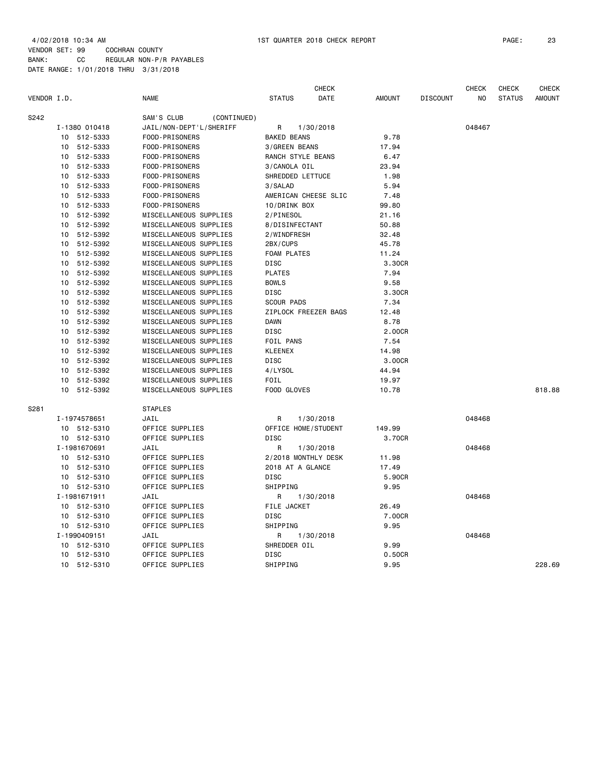4/02/2018 10:34 AM 1ST QUARTER 2018 CHECK REPORT

VENDOR SET: 99 COCHRAN COUNTY
BANK: CC REGULAR NON-P/R PAYABLES
DATE RANGE: 1/01/2018 THRU 3/31/2018

| VENDOR I.D. | NAME | STATUS | CHECK DATE | AMOUNT | DISCOUNT | CHECK NO | CHECK STATUS | CHECK AMOUNT |
|---|---|---|---|---|---|---|---|---|
| S242 | SAM'S CLUB (CONTINUED) | | | | | | | |
| I-1380 010418 | JAIL/NON-DEPT'L/SHERIFF | R | 1/30/2018 | | | 048467 | | |
| 10 512-5333 | FOOD-PRISONERS | BAKED BEANS | | 9.78 | | | | |
| 10 512-5333 | FOOD-PRISONERS | 3/GREEN BEANS | | 17.94 | | | | |
| 10 512-5333 | FOOD-PRISONERS | RANCH STYLE BEANS | | 6.47 | | | | |
| 10 512-5333 | FOOD-PRISONERS | 3/CANOLA OIL | | 23.94 | | | | |
| 10 512-5333 | FOOD-PRISONERS | SHREDDED LETTUCE | | 1.98 | | | | |
| 10 512-5333 | FOOD-PRISONERS | 3/SALAD | | 5.94 | | | | |
| 10 512-5333 | FOOD-PRISONERS | AMERICAN CHEESE SLIC | | 7.48 | | | | |
| 10 512-5333 | FOOD-PRISONERS | 10/DRINK BOX | | 99.80 | | | | |
| 10 512-5392 | MISCELLANEOUS SUPPLIES | 2/PINESOL | | 21.16 | | | | |
| 10 512-5392 | MISCELLANEOUS SUPPLIES | 8/DISINFECTANT | | 50.88 | | | | |
| 10 512-5392 | MISCELLANEOUS SUPPLIES | 2/WINDFRESH | | 32.48 | | | | |
| 10 512-5392 | MISCELLANEOUS SUPPLIES | 2BX/CUPS | | 45.78 | | | | |
| 10 512-5392 | MISCELLANEOUS SUPPLIES | FOAM PLATES | | 11.24 | | | | |
| 10 512-5392 | MISCELLANEOUS SUPPLIES | DISC | | 3.30CR | | | | |
| 10 512-5392 | MISCELLANEOUS SUPPLIES | PLATES | | 7.94 | | | | |
| 10 512-5392 | MISCELLANEOUS SUPPLIES | BOWLS | | 9.58 | | | | |
| 10 512-5392 | MISCELLANEOUS SUPPLIES | DISC | | 3.30CR | | | | |
| 10 512-5392 | MISCELLANEOUS SUPPLIES | SCOUR PADS | | 7.34 | | | | |
| 10 512-5392 | MISCELLANEOUS SUPPLIES | ZIPLOCK FREEZER BAGS | | 12.48 | | | | |
| 10 512-5392 | MISCELLANEOUS SUPPLIES | DAWN | | 8.78 | | | | |
| 10 512-5392 | MISCELLANEOUS SUPPLIES | DISC | | 2.00CR | | | | |
| 10 512-5392 | MISCELLANEOUS SUPPLIES | FOIL PANS | | 7.54 | | | | |
| 10 512-5392 | MISCELLANEOUS SUPPLIES | KLEENEX | | 14.98 | | | | |
| 10 512-5392 | MISCELLANEOUS SUPPLIES | DISC | | 3.00CR | | | | |
| 10 512-5392 | MISCELLANEOUS SUPPLIES | 4/LYSOL | | 44.94 | | | | |
| 10 512-5392 | MISCELLANEOUS SUPPLIES | FOIL | | 19.97 | | | | |
| 10 512-5392 | MISCELLANEOUS SUPPLIES | FOOD GLOVES | | 10.78 | | | | 818.88 |
| S281 | STAPLES | | | | | | | |
| I-1974578651 | JAIL | R | 1/30/2018 | | | 048468 | | |
| 10 512-5310 | OFFICE SUPPLIES | OFFICE HOME/STUDENT | | 149.99 | | | | |
| 10 512-5310 | OFFICE SUPPLIES | DISC | | 3.70CR | | | | |
| I-1981670691 | JAIL | R | 1/30/2018 | | | 048468 | | |
| 10 512-5310 | OFFICE SUPPLIES | 2/2018 MONTHLY DESK | | 11.98 | | | | |
| 10 512-5310 | OFFICE SUPPLIES | 2018 AT A GLANCE | | 17.49 | | | | |
| 10 512-5310 | OFFICE SUPPLIES | DISC | | 5.90CR | | | | |
| 10 512-5310 | OFFICE SUPPLIES | SHIPPING | | 9.95 | | | | |
| I-1981671911 | JAIL | R | 1/30/2018 | | | 048468 | | |
| 10 512-5310 | OFFICE SUPPLIES | FILE JACKET | | 26.49 | | | | |
| 10 512-5310 | OFFICE SUPPLIES | DISC | | 7.00CR | | | | |
| 10 512-5310 | OFFICE SUPPLIES | SHIPPING | | 9.95 | | | | |
| I-1990409151 | JAIL | R | 1/30/2018 | | | 048468 | | |
| 10 512-5310 | OFFICE SUPPLIES | SHREDDER OIL | | 9.99 | | | | |
| 10 512-5310 | OFFICE SUPPLIES | DISC | | 0.50CR | | | | |
| 10 512-5310 | OFFICE SUPPLIES | SHIPPING | | 9.95 | | | | 228.69 |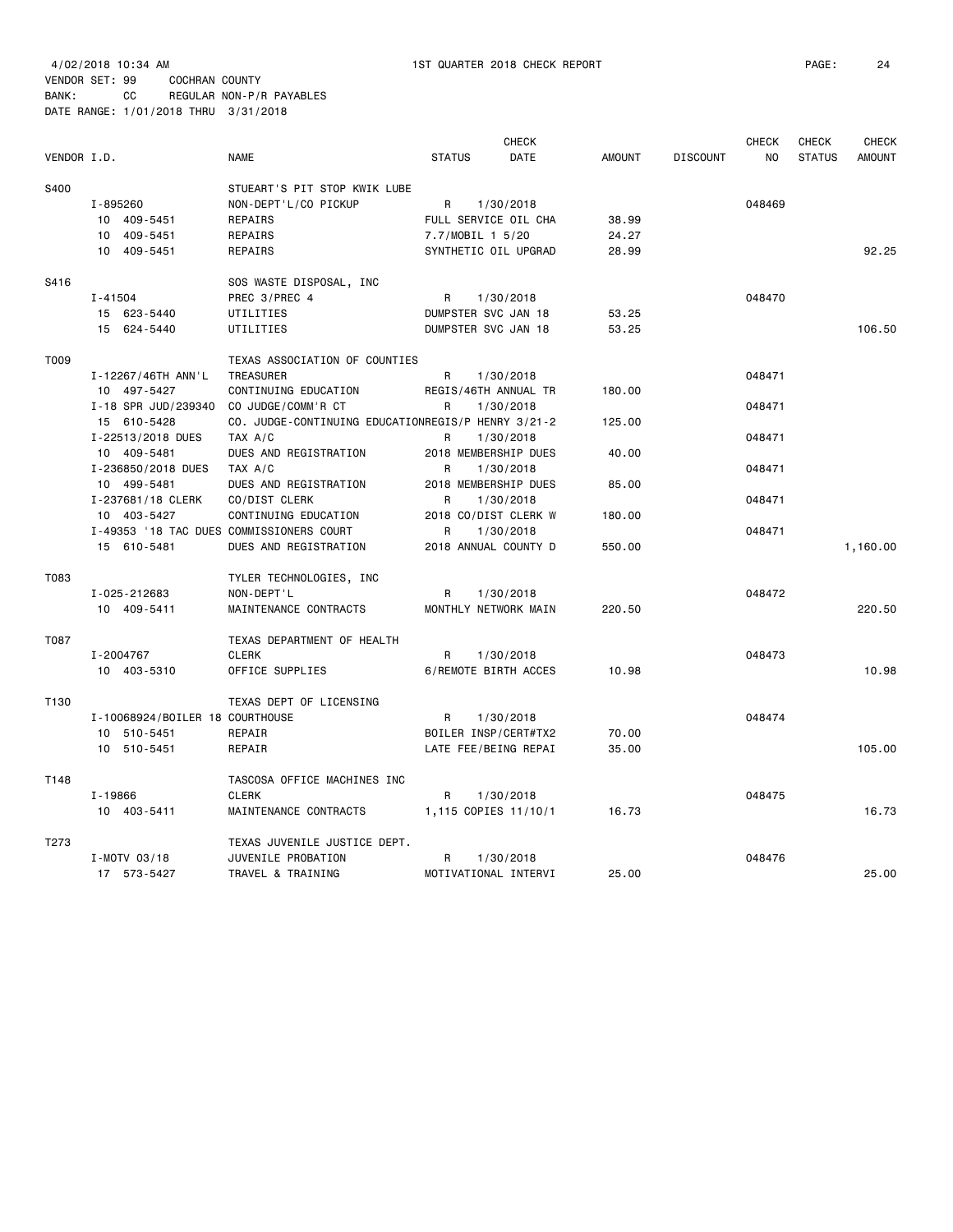4/02/2018 10:34 AM 1ST QUARTER 2018 CHECK REPORT

VENDOR SET: 99 COCHRAN COUNTY
BANK: CC REGULAR NON-P/R PAYABLES
DATE RANGE: 1/01/2018 THRU 3/31/2018

| VENDOR I.D. | NAME | STATUS | CHECK DATE | AMOUNT | DISCOUNT | CHECK NO | CHECK STATUS | CHECK AMOUNT |
|---|---|---|---|---|---|---|---|---|
| S400 | STUEART'S PIT STOP KWIK LUBE | | | | | | | |
| I-895260 | NON-DEPT'L/CO PICKUP | R | 1/30/2018 | | | 048469 | | |
| 10 409-5451 | REPAIRS | FULL SERVICE OIL CHA | | 38.99 | | | | |
| 10 409-5451 | REPAIRS | 7.7/MOBIL 1 5/20 | | 24.27 | | | | |
| 10 409-5451 | REPAIRS | SYNTHETIC OIL UPGRAD | | 28.99 | | | | 92.25 |
| S416 | SOS WASTE DISPOSAL, INC | | | | | | | |
| I-41504 | PREC 3/PREC 4 | R | 1/30/2018 | | | 048470 | | |
| 15 623-5440 | UTILITIES | DUMPSTER SVC JAN 18 | | 53.25 | | | | |
| 15 624-5440 | UTILITIES | DUMPSTER SVC JAN 18 | | 53.25 | | | | 106.50 |
| T009 | TEXAS ASSOCIATION OF COUNTIES | | | | | | | |
| I-12267/46TH ANN'L | TREASURER | R | 1/30/2018 | | | 048471 | | |
| 10 497-5427 | CONTINUING EDUCATION | REGIS/46TH ANNUAL TR | | 180.00 | | | | |
| I-18 SPR JUD/239340 | CO JUDGE/COMM'R CT | R | 1/30/2018 | | | 048471 | | |
| 15 610-5428 | CO. JUDGE-CONTINUING EDUCATION | REGIS/P HENRY 3/21-2 | | 125.00 | | | | |
| I-22513/2018 DUES | TAX A/C | R | 1/30/2018 | | | 048471 | | |
| 10 409-5481 | DUES AND REGISTRATION | 2018 MEMBERSHIP DUES | | 40.00 | | | | |
| I-236850/2018 DUES | TAX A/C | R | 1/30/2018 | | | 048471 | | |
| 10 499-5481 | DUES AND REGISTRATION | 2018 MEMBERSHIP DUES | | 85.00 | | | | |
| I-237681/18 CLERK | CO/DIST CLERK | R | 1/30/2018 | | | 048471 | | |
| 10 403-5427 | CONTINUING EDUCATION | 2018 CO/DIST CLERK W | | 180.00 | | | | |
| I-49353 '18 TAC DUES | COMMISSIONERS COURT | R | 1/30/2018 | | | 048471 | | |
| 15 610-5481 | DUES AND REGISTRATION | 2018 ANNUAL COUNTY D | | 550.00 | | | | 1,160.00 |
| T083 | TYLER TECHNOLOGIES, INC | | | | | | | |
| I-025-212683 | NON-DEPT'L | R | 1/30/2018 | | | 048472 | | |
| 10 409-5411 | MAINTENANCE CONTRACTS | MONTHLY NETWORK MAIN | | 220.50 | | | | 220.50 |
| T087 | TEXAS DEPARTMENT OF HEALTH | | | | | | | |
| I-2004767 | CLERK | R | 1/30/2018 | | | 048473 | | |
| 10 403-5310 | OFFICE SUPPLIES | 6/REMOTE BIRTH ACCES | | 10.98 | | | | 10.98 |
| T130 | TEXAS DEPT OF LICENSING | | | | | | | |
| I-10068924/BOILER 18 | COURTHOUSE | R | 1/30/2018 | | | 048474 | | |
| 10 510-5451 | REPAIR | BOILER INSP/CERT#TX2 | | 70.00 | | | | |
| 10 510-5451 | REPAIR | LATE FEE/BEING REPAI | | 35.00 | | | | 105.00 |
| T148 | TASCOSA OFFICE MACHINES INC | | | | | | | |
| I-19866 | CLERK | R | 1/30/2018 | | | 048475 | | |
| 10 403-5411 | MAINTENANCE CONTRACTS | 1,115 COPIES 11/10/1 | | 16.73 | | | | 16.73 |
| T273 | TEXAS JUVENILE JUSTICE DEPT. | | | | | | | |
| I-MOTV 03/18 | JUVENILE PROBATION | R | 1/30/2018 | | | 048476 | | |
| 17 573-5427 | TRAVEL & TRAINING | MOTIVATIONAL INTERVI | | 25.00 | | | | 25.00 |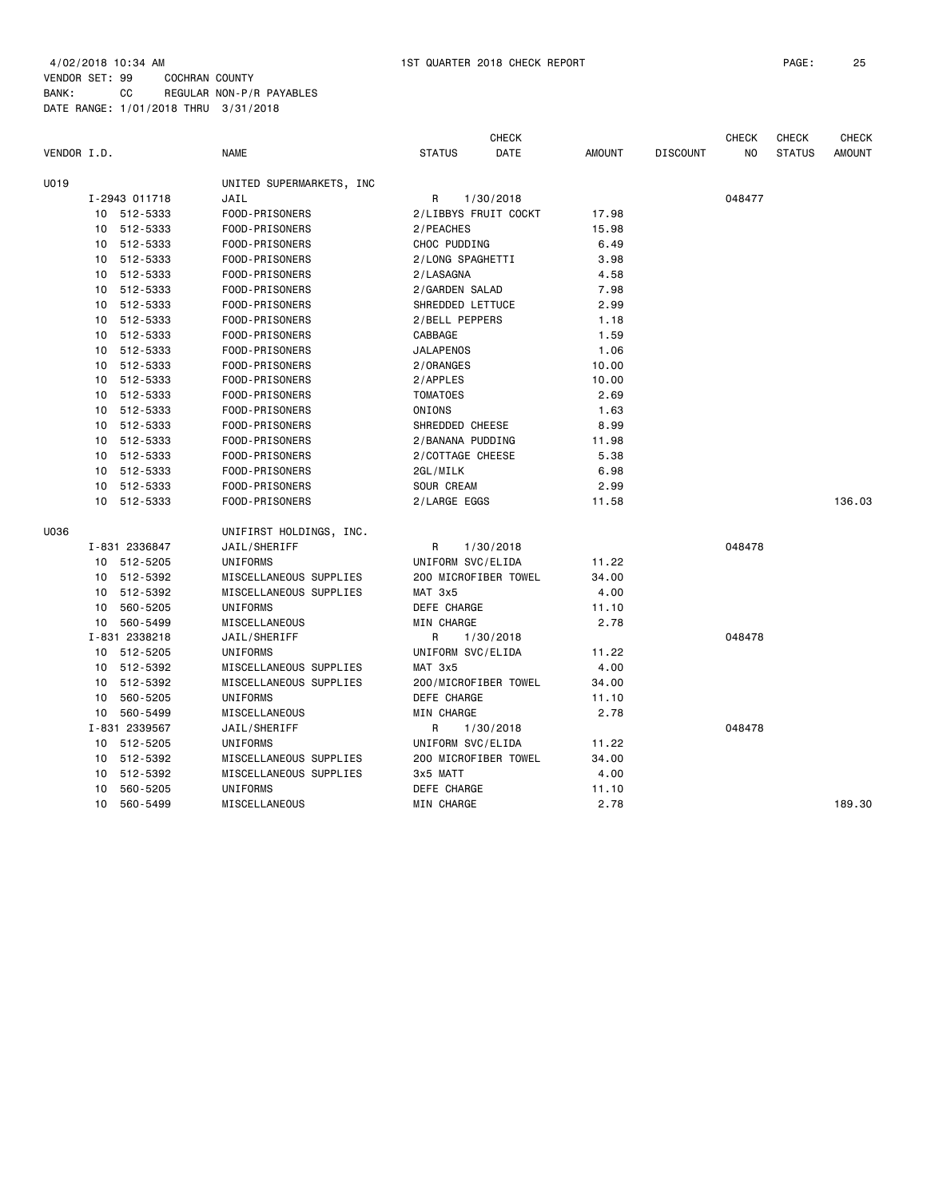4/02/2018 10:34 AM 1ST QUARTER 2018 CHECK REPORT

VENDOR SET: 99 COCHRAN COUNTY
BANK: CC REGULAR NON-P/R PAYABLES
DATE RANGE: 1/01/2018 THRU 3/31/2018

| VENDOR I.D. | NAME | STATUS | CHECK DATE | AMOUNT | DISCOUNT | CHECK NO | CHECK STATUS | CHECK AMOUNT |
|---|---|---|---|---|---|---|---|---|
| U019 | UNITED SUPERMARKETS, INC | | | | | | | |
| I-2943 011718 | JAIL | R | 1/30/2018 | | | 048477 | | |
| 10 512-5333 | FOOD-PRISONERS | 2/LIBBYS FRUIT COCKT | | 17.98 | | | | |
| 10 512-5333 | FOOD-PRISONERS | 2/PEACHES | | 15.98 | | | | |
| 10 512-5333 | FOOD-PRISONERS | CHOC PUDDING | | 6.49 | | | | |
| 10 512-5333 | FOOD-PRISONERS | 2/LONG SPAGHETTI | | 3.98 | | | | |
| 10 512-5333 | FOOD-PRISONERS | 2/LASAGNA | | 4.58 | | | | |
| 10 512-5333 | FOOD-PRISONERS | 2/GARDEN SALAD | | 7.98 | | | | |
| 10 512-5333 | FOOD-PRISONERS | SHREDDED LETTUCE | | 2.99 | | | | |
| 10 512-5333 | FOOD-PRISONERS | 2/BELL PEPPERS | | 1.18 | | | | |
| 10 512-5333 | FOOD-PRISONERS | CABBAGE | | 1.59 | | | | |
| 10 512-5333 | FOOD-PRISONERS | JALAPENOS | | 1.06 | | | | |
| 10 512-5333 | FOOD-PRISONERS | 2/ORANGES | | 10.00 | | | | |
| 10 512-5333 | FOOD-PRISONERS | 2/APPLES | | 10.00 | | | | |
| 10 512-5333 | FOOD-PRISONERS | TOMATOES | | 2.69 | | | | |
| 10 512-5333 | FOOD-PRISONERS | ONIONS | | 1.63 | | | | |
| 10 512-5333 | FOOD-PRISONERS | SHREDDED CHEESE | | 8.99 | | | | |
| 10 512-5333 | FOOD-PRISONERS | 2/BANANA PUDDING | | 11.98 | | | | |
| 10 512-5333 | FOOD-PRISONERS | 2/COTTAGE CHEESE | | 5.38 | | | | |
| 10 512-5333 | FOOD-PRISONERS | 2GL/MILK | | 6.98 | | | | |
| 10 512-5333 | FOOD-PRISONERS | SOUR CREAM | | 2.99 | | | | |
| 10 512-5333 | FOOD-PRISONERS | 2/LARGE EGGS | | 11.58 | | | | 136.03 |
| U036 | UNIFIRST HOLDINGS, INC. | | | | | | | |
| I-831 2336847 | JAIL/SHERIFF | R | 1/30/2018 | | | 048478 | | |
| 10 512-5205 | UNIFORMS | UNIFORM SVC/ELIDA | | 11.22 | | | | |
| 10 512-5392 | MISCELLANEOUS SUPPLIES | 200 MICROFIBER TOWEL | | 34.00 | | | | |
| 10 512-5392 | MISCELLANEOUS SUPPLIES | MAT 3x5 | | 4.00 | | | | |
| 10 560-5205 | UNIFORMS | DEFE CHARGE | | 11.10 | | | | |
| 10 560-5499 | MISCELLANEOUS | MIN CHARGE | | 2.78 | | | | |
| I-831 2338218 | JAIL/SHERIFF | R | 1/30/2018 | | | 048478 | | |
| 10 512-5205 | UNIFORMS | UNIFORM SVC/ELIDA | | 11.22 | | | | |
| 10 512-5392 | MISCELLANEOUS SUPPLIES | MAT 3x5 | | 4.00 | | | | |
| 10 512-5392 | MISCELLANEOUS SUPPLIES | 200/MICROFIBER TOWEL | | 34.00 | | | | |
| 10 560-5205 | UNIFORMS | DEFE CHARGE | | 11.10 | | | | |
| 10 560-5499 | MISCELLANEOUS | MIN CHARGE | | 2.78 | | | | |
| I-831 2339567 | JAIL/SHERIFF | R | 1/30/2018 | | | 048478 | | |
| 10 512-5205 | UNIFORMS | UNIFORM SVC/ELIDA | | 11.22 | | | | |
| 10 512-5392 | MISCELLANEOUS SUPPLIES | 200 MICROFIBER TOWEL | | 34.00 | | | | |
| 10 512-5392 | MISCELLANEOUS SUPPLIES | 3x5 MATT | | 4.00 | | | | |
| 10 560-5205 | UNIFORMS | DEFE CHARGE | | 11.10 | | | | |
| 10 560-5499 | MISCELLANEOUS | MIN CHARGE | | 2.78 | | | | 189.30 |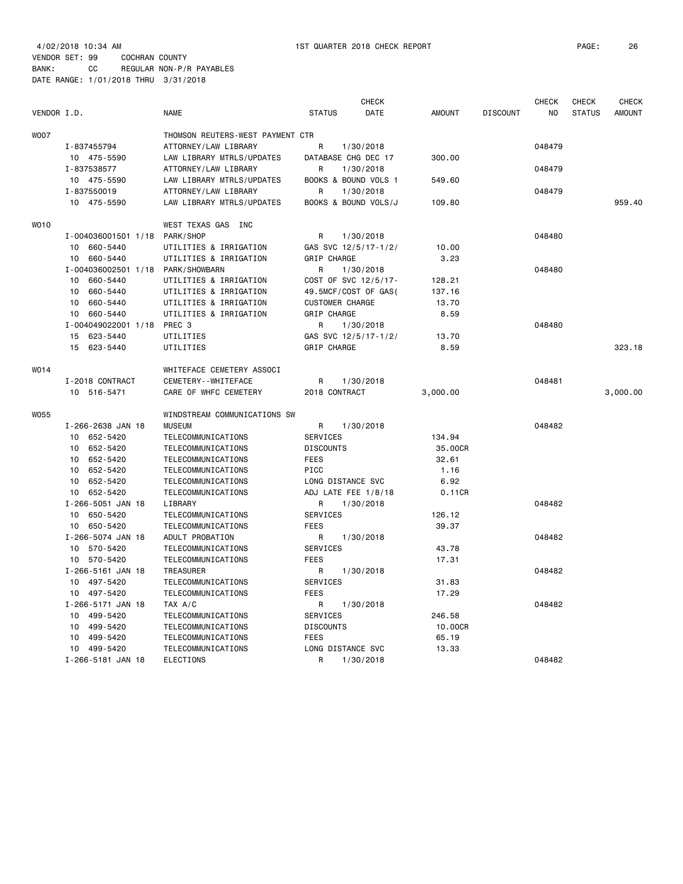4/02/2018 10:34 AM 1ST QUARTER 2018 CHECK REPORT

VENDOR SET: 99 COCHRAN COUNTY
BANK: CC REGULAR NON-P/R PAYABLES
DATE RANGE: 1/01/2018 THRU 3/31/2018

| VENDOR I.D. | NAME | STATUS | CHECK DATE | AMOUNT | DISCOUNT | CHECK NO | CHECK STATUS | CHECK AMOUNT |
|---|---|---|---|---|---|---|---|---|
| W007 | THOMSON REUTERS-WEST PAYMENT CTR | | | | | | | |
| I-837455794 | ATTORNEY/LAW LIBRARY | R | 1/30/2018 | | | 048479 | | |
| 10 475-5590 | LAW LIBRARY MTRLS/UPDATES | DATABASE CHG DEC 17 | | 300.00 | | | | |
| I-837538577 | ATTORNEY/LAW LIBRARY | R | 1/30/2018 | | | 048479 | | |
| 10 475-5590 | LAW LIBRARY MTRLS/UPDATES | BOOKS & BOUND VOLS 1 | | 549.60 | | | | |
| I-837550019 | ATTORNEY/LAW LIBRARY | R | 1/30/2018 | | | 048479 | | |
| 10 475-5590 | LAW LIBRARY MTRLS/UPDATES | BOOKS & BOUND VOLS/J | | 109.80 | | | | 959.40 |
| W010 | WEST TEXAS GAS INC | | | | | | | |
| I-004036001501 1/18 | PARK/SHOP | R | 1/30/2018 | | | 048480 | | |
| 10 660-5440 | UTILITIES & IRRIGATION | GAS SVC 12/5/17-1/2/ | | 10.00 | | | | |
| 10 660-5440 | UTILITIES & IRRIGATION | GRIP CHARGE | | 3.23 | | | | |
| I-004036002501 1/18 | PARK/SHOWBARN | R | 1/30/2018 | | | 048480 | | |
| 10 660-5440 | UTILITIES & IRRIGATION | COST OF SVC 12/5/17- | | 128.21 | | | | |
| 10 660-5440 | UTILITIES & IRRIGATION | 49.5MCF/COST OF GAS( | | 137.16 | | | | |
| 10 660-5440 | UTILITIES & IRRIGATION | CUSTOMER CHARGE | | 13.70 | | | | |
| 10 660-5440 | UTILITIES & IRRIGATION | GRIP CHARGE | | 8.59 | | | | |
| I-004049022001 1/18 | PREC 3 | R | 1/30/2018 | | | 048480 | | |
| 15 623-5440 | UTILITIES | GAS SVC 12/5/17-1/2/ | | 13.70 | | | | |
| 15 623-5440 | UTILITIES | GRIP CHARGE | | 8.59 | | | | 323.18 |
| W014 | WHITEFACE CEMETERY ASSOCI | | | | | | | |
| I-2018 CONTRACT | CEMETERY--WHITEFACE | R | 1/30/2018 | | | 048481 | | |
| 10 516-5471 | CARE OF WHFC CEMETERY | 2018 CONTRACT | | 3,000.00 | | | | 3,000.00 |
| W055 | WINDSTREAM COMMUNICATIONS SW | | | | | | | |
| I-266-2638 JAN 18 | MUSEUM | R | 1/30/2018 | | | 048482 | | |
| 10 652-5420 | TELECOMMUNICATIONS | SERVICES | | 134.94 | | | | |
| 10 652-5420 | TELECOMMUNICATIONS | DISCOUNTS | | 35.00CR | | | | |
| 10 652-5420 | TELECOMMUNICATIONS | FEES | | 32.61 | | | | |
| 10 652-5420 | TELECOMMUNICATIONS | PICC | | 1.16 | | | | |
| 10 652-5420 | TELECOMMUNICATIONS | LONG DISTANCE SVC | | 6.92 | | | | |
| 10 652-5420 | TELECOMMUNICATIONS | ADJ LATE FEE 1/8/18 | | 0.11CR | | | | |
| I-266-5051 JAN 18 | LIBRARY | R | 1/30/2018 | | | 048482 | | |
| 10 650-5420 | TELECOMMUNICATIONS | SERVICES | | 126.12 | | | | |
| 10 650-5420 | TELECOMMUNICATIONS | FEES | | 39.37 | | | | |
| I-266-5074 JAN 18 | ADULT PROBATION | R | 1/30/2018 | | | 048482 | | |
| 10 570-5420 | TELECOMMUNICATIONS | SERVICES | | 43.78 | | | | |
| 10 570-5420 | TELECOMMUNICATIONS | FEES | | 17.31 | | | | |
| I-266-5161 JAN 18 | TREASURER | R | 1/30/2018 | | | 048482 | | |
| 10 497-5420 | TELECOMMUNICATIONS | SERVICES | | 31.83 | | | | |
| 10 497-5420 | TELECOMMUNICATIONS | FEES | | 17.29 | | | | |
| I-266-5171 JAN 18 | TAX A/C | R | 1/30/2018 | | | 048482 | | |
| 10 499-5420 | TELECOMMUNICATIONS | SERVICES | | 246.58 | | | | |
| 10 499-5420 | TELECOMMUNICATIONS | DISCOUNTS | | 10.00CR | | | | |
| 10 499-5420 | TELECOMMUNICATIONS | FEES | | 65.19 | | | | |
| 10 499-5420 | TELECOMMUNICATIONS | LONG DISTANCE SVC | | 13.33 | | | | |
| I-266-5181 JAN 18 | ELECTIONS | R | 1/30/2018 | | | 048482 | | |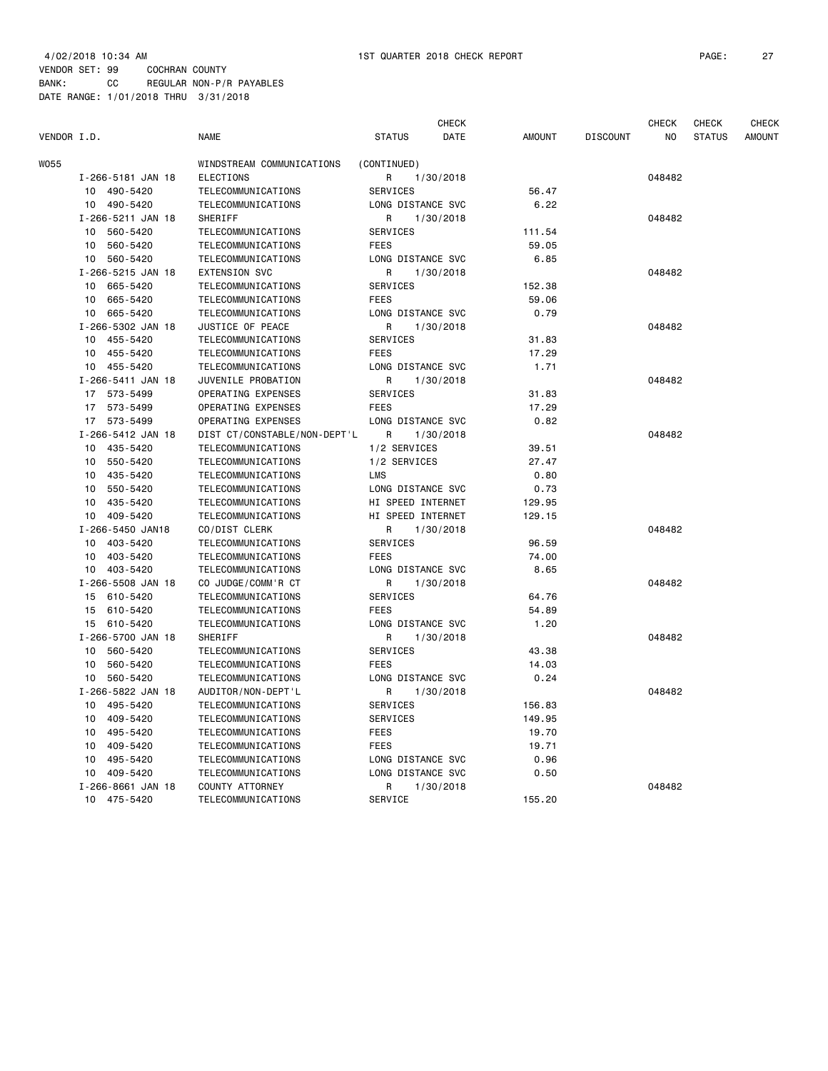4/02/2018 10:34 AM 1ST QUARTER 2018 CHECK REPORT

VENDOR SET: 99 COCHRAN COUNTY
BANK: CC REGULAR NON-P/R PAYABLES
DATE RANGE: 1/01/2018 THRU 3/31/2018

| VENDOR I.D. | NAME | STATUS | CHECK DATE | AMOUNT | DISCOUNT | CHECK NO | CHECK STATUS | CHECK AMOUNT |
|---|---|---|---|---|---|---|---|---|
| W055 | WINDSTREAM COMMUNICATIONS | (CONTINUED) | | | | | | |
| I-266-5181 JAN 18 | ELECTIONS | R | 1/30/2018 | | | 048482 | | |
| 10 490-5420 | TELECOMMUNICATIONS | SERVICES | | 56.47 | | | | |
| 10 490-5420 | TELECOMMUNICATIONS | LONG DISTANCE SVC | | 6.22 | | | | |
| I-266-5211 JAN 18 | SHERIFF | R | 1/30/2018 | | | 048482 | | |
| 10 560-5420 | TELECOMMUNICATIONS | SERVICES | | 111.54 | | | | |
| 10 560-5420 | TELECOMMUNICATIONS | FEES | | 59.05 | | | | |
| 10 560-5420 | TELECOMMUNICATIONS | LONG DISTANCE SVC | | 6.85 | | | | |
| I-266-5215 JAN 18 | EXTENSION SVC | R | 1/30/2018 | | | 048482 | | |
| 10 665-5420 | TELECOMMUNICATIONS | SERVICES | | 152.38 | | | | |
| 10 665-5420 | TELECOMMUNICATIONS | FEES | | 59.06 | | | | |
| 10 665-5420 | TELECOMMUNICATIONS | LONG DISTANCE SVC | | 0.79 | | | | |
| I-266-5302 JAN 18 | JUSTICE OF PEACE | R | 1/30/2018 | | | 048482 | | |
| 10 455-5420 | TELECOMMUNICATIONS | SERVICES | | 31.83 | | | | |
| 10 455-5420 | TELECOMMUNICATIONS | FEES | | 17.29 | | | | |
| 10 455-5420 | TELECOMMUNICATIONS | LONG DISTANCE SVC | | 1.71 | | | | |
| I-266-5411 JAN 18 | JUVENILE PROBATION | R | 1/30/2018 | | | 048482 | | |
| 17 573-5499 | OPERATING EXPENSES | SERVICES | | 31.83 | | | | |
| 17 573-5499 | OPERATING EXPENSES | FEES | | 17.29 | | | | |
| 17 573-5499 | OPERATING EXPENSES | LONG DISTANCE SVC | | 0.82 | | | | |
| I-266-5412 JAN 18 | DIST CT/CONSTABLE/NON-DEPT'L | R | 1/30/2018 | | | 048482 | | |
| 10 435-5420 | TELECOMMUNICATIONS | 1/2 SERVICES | | 39.51 | | | | |
| 10 550-5420 | TELECOMMUNICATIONS | 1/2 SERVICES | | 27.47 | | | | |
| 10 435-5420 | TELECOMMUNICATIONS | LMS | | 0.80 | | | | |
| 10 550-5420 | TELECOMMUNICATIONS | LONG DISTANCE SVC | | 0.73 | | | | |
| 10 435-5420 | TELECOMMUNICATIONS | HI SPEED INTERNET | | 129.95 | | | | |
| 10 409-5420 | TELECOMMUNICATIONS | HI SPEED INTERNET | | 129.15 | | | | |
| I-266-5450 JAN18 | CO/DIST CLERK | R | 1/30/2018 | | | 048482 | | |
| 10 403-5420 | TELECOMMUNICATIONS | SERVICES | | 96.59 | | | | |
| 10 403-5420 | TELECOMMUNICATIONS | FEES | | 74.00 | | | | |
| 10 403-5420 | TELECOMMUNICATIONS | LONG DISTANCE SVC | | 8.65 | | | | |
| I-266-5508 JAN 18 | CO JUDGE/COMM'R CT | R | 1/30/2018 | | | 048482 | | |
| 15 610-5420 | TELECOMMUNICATIONS | SERVICES | | 64.76 | | | | |
| 15 610-5420 | TELECOMMUNICATIONS | FEES | | 54.89 | | | | |
| 15 610-5420 | TELECOMMUNICATIONS | LONG DISTANCE SVC | | 1.20 | | | | |
| I-266-5700 JAN 18 | SHERIFF | R | 1/30/2018 | | | 048482 | | |
| 10 560-5420 | TELECOMMUNICATIONS | SERVICES | | 43.38 | | | | |
| 10 560-5420 | TELECOMMUNICATIONS | FEES | | 14.03 | | | | |
| 10 560-5420 | TELECOMMUNICATIONS | LONG DISTANCE SVC | | 0.24 | | | | |
| I-266-5822 JAN 18 | AUDITOR/NON-DEPT'L | R | 1/30/2018 | | | 048482 | | |
| 10 495-5420 | TELECOMMUNICATIONS | SERVICES | | 156.83 | | | | |
| 10 409-5420 | TELECOMMUNICATIONS | SERVICES | | 149.95 | | | | |
| 10 495-5420 | TELECOMMUNICATIONS | FEES | | 19.70 | | | | |
| 10 409-5420 | TELECOMMUNICATIONS | FEES | | 19.71 | | | | |
| 10 495-5420 | TELECOMMUNICATIONS | LONG DISTANCE SVC | | 0.96 | | | | |
| 10 409-5420 | TELECOMMUNICATIONS | LONG DISTANCE SVC | | 0.50 | | | | |
| I-266-8661 JAN 18 | COUNTY ATTORNEY | R | 1/30/2018 | | | 048482 | | |
| 10 475-5420 | TELECOMMUNICATIONS | SERVICE | | 155.20 | | | | |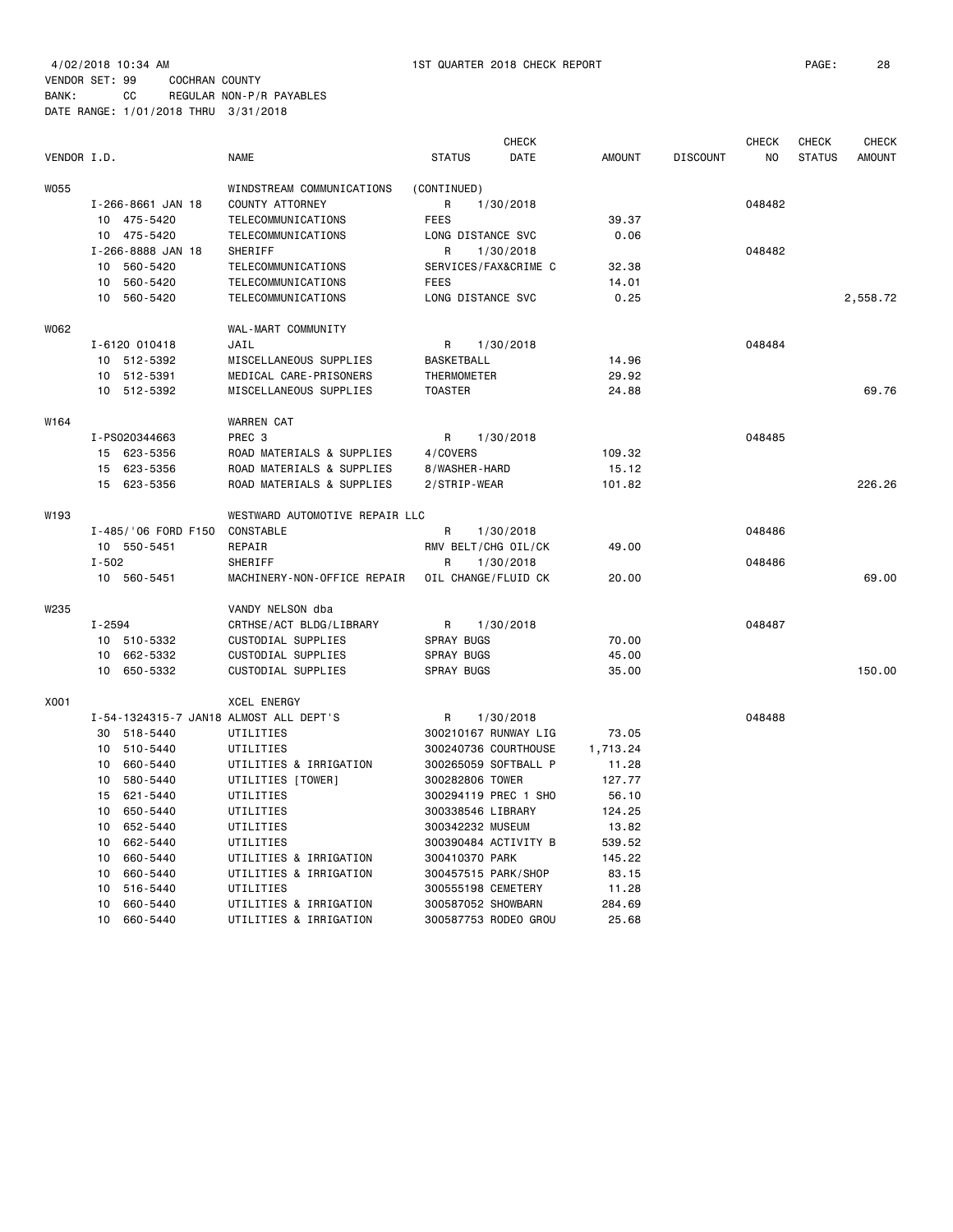4/02/2018 10:34 AM　　1ST QUARTER 2018 CHECK REPORT

VENDOR SET: 99　COCHRAN COUNTY
BANK: CC　REGULAR NON-P/R PAYABLES
DATE RANGE: 1/01/2018 THRU 3/31/2018

| VENDOR I.D. | | NAME | STATUS | CHECK DATE | AMOUNT | DISCOUNT | CHECK NO | CHECK STATUS | CHECK AMOUNT |
|---|---|---|---|---|---|---|---|---|---|
| W055 | | WINDSTREAM COMMUNICATIONS | (CONTINUED) | | | | | | |
| | I-266-8661 JAN 18 | COUNTY ATTORNEY | R | 1/30/2018 | | | 048482 | | |
| | 10 475-5420 | TELECOMMUNICATIONS | FEES | | 39.37 | | | | |
| | 10 475-5420 | TELECOMMUNICATIONS | LONG DISTANCE SVC | | 0.06 | | | | |
| | I-266-8888 JAN 18 | SHERIFF | R | 1/30/2018 | | | 048482 | | |
| | 10 560-5420 | TELECOMMUNICATIONS | SERVICES/FAX&CRIME C | | 32.38 | | | | |
| | 10 560-5420 | TELECOMMUNICATIONS | FEES | | 14.01 | | | | |
| | 10 560-5420 | TELECOMMUNICATIONS | LONG DISTANCE SVC | | 0.25 | | | | 2,558.72 |
| W062 | | WAL-MART COMMUNITY | | | | | | | |
| | I-6120 010418 | JAIL | R | 1/30/2018 | | | 048484 | | |
| | 10 512-5392 | MISCELLANEOUS SUPPLIES | BASKETBALL | | 14.96 | | | | |
| | 10 512-5391 | MEDICAL CARE-PRISONERS | THERMOMETER | | 29.92 | | | | |
| | 10 512-5392 | MISCELLANEOUS SUPPLIES | TOASTER | | 24.88 | | | | 69.76 |
| W164 | | WARREN CAT | | | | | | | |
| | I-PS020344663 | PREC 3 | R | 1/30/2018 | | | 048485 | | |
| | 15 623-5356 | ROAD MATERIALS & SUPPLIES | 4/COVERS | | 109.32 | | | | |
| | 15 623-5356 | ROAD MATERIALS & SUPPLIES | 8/WASHER-HARD | | 15.12 | | | | |
| | 15 623-5356 | ROAD MATERIALS & SUPPLIES | 2/STRIP-WEAR | | 101.82 | | | | 226.26 |
| W193 | | WESTWARD AUTOMOTIVE REPAIR LLC | | | | | | | |
| | I-485/'06 FORD F150 | CONSTABLE | R | 1/30/2018 | | | 048486 | | |
| | 10 550-5451 | REPAIR | RMV BELT/CHG OIL/CK | | 49.00 | | | | |
| | I-502 | SHERIFF | R | 1/30/2018 | | | 048486 | | |
| | 10 560-5451 | MACHINERY-NON-OFFICE REPAIR | OIL CHANGE/FLUID CK | | 20.00 | | | | 69.00 |
| W235 | | VANDY NELSON dba | | | | | | | |
| | I-2594 | CRTHSE/ACT BLDG/LIBRARY | R | 1/30/2018 | | | 048487 | | |
| | 10 510-5332 | CUSTODIAL SUPPLIES | SPRAY BUGS | | 70.00 | | | | |
| | 10 662-5332 | CUSTODIAL SUPPLIES | SPRAY BUGS | | 45.00 | | | | |
| | 10 650-5332 | CUSTODIAL SUPPLIES | SPRAY BUGS | | 35.00 | | | | 150.00 |
| X001 | | XCEL ENERGY | | | | | | | |
| | I-54-1324315-7 JAN18 | ALMOST ALL DEPT'S | R | 1/30/2018 | | | 048488 | | |
| | 30 518-5440 | UTILITIES | 300210167 RUNWAY LIG | | 73.05 | | | | |
| | 10 510-5440 | UTILITIES | 300240736 COURTHOUSE | | 1,713.24 | | | | |
| | 10 660-5440 | UTILITIES & IRRIGATION | 300265059 SOFTBALL P | | 11.28 | | | | |
| | 10 580-5440 | UTILITIES [TOWER] | 300282806 TOWER | | 127.77 | | | | |
| | 15 621-5440 | UTILITIES | 300294119 PREC 1 SHO | | 56.10 | | | | |
| | 10 650-5440 | UTILITIES | 300338546 LIBRARY | | 124.25 | | | | |
| | 10 652-5440 | UTILITIES | 300342232 MUSEUM | | 13.82 | | | | |
| | 10 662-5440 | UTILITIES | 300390484 ACTIVITY B | | 539.52 | | | | |
| | 10 660-5440 | UTILITIES & IRRIGATION | 300410370 PARK | | 145.22 | | | | |
| | 10 660-5440 | UTILITIES & IRRIGATION | 300457515 PARK/SHOP | | 83.15 | | | | |
| | 10 516-5440 | UTILITIES | 300555198 CEMETERY | | 11.28 | | | | |
| | 10 660-5440 | UTILITIES & IRRIGATION | 300587052 SHOWBARN | | 284.69 | | | | |
| | 10 660-5440 | UTILITIES & IRRIGATION | 300587753 RODEO GROU | | 25.68 | | | | |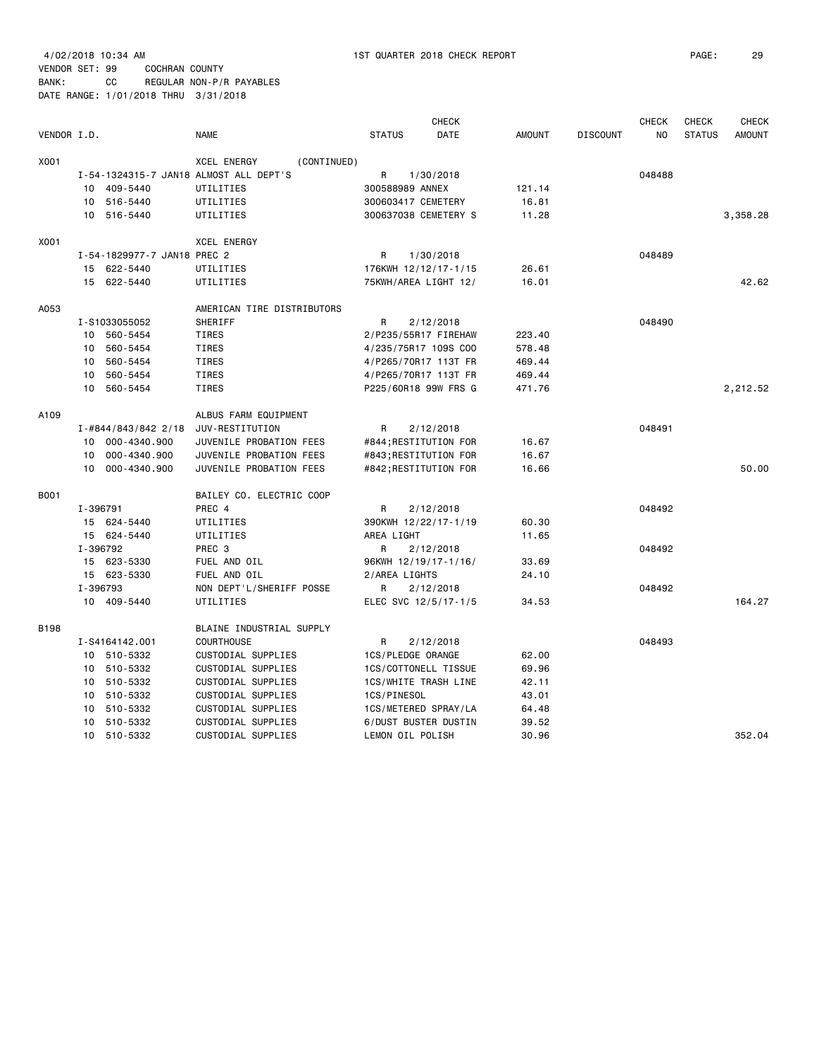4/02/2018 10:34 AM 1ST QUARTER 2018 CHECK REPORT

VENDOR SET: 99 COCHRAN COUNTY
BANK: CC REGULAR NON-P/R PAYABLES
DATE RANGE: 1/01/2018 THRU 3/31/2018

| VENDOR I.D. | NAME | STATUS | CHECK DATE | AMOUNT | DISCOUNT | CHECK NO | CHECK STATUS | CHECK AMOUNT |
|---|---|---|---|---|---|---|---|---|
| X001 | XCEL ENERGY (CONTINUED) | | | | | | | |
| I-54-1324315-7 JAN18 | ALMOST ALL DEPT'S | R | 1/30/2018 | | | 048488 | | |
| 10 409-5440 | UTILITIES | 300588989 ANNEX | | 121.14 | | | | |
| 10 516-5440 | UTILITIES | 300603417 CEMETERY | | 16.81 | | | | |
| 10 516-5440 | UTILITIES | 300637038 CEMETERY S | | 11.28 | | | | 3,358.28 |
| X001 | XCEL ENERGY | | | | | | | |
| I-54-1829977-7 JAN18 | PREC 2 | R | 1/30/2018 | | | 048489 | | |
| 15 622-5440 | UTILITIES | 176KWH 12/12/17-1/15 | | 26.61 | | | | |
| 15 622-5440 | UTILITIES | 75KWH/AREA LIGHT 12/ | | 16.01 | | | | 42.62 |
| A053 | AMERICAN TIRE DISTRIBUTORS | | | | | | | |
| I-S1033055052 | SHERIFF | R | 2/12/2018 | | | 048490 | | |
| 10 560-5454 | TIRES | 2/P235/55R17 FIREHAW | | 223.40 | | | | |
| 10 560-5454 | TIRES | 4/235/75R17 109S COO | | 578.48 | | | | |
| 10 560-5454 | TIRES | 4/P265/70R17 113T FR | | 469.44 | | | | |
| 10 560-5454 | TIRES | 4/P265/70R17 113T FR | | 469.44 | | | | |
| 10 560-5454 | TIRES | P225/60R18 99W FRS G | | 471.76 | | | | 2,212.52 |
| A109 | ALBUS FARM EQUIPMENT | | | | | | | |
| I-#844/843/842 2/18 | JUV-RESTITUTION | R | 2/12/2018 | | | 048491 | | |
| 10 000-4340.900 | JUVENILE PROBATION FEES | #844;RESTITUTION FOR | | 16.67 | | | | |
| 10 000-4340.900 | JUVENILE PROBATION FEES | #843;RESTITUTION FOR | | 16.67 | | | | |
| 10 000-4340.900 | JUVENILE PROBATION FEES | #842;RESTITUTION FOR | | 16.66 | | | | 50.00 |
| B001 | BAILEY CO. ELECTRIC COOP | | | | | | | |
| I-396791 | PREC 4 | R | 2/12/2018 | | | 048492 | | |
| 15 624-5440 | UTILITIES | 390KWH 12/22/17-1/19 | | 60.30 | | | | |
| 15 624-5440 | UTILITIES | AREA LIGHT | | 11.65 | | | | |
| I-396792 | PREC 3 | R | 2/12/2018 | | | 048492 | | |
| 15 623-5330 | FUEL AND OIL | 96KWH 12/19/17-1/16/ | | 33.69 | | | | |
| 15 623-5330 | FUEL AND OIL | 2/AREA LIGHTS | | 24.10 | | | | |
| I-396793 | NON DEPT'L/SHERIFF POSSE | R | 2/12/2018 | | | 048492 | | |
| 10 409-5440 | UTILITIES | ELEC SVC 12/5/17-1/5 | | 34.53 | | | | 164.27 |
| B198 | BLAINE INDUSTRIAL SUPPLY | | | | | | | |
| I-S4164142.001 | COURTHOUSE | R | 2/12/2018 | | | 048493 | | |
| 10 510-5332 | CUSTODIAL SUPPLIES | 1CS/PLEDGE ORANGE | | 62.00 | | | | |
| 10 510-5332 | CUSTODIAL SUPPLIES | 1CS/COTTONELL TISSUE | | 69.96 | | | | |
| 10 510-5332 | CUSTODIAL SUPPLIES | 1CS/WHITE TRASH LINE | | 42.11 | | | | |
| 10 510-5332 | CUSTODIAL SUPPLIES | 1CS/PINESOL | | 43.01 | | | | |
| 10 510-5332 | CUSTODIAL SUPPLIES | 1CS/METERED SPRAY/LA | | 64.48 | | | | |
| 10 510-5332 | CUSTODIAL SUPPLIES | 6/DUST BUSTER DUSTIN | | 39.52 | | | | |
| 10 510-5332 | CUSTODIAL SUPPLIES | LEMON OIL POLISH | | 30.96 | | | | 352.04 |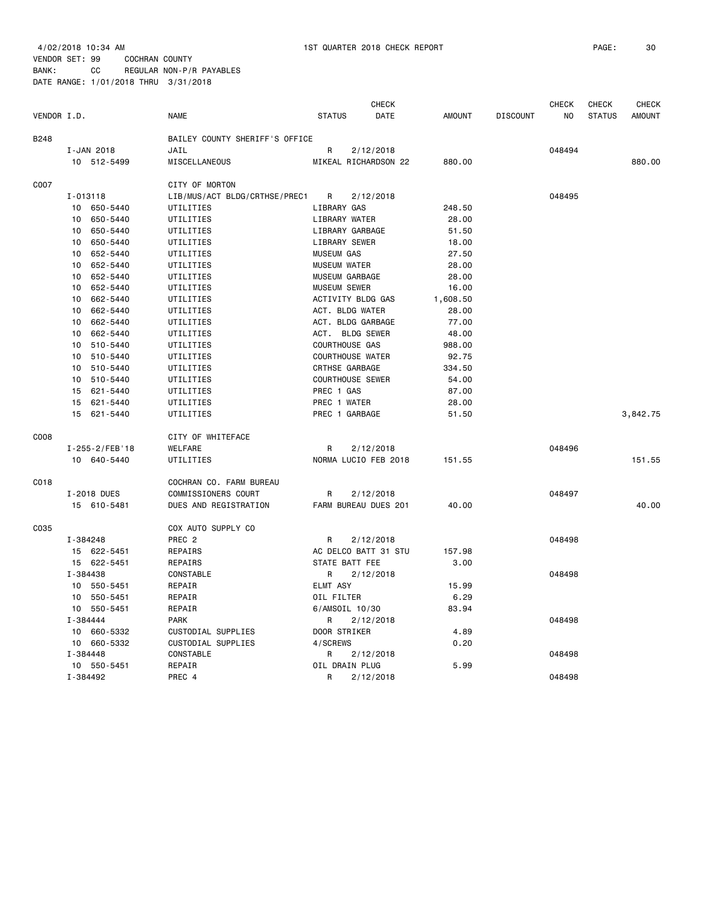4/02/2018 10:34 AM 1ST QUARTER 2018 CHECK REPORT

VENDOR SET: 99 COCHRAN COUNTY
BANK: CC REGULAR NON-P/R PAYABLES
DATE RANGE: 1/01/2018 THRU 3/31/2018

| VENDOR I.D. | NAME | STATUS | CHECK DATE | AMOUNT | DISCOUNT | CHECK NO | CHECK STATUS | CHECK AMOUNT |
|---|---|---|---|---|---|---|---|---|
| B248 | BAILEY COUNTY SHERIFF'S OFFICE | | | | | | | |
| I-JAN 2018 | JAIL | R | 2/12/2018 | | | 048494 | | |
| 10 512-5499 | MISCELLANEOUS | MIKEAL RICHARDSON 22 | | 880.00 | | | | 880.00 |
| C007 | CITY OF MORTON | | | | | | | |
| I-013118 | LIB/MUS/ACT BLDG/CRTHSE/PREC1 | R | 2/12/2018 | | | 048495 | | |
| 10 650-5440 | UTILITIES | LIBRARY GAS | | 248.50 | | | | |
| 10 650-5440 | UTILITIES | LIBRARY WATER | | 28.00 | | | | |
| 10 650-5440 | UTILITIES | LIBRARY GARBAGE | | 51.50 | | | | |
| 10 650-5440 | UTILITIES | LIBRARY SEWER | | 18.00 | | | | |
| 10 652-5440 | UTILITIES | MUSEUM GAS | | 27.50 | | | | |
| 10 652-5440 | UTILITIES | MUSEUM WATER | | 28.00 | | | | |
| 10 652-5440 | UTILITIES | MUSEUM GARBAGE | | 28.00 | | | | |
| 10 652-5440 | UTILITIES | MUSEUM SEWER | | 16.00 | | | | |
| 10 662-5440 | UTILITIES | ACTIVITY BLDG GAS | | 1,608.50 | | | | |
| 10 662-5440 | UTILITIES | ACT. BLDG WATER | | 28.00 | | | | |
| 10 662-5440 | UTILITIES | ACT. BLDG GARBAGE | | 77.00 | | | | |
| 10 662-5440 | UTILITIES | ACT. BLDG SEWER | | 48.00 | | | | |
| 10 510-5440 | UTILITIES | COURTHOUSE GAS | | 988.00 | | | | |
| 10 510-5440 | UTILITIES | COURTHOUSE WATER | | 92.75 | | | | |
| 10 510-5440 | UTILITIES | CRTHSE GARBAGE | | 334.50 | | | | |
| 10 510-5440 | UTILITIES | COURTHOUSE SEWER | | 54.00 | | | | |
| 15 621-5440 | UTILITIES | PREC 1 GAS | | 87.00 | | | | |
| 15 621-5440 | UTILITIES | PREC 1 WATER | | 28.00 | | | | |
| 15 621-5440 | UTILITIES | PREC 1 GARBAGE | | 51.50 | | | | 3,842.75 |
| C008 | CITY OF WHITEFACE | | | | | | | |
| I-255-2/FEB'18 | WELFARE | R | 2/12/2018 | | | 048496 | | |
| 10 640-5440 | UTILITIES | NORMA LUCIO FEB 2018 | | 151.55 | | | | 151.55 |
| C018 | COCHRAN CO. FARM BUREAU | | | | | | | |
| I-2018 DUES | COMMISSIONERS COURT | R | 2/12/2018 | | | 048497 | | |
| 15 610-5481 | DUES AND REGISTRATION | FARM BUREAU DUES 201 | | 40.00 | | | | 40.00 |
| C035 | COX AUTO SUPPLY CO | | | | | | | |
| I-384248 | PREC 2 | R | 2/12/2018 | | | 048498 | | |
| 15 622-5451 | REPAIRS | AC DELCO BATT 31 STU | | 157.98 | | | | |
| 15 622-5451 | REPAIRS | STATE BATT FEE | | 3.00 | | | | |
| I-384438 | CONSTABLE | R | 2/12/2018 | | | 048498 | | |
| 10 550-5451 | REPAIR | ELMT ASY | | 15.99 | | | | |
| 10 550-5451 | REPAIR | OIL FILTER | | 6.29 | | | | |
| 10 550-5451 | REPAIR | 6/AMSOIL 10/30 | | 83.94 | | | | |
| I-384444 | PARK | R | 2/12/2018 | | | 048498 | | |
| 10 660-5332 | CUSTODIAL SUPPLIES | DOOR STRIKER | | 4.89 | | | | |
| 10 660-5332 | CUSTODIAL SUPPLIES | 4/SCREWS | | 0.20 | | | | |
| I-384448 | CONSTABLE | R | 2/12/2018 | | | 048498 | | |
| 10 550-5451 | REPAIR | OIL DRAIN PLUG | | 5.99 | | | | |
| I-384492 | PREC 4 | R | 2/12/2018 | | | 048498 | | |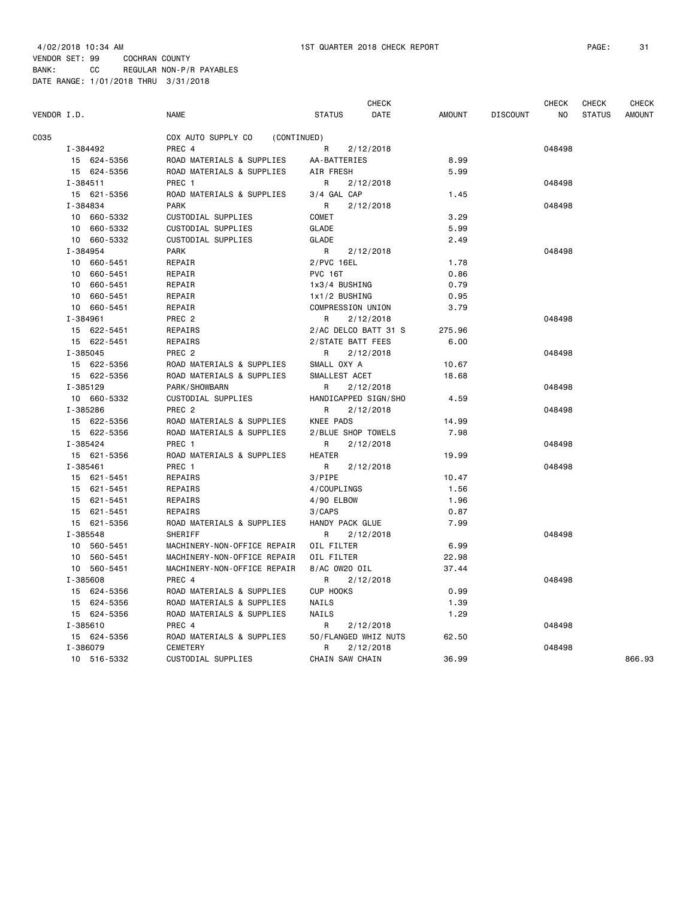4/02/2018 10:34 AM 1ST QUARTER 2018 CHECK REPORT

VENDOR SET: 99 COCHRAN COUNTY
BANK: CC REGULAR NON-P/R PAYABLES
DATE RANGE: 1/01/2018 THRU 3/31/2018

| VENDOR I.D. | NAME | STATUS | CHECK DATE | AMOUNT | DISCOUNT | CHECK NO | CHECK STATUS | CHECK AMOUNT |
|---|---|---|---|---|---|---|---|---|
| C035 | COX AUTO SUPPLY CO (CONTINUED) | | | | | | | |
| I-384492 | PREC 4 | R | 2/12/2018 | | | 048498 | | |
| 15 624-5356 | ROAD MATERIALS & SUPPLIES | AA-BATTERIES | | 8.99 | | | | |
| 15 624-5356 | ROAD MATERIALS & SUPPLIES | AIR FRESH | | 5.99 | | | | |
| I-384511 | PREC 1 | R | 2/12/2018 | | | 048498 | | |
| 15 621-5356 | ROAD MATERIALS & SUPPLIES | 3/4 GAL CAP | | 1.45 | | | | |
| I-384834 | PARK | R | 2/12/2018 | | | 048498 | | |
| 10 660-5332 | CUSTODIAL SUPPLIES | COMET | | 3.29 | | | | |
| 10 660-5332 | CUSTODIAL SUPPLIES | GLADE | | 5.99 | | | | |
| 10 660-5332 | CUSTODIAL SUPPLIES | GLADE | | 2.49 | | | | |
| I-384954 | PARK | R | 2/12/2018 | | | 048498 | | |
| 10 660-5451 | REPAIR | 2/PVC 16EL | | 1.78 | | | | |
| 10 660-5451 | REPAIR | PVC 16T | | 0.86 | | | | |
| 10 660-5451 | REPAIR | 1x3/4 BUSHING | | 0.79 | | | | |
| 10 660-5451 | REPAIR | 1x1/2 BUSHING | | 0.95 | | | | |
| 10 660-5451 | REPAIR | COMPRESSION UNION | | 3.79 | | | | |
| I-384961 | PREC 2 | R | 2/12/2018 | | | 048498 | | |
| 15 622-5451 | REPAIRS | 2/AC DELCO BATT 31 S | | 275.96 | | | | |
| 15 622-5451 | REPAIRS | 2/STATE BATT FEES | | 6.00 | | | | |
| I-385045 | PREC 2 | R | 2/12/2018 | | | 048498 | | |
| 15 622-5356 | ROAD MATERIALS & SUPPLIES | SMALL OXY A | | 10.67 | | | | |
| 15 622-5356 | ROAD MATERIALS & SUPPLIES | SMALLEST ACET | | 18.68 | | | | |
| I-385129 | PARK/SHOWBARN | R | 2/12/2018 | | | 048498 | | |
| 10 660-5332 | CUSTODIAL SUPPLIES | HANDICAPPED SIGN/SHO | | 4.59 | | | | |
| I-385286 | PREC 2 | R | 2/12/2018 | | | 048498 | | |
| 15 622-5356 | ROAD MATERIALS & SUPPLIES | KNEE PADS | | 14.99 | | | | |
| 15 622-5356 | ROAD MATERIALS & SUPPLIES | 2/BLUE SHOP TOWELS | | 7.98 | | | | |
| I-385424 | PREC 1 | R | 2/12/2018 | | | 048498 | | |
| 15 621-5356 | ROAD MATERIALS & SUPPLIES | HEATER | | 19.99 | | | | |
| I-385461 | PREC 1 | R | 2/12/2018 | | | 048498 | | |
| 15 621-5451 | REPAIRS | 3/PIPE | | 10.47 | | | | |
| 15 621-5451 | REPAIRS | 4/COUPLINGS | | 1.56 | | | | |
| 15 621-5451 | REPAIRS | 4/90 ELBOW | | 1.96 | | | | |
| 15 621-5451 | REPAIRS | 3/CAPS | | 0.87 | | | | |
| 15 621-5356 | ROAD MATERIALS & SUPPLIES | HANDY PACK GLUE | | 7.99 | | | | |
| I-385548 | SHERIFF | R | 2/12/2018 | | | 048498 | | |
| 10 560-5451 | MACHINERY-NON-OFFICE REPAIR | OIL FILTER | | 6.99 | | | | |
| 10 560-5451 | MACHINERY-NON-OFFICE REPAIR | OIL FILTER | | 22.98 | | | | |
| 10 560-5451 | MACHINERY-NON-OFFICE REPAIR | 8/AC 0W20 OIL | | 37.44 | | | | |
| I-385608 | PREC 4 | R | 2/12/2018 | | | 048498 | | |
| 15 624-5356 | ROAD MATERIALS & SUPPLIES | CUP HOOKS | | 0.99 | | | | |
| 15 624-5356 | ROAD MATERIALS & SUPPLIES | NAILS | | 1.39 | | | | |
| 15 624-5356 | ROAD MATERIALS & SUPPLIES | NAILS | | 1.29 | | | | |
| I-385610 | PREC 4 | R | 2/12/2018 | | | 048498 | | |
| 15 624-5356 | ROAD MATERIALS & SUPPLIES | 50/FLANGED WHIZ NUTS | | 62.50 | | | | |
| I-386079 | CEMETERY | R | 2/12/2018 | | | 048498 | | |
| 10 516-5332 | CUSTODIAL SUPPLIES | CHAIN SAW CHAIN | | 36.99 | | | | 866.93 |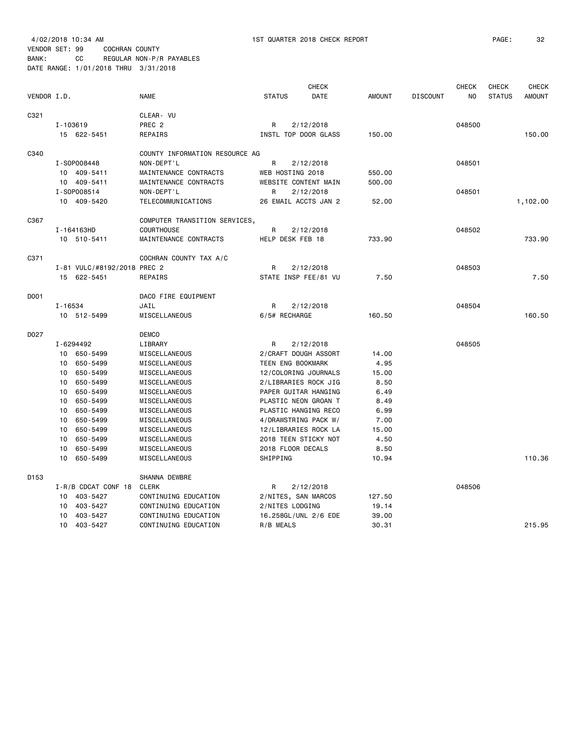4/02/2018 10:34 AM 1ST QUARTER 2018 CHECK REPORT

VENDOR SET: 99 COCHRAN COUNTY
BANK: CC REGULAR NON-P/R PAYABLES
DATE RANGE: 1/01/2018 THRU 3/31/2018

| VENDOR I.D. | | NAME | STATUS | CHECK DATE | AMOUNT | DISCOUNT | CHECK NO | CHECK STATUS | CHECK AMOUNT |
|---|---|---|---|---|---|---|---|---|---|
| C321 | | CLEAR- VU | | | | | | | |
| | I-103619 | PREC 2 | R | 2/12/2018 | | | 048500 | | |
| | 15 622-5451 | REPAIRS | INSTL TOP DOOR GLASS | | 150.00 | | | | 150.00 |
| C340 | | COUNTY INFORMATION RESOURCE AG | | | | | | | |
| | I-SOP008448 | NON-DEPT'L | R | 2/12/2018 | | | 048501 | | |
| | 10 409-5411 | MAINTENANCE CONTRACTS | WEB HOSTING 2018 | | 550.00 | | | | |
| | 10 409-5411 | MAINTENANCE CONTRACTS | WEBSITE CONTENT MAIN | | 500.00 | | | | |
| | I-SOP008514 | NON-DEPT'L | R | 2/12/2018 | | | 048501 | | |
| | 10 409-5420 | TELECOMMUNICATIONS | 26 EMAIL ACCTS JAN 2 | | 52.00 | | | | 1,102.00 |
| C367 | | COMPUTER TRANSITION SERVICES, | | | | | | | |
| | I-164163HD | COURTHOUSE | R | 2/12/2018 | | | 048502 | | |
| | 10 510-5411 | MAINTENANCE CONTRACTS | HELP DESK FEB 18 | | 733.90 | | | | 733.90 |
| C371 | | COCHRAN COUNTY TAX A/C | | | | | | | |
| | I-81 VULC/#8192/2018 | PREC 2 | R | 2/12/2018 | | | 048503 | | |
| | 15 622-5451 | REPAIRS | STATE INSP FEE/81 VU | | 7.50 | | | | 7.50 |
| D001 | | DACO FIRE EQUIPMENT | | | | | | | |
| | I-16534 | JAIL | R | 2/12/2018 | | | 048504 | | |
| | 10 512-5499 | MISCELLANEOUS | 6/5# RECHARGE | | 160.50 | | | | 160.50 |
| D027 | | DEMCO | | | | | | | |
| | I-6294492 | LIBRARY | R | 2/12/2018 | | | 048505 | | |
| | 10 650-5499 | MISCELLANEOUS | 2/CRAFT DOUGH ASSORT | | 14.00 | | | | |
| | 10 650-5499 | MISCELLANEOUS | TEEN ENG BOOKMARK | | 4.95 | | | | |
| | 10 650-5499 | MISCELLANEOUS | 12/COLORING JOURNALS | | 15.00 | | | | |
| | 10 650-5499 | MISCELLANEOUS | 2/LIBRARIES ROCK JIG | | 8.50 | | | | |
| | 10 650-5499 | MISCELLANEOUS | PAPER GUITAR HANGING | | 6.49 | | | | |
| | 10 650-5499 | MISCELLANEOUS | PLASTIC NEON GROAN T | | 8.49 | | | | |
| | 10 650-5499 | MISCELLANEOUS | PLASTIC HANGING RECO | | 6.99 | | | | |
| | 10 650-5499 | MISCELLANEOUS | 4/DRAWSTRING PACK W/ | | 7.00 | | | | |
| | 10 650-5499 | MISCELLANEOUS | 12/LIBRARIES ROCK LA | | 15.00 | | | | |
| | 10 650-5499 | MISCELLANEOUS | 2018 TEEN STICKY NOT | | 4.50 | | | | |
| | 10 650-5499 | MISCELLANEOUS | 2018 FLOOR DECALS | | 8.50 | | | | |
| | 10 650-5499 | MISCELLANEOUS | SHIPPING | | 10.94 | | | | 110.36 |
| D153 | | SHANNA DEWBRE | | | | | | | |
| | I-R/B CDCAT CONF 18 | CLERK | R | 2/12/2018 | | | 048506 | | |
| | 10 403-5427 | CONTINUING EDUCATION | 2/NITES, SAN MARCOS | | 127.50 | | | | |
| | 10 403-5427 | CONTINUING EDUCATION | 2/NITES LODGING | | 19.14 | | | | |
| | 10 403-5427 | CONTINUING EDUCATION | 16.258GL/UNL 2/6 EDE | | 39.00 | | | | |
| | 10 403-5427 | CONTINUING EDUCATION | R/B MEALS | | 30.31 | | | | 215.95 |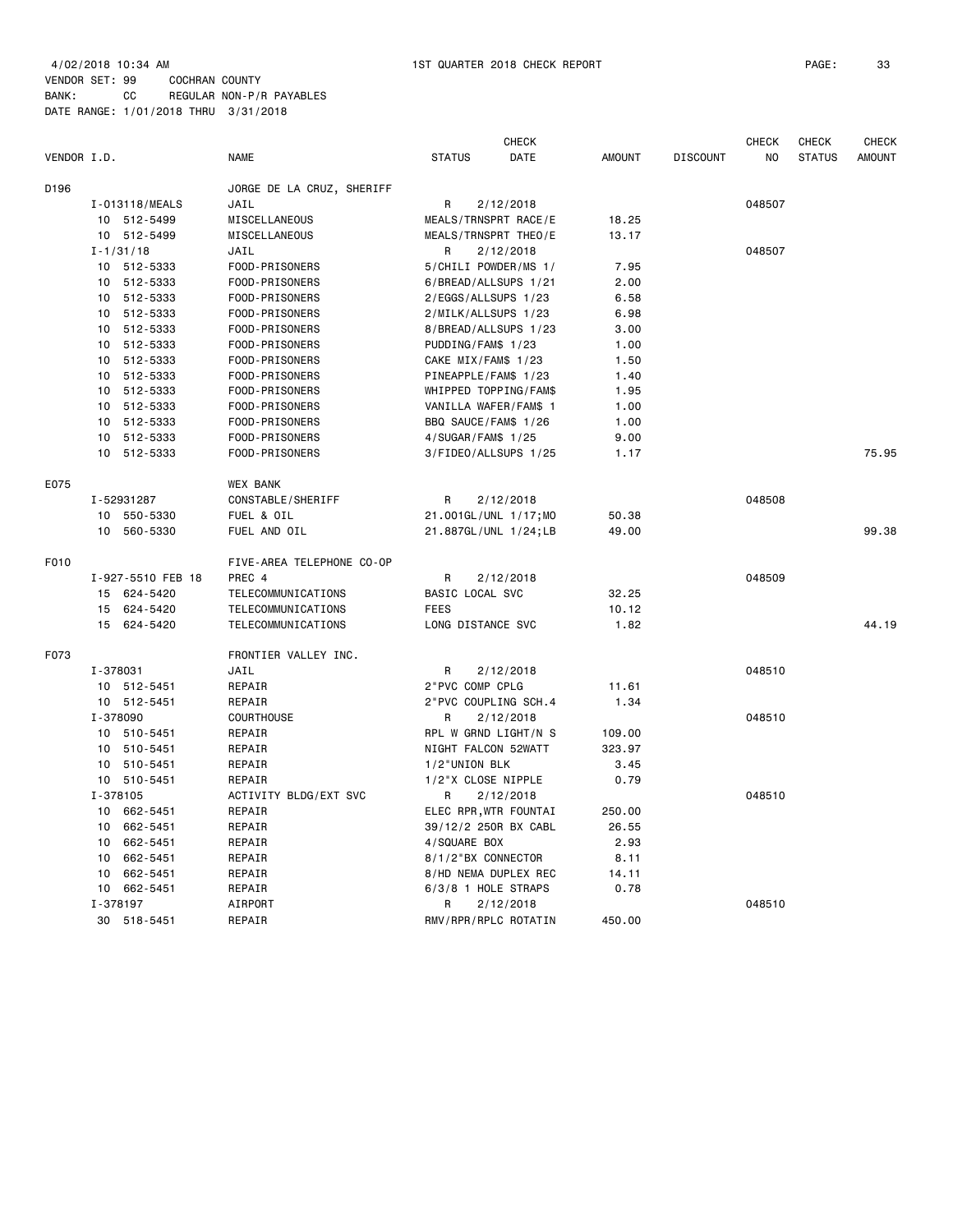4/02/2018 10:34 AM 1ST QUARTER 2018 CHECK REPORT

VENDOR SET: 99 COCHRAN COUNTY
BANK: CC REGULAR NON-P/R PAYABLES
DATE RANGE: 1/01/2018 THRU 3/31/2018

| VENDOR I.D. | NAME | STATUS | CHECK DATE | AMOUNT | DISCOUNT | CHECK NO | CHECK STATUS | CHECK AMOUNT |
|---|---|---|---|---|---|---|---|---|
| D196 | JORGE DE LA CRUZ, SHERIFF | | | | | | | |
| I-013118/MEALS | JAIL | R | 2/12/2018 | | | 048507 | | |
| 10 512-5499 | MISCELLANEOUS | MEALS/TRNSPRT RACE/E | | 18.25 | | | | |
| 10 512-5499 | MISCELLANEOUS | MEALS/TRNSPRT THEO/E | | 13.17 | | | | |
| I-1/31/18 | JAIL | R | 2/12/2018 | | | 048507 | | |
| 10 512-5333 | FOOD-PRISONERS | 5/CHILI POWDER/MS 1/ | | 7.95 | | | | |
| 10 512-5333 | FOOD-PRISONERS | 6/BREAD/ALLSUPS 1/21 | | 2.00 | | | | |
| 10 512-5333 | FOOD-PRISONERS | 2/EGGS/ALLSUPS 1/23 | | 6.58 | | | | |
| 10 512-5333 | FOOD-PRISONERS | 2/MILK/ALLSUPS 1/23 | | 6.98 | | | | |
| 10 512-5333 | FOOD-PRISONERS | 8/BREAD/ALLSUPS 1/23 | | 3.00 | | | | |
| 10 512-5333 | FOOD-PRISONERS | PUDDING/FAM$ 1/23 | | 1.00 | | | | |
| 10 512-5333 | FOOD-PRISONERS | CAKE MIX/FAM$ 1/23 | | 1.50 | | | | |
| 10 512-5333 | FOOD-PRISONERS | PINEAPPLE/FAM$ 1/23 | | 1.40 | | | | |
| 10 512-5333 | FOOD-PRISONERS | WHIPPED TOPPING/FAM$ | | 1.95 | | | | |
| 10 512-5333 | FOOD-PRISONERS | VANILLA WAFER/FAM$ 1 | | 1.00 | | | | |
| 10 512-5333 | FOOD-PRISONERS | BBQ SAUCE/FAM$ 1/26 | | 1.00 | | | | |
| 10 512-5333 | FOOD-PRISONERS | 4/SUGAR/FAM$ 1/25 | | 9.00 | | | | |
| 10 512-5333 | FOOD-PRISONERS | 3/FIDEO/ALLSUPS 1/25 | | 1.17 | | | | 75.95 |
| E075 | WEX BANK | | | | | | | |
| I-52931287 | CONSTABLE/SHERIFF | R | 2/12/2018 | | | 048508 | | |
| 10 550-5330 | FUEL & OIL | 21.001GL/UNL 1/17;MO | | 50.38 | | | | |
| 10 560-5330 | FUEL AND OIL | 21.887GL/UNL 1/24;LB | | 49.00 | | | | 99.38 |
| F010 | FIVE-AREA TELEPHONE CO-OP | | | | | | | |
| I-927-5510 FEB 18 | PREC 4 | R | 2/12/2018 | | | 048509 | | |
| 15 624-5420 | TELECOMMUNICATIONS | BASIC LOCAL SVC | | 32.25 | | | | |
| 15 624-5420 | TELECOMMUNICATIONS | FEES | | 10.12 | | | | |
| 15 624-5420 | TELECOMMUNICATIONS | LONG DISTANCE SVC | | 1.82 | | | | 44.19 |
| F073 | FRONTIER VALLEY INC. | | | | | | | |
| I-378031 | JAIL | R | 2/12/2018 | | | 048510 | | |
| 10 512-5451 | REPAIR | 2"PVC COMP CPLG | | 11.61 | | | | |
| 10 512-5451 | REPAIR | 2"PVC COUPLING SCH.4 | | 1.34 | | | | |
| I-378090 | COURTHOUSE | R | 2/12/2018 | | | 048510 | | |
| 10 510-5451 | REPAIR | RPL W GRND LIGHT/N S | | 109.00 | | | | |
| 10 510-5451 | REPAIR | NIGHT FALCON 52WATT | | 323.97 | | | | |
| 10 510-5451 | REPAIR | 1/2"UNION BLK | | 3.45 | | | | |
| 10 510-5451 | REPAIR | 1/2"X CLOSE NIPPLE | | 0.79 | | | | |
| I-378105 | ACTIVITY BLDG/EXT SVC | R | 2/12/2018 | | | 048510 | | |
| 10 662-5451 | REPAIR | ELEC RPR,WTR FOUNTAI | | 250.00 | | | | |
| 10 662-5451 | REPAIR | 39/12/2 250R BX CABL | | 26.55 | | | | |
| 10 662-5451 | REPAIR | 4/SQUARE BOX | | 2.93 | | | | |
| 10 662-5451 | REPAIR | 8/1/2"BX CONNECTOR | | 8.11 | | | | |
| 10 662-5451 | REPAIR | 8/HD NEMA DUPLEX REC | | 14.11 | | | | |
| 10 662-5451 | REPAIR | 6/3/8 1 HOLE STRAPS | | 0.78 | | | | |
| I-378197 | AIRPORT | R | 2/12/2018 | | | 048510 | | |
| 30 518-5451 | REPAIR | RMV/RPR/RPLC ROTATIN | | 450.00 | | | | |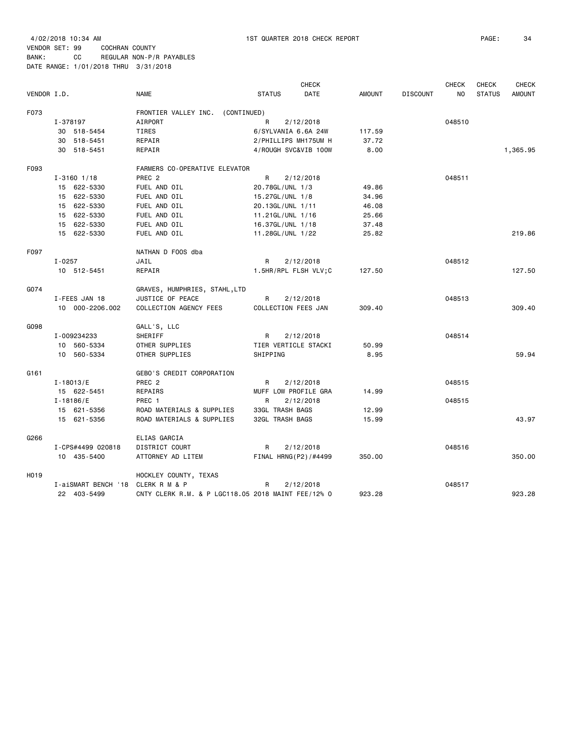4/02/2018 10:34 AM 1ST QUARTER 2018 CHECK REPORT

VENDOR SET: 99 COCHRAN COUNTY
BANK: CC REGULAR NON-P/R PAYABLES
DATE RANGE: 1/01/2018 THRU 3/31/2018

| VENDOR I.D. | | NAME | STATUS | CHECK DATE | AMOUNT | DISCOUNT | CHECK NO | CHECK STATUS | CHECK AMOUNT |
|---|---|---|---|---|---|---|---|---|---|
| F073 | | FRONTIER VALLEY INC. (CONTINUED) | | | | | | | |
| | I-378197 | AIRPORT | R | 2/12/2018 | | | 048510 | | |
| | 30 518-5454 | TIRES | 6/SYLVANIA 6.6A 24W | | 117.59 | | | | |
| | 30 518-5451 | REPAIR | 2/PHILLIPS MH175UM H | | 37.72 | | | | |
| | 30 518-5451 | REPAIR | 4/ROUGH SVC&VIB 100W | | 8.00 | | | | 1,365.95 |
| F093 | | FARMERS CO-OPERATIVE ELEVATOR | | | | | | | |
| | I-3160 1/18 | PREC 2 | R | 2/12/2018 | | | 048511 | | |
| | 15 622-5330 | FUEL AND OIL | 20.78GL/UNL 1/3 | | 49.86 | | | | |
| | 15 622-5330 | FUEL AND OIL | 15.27GL/UNL 1/8 | | 34.96 | | | | |
| | 15 622-5330 | FUEL AND OIL | 20.13GL/UNL 1/11 | | 46.08 | | | | |
| | 15 622-5330 | FUEL AND OIL | 11.21GL/UNL 1/16 | | 25.66 | | | | |
| | 15 622-5330 | FUEL AND OIL | 16.37GL/UNL 1/18 | | 37.48 | | | | |
| | 15 622-5330 | FUEL AND OIL | 11.28GL/UNL 1/22 | | 25.82 | | | | 219.86 |
| F097 | | NATHAN D FOOS dba | | | | | | | |
| | I-0257 | JAIL | R | 2/12/2018 | | | 048512 | | |
| | 10 512-5451 | REPAIR | 1.5HR/RPL FLSH VLV;C | | 127.50 | | | | 127.50 |
| G074 | | GRAVES, HUMPHRIES, STAHL,LTD | | | | | | | |
| | I-FEES JAN 18 | JUSTICE OF PEACE | R | 2/12/2018 | | | 048513 | | |
| | 10 000-2206.002 | COLLECTION AGENCY FEES | COLLECTION FEES JAN | | 309.40 | | | | 309.40 |
| G098 | | GALL'S, LLC | | | | | | | |
| | I-009234233 | SHERIFF | R | 2/12/2018 | | | 048514 | | |
| | 10 560-5334 | OTHER SUPPLIES | TIER VERTICLE STACKI | | 50.99 | | | | |
| | 10 560-5334 | OTHER SUPPLIES | SHIPPING | | 8.95 | | | | 59.94 |
| G161 | | GEBO'S CREDIT CORPORATION | | | | | | | |
| | I-18013/E | PREC 2 | R | 2/12/2018 | | | 048515 | | |
| | 15 622-5451 | REPAIRS | MUFF LOW PROFILE GRA | | 14.99 | | | | |
| | I-18186/E | PREC 1 | R | 2/12/2018 | | | 048515 | | |
| | 15 621-5356 | ROAD MATERIALS & SUPPLIES | 33GL TRASH BAGS | | 12.99 | | | | |
| | 15 621-5356 | ROAD MATERIALS & SUPPLIES | 32GL TRASH BAGS | | 15.99 | | | | 43.97 |
| G266 | | ELIAS GARCIA | | | | | | | |
| | I-CPS#4499 020818 | DISTRICT COURT | R | 2/12/2018 | | | 048516 | | |
| | 10 435-5400 | ATTORNEY AD LITEM | FINAL HRNG(P2)/#4499 | | 350.00 | | | | 350.00 |
| H019 | | HOCKLEY COUNTY, TEXAS | | | | | | | |
| | I-aiSMART BENCH '18 | CLERK R M & P | R | 2/12/2018 | | | 048517 | | |
| | 22 403-5499 | CNTY CLERK R.M. & P LGC118.05 | 2018 MAINT FEE/12% O | | 923.28 | | | | 923.28 |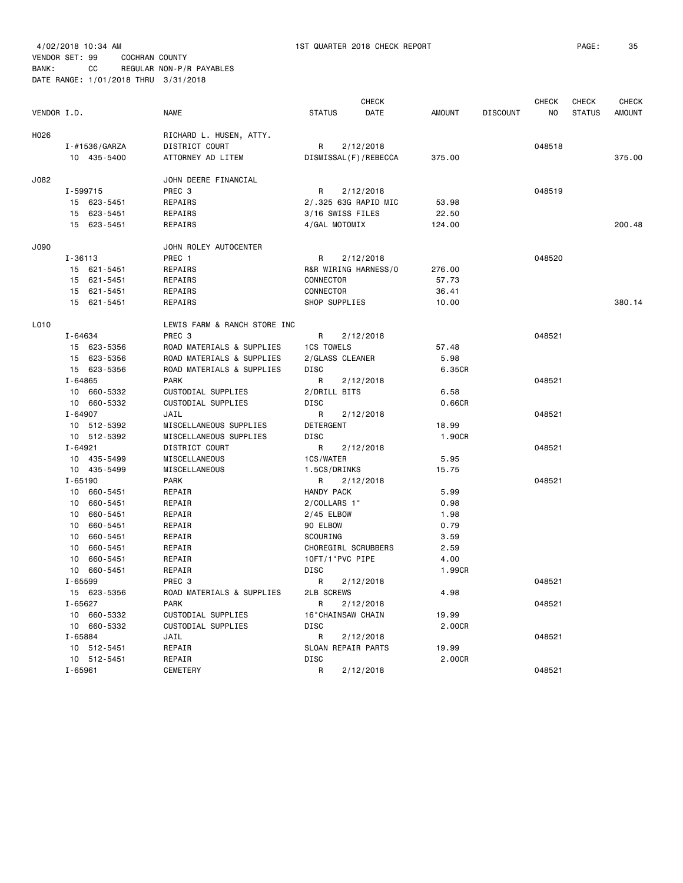4/02/2018 10:34 AM 1ST QUARTER 2018 CHECK REPORT

VENDOR SET: 99 COCHRAN COUNTY
BANK: CC REGULAR NON-P/R PAYABLES
DATE RANGE: 1/01/2018 THRU 3/31/2018

| VENDOR I.D. | | NAME | STATUS | CHECK DATE | AMOUNT | DISCOUNT | CHECK NO | CHECK STATUS | CHECK AMOUNT |
|---|---|---|---|---|---|---|---|---|---|
| H026 | | RICHARD L. HUSEN, ATTY. | | | | | | | |
| | I-#1536/GARZA | DISTRICT COURT | R | 2/12/2018 | | | 048518 | | |
| | 10 435-5400 | ATTORNEY AD LITEM | DISMISSAL(F)/REBECCA | | 375.00 | | | | 375.00 |
| J082 | | JOHN DEERE FINANCIAL | | | | | | | |
| | I-599715 | PREC 3 | R | 2/12/2018 | | | 048519 | | |
| | 15 623-5451 | REPAIRS | 2/.325 63G RAPID MIC | | 53.98 | | | | |
| | 15 623-5451 | REPAIRS | 3/16 SWISS FILES | | 22.50 | | | | |
| | 15 623-5451 | REPAIRS | 4/GAL MOTOMIX | | 124.00 | | | | 200.48 |
| J090 | | JOHN ROLEY AUTOCENTER | | | | | | | |
| | I-36113 | PREC 1 | R | 2/12/2018 | | | 048520 | | |
| | 15 621-5451 | REPAIRS | R&R WIRING HARNESS/O | | 276.00 | | | | |
| | 15 621-5451 | REPAIRS | CONNECTOR | | 57.73 | | | | |
| | 15 621-5451 | REPAIRS | CONNECTOR | | 36.41 | | | | |
| | 15 621-5451 | REPAIRS | SHOP SUPPLIES | | 10.00 | | | | 380.14 |
| L010 | | LEWIS FARM & RANCH STORE INC | | | | | | | |
| | I-64634 | PREC 3 | R | 2/12/2018 | | | 048521 | | |
| | 15 623-5356 | ROAD MATERIALS & SUPPLIES | 1CS TOWELS | | 57.48 | | | | |
| | 15 623-5356 | ROAD MATERIALS & SUPPLIES | 2/GLASS CLEANER | | 5.98 | | | | |
| | 15 623-5356 | ROAD MATERIALS & SUPPLIES | DISC | | 6.35CR | | | | |
| | I-64865 | PARK | R | 2/12/2018 | | | 048521 | | |
| | 10 660-5332 | CUSTODIAL SUPPLIES | 2/DRILL BITS | | 6.58 | | | | |
| | 10 660-5332 | CUSTODIAL SUPPLIES | DISC | | 0.66CR | | | | |
| | I-64907 | JAIL | R | 2/12/2018 | | | 048521 | | |
| | 10 512-5392 | MISCELLANEOUS SUPPLIES | DETERGENT | | 18.99 | | | | |
| | 10 512-5392 | MISCELLANEOUS SUPPLIES | DISC | | 1.90CR | | | | |
| | I-64921 | DISTRICT COURT | R | 2/12/2018 | | | 048521 | | |
| | 10 435-5499 | MISCELLANEOUS | 1CS/WATER | | 5.95 | | | | |
| | 10 435-5499 | MISCELLANEOUS | 1.5CS/DRINKS | | 15.75 | | | | |
| | I-65190 | PARK | R | 2/12/2018 | | | 048521 | | |
| | 10 660-5451 | REPAIR | HANDY PACK | | 5.99 | | | | |
| | 10 660-5451 | REPAIR | 2/COLLARS 1" | | 0.98 | | | | |
| | 10 660-5451 | REPAIR | 2/45 ELBOW | | 1.98 | | | | |
| | 10 660-5451 | REPAIR | 90 ELBOW | | 0.79 | | | | |
| | 10 660-5451 | REPAIR | SCOURING | | 3.59 | | | | |
| | 10 660-5451 | REPAIR | CHOREGIRL SCRUBBERS | | 2.59 | | | | |
| | 10 660-5451 | REPAIR | 10FT/1"PVC PIPE | | 4.00 | | | | |
| | 10 660-5451 | REPAIR | DISC | | 1.99CR | | | | |
| | I-65599 | PREC 3 | R | 2/12/2018 | | | 048521 | | |
| | 15 623-5356 | ROAD MATERIALS & SUPPLIES | 2LB SCREWS | | 4.98 | | | | |
| | I-65627 | PARK | R | 2/12/2018 | | | 048521 | | |
| | 10 660-5332 | CUSTODIAL SUPPLIES | 16"CHAINSAW CHAIN | | 19.99 | | | | |
| | 10 660-5332 | CUSTODIAL SUPPLIES | DISC | | 2.00CR | | | | |
| | I-65884 | JAIL | R | 2/12/2018 | | | 048521 | | |
| | 10 512-5451 | REPAIR | SLOAN REPAIR PARTS | | 19.99 | | | | |
| | 10 512-5451 | REPAIR | DISC | | 2.00CR | | | | |
| | I-65961 | CEMETERY | R | 2/12/2018 | | | 048521 | | |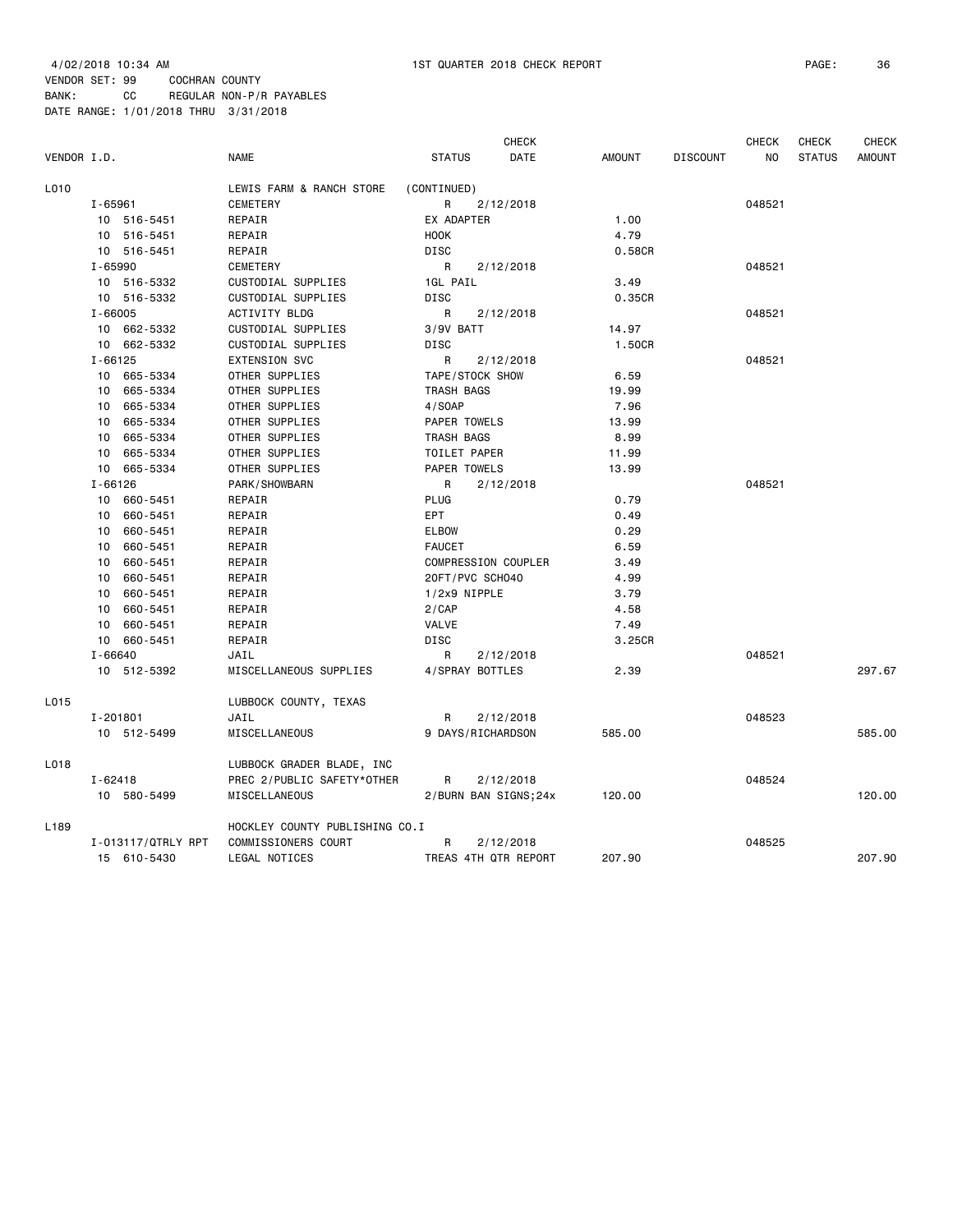4/02/2018 10:34 AM 1ST QUARTER 2018 CHECK REPORT PAGE: 36
VENDOR SET: 99 COCHRAN COUNTY
BANK: CC REGULAR NON-P/R PAYABLES
DATE RANGE: 1/01/2018 THRU 3/31/2018

| VENDOR I.D. | NAME | STATUS | CHECK DATE | AMOUNT | DISCOUNT | CHECK NO | CHECK STATUS | CHECK AMOUNT |
|---|---|---|---|---|---|---|---|---|
| L010 | LEWIS FARM & RANCH STORE | (CONTINUED) | | | | | | |
| I-65961 | CEMETERY | R | 2/12/2018 | | | 048521 | | |
| 10 516-5451 | REPAIR | EX ADAPTER | | 1.00 | | | | |
| 10 516-5451 | REPAIR | HOOK | | 4.79 | | | | |
| 10 516-5451 | REPAIR | DISC | | 0.58CR | | | | |
| I-65990 | CEMETERY | R | 2/12/2018 | | | 048521 | | |
| 10 516-5332 | CUSTODIAL SUPPLIES | 1GL PAIL | | 3.49 | | | | |
| 10 516-5332 | CUSTODIAL SUPPLIES | DISC | | 0.35CR | | | | |
| I-66005 | ACTIVITY BLDG | R | 2/12/2018 | | | 048521 | | |
| 10 662-5332 | CUSTODIAL SUPPLIES | 3/9V BATT | | 14.97 | | | | |
| 10 662-5332 | CUSTODIAL SUPPLIES | DISC | | 1.50CR | | | | |
| I-66125 | EXTENSION SVC | R | 2/12/2018 | | | 048521 | | |
| 10 665-5334 | OTHER SUPPLIES | TAPE/STOCK SHOW | | 6.59 | | | | |
| 10 665-5334 | OTHER SUPPLIES | TRASH BAGS | | 19.99 | | | | |
| 10 665-5334 | OTHER SUPPLIES | 4/SOAP | | 7.96 | | | | |
| 10 665-5334 | OTHER SUPPLIES | PAPER TOWELS | | 13.99 | | | | |
| 10 665-5334 | OTHER SUPPLIES | TRASH BAGS | | 8.99 | | | | |
| 10 665-5334 | OTHER SUPPLIES | TOILET PAPER | | 11.99 | | | | |
| 10 665-5334 | OTHER SUPPLIES | PAPER TOWELS | | 13.99 | | | | |
| I-66126 | PARK/SHOWBARN | R | 2/12/2018 | | | 048521 | | |
| 10 660-5451 | REPAIR | PLUG | | 0.79 | | | | |
| 10 660-5451 | REPAIR | EPT | | 0.49 | | | | |
| 10 660-5451 | REPAIR | ELBOW | | 0.29 | | | | |
| 10 660-5451 | REPAIR | FAUCET | | 6.59 | | | | |
| 10 660-5451 | REPAIR | COMPRESSION COUPLER | | 3.49 | | | | |
| 10 660-5451 | REPAIR | 20FT/PVC SCH040 | | 4.99 | | | | |
| 10 660-5451 | REPAIR | 1/2x9 NIPPLE | | 3.79 | | | | |
| 10 660-5451 | REPAIR | 2/CAP | | 4.58 | | | | |
| 10 660-5451 | REPAIR | VALVE | | 7.49 | | | | |
| 10 660-5451 | REPAIR | DISC | | 3.25CR | | | | |
| I-66640 | JAIL | R | 2/12/2018 | | | 048521 | | |
| 10 512-5392 | MISCELLANEOUS SUPPLIES | 4/SPRAY BOTTLES | | 2.39 | | | | 297.67 |
| L015 | LUBBOCK COUNTY, TEXAS | | | | | | | |
| I-201801 | JAIL | R | 2/12/2018 | | | 048523 | | |
| 10 512-5499 | MISCELLANEOUS | 9 DAYS/RICHARDSON | | 585.00 | | | | 585.00 |
| L018 | LUBBOCK GRADER BLADE, INC | | | | | | | |
| I-62418 | PREC 2/PUBLIC SAFETY*OTHER | R | 2/12/2018 | | | 048524 | | |
| 10 580-5499 | MISCELLANEOUS | 2/BURN BAN SIGNS;24x | | 120.00 | | | | 120.00 |
| L189 | HOCKLEY COUNTY PUBLISHING CO.I | | | | | | | |
| I-013117/QTRLY RPT | COMMISSIONERS COURT | R | 2/12/2018 | | | 048525 | | |
| 15 610-5430 | LEGAL NOTICES | TREAS 4TH QTR REPORT | | 207.90 | | | | 207.90 |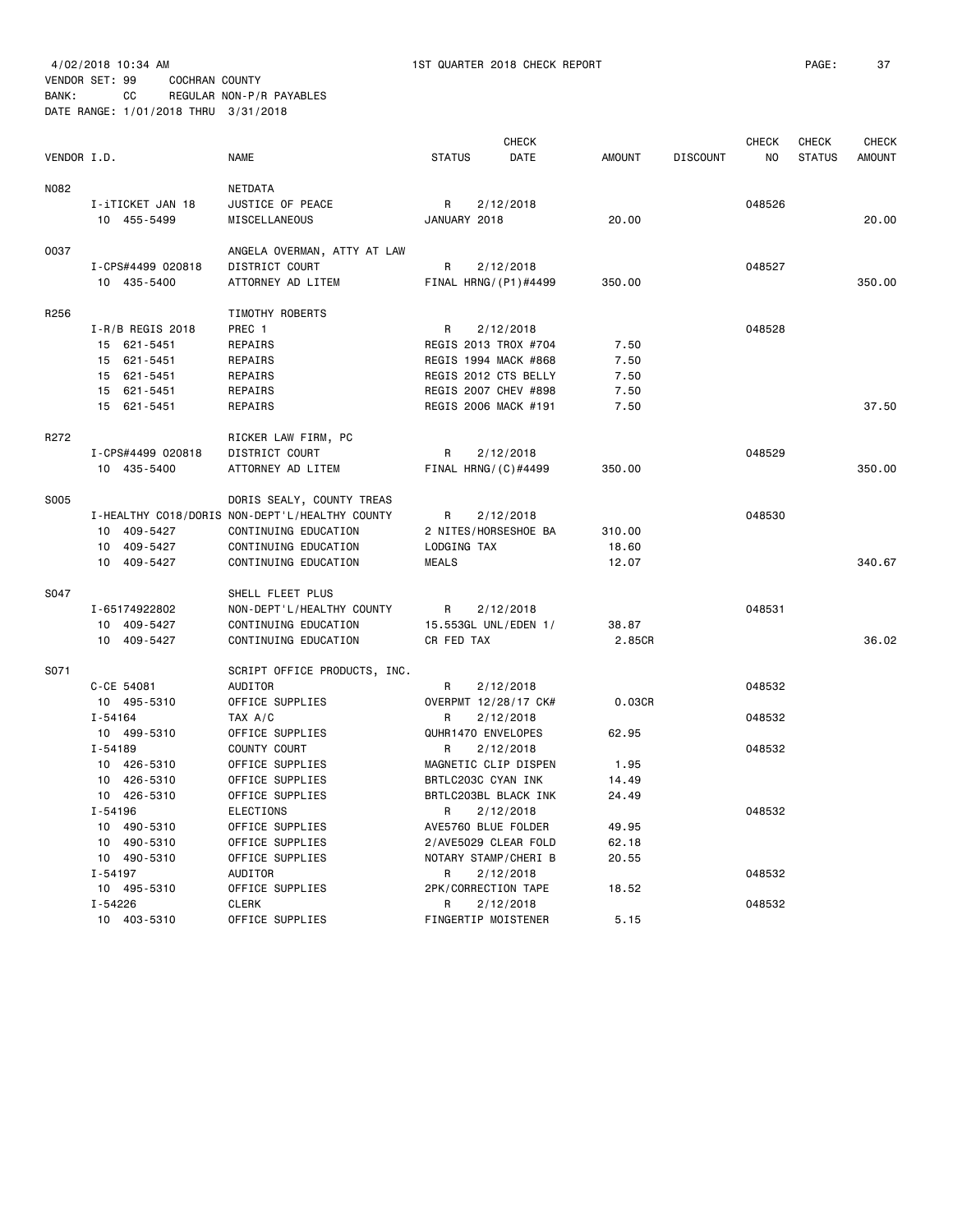4/02/2018 10:34 AM 1ST QUARTER 2018 CHECK REPORT

VENDOR SET: 99 COCHRAN COUNTY
BANK: CC REGULAR NON-P/R PAYABLES
DATE RANGE: 1/01/2018 THRU 3/31/2018

| VENDOR I.D. | | NAME | STATUS | CHECK DATE | AMOUNT | DISCOUNT | CHECK NO | CHECK STATUS | CHECK AMOUNT |
|---|---|---|---|---|---|---|---|---|---|
| N082 | | NETDATA | | | | | | | |
| | I-iTICKET JAN 18 | JUSTICE OF PEACE | R | 2/12/2018 | | | 048526 | | |
| | 10 455-5499 | MISCELLANEOUS | JANUARY 2018 | | 20.00 | | | | 20.00 |
| O037 | | ANGELA OVERMAN, ATTY AT LAW | | | | | | | |
| | I-CPS#4499 020818 | DISTRICT COURT | R | 2/12/2018 | | | 048527 | | |
| | 10 435-5400 | ATTORNEY AD LITEM | FINAL HRNG/(P1)#4499 | | 350.00 | | | | 350.00 |
| R256 | | TIMOTHY ROBERTS | | | | | | | |
| | I-R/B REGIS 2018 | PREC 1 | R | 2/12/2018 | | | 048528 | | |
| | 15 621-5451 | REPAIRS | REGIS 2013 TROX #704 | | 7.50 | | | | |
| | 15 621-5451 | REPAIRS | REGIS 1994 MACK #868 | | 7.50 | | | | |
| | 15 621-5451 | REPAIRS | REGIS 2012 CTS BELLY | | 7.50 | | | | |
| | 15 621-5451 | REPAIRS | REGIS 2007 CHEV #898 | | 7.50 | | | | |
| | 15 621-5451 | REPAIRS | REGIS 2006 MACK #191 | | 7.50 | | | | 37.50 |
| R272 | | RICKER LAW FIRM, PC | | | | | | | |
| | I-CPS#4499 020818 | DISTRICT COURT | R | 2/12/2018 | | | 048529 | | |
| | 10 435-5400 | ATTORNEY AD LITEM | FINAL HRNG/(C)#4499 | | 350.00 | | | | 350.00 |
| S005 | | DORIS SEALY, COUNTY TREAS | | | | | | | |
| | I-HEALTHY CO18/DORIS | NON-DEPT'L/HEALTHY COUNTY | R | 2/12/2018 | | | 048530 | | |
| | 10 409-5427 | CONTINUING EDUCATION | 2 NITES/HORSESHOE BA | | 310.00 | | | | |
| | 10 409-5427 | CONTINUING EDUCATION | LODGING TAX | | 18.60 | | | | |
| | 10 409-5427 | CONTINUING EDUCATION | MEALS | | 12.07 | | | | 340.67 |
| S047 | | SHELL FLEET PLUS | | | | | | | |
| | I-65174922802 | NON-DEPT'L/HEALTHY COUNTY | R | 2/12/2018 | | | 048531 | | |
| | 10 409-5427 | CONTINUING EDUCATION | 15.553GL UNL/EDEN 1/ | | 38.87 | | | | |
| | 10 409-5427 | CONTINUING EDUCATION | CR FED TAX | | 2.85CR | | | | 36.02 |
| S071 | | SCRIPT OFFICE PRODUCTS, INC. | | | | | | | |
| | C-CE 54081 | AUDITOR | R | 2/12/2018 | | | 048532 | | |
| | 10 495-5310 | OFFICE SUPPLIES | OVERPMT 12/28/17 CK# | | 0.03CR | | | | |
| | I-54164 | TAX A/C | R | 2/12/2018 | | | 048532 | | |
| | 10 499-5310 | OFFICE SUPPLIES | QUHR1470 ENVELOPES | | 62.95 | | | | |
| | I-54189 | COUNTY COURT | R | 2/12/2018 | | | 048532 | | |
| | 10 426-5310 | OFFICE SUPPLIES | MAGNETIC CLIP DISPEN | | 1.95 | | | | |
| | 10 426-5310 | OFFICE SUPPLIES | BRTLC203C CYAN INK | | 14.49 | | | | |
| | 10 426-5310 | OFFICE SUPPLIES | BRTLC203BL BLACK INK | | 24.49 | | | | |
| | I-54196 | ELECTIONS | R | 2/12/2018 | | | 048532 | | |
| | 10 490-5310 | OFFICE SUPPLIES | AVE5760 BLUE FOLDER | | 49.95 | | | | |
| | 10 490-5310 | OFFICE SUPPLIES | 2/AVE5029 CLEAR FOLD | | 62.18 | | | | |
| | 10 490-5310 | OFFICE SUPPLIES | NOTARY STAMP/CHERI B | | 20.55 | | | | |
| | I-54197 | AUDITOR | R | 2/12/2018 | | | 048532 | | |
| | 10 495-5310 | OFFICE SUPPLIES | 2PK/CORRECTION TAPE | | 18.52 | | | | |
| | I-54226 | CLERK | R | 2/12/2018 | | | 048532 | | |
| | 10 403-5310 | OFFICE SUPPLIES | FINGERTIP MOISTENER | | 5.15 | | | | |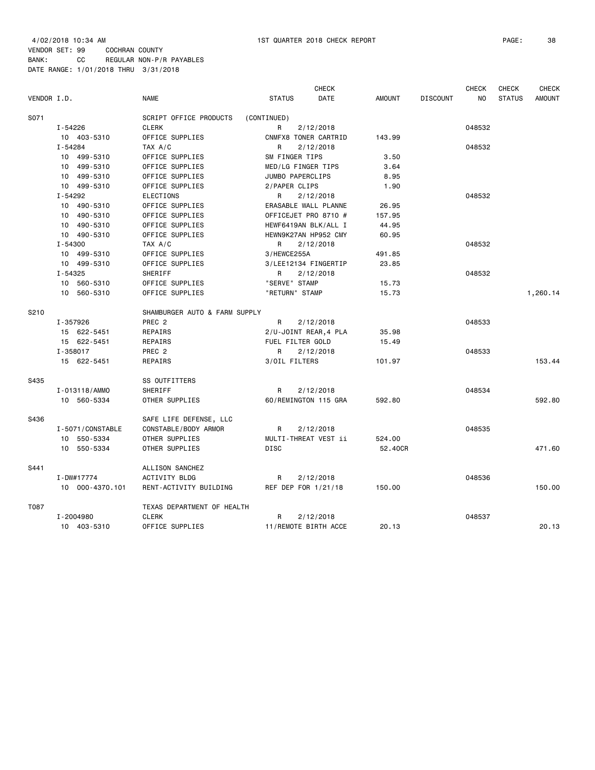4/02/2018 10:34 AM 1ST QUARTER 2018 CHECK REPORT

VENDOR SET: 99 COCHRAN COUNTY
BANK: CC REGULAR NON-P/R PAYABLES
DATE RANGE: 1/01/2018 THRU 3/31/2018

| VENDOR I.D. | NAME | STATUS | CHECK DATE | AMOUNT | DISCOUNT | CHECK NO | CHECK STATUS | CHECK AMOUNT |
|---|---|---|---|---|---|---|---|---|
| S071 | SCRIPT OFFICE PRODUCTS | (CONTINUED) | | | | | | |
| I-54226 | CLERK | R | 2/12/2018 | | | 048532 | | |
| 10 403-5310 | OFFICE SUPPLIES | CNMFX8 TONER CARTRID | | 143.99 | | | | |
| I-54284 | TAX A/C | R | 2/12/2018 | | | 048532 | | |
| 10 499-5310 | OFFICE SUPPLIES | SM FINGER TIPS | | 3.50 | | | | |
| 10 499-5310 | OFFICE SUPPLIES | MED/LG FINGER TIPS | | 3.64 | | | | |
| 10 499-5310 | OFFICE SUPPLIES | JUMBO PAPERCLIPS | | 8.95 | | | | |
| 10 499-5310 | OFFICE SUPPLIES | 2/PAPER CLIPS | | 1.90 | | | | |
| I-54292 | ELECTIONS | R | 2/12/2018 | | | 048532 | | |
| 10 490-5310 | OFFICE SUPPLIES | ERASABLE WALL PLANNE | | 26.95 | | | | |
| 10 490-5310 | OFFICE SUPPLIES | OFFICEJET PRO 8710 # | | 157.95 | | | | |
| 10 490-5310 | OFFICE SUPPLIES | HEWF6419AN BLK/ALL I | | 44.95 | | | | |
| 10 490-5310 | OFFICE SUPPLIES | HEWN9K27AN HP952 CMY | | 60.95 | | | | |
| I-54300 | TAX A/C | R | 2/12/2018 | | | 048532 | | |
| 10 499-5310 | OFFICE SUPPLIES | 3/HEWCE255A | | 491.85 | | | | |
| 10 499-5310 | OFFICE SUPPLIES | 3/LEE12134 FINGERTIP | | 23.85 | | | | |
| I-54325 | SHERIFF | R | 2/12/2018 | | | 048532 | | |
| 10 560-5310 | OFFICE SUPPLIES | "SERVE" STAMP | | 15.73 | | | | |
| 10 560-5310 | OFFICE SUPPLIES | "RETURN" STAMP | | 15.73 | | | | 1,260.14 |
| S210 | SHAMBURGER AUTO & FARM SUPPLY | | | | | | | |
| I-357926 | PREC 2 | R | 2/12/2018 | | | 048533 | | |
| 15 622-5451 | REPAIRS | 2/U-JOINT REAR,4 PLA | | 35.98 | | | | |
| 15 622-5451 | REPAIRS | FUEL FILTER GOLD | | 15.49 | | | | |
| I-358017 | PREC 2 | R | 2/12/2018 | | | 048533 | | |
| 15 622-5451 | REPAIRS | 3/OIL FILTERS | | 101.97 | | | | 153.44 |
| S435 | SS OUTFITTERS | | | | | | | |
| I-013118/AMMO | SHERIFF | R | 2/12/2018 | | | 048534 | | |
| 10 560-5334 | OTHER SUPPLIES | 60/REMINGTON 115 GRA | | 592.80 | | | | 592.80 |
| S436 | SAFE LIFE DEFENSE, LLC | | | | | | | |
| I-5071/CONSTABLE | CONSTABLE/BODY ARMOR | R | 2/12/2018 | | | 048535 | | |
| 10 550-5334 | OTHER SUPPLIES | MULTI-THREAT VEST ii | | 524.00 | | | | |
| 10 550-5334 | OTHER SUPPLIES | DISC | | 52.40CR | | | | 471.60 |
| S441 | ALLISON SANCHEZ | | | | | | | |
| I-DW#17774 | ACTIVITY BLDG | R | 2/12/2018 | | | 048536 | | |
| 10 000-4370.101 | RENT-ACTIVITY BUILDING | REF DEP FOR 1/21/18 | | 150.00 | | | | 150.00 |
| T087 | TEXAS DEPARTMENT OF HEALTH | | | | | | | |
| I-2004980 | CLERK | R | 2/12/2018 | | | 048537 | | |
| 10 403-5310 | OFFICE SUPPLIES | 11/REMOTE BIRTH ACCE | | 20.13 | | | | 20.13 |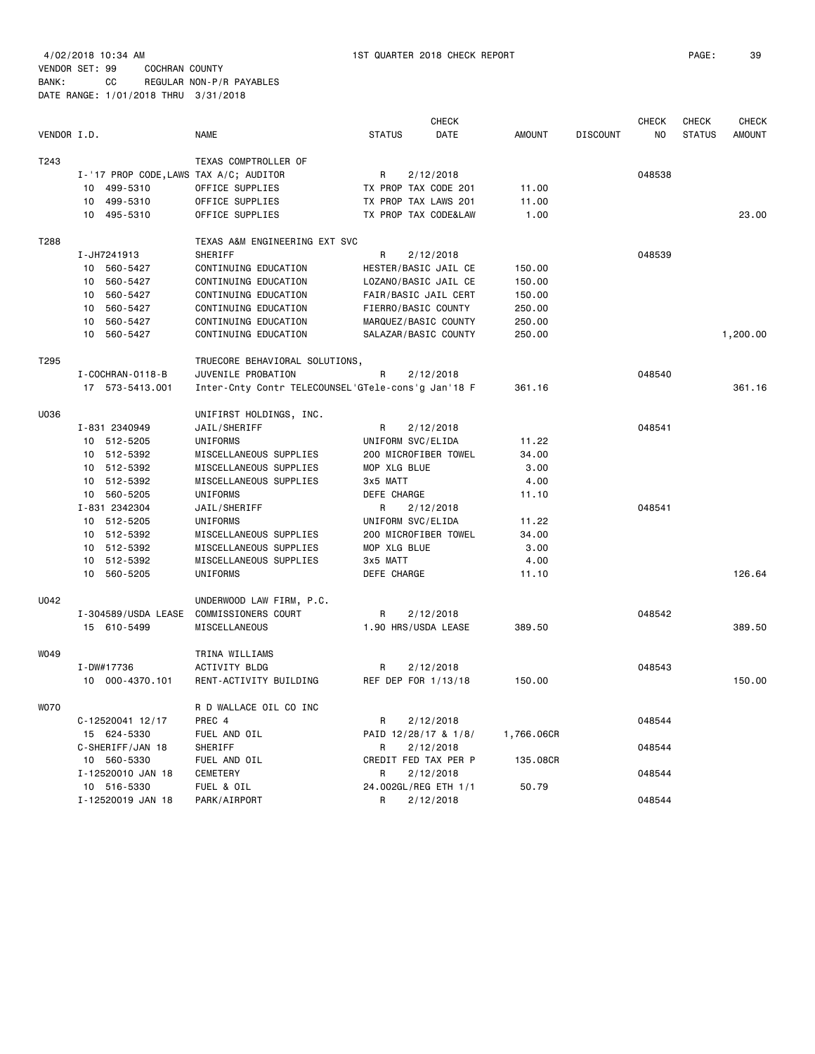4/02/2018 10:34 AM 1ST QUARTER 2018 CHECK REPORT

VENDOR SET: 99 COCHRAN COUNTY
BANK: CC REGULAR NON-P/R PAYABLES
DATE RANGE: 1/01/2018 THRU 3/31/2018

| VENDOR I.D. | | NAME | STATUS | CHECK DATE | AMOUNT | DISCOUNT | CHECK NO | CHECK STATUS | CHECK AMOUNT |
|---|---|---|---|---|---|---|---|---|---|
| T243 | | TEXAS COMPTROLLER OF | | | | | | | |
| | I-'17 PROP CODE,LAWS TAX A/C; AUDITOR | | R | 2/12/2018 | | | 048538 | | |
| | 10 499-5310 | OFFICE SUPPLIES | TX PROP TAX CODE 201 | | 11.00 | | | | |
| | 10 499-5310 | OFFICE SUPPLIES | TX PROP TAX LAWS 201 | | 11.00 | | | | |
| | 10 495-5310 | OFFICE SUPPLIES | TX PROP TAX CODE&LAW | | 1.00 | | | | 23.00 |
| T288 | | TEXAS A&M ENGINEERING EXT SVC | | | | | | | |
| | I-JH7241913 | SHERIFF | R | 2/12/2018 | | | 048539 | | |
| | 10 560-5427 | CONTINUING EDUCATION | HESTER/BASIC JAIL CE | | 150.00 | | | | |
| | 10 560-5427 | CONTINUING EDUCATION | LOZANO/BASIC JAIL CE | | 150.00 | | | | |
| | 10 560-5427 | CONTINUING EDUCATION | FAIR/BASIC JAIL CERT | | 150.00 | | | | |
| | 10 560-5427 | CONTINUING EDUCATION | FIERRO/BASIC COUNTY | | 250.00 | | | | |
| | 10 560-5427 | CONTINUING EDUCATION | MARQUEZ/BASIC COUNTY | | 250.00 | | | | |
| | 10 560-5427 | CONTINUING EDUCATION | SALAZAR/BASIC COUNTY | | 250.00 | | | | 1,200.00 |
| T295 | | TRUECORE BEHAVIORAL SOLUTIONS, | | | | | | | |
| | I-COCHRAN-0118-B | JUVENILE PROBATION | R | 2/12/2018 | | | 048540 | | |
| | 17 573-5413.001 | Inter-Cnty Contr TELECOUNSEL'G | Tele-cons'g Jan'18 F | | 361.16 | | | | 361.16 |
| U036 | | UNIFIRST HOLDINGS, INC. | | | | | | | |
| | I-831 2340949 | JAIL/SHERIFF | R | 2/12/2018 | | | 048541 | | |
| | 10 512-5205 | UNIFORMS | UNIFORM SVC/ELIDA | | 11.22 | | | | |
| | 10 512-5392 | MISCELLANEOUS SUPPLIES | 200 MICROFIBER TOWEL | | 34.00 | | | | |
| | 10 512-5392 | MISCELLANEOUS SUPPLIES | MOP XLG BLUE | | 3.00 | | | | |
| | 10 512-5392 | MISCELLANEOUS SUPPLIES | 3x5 MATT | | 4.00 | | | | |
| | 10 560-5205 | UNIFORMS | DEFE CHARGE | | 11.10 | | | | |
| | I-831 2342304 | JAIL/SHERIFF | R | 2/12/2018 | | | 048541 | | |
| | 10 512-5205 | UNIFORMS | UNIFORM SVC/ELIDA | | 11.22 | | | | |
| | 10 512-5392 | MISCELLANEOUS SUPPLIES | 200 MICROFIBER TOWEL | | 34.00 | | | | |
| | 10 512-5392 | MISCELLANEOUS SUPPLIES | MOP XLG BLUE | | 3.00 | | | | |
| | 10 512-5392 | MISCELLANEOUS SUPPLIES | 3x5 MATT | | 4.00 | | | | |
| | 10 560-5205 | UNIFORMS | DEFE CHARGE | | 11.10 | | | | 126.64 |
| U042 | | UNDERWOOD LAW FIRM, P.C. | | | | | | | |
| | I-304589/USDA LEASE | COMMISSIONERS COURT | R | 2/12/2018 | | | 048542 | | |
| | 15 610-5499 | MISCELLANEOUS | 1.90 HRS/USDA LEASE | | 389.50 | | | | 389.50 |
| W049 | | TRINA WILLIAMS | | | | | | | |
| | I-DW#17736 | ACTIVITY BLDG | R | 2/12/2018 | | | 048543 | | |
| | 10 000-4370.101 | RENT-ACTIVITY BUILDING | REF DEP FOR 1/13/18 | | 150.00 | | | | 150.00 |
| W070 | | R D WALLACE OIL CO INC | | | | | | | |
| | C-12520041 12/17 | PREC 4 | R | 2/12/2018 | | | 048544 | | |
| | 15 624-5330 | FUEL AND OIL | PAID 12/28/17 & 1/8/ | | 1,766.06CR | | | | |
| | C-SHERIFF/JAN 18 | SHERIFF | R | 2/12/2018 | | | 048544 | | |
| | 10 560-5330 | FUEL AND OIL | CREDIT FED TAX PER P | | 135.08CR | | | | |
| | I-12520010 JAN 18 | CEMETERY | R | 2/12/2018 | | | 048544 | | |
| | 10 516-5330 | FUEL & OIL | 24.002GL/REG ETH 1/1 | | 50.79 | | | | |
| | I-12520019 JAN 18 | PARK/AIRPORT | R | 2/12/2018 | | | 048544 | | |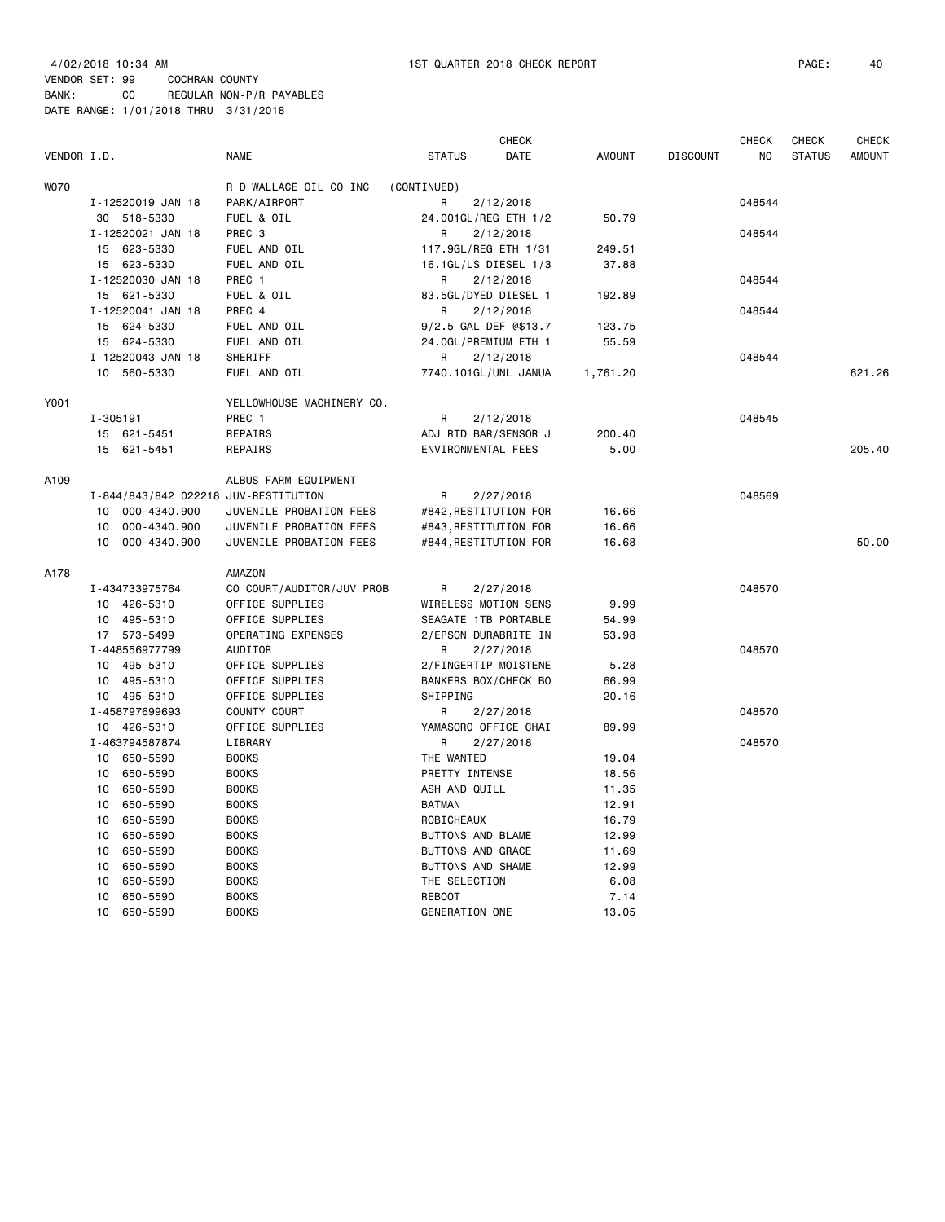4/02/2018 10:34 AM 1ST QUARTER 2018 CHECK REPORT

VENDOR SET: 99 COCHRAN COUNTY
BANK: CC REGULAR NON-P/R PAYABLES
DATE RANGE: 1/01/2018 THRU 3/31/2018

| VENDOR I.D. | | NAME | STATUS | CHECK DATE | AMOUNT | DISCOUNT | CHECK NO | CHECK STATUS | CHECK AMOUNT |
|---|---|---|---|---|---|---|---|---|---|
| W070 | | R D WALLACE OIL CO INC | (CONTINUED) | | | | | | |
| | I-12520019 JAN 18 | PARK/AIRPORT | R | 2/12/2018 | | | 048544 | | |
| | 30 518-5330 | FUEL & OIL | 24.001GL/REG ETH 1/2 | | 50.79 | | | | |
| | I-12520021 JAN 18 | PREC 3 | R | 2/12/2018 | | | 048544 | | |
| | 15 623-5330 | FUEL AND OIL | 117.9GL/REG ETH 1/31 | | 249.51 | | | | |
| | 15 623-5330 | FUEL AND OIL | 16.1GL/LS DIESEL 1/3 | | 37.88 | | | | |
| | I-12520030 JAN 18 | PREC 1 | R | 2/12/2018 | | | 048544 | | |
| | 15 621-5330 | FUEL & OIL | 83.5GL/DYED DIESEL 1 | | 192.89 | | | | |
| | I-12520041 JAN 18 | PREC 4 | R | 2/12/2018 | | | 048544 | | |
| | 15 624-5330 | FUEL AND OIL | 9/2.5 GAL DEF @$13.7 | | 123.75 | | | | |
| | 15 624-5330 | FUEL AND OIL | 24.0GL/PREMIUM ETH 1 | | 55.59 | | | | |
| | I-12520043 JAN 18 | SHERIFF | R | 2/12/2018 | | | 048544 | | |
| | 10 560-5330 | FUEL AND OIL | 7740.101GL/UNL JANUA | | 1,761.20 | | | | 621.26 |
| Y001 | | YELLOWHOUSE MACHINERY CO. | | | | | | | |
| | I-305191 | PREC 1 | R | 2/12/2018 | | | 048545 | | |
| | 15 621-5451 | REPAIRS | ADJ RTD BAR/SENSOR J | | 200.40 | | | | |
| | 15 621-5451 | REPAIRS | ENVIRONMENTAL FEES | | 5.00 | | | | 205.40 |
| A109 | | ALBUS FARM EQUIPMENT | | | | | | | |
| | I-844/843/842 022218 | JUV-RESTITUTION | R | 2/27/2018 | | | 048569 | | |
| | 10 000-4340.900 | JUVENILE PROBATION FEES | #842,RESTITUTION FOR | | 16.66 | | | | |
| | 10 000-4340.900 | JUVENILE PROBATION FEES | #843,RESTITUTION FOR | | 16.66 | | | | |
| | 10 000-4340.900 | JUVENILE PROBATION FEES | #844,RESTITUTION FOR | | 16.68 | | | | 50.00 |
| A178 | | AMAZON | | | | | | | |
| | I-434733975764 | CO COURT/AUDITOR/JUV PROB | R | 2/27/2018 | | | 048570 | | |
| | 10 426-5310 | OFFICE SUPPLIES | WIRELESS MOTION SENS | | 9.99 | | | | |
| | 10 495-5310 | OFFICE SUPPLIES | SEAGATE 1TB PORTABLE | | 54.99 | | | | |
| | 17 573-5499 | OPERATING EXPENSES | 2/EPSON DURABRITE IN | | 53.98 | | | | |
| | I-448556977799 | AUDITOR | R | 2/27/2018 | | | 048570 | | |
| | 10 495-5310 | OFFICE SUPPLIES | 2/FINGERTIP MOISTENE | | 5.28 | | | | |
| | 10 495-5310 | OFFICE SUPPLIES | BANKERS BOX/CHECK BO | | 66.99 | | | | |
| | 10 495-5310 | OFFICE SUPPLIES | SHIPPING | | 20.16 | | | | |
| | I-458797699693 | COUNTY COURT | R | 2/27/2018 | | | 048570 | | |
| | 10 426-5310 | OFFICE SUPPLIES | YAMASORO OFFICE CHAI | | 89.99 | | | | |
| | I-463794587874 | LIBRARY | R | 2/27/2018 | | | 048570 | | |
| | 10 650-5590 | BOOKS | THE WANTED | | 19.04 | | | | |
| | 10 650-5590 | BOOKS | PRETTY INTENSE | | 18.56 | | | | |
| | 10 650-5590 | BOOKS | ASH AND QUILL | | 11.35 | | | | |
| | 10 650-5590 | BOOKS | BATMAN | | 12.91 | | | | |
| | 10 650-5590 | BOOKS | ROBICHEAUX | | 16.79 | | | | |
| | 10 650-5590 | BOOKS | BUTTONS AND BLAME | | 12.99 | | | | |
| | 10 650-5590 | BOOKS | BUTTONS AND GRACE | | 11.69 | | | | |
| | 10 650-5590 | BOOKS | BUTTONS AND SHAME | | 12.99 | | | | |
| | 10 650-5590 | BOOKS | THE SELECTION | | 6.08 | | | | |
| | 10 650-5590 | BOOKS | REBOOT | | 7.14 | | | | |
| | 10 650-5590 | BOOKS | GENERATION ONE | | 13.05 | | | | |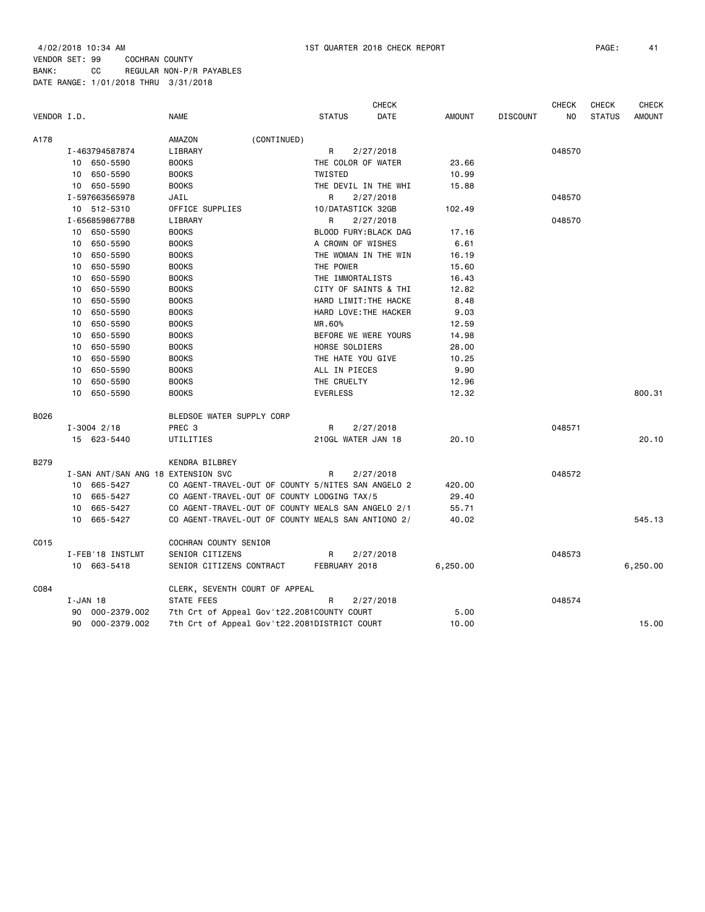4/02/2018 10:34 AM 1ST QUARTER 2018 CHECK REPORT PAGE: 41
VENDOR SET: 99 COCHRAN COUNTY
BANK: CC REGULAR NON-P/R PAYABLES
DATE RANGE: 1/01/2018 THRU 3/31/2018

| VENDOR I.D. | NAME | STATUS | CHECK DATE | AMOUNT | DISCOUNT | CHECK NO | CHECK STATUS | CHECK AMOUNT |
|---|---|---|---|---|---|---|---|---|
| A178 | AMAZON (CONTINUED) | | | | | | | |
| I-463794587874 | LIBRARY | R | 2/27/2018 | | | 048570 | | |
| 10 650-5590 | BOOKS | THE COLOR OF WATER | | 23.66 | | | | |
| 10 650-5590 | BOOKS | TWISTED | | 10.99 | | | | |
| 10 650-5590 | BOOKS | THE DEVIL IN THE WHI | | 15.88 | | | | |
| I-597663565978 | JAIL | R | 2/27/2018 | | | 048570 | | |
| 10 512-5310 | OFFICE SUPPLIES | 10/DATASTICK 32GB | | 102.49 | | | | |
| I-656859867788 | LIBRARY | R | 2/27/2018 | | | 048570 | | |
| 10 650-5590 | BOOKS | BLOOD FURY:BLACK DAG | | 17.16 | | | | |
| 10 650-5590 | BOOKS | A CROWN OF WISHES | | 6.61 | | | | |
| 10 650-5590 | BOOKS | THE WOMAN IN THE WIN | | 16.19 | | | | |
| 10 650-5590 | BOOKS | THE POWER | | 15.60 | | | | |
| 10 650-5590 | BOOKS | THE IMMORTALISTS | | 16.43 | | | | |
| 10 650-5590 | BOOKS | CITY OF SAINTS & THI | | 12.82 | | | | |
| 10 650-5590 | BOOKS | HARD LIMIT:THE HACKE | | 8.48 | | | | |
| 10 650-5590 | BOOKS | HARD LOVE:THE HACKER | | 9.03 | | | | |
| 10 650-5590 | BOOKS | MR.60% | | 12.59 | | | | |
| 10 650-5590 | BOOKS | BEFORE WE WERE YOURS | | 14.98 | | | | |
| 10 650-5590 | BOOKS | HORSE SOLDIERS | | 28.00 | | | | |
| 10 650-5590 | BOOKS | THE HATE YOU GIVE | | 10.25 | | | | |
| 10 650-5590 | BOOKS | ALL IN PIECES | | 9.90 | | | | |
| 10 650-5590 | BOOKS | THE CRUELTY | | 12.96 | | | | |
| 10 650-5590 | BOOKS | EVERLESS | | 12.32 | | | | 800.31 |
| B026 | BLEDSOE WATER SUPPLY CORP | | | | | | | |
| I-3004 2/18 | PREC 3 | R | 2/27/2018 | | | 048571 | | |
| 15 623-5440 | UTILITIES | 210GL WATER JAN 18 | | 20.10 | | | | 20.10 |
| B279 | KENDRA BILBREY | | | | | | | |
| I-SAN ANT/SAN ANG 18 | EXTENSION SVC | R | 2/27/2018 | | | 048572 | | |
| 10 665-5427 | CO AGENT-TRAVEL-OUT OF COUNTY 5/NITES SAN ANGELO 2 | | | 420.00 | | | | |
| 10 665-5427 | CO AGENT-TRAVEL-OUT OF COUNTY LODGING TAX/5 | | | 29.40 | | | | |
| 10 665-5427 | CO AGENT-TRAVEL-OUT OF COUNTY MEALS SAN ANGELO 2/1 | | | 55.71 | | | | |
| 10 665-5427 | CO AGENT-TRAVEL-OUT OF COUNTY MEALS SAN ANTIONO 2/ | | | 40.02 | | | | 545.13 |
| C015 | COCHRAN COUNTY SENIOR | | | | | | | |
| I-FEB'18 INSTLMT | SENIOR CITIZENS | R | 2/27/2018 | | | 048573 | | |
| 10 663-5418 | SENIOR CITIZENS CONTRACT | FEBRUARY 2018 | | 6,250.00 | | | | 6,250.00 |
| C084 | CLERK, SEVENTH COURT OF APPEAL | | | | | | | |
| I-JAN 18 | STATE FEES | R | 2/27/2018 | | | 048574 | | |
| 90 000-2379.002 | 7th Crt of Appeal Gov't22.2081COUNTY COURT | | | 5.00 | | | | |
| 90 000-2379.002 | 7th Crt of Appeal Gov't22.2081DISTRICT COURT | | | 10.00 | | | | 15.00 |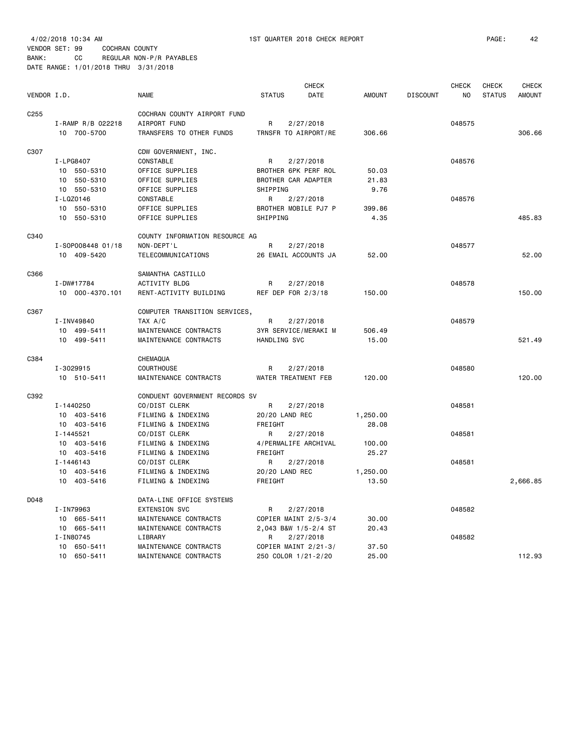4/02/2018 10:34 AM 1ST QUARTER 2018 CHECK REPORT PAGE: 42

VENDOR SET: 99 COCHRAN COUNTY

BANK: CC REGULAR NON-P/R PAYABLES

DATE RANGE: 1/01/2018 THRU 3/31/2018

| VENDOR I.D. | NAME | STATUS | CHECK DATE | AMOUNT | DISCOUNT | CHECK NO | CHECK STATUS | CHECK AMOUNT |
|---|---|---|---|---|---|---|---|---|
| C255 | COCHRAN COUNTY AIRPORT FUND | | | | | | | |
| I-RAMP R/B 022218 | AIRPORT FUND | R | 2/27/2018 | | | 048575 | | |
| 10 700-5700 | TRANSFERS TO OTHER FUNDS | TRNSFR TO AIRPORT/RE | | 306.66 | | | | 306.66 |
| C307 | CDW GOVERNMENT, INC. | | | | | | | |
| I-LPG8407 | CONSTABLE | R | 2/27/2018 | | | 048576 | | |
| 10 550-5310 | OFFICE SUPPLIES | BROTHER 6PK PERF ROL | | 50.03 | | | | |
| 10 550-5310 | OFFICE SUPPLIES | BROTHER CAR ADAPTER | | 21.83 | | | | |
| 10 550-5310 | OFFICE SUPPLIES | SHIPPING | | 9.76 | | | | |
| I-LQZ0146 | CONSTABLE | R | 2/27/2018 | | | 048576 | | |
| 10 550-5310 | OFFICE SUPPLIES | BROTHER MOBILE PJ7 P | | 399.86 | | | | |
| 10 550-5310 | OFFICE SUPPLIES | SHIPPING | | 4.35 | | | | 485.83 |
| C340 | COUNTY INFORMATION RESOURCE AG | | | | | | | |
| I-SOP008448 01/18 | NON-DEPT'L | R | 2/27/2018 | | | 048577 | | |
| 10 409-5420 | TELECOMMUNICATIONS | 26 EMAIL ACCOUNTS JA | | 52.00 | | | | 52.00 |
| C366 | SAMANTHA CASTILLO | | | | | | | |
| I-DW#17784 | ACTIVITY BLDG | R | 2/27/2018 | | | 048578 | | |
| 10 000-4370.101 | RENT-ACTIVITY BUILDING | REF DEP FOR 2/3/18 | | 150.00 | | | | 150.00 |
| C367 | COMPUTER TRANSITION SERVICES, | | | | | | | |
| I-INV49840 | TAX A/C | R | 2/27/2018 | | | 048579 | | |
| 10 499-5411 | MAINTENANCE CONTRACTS | 3YR SERVICE/MERAKI M | | 506.49 | | | | |
| 10 499-5411 | MAINTENANCE CONTRACTS | HANDLING SVC | | 15.00 | | | | 521.49 |
| C384 | CHEMAQUA | | | | | | | |
| I-3029915 | COURTHOUSE | R | 2/27/2018 | | | 048580 | | |
| 10 510-5411 | MAINTENANCE CONTRACTS | WATER TREATMENT FEB | | 120.00 | | | | 120.00 |
| C392 | CONDUENT GOVERNMENT RECORDS SV | | | | | | | |
| I-1440250 | CO/DIST CLERK | R | 2/27/2018 | | | 048581 | | |
| 10 403-5416 | FILMING & INDEXING | 20/20 LAND REC | | 1,250.00 | | | | |
| 10 403-5416 | FILMING & INDEXING | FREIGHT | | 28.08 | | | | |
| I-1445521 | CO/DIST CLERK | R | 2/27/2018 | | | 048581 | | |
| 10 403-5416 | FILMING & INDEXING | 4/PERMALIFE ARCHIVAL | | 100.00 | | | | |
| 10 403-5416 | FILMING & INDEXING | FREIGHT | | 25.27 | | | | |
| I-1446143 | CO/DIST CLERK | R | 2/27/2018 | | | 048581 | | |
| 10 403-5416 | FILMING & INDEXING | 20/20 LAND REC | | 1,250.00 | | | | |
| 10 403-5416 | FILMING & INDEXING | FREIGHT | | 13.50 | | | | 2,666.85 |
| D048 | DATA-LINE OFFICE SYSTEMS | | | | | | | |
| I-IN79963 | EXTENSION SVC | R | 2/27/2018 | | | 048582 | | |
| 10 665-5411 | MAINTENANCE CONTRACTS | COPIER MAINT 2/5-3/4 | | 30.00 | | | | |
| 10 665-5411 | MAINTENANCE CONTRACTS | 2,043 B&W 1/5-2/4 ST | | 20.43 | | | | |
| I-IN80745 | LIBRARY | R | 2/27/2018 | | | 048582 | | |
| 10 650-5411 | MAINTENANCE CONTRACTS | COPIER MAINT 2/21-3/ | | 37.50 | | | | |
| 10 650-5411 | MAINTENANCE CONTRACTS | 250 COLOR 1/21-2/20 | | 25.00 | | | | 112.93 |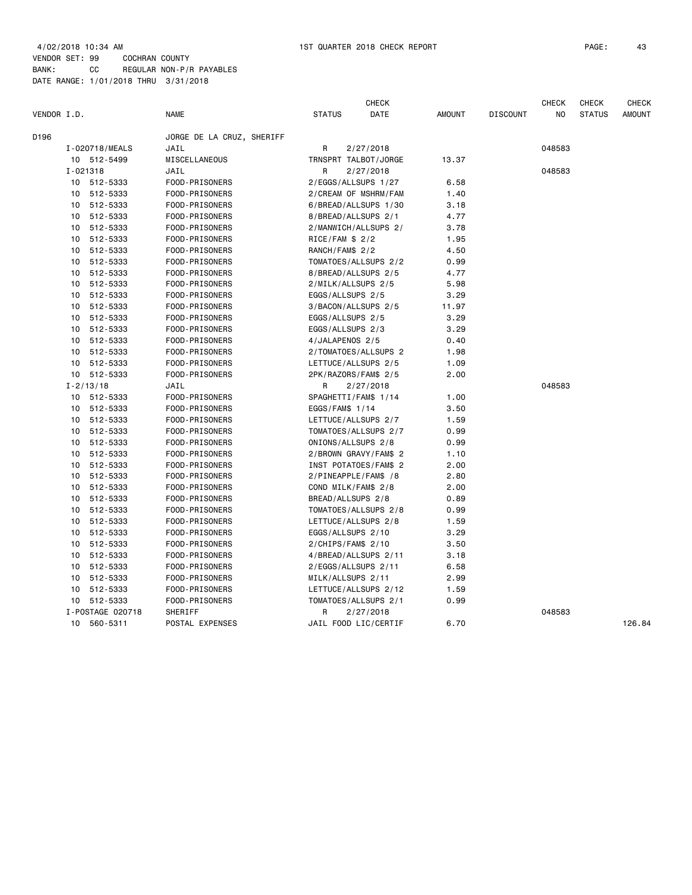4/02/2018 10:34 AM 1ST QUARTER 2018 CHECK REPORT

VENDOR SET: 99 COCHRAN COUNTY
BANK: CC REGULAR NON-P/R PAYABLES
DATE RANGE: 1/01/2018 THRU 3/31/2018

| VENDOR I.D. | NAME | STATUS | CHECK DATE | AMOUNT | DISCOUNT | CHECK NO | CHECK STATUS | CHECK AMOUNT |
|---|---|---|---|---|---|---|---|---|
| D196 | JORGE DE LA CRUZ, SHERIFF | | | | | | | |
| I-020718/MEALS | JAIL | R | 2/27/2018 | | | 048583 | | |
| 10 512-5499 | MISCELLANEOUS | TRNSPRT TALBOT/JORGE | | 13.37 | | | | |
| I-021318 | JAIL | R | 2/27/2018 | | | 048583 | | |
| 10 512-5333 | FOOD-PRISONERS | 2/EGGS/ALLSUPS 1/27 | | 6.58 | | | | |
| 10 512-5333 | FOOD-PRISONERS | 2/CREAM OF MSHRM/FAM | | 1.40 | | | | |
| 10 512-5333 | FOOD-PRISONERS | 6/BREAD/ALLSUPS 1/30 | | 3.18 | | | | |
| 10 512-5333 | FOOD-PRISONERS | 8/BREAD/ALLSUPS 2/1 | | 4.77 | | | | |
| 10 512-5333 | FOOD-PRISONERS | 2/MANWICH/ALLSUPS 2/ | | 3.78 | | | | |
| 10 512-5333 | FOOD-PRISONERS | RICE/FAM $ 2/2 | | 1.95 | | | | |
| 10 512-5333 | FOOD-PRISONERS | RANCH/FAM$ 2/2 | | 4.50 | | | | |
| 10 512-5333 | FOOD-PRISONERS | TOMATOES/ALLSUPS 2/2 | | 0.99 | | | | |
| 10 512-5333 | FOOD-PRISONERS | 8/BREAD/ALLSUPS 2/5 | | 4.77 | | | | |
| 10 512-5333 | FOOD-PRISONERS | 2/MILK/ALLSUPS 2/5 | | 5.98 | | | | |
| 10 512-5333 | FOOD-PRISONERS | EGGS/ALLSUPS 2/5 | | 3.29 | | | | |
| 10 512-5333 | FOOD-PRISONERS | 3/BACON/ALLSUPS 2/5 | | 11.97 | | | | |
| 10 512-5333 | FOOD-PRISONERS | EGGS/ALLSUPS 2/5 | | 3.29 | | | | |
| 10 512-5333 | FOOD-PRISONERS | EGGS/ALLSUPS 2/3 | | 3.29 | | | | |
| 10 512-5333 | FOOD-PRISONERS | 4/JALAPENOS 2/5 | | 0.40 | | | | |
| 10 512-5333 | FOOD-PRISONERS | 2/TOMATOES/ALLSUPS 2 | | 1.98 | | | | |
| 10 512-5333 | FOOD-PRISONERS | LETTUCE/ALLSUPS 2/5 | | 1.09 | | | | |
| 10 512-5333 | FOOD-PRISONERS | 2PK/RAZORS/FAM$ 2/5 | | 2.00 | | | | |
| I-2/13/18 | JAIL | R | 2/27/2018 | | | 048583 | | |
| 10 512-5333 | FOOD-PRISONERS | SPAGHETTI/FAM$ 1/14 | | 1.00 | | | | |
| 10 512-5333 | FOOD-PRISONERS | EGGS/FAM$ 1/14 | | 3.50 | | | | |
| 10 512-5333 | FOOD-PRISONERS | LETTUCE/ALLSUPS 2/7 | | 1.59 | | | | |
| 10 512-5333 | FOOD-PRISONERS | TOMATOES/ALLSUPS 2/7 | | 0.99 | | | | |
| 10 512-5333 | FOOD-PRISONERS | ONIONS/ALLSUPS 2/8 | | 0.99 | | | | |
| 10 512-5333 | FOOD-PRISONERS | 2/BROWN GRAVY/FAM$ 2 | | 1.10 | | | | |
| 10 512-5333 | FOOD-PRISONERS | INST POTATOES/FAM$ 2 | | 2.00 | | | | |
| 10 512-5333 | FOOD-PRISONERS | 2/PINEAPPLE/FAM$ /8 | | 2.80 | | | | |
| 10 512-5333 | FOOD-PRISONERS | COND MILK/FAM$ 2/8 | | 2.00 | | | | |
| 10 512-5333 | FOOD-PRISONERS | BREAD/ALLSUPS 2/8 | | 0.89 | | | | |
| 10 512-5333 | FOOD-PRISONERS | TOMATOES/ALLSUPS 2/8 | | 0.99 | | | | |
| 10 512-5333 | FOOD-PRISONERS | LETTUCE/ALLSUPS 2/8 | | 1.59 | | | | |
| 10 512-5333 | FOOD-PRISONERS | EGGS/ALLSUPS 2/10 | | 3.29 | | | | |
| 10 512-5333 | FOOD-PRISONERS | 2/CHIPS/FAM$ 2/10 | | 3.50 | | | | |
| 10 512-5333 | FOOD-PRISONERS | 4/BREAD/ALLSUPS 2/11 | | 3.18 | | | | |
| 10 512-5333 | FOOD-PRISONERS | 2/EGGS/ALLSUPS 2/11 | | 6.58 | | | | |
| 10 512-5333 | FOOD-PRISONERS | MILK/ALLSUPS 2/11 | | 2.99 | | | | |
| 10 512-5333 | FOOD-PRISONERS | LETTUCE/ALLSUPS 2/12 | | 1.59 | | | | |
| 10 512-5333 | FOOD-PRISONERS | TOMATOES/ALLSUPS 2/1 | | 0.99 | | | | |
| I-POSTAGE 020718 | SHERIFF | R | 2/27/2018 | | | 048583 | | |
| 10 560-5311 | POSTAL EXPENSES | JAIL FOOD LIC/CERTIF | | 6.70 | | | | 126.84 |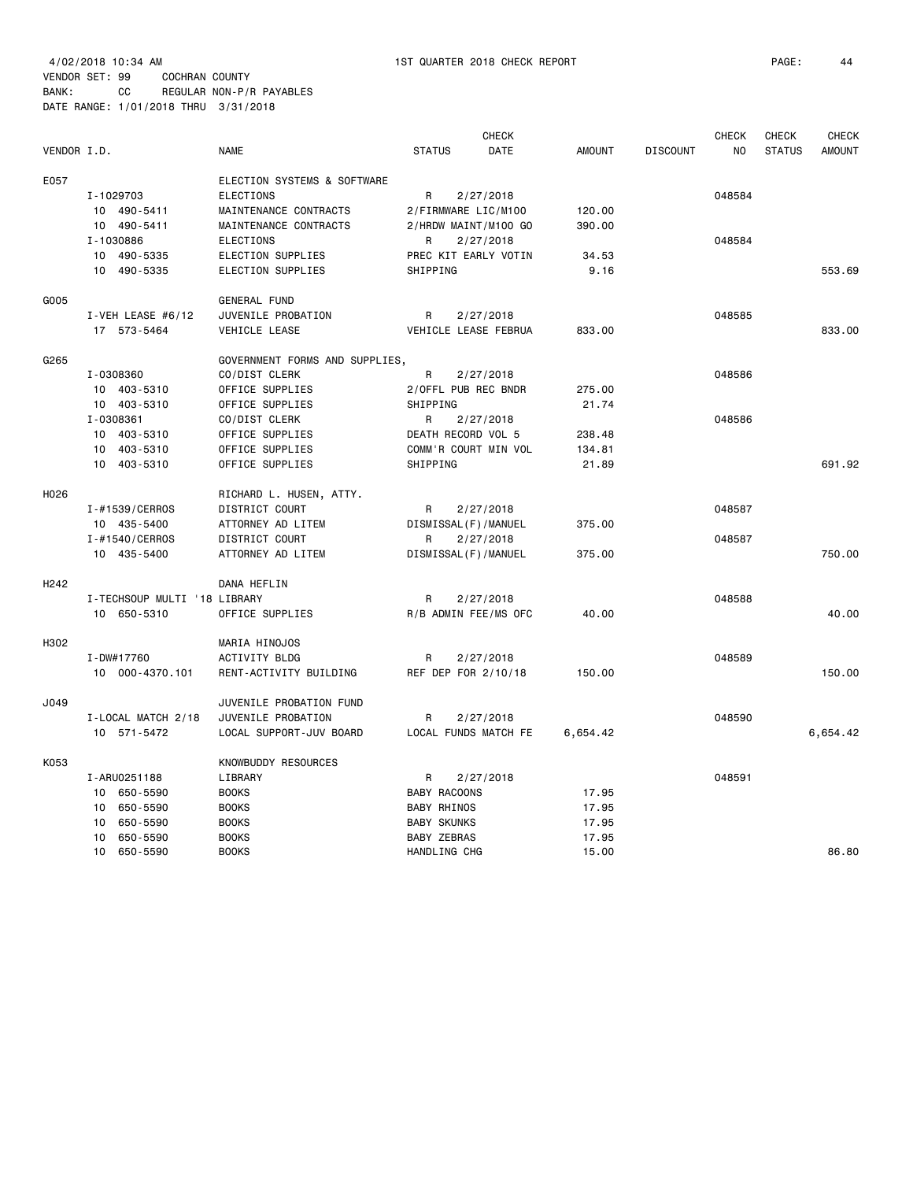4/02/2018 10:34 AM 1ST QUARTER 2018 CHECK REPORT

VENDOR SET: 99 COCHRAN COUNTY
BANK: CC REGULAR NON-P/R PAYABLES
DATE RANGE: 1/01/2018 THRU 3/31/2018

| VENDOR I.D. | NAME | STATUS | CHECK DATE | AMOUNT | DISCOUNT | CHECK NO | CHECK STATUS | CHECK AMOUNT |
|---|---|---|---|---|---|---|---|---|
| E057 | ELECTION SYSTEMS & SOFTWARE | | | | | | | |
| I-1029703 | ELECTIONS | R | 2/27/2018 | | | 048584 | | |
| 10 490-5411 | MAINTENANCE CONTRACTS | 2/FIRMWARE LIC/M100 | | 120.00 | | | | |
| 10 490-5411 | MAINTENANCE CONTRACTS | 2/HRDW MAINT/M100 GO | | 390.00 | | | | |
| I-1030886 | ELECTIONS | R | 2/27/2018 | | | 048584 | | |
| 10 490-5335 | ELECTION SUPPLIES | PREC KIT EARLY VOTIN | | 34.53 | | | | |
| 10 490-5335 | ELECTION SUPPLIES | SHIPPING | | 9.16 | | | | 553.69 |
| G005 | GENERAL FUND | | | | | | | |
| I-VEH LEASE #6/12 | JUVENILE PROBATION | R | 2/27/2018 | | | 048585 | | |
| 17 573-5464 | VEHICLE LEASE | VEHICLE LEASE FEBRUA | | 833.00 | | | | 833.00 |
| G265 | GOVERNMENT FORMS AND SUPPLIES, | | | | | | | |
| I-0308360 | CO/DIST CLERK | R | 2/27/2018 | | | 048586 | | |
| 10 403-5310 | OFFICE SUPPLIES | 2/OFFL PUB REC BNDR | | 275.00 | | | | |
| 10 403-5310 | OFFICE SUPPLIES | SHIPPING | | 21.74 | | | | |
| I-0308361 | CO/DIST CLERK | R | 2/27/2018 | | | 048586 | | |
| 10 403-5310 | OFFICE SUPPLIES | DEATH RECORD VOL 5 | | 238.48 | | | | |
| 10 403-5310 | OFFICE SUPPLIES | COMM'R COURT MIN VOL | | 134.81 | | | | |
| 10 403-5310 | OFFICE SUPPLIES | SHIPPING | | 21.89 | | | | 691.92 |
| H026 | RICHARD L. HUSEN, ATTY. | | | | | | | |
| I-#1539/CERROS | DISTRICT COURT | R | 2/27/2018 | | | 048587 | | |
| 10 435-5400 | ATTORNEY AD LITEM | DISMISSAL(F)/MANUEL | | 375.00 | | | | |
| I-#1540/CERROS | DISTRICT COURT | R | 2/27/2018 | | | 048587 | | |
| 10 435-5400 | ATTORNEY AD LITEM | DISMISSAL(F)/MANUEL | | 375.00 | | | | 750.00 |
| H242 | DANA HEFLIN | | | | | | | |
| I-TECHSOUP MULTI '18 | LIBRARY | R | 2/27/2018 | | | 048588 | | |
| 10 650-5310 | OFFICE SUPPLIES | R/B ADMIN FEE/MS OFC | | 40.00 | | | | 40.00 |
| H302 | MARIA HINOJOS | | | | | | | |
| I-DW#17760 | ACTIVITY BLDG | R | 2/27/2018 | | | 048589 | | |
| 10 000-4370.101 | RENT-ACTIVITY BUILDING | REF DEP FOR 2/10/18 | | 150.00 | | | | 150.00 |
| J049 | JUVENILE PROBATION FUND | | | | | | | |
| I-LOCAL MATCH 2/18 | JUVENILE PROBATION | R | 2/27/2018 | | | 048590 | | |
| 10 571-5472 | LOCAL SUPPORT-JUV BOARD | LOCAL FUNDS MATCH FE | | 6,654.42 | | | | 6,654.42 |
| K053 | KNOWBUDDY RESOURCES | | | | | | | |
| I-ARU0251188 | LIBRARY | R | 2/27/2018 | | | 048591 | | |
| 10 650-5590 | BOOKS | BABY RACOONS | | 17.95 | | | | |
| 10 650-5590 | BOOKS | BABY RHINOS | | 17.95 | | | | |
| 10 650-5590 | BOOKS | BABY SKUNKS | | 17.95 | | | | |
| 10 650-5590 | BOOKS | BABY ZEBRAS | | 17.95 | | | | |
| 10 650-5590 | BOOKS | HANDLING CHG | | 15.00 | | | | 86.80 |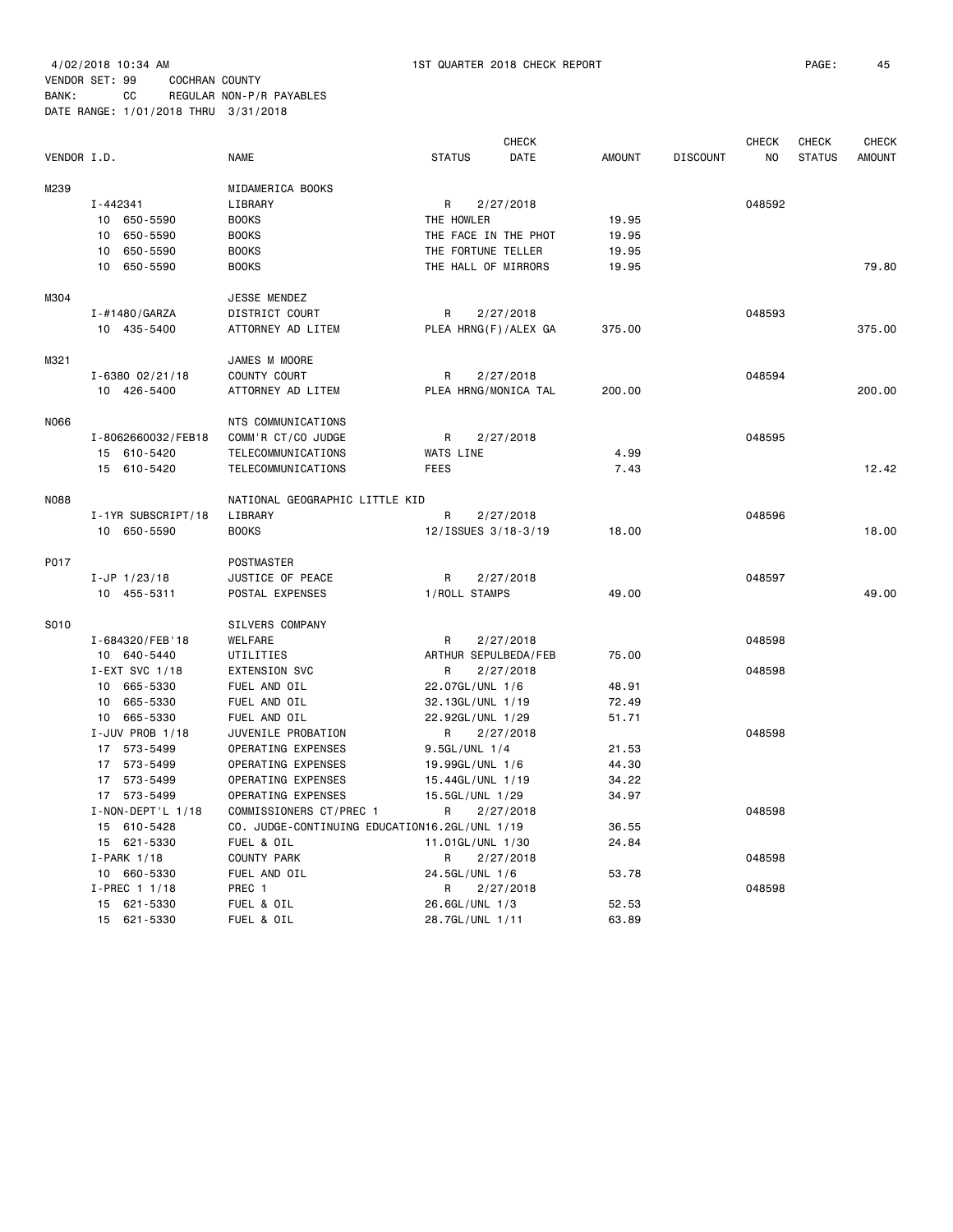4/02/2018 10:34 AM 1ST QUARTER 2018 CHECK REPORT

VENDOR SET: 99 COCHRAN COUNTY
BANK: CC REGULAR NON-P/R PAYABLES
DATE RANGE: 1/01/2018 THRU 3/31/2018

| VENDOR I.D. | | NAME | STATUS | CHECK DATE | AMOUNT | DISCOUNT | CHECK NO | CHECK STATUS | CHECK AMOUNT |
|---|---|---|---|---|---|---|---|---|---|
| M239 | | MIDAMERICA BOOKS | | | | | | | |
| | I-442341 | LIBRARY | R | 2/27/2018 | | | 048592 | | |
| | 10 650-5590 | BOOKS | THE HOWLER | | 19.95 | | | | |
| | 10 650-5590 | BOOKS | THE FACE IN THE PHOT | | 19.95 | | | | |
| | 10 650-5590 | BOOKS | THE FORTUNE TELLER | | 19.95 | | | | |
| | 10 650-5590 | BOOKS | THE HALL OF MIRRORS | | 19.95 | | | | 79.80 |
| M304 | | JESSE MENDEZ | | | | | | | |
| | I-#1480/GARZA | DISTRICT COURT | R | 2/27/2018 | | | 048593 | | |
| | 10 435-5400 | ATTORNEY AD LITEM | PLEA HRNG(F)/ALEX GA | | 375.00 | | | | 375.00 |
| M321 | | JAMES M MOORE | | | | | | | |
| | I-6380 02/21/18 | COUNTY COURT | R | 2/27/2018 | | | 048594 | | |
| | 10 426-5400 | ATTORNEY AD LITEM | PLEA HRNG/MONICA TAL | | 200.00 | | | | 200.00 |
| N066 | | NTS COMMUNICATIONS | | | | | | | |
| | I-8062660032/FEB18 | COMM'R CT/CO JUDGE | R | 2/27/2018 | | | 048595 | | |
| | 15 610-5420 | TELECOMMUNICATIONS | WATS LINE | | 4.99 | | | | |
| | 15 610-5420 | TELECOMMUNICATIONS | FEES | | 7.43 | | | | 12.42 |
| N088 | | NATIONAL GEOGRAPHIC LITTLE KID | | | | | | | |
| | I-1YR SUBSCRIPT/18 | LIBRARY | R | 2/27/2018 | | | 048596 | | |
| | 10 650-5590 | BOOKS | 12/ISSUES 3/18-3/19 | | 18.00 | | | | 18.00 |
| P017 | | POSTMASTER | | | | | | | |
| | I-JP 1/23/18 | JUSTICE OF PEACE | R | 2/27/2018 | | | 048597 | | |
| | 10 455-5311 | POSTAL EXPENSES | 1/ROLL STAMPS | | 49.00 | | | | 49.00 |
| S010 | | SILVERS COMPANY | | | | | | | |
| | I-684320/FEB'18 | WELFARE | R | 2/27/2018 | | | 048598 | | |
| | 10 640-5440 | UTILITIES | ARTHUR SEPULBEDA/FEB | | 75.00 | | | | |
| | I-EXT SVC 1/18 | EXTENSION SVC | R | 2/27/2018 | | | 048598 | | |
| | 10 665-5330 | FUEL AND OIL | 22.07GL/UNL 1/6 | | 48.91 | | | | |
| | 10 665-5330 | FUEL AND OIL | 32.13GL/UNL 1/19 | | 72.49 | | | | |
| | 10 665-5330 | FUEL AND OIL | 22.92GL/UNL 1/29 | | 51.71 | | | | |
| | I-JUV PROB 1/18 | JUVENILE PROBATION | R | 2/27/2018 | | | 048598 | | |
| | 17 573-5499 | OPERATING EXPENSES | 9.5GL/UNL 1/4 | | 21.53 | | | | |
| | 17 573-5499 | OPERATING EXPENSES | 19.99GL/UNL 1/6 | | 44.30 | | | | |
| | 17 573-5499 | OPERATING EXPENSES | 15.44GL/UNL 1/19 | | 34.22 | | | | |
| | 17 573-5499 | OPERATING EXPENSES | 15.5GL/UNL 1/29 | | 34.97 | | | | |
| | I-NON-DEPT'L 1/18 | COMMISSIONERS CT/PREC 1 | R | 2/27/2018 | | | 048598 | | |
| | 15 610-5428 | CO. JUDGE-CONTINUING EDUCATION | 16.2GL/UNL 1/19 | | 36.55 | | | | |
| | 15 621-5330 | FUEL & OIL | 11.01GL/UNL 1/30 | | 24.84 | | | | |
| | I-PARK 1/18 | COUNTY PARK | R | 2/27/2018 | | | 048598 | | |
| | 10 660-5330 | FUEL AND OIL | 24.5GL/UNL 1/6 | | 53.78 | | | | |
| | I-PREC 1 1/18 | PREC 1 | R | 2/27/2018 | | | 048598 | | |
| | 15 621-5330 | FUEL & OIL | 26.6GL/UNL 1/3 | | 52.53 | | | | |
| | 15 621-5330 | FUEL & OIL | 28.7GL/UNL 1/11 | | 63.89 | | | | |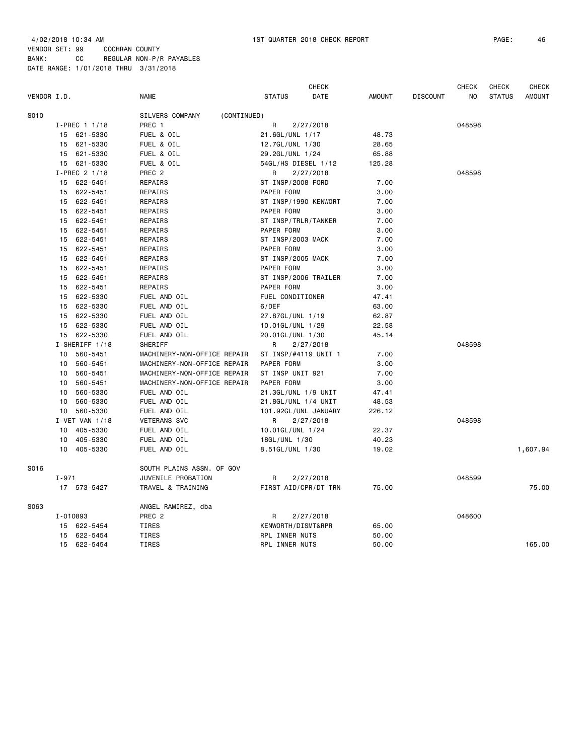4/02/2018 10:34 AM 1ST QUARTER 2018 CHECK REPORT PAGE: 46

VENDOR SET: 99 COCHRAN COUNTY
BANK: CC REGULAR NON-P/R PAYABLES
DATE RANGE: 1/01/2018 THRU 3/31/2018

| VENDOR I.D. | NAME | STATUS | CHECK DATE | AMOUNT | DISCOUNT | CHECK NO | CHECK STATUS | CHECK AMOUNT |
|---|---|---|---|---|---|---|---|---|
| S010 | SILVERS COMPANY (CONTINUED) | | | | | | | |
| I-PREC 1 1/18 | PREC 1 | R | 2/27/2018 | | | 048598 | | |
| 15 621-5330 | FUEL & OIL | 21.6GL/UNL 1/17 | | 48.73 | | | | |
| 15 621-5330 | FUEL & OIL | 12.7GL/UNL 1/30 | | 28.65 | | | | |
| 15 621-5330 | FUEL & OIL | 29.2GL/UNL 1/24 | | 65.88 | | | | |
| 15 621-5330 | FUEL & OIL | 54GL/HS DIESEL 1/12 | | 125.28 | | | | |
| I-PREC 2 1/18 | PREC 2 | R | 2/27/2018 | | | 048598 | | |
| 15 622-5451 | REPAIRS | ST INSP/2008 FORD | | 7.00 | | | | |
| 15 622-5451 | REPAIRS | PAPER FORM | | 3.00 | | | | |
| 15 622-5451 | REPAIRS | ST INSP/1990 KENWORT | | 7.00 | | | | |
| 15 622-5451 | REPAIRS | PAPER FORM | | 3.00 | | | | |
| 15 622-5451 | REPAIRS | ST INSP/TRLR/TANKER | | 7.00 | | | | |
| 15 622-5451 | REPAIRS | PAPER FORM | | 3.00 | | | | |
| 15 622-5451 | REPAIRS | ST INSP/2003 MACK | | 7.00 | | | | |
| 15 622-5451 | REPAIRS | PAPER FORM | | 3.00 | | | | |
| 15 622-5451 | REPAIRS | ST INSP/2005 MACK | | 7.00 | | | | |
| 15 622-5451 | REPAIRS | PAPER FORM | | 3.00 | | | | |
| 15 622-5451 | REPAIRS | ST INSP/2006 TRAILER | | 7.00 | | | | |
| 15 622-5451 | REPAIRS | PAPER FORM | | 3.00 | | | | |
| 15 622-5330 | FUEL AND OIL | FUEL CONDITIONER | | 47.41 | | | | |
| 15 622-5330 | FUEL AND OIL | 6/DEF | | 63.00 | | | | |
| 15 622-5330 | FUEL AND OIL | 27.87GL/UNL 1/19 | | 62.87 | | | | |
| 15 622-5330 | FUEL AND OIL | 10.01GL/UNL 1/29 | | 22.58 | | | | |
| 15 622-5330 | FUEL AND OIL | 20.01GL/UNL 1/30 | | 45.14 | | | | |
| I-SHERIFF 1/18 | SHERIFF | R | 2/27/2018 | | | 048598 | | |
| 10 560-5451 | MACHINERY-NON-OFFICE REPAIR | ST INSP/#4119 UNIT 1 | | 7.00 | | | | |
| 10 560-5451 | MACHINERY-NON-OFFICE REPAIR | PAPER FORM | | 3.00 | | | | |
| 10 560-5451 | MACHINERY-NON-OFFICE REPAIR | ST INSP UNIT 921 | | 7.00 | | | | |
| 10 560-5451 | MACHINERY-NON-OFFICE REPAIR | PAPER FORM | | 3.00 | | | | |
| 10 560-5330 | FUEL AND OIL | 21.3GL/UNL 1/9 UNIT | | 47.41 | | | | |
| 10 560-5330 | FUEL AND OIL | 21.8GL/UNL 1/4 UNIT | | 48.53 | | | | |
| 10 560-5330 | FUEL AND OIL | 101.92GL/UNL JANUARY | | 226.12 | | | | |
| I-VET VAN 1/18 | VETERANS SVC | R | 2/27/2018 | | | 048598 | | |
| 10 405-5330 | FUEL AND OIL | 10.01GL/UNL 1/24 | | 22.37 | | | | |
| 10 405-5330 | FUEL AND OIL | 18GL/UNL 1/30 | | 40.23 | | | | |
| 10 405-5330 | FUEL AND OIL | 8.51GL/UNL 1/30 | | 19.02 | | | | 1,607.94 |
| S016 | SOUTH PLAINS ASSN. OF GOV | | | | | | | |
| I-971 | JUVENILE PROBATION | R | 2/27/2018 | | | 048599 | | |
| 17 573-5427 | TRAVEL & TRAINING | FIRST AID/CPR/DT TRN | | 75.00 | | | | 75.00 |
| S063 | ANGEL RAMIREZ, dba | | | | | | | |
| I-010893 | PREC 2 | R | 2/27/2018 | | | 048600 | | |
| 15 622-5454 | TIRES | KENWORTH/DISMT&RPR | | 65.00 | | | | |
| 15 622-5454 | TIRES | RPL INNER NUTS | | 50.00 | | | | |
| 15 622-5454 | TIRES | RPL INNER NUTS | | 50.00 | | | | 165.00 |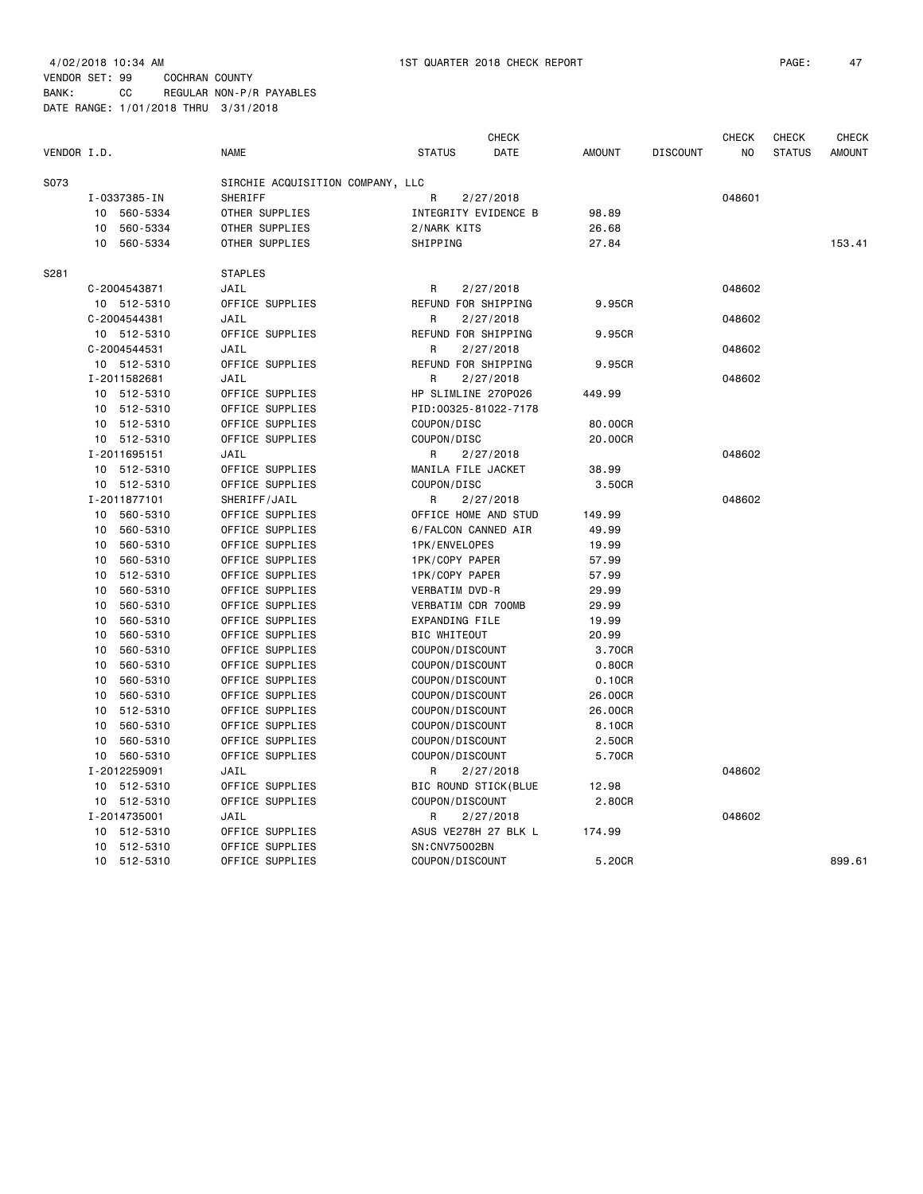4/02/2018 10:34 AM 1ST QUARTER 2018 CHECK REPORT

VENDOR SET: 99 COCHRAN COUNTY
BANK: CC REGULAR NON-P/R PAYABLES
DATE RANGE: 1/01/2018 THRU 3/31/2018

| VENDOR I.D. | NAME | STATUS | CHECK DATE | AMOUNT | DISCOUNT | CHECK NO | CHECK STATUS | CHECK AMOUNT |
|---|---|---|---|---|---|---|---|---|
| S073 | SIRCHIE ACQUISITION COMPANY, LLC | | | | | | | |
| I-0337385-IN | SHERIFF | R | 2/27/2018 | | | 048601 | | |
| 10 560-5334 | OTHER SUPPLIES | INTEGRITY EVIDENCE B | | 98.89 | | | | |
| 10 560-5334 | OTHER SUPPLIES | 2/NARK KITS | | 26.68 | | | | |
| 10 560-5334 | OTHER SUPPLIES | SHIPPING | | 27.84 | | | | 153.41 |
| S281 | STAPLES | | | | | | | |
| C-2004543871 | JAIL | R | 2/27/2018 | | | 048602 | | |
| 10 512-5310 | OFFICE SUPPLIES | REFUND FOR SHIPPING | | 9.95CR | | | | |
| C-2004544381 | JAIL | R | 2/27/2018 | | | 048602 | | |
| 10 512-5310 | OFFICE SUPPLIES | REFUND FOR SHIPPING | | 9.95CR | | | | |
| C-2004544531 | JAIL | R | 2/27/2018 | | | 048602 | | |
| 10 512-5310 | OFFICE SUPPLIES | REFUND FOR SHIPPING | | 9.95CR | | | | |
| I-2011582681 | JAIL | R | 2/27/2018 | | | 048602 | | |
| 10 512-5310 | OFFICE SUPPLIES | HP SLIMLINE 270P026 | | 449.99 | | | | |
| 10 512-5310 | OFFICE SUPPLIES | PID:00325-81022-7178 | | | | | | |
| 10 512-5310 | OFFICE SUPPLIES | COUPON/DISC | | 80.00CR | | | | |
| 10 512-5310 | OFFICE SUPPLIES | COUPON/DISC | | 20.00CR | | | | |
| I-2011695151 | JAIL | R | 2/27/2018 | | | 048602 | | |
| 10 512-5310 | OFFICE SUPPLIES | MANILA FILE JACKET | | 38.99 | | | | |
| 10 512-5310 | OFFICE SUPPLIES | COUPON/DISC | | 3.50CR | | | | |
| I-2011877101 | SHERIFF/JAIL | R | 2/27/2018 | | | 048602 | | |
| 10 560-5310 | OFFICE SUPPLIES | OFFICE HOME AND STUD | | 149.99 | | | | |
| 10 560-5310 | OFFICE SUPPLIES | 6/FALCON CANNED AIR | | 49.99 | | | | |
| 10 560-5310 | OFFICE SUPPLIES | 1PK/ENVELOPES | | 19.99 | | | | |
| 10 560-5310 | OFFICE SUPPLIES | 1PK/COPY PAPER | | 57.99 | | | | |
| 10 512-5310 | OFFICE SUPPLIES | 1PK/COPY PAPER | | 57.99 | | | | |
| 10 560-5310 | OFFICE SUPPLIES | VERBATIM DVD-R | | 29.99 | | | | |
| 10 560-5310 | OFFICE SUPPLIES | VERBATIM CDR 700MB | | 29.99 | | | | |
| 10 560-5310 | OFFICE SUPPLIES | EXPANDING FILE | | 19.99 | | | | |
| 10 560-5310 | OFFICE SUPPLIES | BIC WHITEOUT | | 20.99 | | | | |
| 10 560-5310 | OFFICE SUPPLIES | COUPON/DISCOUNT | | 3.70CR | | | | |
| 10 560-5310 | OFFICE SUPPLIES | COUPON/DISCOUNT | | 0.80CR | | | | |
| 10 560-5310 | OFFICE SUPPLIES | COUPON/DISCOUNT | | 0.10CR | | | | |
| 10 560-5310 | OFFICE SUPPLIES | COUPON/DISCOUNT | | 26.00CR | | | | |
| 10 512-5310 | OFFICE SUPPLIES | COUPON/DISCOUNT | | 26.00CR | | | | |
| 10 560-5310 | OFFICE SUPPLIES | COUPON/DISCOUNT | | 8.10CR | | | | |
| 10 560-5310 | OFFICE SUPPLIES | COUPON/DISCOUNT | | 2.50CR | | | | |
| 10 560-5310 | OFFICE SUPPLIES | COUPON/DISCOUNT | | 5.70CR | | | | |
| I-2012259091 | JAIL | R | 2/27/2018 | | | 048602 | | |
| 10 512-5310 | OFFICE SUPPLIES | BIC ROUND STICK(BLUE | | 12.98 | | | | |
| 10 512-5310 | OFFICE SUPPLIES | COUPON/DISCOUNT | | 2.80CR | | | | |
| I-2014735001 | JAIL | R | 2/27/2018 | | | 048602 | | |
| 10 512-5310 | OFFICE SUPPLIES | ASUS VE278H 27 BLK L | | 174.99 | | | | |
| 10 512-5310 | OFFICE SUPPLIES | SN:CNV75002BN | | | | | | |
| 10 512-5310 | OFFICE SUPPLIES | COUPON/DISCOUNT | | 5.20CR | | | | 899.61 |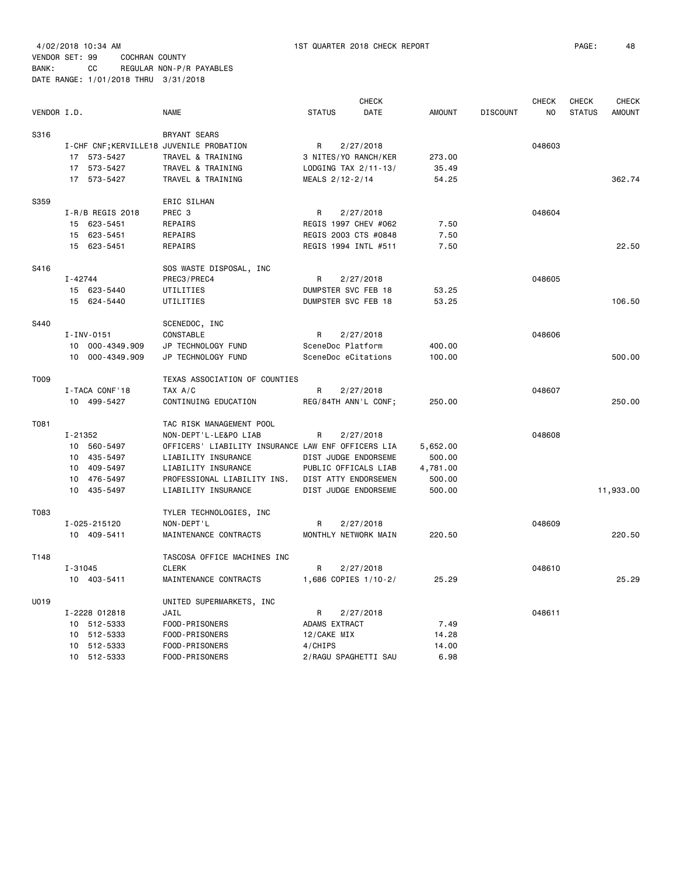4/02/2018 10:34 AM 1ST QUARTER 2018 CHECK REPORT

VENDOR SET: 99 COCHRAN COUNTY
BANK: CC REGULAR NON-P/R PAYABLES
DATE RANGE: 1/01/2018 THRU 3/31/2018

| VENDOR I.D. | | NAME | STATUS | CHECK DATE | AMOUNT | DISCOUNT | CHECK NO | CHECK STATUS | CHECK AMOUNT |
|---|---|---|---|---|---|---|---|---|---|
| S316 | | BRYANT SEARS | | | | | | | |
| | I-CHF CNF;KERVILLE18 | JUVENILE PROBATION | R | 2/27/2018 | | | 048603 | | |
| | 17 573-5427 | TRAVEL & TRAINING | 3 NITES/YO RANCH/KER | | 273.00 | | | | |
| | 17 573-5427 | TRAVEL & TRAINING | LODGING TAX 2/11-13/ | | 35.49 | | | | |
| | 17 573-5427 | TRAVEL & TRAINING | MEALS 2/12-2/14 | | 54.25 | | | | 362.74 |
| S359 | | ERIC SILHAN | | | | | | | |
| | I-R/B REGIS 2018 | PREC 3 | R | 2/27/2018 | | | 048604 | | |
| | 15 623-5451 | REPAIRS | REGIS 1997 CHEV #062 | | 7.50 | | | | |
| | 15 623-5451 | REPAIRS | REGIS 2003 CTS #0848 | | 7.50 | | | | |
| | 15 623-5451 | REPAIRS | REGIS 1994 INTL #511 | | 7.50 | | | | 22.50 |
| S416 | | SOS WASTE DISPOSAL, INC | | | | | | | |
| | I-42744 | PREC3/PREC4 | R | 2/27/2018 | | | 048605 | | |
| | 15 623-5440 | UTILITIES | DUMPSTER SVC FEB 18 | | 53.25 | | | | |
| | 15 624-5440 | UTILITIES | DUMPSTER SVC FEB 18 | | 53.25 | | | | 106.50 |
| S440 | | SCENEDOC, INC | | | | | | | |
| | I-INV-0151 | CONSTABLE | R | 2/27/2018 | | | 048606 | | |
| | 10 000-4349.909 | JP TECHNOLOGY FUND | SceneDoc Platform | | 400.00 | | | | |
| | 10 000-4349.909 | JP TECHNOLOGY FUND | SceneDoc eCitations | | 100.00 | | | | 500.00 |
| T009 | | TEXAS ASSOCIATION OF COUNTIES | | | | | | | |
| | I-TACA CONF'18 | TAX A/C | R | 2/27/2018 | | | 048607 | | |
| | 10 499-5427 | CONTINUING EDUCATION | REG/84TH ANN'L CONF; | | 250.00 | | | | 250.00 |
| T081 | | TAC RISK MANAGEMENT POOL | | | | | | | |
| | I-21352 | NON-DEPT'L-LE&PO LIAB | R | 2/27/2018 | | | 048608 | | |
| | 10 560-5497 | OFFICERS' LIABILITY INSURANCE | LAW ENF OFFICERS LIA | | 5,652.00 | | | | |
| | 10 435-5497 | LIABILITY INSURANCE | DIST JUDGE ENDORSEME | | 500.00 | | | | |
| | 10 409-5497 | LIABILITY INSURANCE | PUBLIC OFFICALS LIAB | | 4,781.00 | | | | |
| | 10 476-5497 | PROFESSIONAL LIABILITY INS. | DIST ATTY ENDORSEMEN | | 500.00 | | | | |
| | 10 435-5497 | LIABILITY INSURANCE | DIST JUDGE ENDORSEME | | 500.00 | | | | 11,933.00 |
| T083 | | TYLER TECHNOLOGIES, INC | | | | | | | |
| | I-025-215120 | NON-DEPT'L | R | 2/27/2018 | | | 048609 | | |
| | 10 409-5411 | MAINTENANCE CONTRACTS | MONTHLY NETWORK MAIN | | 220.50 | | | | 220.50 |
| T148 | | TASCOSA OFFICE MACHINES INC | | | | | | | |
| | I-31045 | CLERK | R | 2/27/2018 | | | 048610 | | |
| | 10 403-5411 | MAINTENANCE CONTRACTS | 1,686 COPIES 1/10-2/ | | 25.29 | | | | 25.29 |
| U019 | | UNITED SUPERMARKETS, INC | | | | | | | |
| | I-2228 012818 | JAIL | R | 2/27/2018 | | | 048611 | | |
| | 10 512-5333 | FOOD-PRISONERS | ADAMS EXTRACT | | 7.49 | | | | |
| | 10 512-5333 | FOOD-PRISONERS | 12/CAKE MIX | | 14.28 | | | | |
| | 10 512-5333 | FOOD-PRISONERS | 4/CHIPS | | 14.00 | | | | |
| | 10 512-5333 | FOOD-PRISONERS | 2/RAGU SPAGHETTI SAU | | 6.98 | | | | |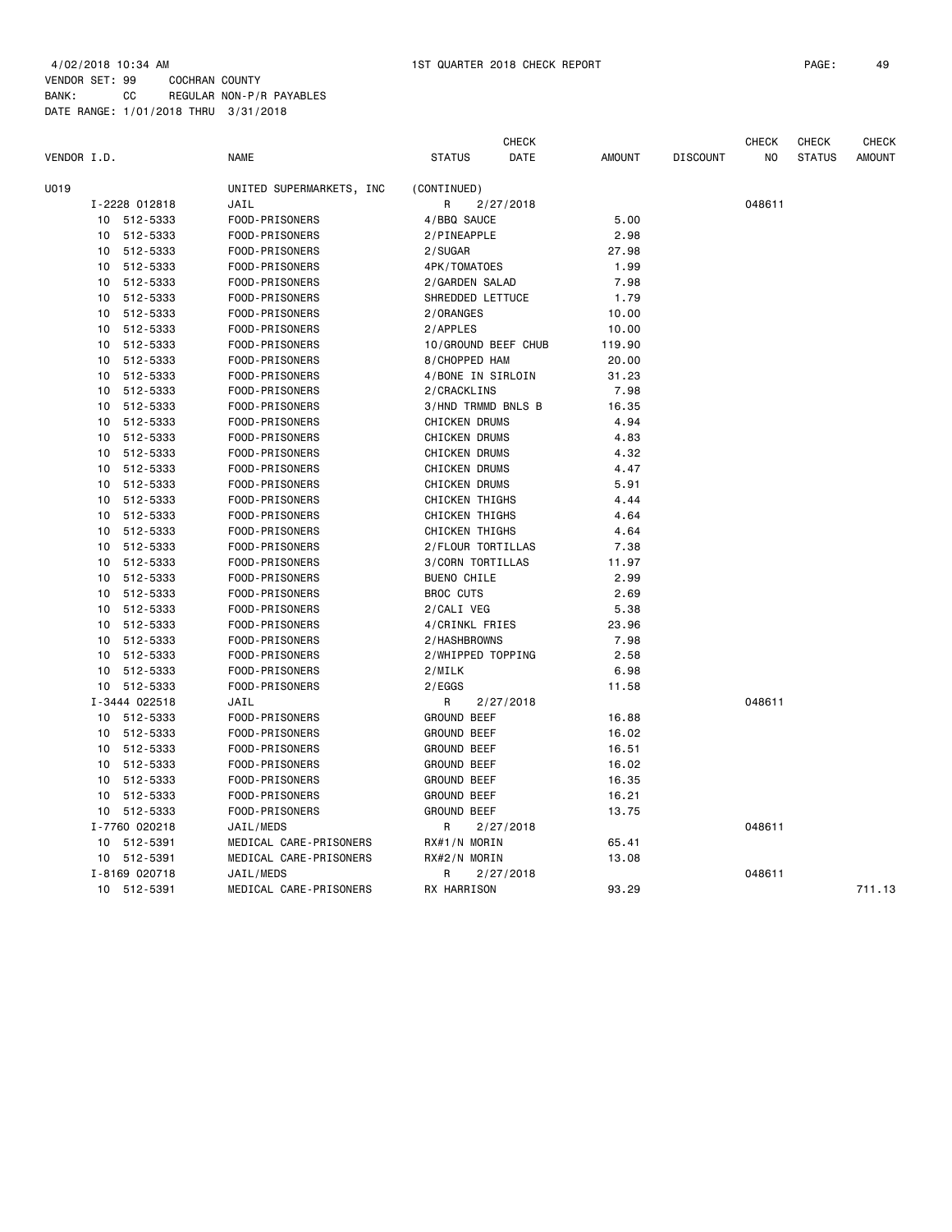4/02/2018 10:34 AM 1ST QUARTER 2018 CHECK REPORT PAGE: 49
VENDOR SET: 99 COCHRAN COUNTY
BANK: CC REGULAR NON-P/R PAYABLES
DATE RANGE: 1/01/2018 THRU 3/31/2018

| VENDOR I.D. | NAME | STATUS | CHECK DATE | AMOUNT | DISCOUNT | CHECK NO | CHECK STATUS | CHECK AMOUNT |
|---|---|---|---|---|---|---|---|---|
| U019 | UNITED SUPERMARKETS, INC | (CONTINUED) | | | | | | |
| I-2228 012818 | JAIL | R | 2/27/2018 | | | 048611 | | |
| 10 512-5333 | FOOD-PRISONERS | 4/BBQ SAUCE | | 5.00 | | | | |
| 10 512-5333 | FOOD-PRISONERS | 2/PINEAPPLE | | 2.98 | | | | |
| 10 512-5333 | FOOD-PRISONERS | 2/SUGAR | | 27.98 | | | | |
| 10 512-5333 | FOOD-PRISONERS | 4PK/TOMATOES | | 1.99 | | | | |
| 10 512-5333 | FOOD-PRISONERS | 2/GARDEN SALAD | | 7.98 | | | | |
| 10 512-5333 | FOOD-PRISONERS | SHREDDED LETTUCE | | 1.79 | | | | |
| 10 512-5333 | FOOD-PRISONERS | 2/ORANGES | | 10.00 | | | | |
| 10 512-5333 | FOOD-PRISONERS | 2/APPLES | | 10.00 | | | | |
| 10 512-5333 | FOOD-PRISONERS | 10/GROUND BEEF CHUB | | 119.90 | | | | |
| 10 512-5333 | FOOD-PRISONERS | 8/CHOPPED HAM | | 20.00 | | | | |
| 10 512-5333 | FOOD-PRISONERS | 4/BONE IN SIRLOIN | | 31.23 | | | | |
| 10 512-5333 | FOOD-PRISONERS | 2/CRACKLINS | | 7.98 | | | | |
| 10 512-5333 | FOOD-PRISONERS | 3/HND TRMMD BNLS B | | 16.35 | | | | |
| 10 512-5333 | FOOD-PRISONERS | CHICKEN DRUMS | | 4.94 | | | | |
| 10 512-5333 | FOOD-PRISONERS | CHICKEN DRUMS | | 4.83 | | | | |
| 10 512-5333 | FOOD-PRISONERS | CHICKEN DRUMS | | 4.32 | | | | |
| 10 512-5333 | FOOD-PRISONERS | CHICKEN DRUMS | | 4.47 | | | | |
| 10 512-5333 | FOOD-PRISONERS | CHICKEN DRUMS | | 5.91 | | | | |
| 10 512-5333 | FOOD-PRISONERS | CHICKEN THIGHS | | 4.44 | | | | |
| 10 512-5333 | FOOD-PRISONERS | CHICKEN THIGHS | | 4.64 | | | | |
| 10 512-5333 | FOOD-PRISONERS | CHICKEN THIGHS | | 4.64 | | | | |
| 10 512-5333 | FOOD-PRISONERS | 2/FLOUR TORTILLAS | | 7.38 | | | | |
| 10 512-5333 | FOOD-PRISONERS | 3/CORN TORTILLAS | | 11.97 | | | | |
| 10 512-5333 | FOOD-PRISONERS | BUENO CHILE | | 2.99 | | | | |
| 10 512-5333 | FOOD-PRISONERS | BROC CUTS | | 2.69 | | | | |
| 10 512-5333 | FOOD-PRISONERS | 2/CALI VEG | | 5.38 | | | | |
| 10 512-5333 | FOOD-PRISONERS | 4/CRINKL FRIES | | 23.96 | | | | |
| 10 512-5333 | FOOD-PRISONERS | 2/HASHBROWNS | | 7.98 | | | | |
| 10 512-5333 | FOOD-PRISONERS | 2/WHIPPED TOPPING | | 2.58 | | | | |
| 10 512-5333 | FOOD-PRISONERS | 2/MILK | | 6.98 | | | | |
| 10 512-5333 | FOOD-PRISONERS | 2/EGGS | | 11.58 | | | | |
| I-3444 022518 | JAIL | R | 2/27/2018 | | | 048611 | | |
| 10 512-5333 | FOOD-PRISONERS | GROUND BEEF | | 16.88 | | | | |
| 10 512-5333 | FOOD-PRISONERS | GROUND BEEF | | 16.02 | | | | |
| 10 512-5333 | FOOD-PRISONERS | GROUND BEEF | | 16.51 | | | | |
| 10 512-5333 | FOOD-PRISONERS | GROUND BEEF | | 16.02 | | | | |
| 10 512-5333 | FOOD-PRISONERS | GROUND BEEF | | 16.35 | | | | |
| 10 512-5333 | FOOD-PRISONERS | GROUND BEEF | | 16.21 | | | | |
| 10 512-5333 | FOOD-PRISONERS | GROUND BEEF | | 13.75 | | | | |
| I-7760 020218 | JAIL/MEDS | R | 2/27/2018 | | | 048611 | | |
| 10 512-5391 | MEDICAL CARE-PRISONERS | RX#1/N MORIN | | 65.41 | | | | |
| 10 512-5391 | MEDICAL CARE-PRISONERS | RX#2/N MORIN | | 13.08 | | | | |
| I-8169 020718 | JAIL/MEDS | R | 2/27/2018 | | | 048611 | | |
| 10 512-5391 | MEDICAL CARE-PRISONERS | RX HARRISON | | 93.29 | | | | 711.13 |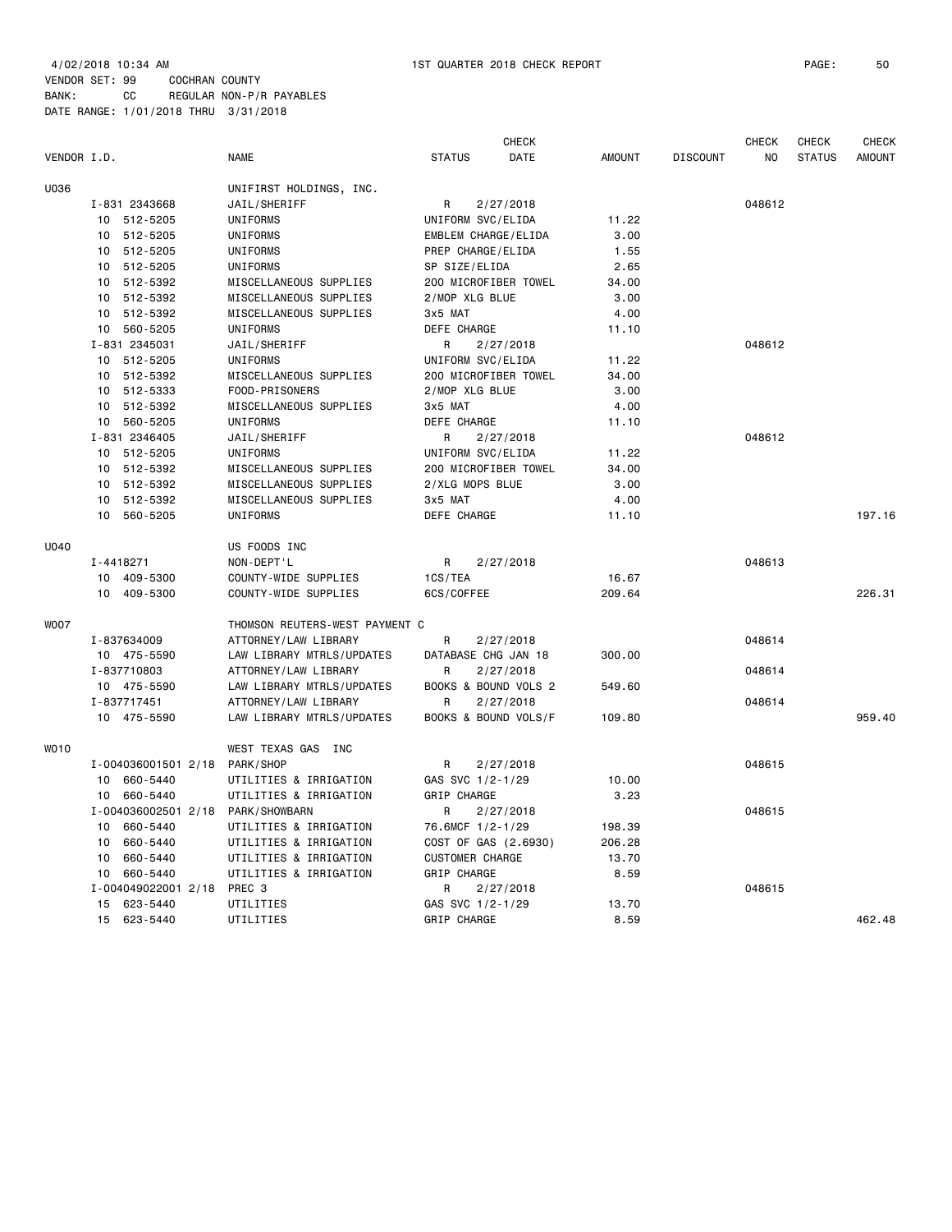4/02/2018 10:34 AM 1ST QUARTER 2018 CHECK REPORT

VENDOR SET: 99 COCHRAN COUNTY
BANK: CC REGULAR NON-P/R PAYABLES
DATE RANGE: 1/01/2018 THRU 3/31/2018

| VENDOR I.D. | NAME | STATUS | CHECK DATE | AMOUNT | DISCOUNT | CHECK NO | CHECK STATUS | CHECK AMOUNT |
|---|---|---|---|---|---|---|---|---|
| U036 | UNIFIRST HOLDINGS, INC. | | | | | | | |
| I-831 2343668 | JAIL/SHERIFF | R | 2/27/2018 | | | 048612 | | |
| 10 512-5205 | UNIFORMS | UNIFORM SVC/ELIDA | | 11.22 | | | | |
| 10 512-5205 | UNIFORMS | EMBLEM CHARGE/ELIDA | | 3.00 | | | | |
| 10 512-5205 | UNIFORMS | PREP CHARGE/ELIDA | | 1.55 | | | | |
| 10 512-5205 | UNIFORMS | SP SIZE/ELIDA | | 2.65 | | | | |
| 10 512-5392 | MISCELLANEOUS SUPPLIES | 200 MICROFIBER TOWEL | | 34.00 | | | | |
| 10 512-5392 | MISCELLANEOUS SUPPLIES | 2/MOP XLG BLUE | | 3.00 | | | | |
| 10 512-5392 | MISCELLANEOUS SUPPLIES | 3x5 MAT | | 4.00 | | | | |
| 10 560-5205 | UNIFORMS | DEFE CHARGE | | 11.10 | | | | |
| I-831 2345031 | JAIL/SHERIFF | R | 2/27/2018 | | | 048612 | | |
| 10 512-5205 | UNIFORMS | UNIFORM SVC/ELIDA | | 11.22 | | | | |
| 10 512-5392 | MISCELLANEOUS SUPPLIES | 200 MICROFIBER TOWEL | | 34.00 | | | | |
| 10 512-5333 | FOOD-PRISONERS | 2/MOP XLG BLUE | | 3.00 | | | | |
| 10 512-5392 | MISCELLANEOUS SUPPLIES | 3x5 MAT | | 4.00 | | | | |
| 10 560-5205 | UNIFORMS | DEFE CHARGE | | 11.10 | | | | |
| I-831 2346405 | JAIL/SHERIFF | R | 2/27/2018 | | | 048612 | | |
| 10 512-5205 | UNIFORMS | UNIFORM SVC/ELIDA | | 11.22 | | | | |
| 10 512-5392 | MISCELLANEOUS SUPPLIES | 200 MICROFIBER TOWEL | | 34.00 | | | | |
| 10 512-5392 | MISCELLANEOUS SUPPLIES | 2/XLG MOPS BLUE | | 3.00 | | | | |
| 10 512-5392 | MISCELLANEOUS SUPPLIES | 3x5 MAT | | 4.00 | | | | |
| 10 560-5205 | UNIFORMS | DEFE CHARGE | | 11.10 | | | | 197.16 |
| U040 | US FOODS INC | | | | | | | |
| I-4418271 | NON-DEPT'L | R | 2/27/2018 | | | 048613 | | |
| 10 409-5300 | COUNTY-WIDE SUPPLIES | 1CS/TEA | | 16.67 | | | | |
| 10 409-5300 | COUNTY-WIDE SUPPLIES | 6CS/COFFEE | | 209.64 | | | | 226.31 |
| W007 | THOMSON REUTERS-WEST PAYMENT C | | | | | | | |
| I-837634009 | ATTORNEY/LAW LIBRARY | R | 2/27/2018 | | | 048614 | | |
| 10 475-5590 | LAW LIBRARY MTRLS/UPDATES | DATABASE CHG JAN 18 | | 300.00 | | | | |
| I-837710803 | ATTORNEY/LAW LIBRARY | R | 2/27/2018 | | | 048614 | | |
| 10 475-5590 | LAW LIBRARY MTRLS/UPDATES | BOOKS & BOUND VOLS 2 | | 549.60 | | | | |
| I-837717451 | ATTORNEY/LAW LIBRARY | R | 2/27/2018 | | | 048614 | | |
| 10 475-5590 | LAW LIBRARY MTRLS/UPDATES | BOOKS & BOUND VOLS/F | | 109.80 | | | | 959.40 |
| W010 | WEST TEXAS GAS INC | | | | | | | |
| I-004036001501 2/18 | PARK/SHOP | R | 2/27/2018 | | | 048615 | | |
| 10 660-5440 | UTILITIES & IRRIGATION | GAS SVC 1/2-1/29 | | 10.00 | | | | |
| 10 660-5440 | UTILITIES & IRRIGATION | GRIP CHARGE | | 3.23 | | | | |
| I-004036002501 2/18 | PARK/SHOWBARN | R | 2/27/2018 | | | 048615 | | |
| 10 660-5440 | UTILITIES & IRRIGATION | 76.6MCF 1/2-1/29 | | 198.39 | | | | |
| 10 660-5440 | UTILITIES & IRRIGATION | COST OF GAS (2.6930) | | 206.28 | | | | |
| 10 660-5440 | UTILITIES & IRRIGATION | CUSTOMER CHARGE | | 13.70 | | | | |
| 10 660-5440 | UTILITIES & IRRIGATION | GRIP CHARGE | | 8.59 | | | | |
| I-004049022001 2/18 | PREC 3 | R | 2/27/2018 | | | 048615 | | |
| 15 623-5440 | UTILITIES | GAS SVC 1/2-1/29 | | 13.70 | | | | |
| 15 623-5440 | UTILITIES | GRIP CHARGE | | 8.59 | | | | 462.48 |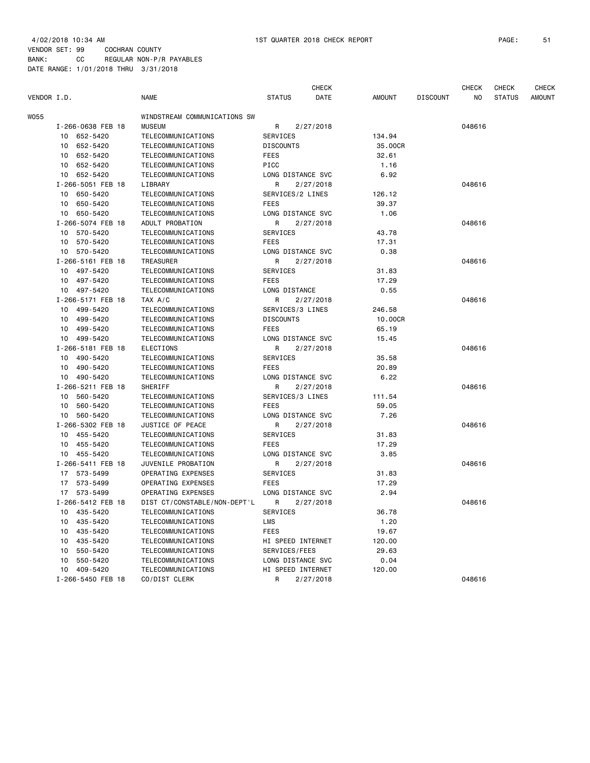4/02/2018 10:34 AM 1ST QUARTER 2018 CHECK REPORT
VENDOR SET: 99 COCHRAN COUNTY
BANK: CC REGULAR NON-P/R PAYABLES
DATE RANGE: 1/01/2018 THRU 3/31/2018

| VENDOR I.D. | NAME | STATUS | CHECK DATE | AMOUNT | DISCOUNT | CHECK NO | CHECK STATUS | CHECK AMOUNT |
|---|---|---|---|---|---|---|---|---|
| W055 | WINDSTREAM COMMUNICATIONS SW | | | | | | | |
| I-266-0638 FEB 18 | MUSEUM | R | 2/27/2018 | | | 048616 | | |
| 10 652-5420 | TELECOMMUNICATIONS | SERVICES | | 134.94 | | | | |
| 10 652-5420 | TELECOMMUNICATIONS | DISCOUNTS | | 35.00CR | | | | |
| 10 652-5420 | TELECOMMUNICATIONS | FEES | | 32.61 | | | | |
| 10 652-5420 | TELECOMMUNICATIONS | PICC | | 1.16 | | | | |
| 10 652-5420 | TELECOMMUNICATIONS | LONG DISTANCE SVC | | 6.92 | | | | |
| I-266-5051 FEB 18 | LIBRARY | R | 2/27/2018 | | | 048616 | | |
| 10 650-5420 | TELECOMMUNICATIONS | SERVICES/2 LINES | | 126.12 | | | | |
| 10 650-5420 | TELECOMMUNICATIONS | FEES | | 39.37 | | | | |
| 10 650-5420 | TELECOMMUNICATIONS | LONG DISTANCE SVC | | 1.06 | | | | |
| I-266-5074 FEB 18 | ADULT PROBATION | R | 2/27/2018 | | | 048616 | | |
| 10 570-5420 | TELECOMMUNICATIONS | SERVICES | | 43.78 | | | | |
| 10 570-5420 | TELECOMMUNICATIONS | FEES | | 17.31 | | | | |
| 10 570-5420 | TELECOMMUNICATIONS | LONG DISTANCE SVC | | 0.38 | | | | |
| I-266-5161 FEB 18 | TREASURER | R | 2/27/2018 | | | 048616 | | |
| 10 497-5420 | TELECOMMUNICATIONS | SERVICES | | 31.83 | | | | |
| 10 497-5420 | TELECOMMUNICATIONS | FEES | | 17.29 | | | | |
| 10 497-5420 | TELECOMMUNICATIONS | LONG DISTANCE | | 0.55 | | | | |
| I-266-5171 FEB 18 | TAX A/C | R | 2/27/2018 | | | 048616 | | |
| 10 499-5420 | TELECOMMUNICATIONS | SERVICES/3 LINES | | 246.58 | | | | |
| 10 499-5420 | TELECOMMUNICATIONS | DISCOUNTS | | 10.00CR | | | | |
| 10 499-5420 | TELECOMMUNICATIONS | FEES | | 65.19 | | | | |
| 10 499-5420 | TELECOMMUNICATIONS | LONG DISTANCE SVC | | 15.45 | | | | |
| I-266-5181 FEB 18 | ELECTIONS | R | 2/27/2018 | | | 048616 | | |
| 10 490-5420 | TELECOMMUNICATIONS | SERVICES | | 35.58 | | | | |
| 10 490-5420 | TELECOMMUNICATIONS | FEES | | 20.89 | | | | |
| 10 490-5420 | TELECOMMUNICATIONS | LONG DISTANCE SVC | | 6.22 | | | | |
| I-266-5211 FEB 18 | SHERIFF | R | 2/27/2018 | | | 048616 | | |
| 10 560-5420 | TELECOMMUNICATIONS | SERVICES/3 LINES | | 111.54 | | | | |
| 10 560-5420 | TELECOMMUNICATIONS | FEES | | 59.05 | | | | |
| 10 560-5420 | TELECOMMUNICATIONS | LONG DISTANCE SVC | | 7.26 | | | | |
| I-266-5302 FEB 18 | JUSTICE OF PEACE | R | 2/27/2018 | | | 048616 | | |
| 10 455-5420 | TELECOMMUNICATIONS | SERVICES | | 31.83 | | | | |
| 10 455-5420 | TELECOMMUNICATIONS | FEES | | 17.29 | | | | |
| 10 455-5420 | TELECOMMUNICATIONS | LONG DISTANCE SVC | | 3.85 | | | | |
| I-266-5411 FEB 18 | JUVENILE PROBATION | R | 2/27/2018 | | | 048616 | | |
| 17 573-5499 | OPERATING EXPENSES | SERVICES | | 31.83 | | | | |
| 17 573-5499 | OPERATING EXPENSES | FEES | | 17.29 | | | | |
| 17 573-5499 | OPERATING EXPENSES | LONG DISTANCE SVC | | 2.94 | | | | |
| I-266-5412 FEB 18 | DIST CT/CONSTABLE/NON-DEPT'L | R | 2/27/2018 | | | 048616 | | |
| 10 435-5420 | TELECOMMUNICATIONS | SERVICES | | 36.78 | | | | |
| 10 435-5420 | TELECOMMUNICATIONS | LMS | | 1.20 | | | | |
| 10 435-5420 | TELECOMMUNICATIONS | FEES | | 19.67 | | | | |
| 10 435-5420 | TELECOMMUNICATIONS | HI SPEED INTERNET | | 120.00 | | | | |
| 10 550-5420 | TELECOMMUNICATIONS | SERVICES/FEES | | 29.63 | | | | |
| 10 550-5420 | TELECOMMUNICATIONS | LONG DISTANCE SVC | | 0.04 | | | | |
| 10 409-5420 | TELECOMMUNICATIONS | HI SPEED INTERNET | | 120.00 | | | | |
| I-266-5450 FEB 18 | CO/DIST CLERK | R | 2/27/2018 | | | 048616 | | |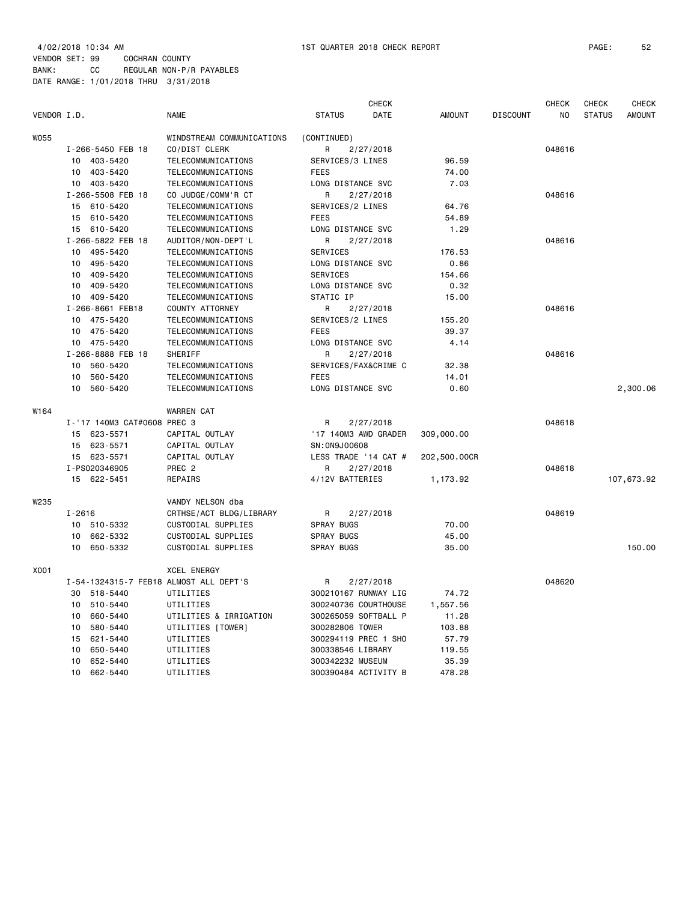4/02/2018 10:34 AM 1ST QUARTER 2018 CHECK REPORT

VENDOR SET: 99 COCHRAN COUNTY
BANK: CC REGULAR NON-P/R PAYABLES
DATE RANGE: 1/01/2018 THRU 3/31/2018

| VENDOR I.D. | NAME | STATUS | CHECK DATE | AMOUNT | DISCOUNT | CHECK NO | CHECK STATUS | CHECK AMOUNT |
|---|---|---|---|---|---|---|---|---|
| W055 | WINDSTREAM COMMUNICATIONS | (CONTINUED) | | | | | | |
| I-266-5450 FEB 18 | CO/DIST CLERK | R | 2/27/2018 | | | 048616 | | |
| 10 403-5420 | TELECOMMUNICATIONS | SERVICES/3 LINES | | 96.59 | | | | |
| 10 403-5420 | TELECOMMUNICATIONS | FEES | | 74.00 | | | | |
| 10 403-5420 | TELECOMMUNICATIONS | LONG DISTANCE SVC | | 7.03 | | | | |
| I-266-5508 FEB 18 | CO JUDGE/COMM'R CT | R | 2/27/2018 | | | 048616 | | |
| 15 610-5420 | TELECOMMUNICATIONS | SERVICES/2 LINES | | 64.76 | | | | |
| 15 610-5420 | TELECOMMUNICATIONS | FEES | | 54.89 | | | | |
| 15 610-5420 | TELECOMMUNICATIONS | LONG DISTANCE SVC | | 1.29 | | | | |
| I-266-5822 FEB 18 | AUDITOR/NON-DEPT'L | R | 2/27/2018 | | | 048616 | | |
| 10 495-5420 | TELECOMMUNICATIONS | SERVICES | | 176.53 | | | | |
| 10 495-5420 | TELECOMMUNICATIONS | LONG DISTANCE SVC | | 0.86 | | | | |
| 10 409-5420 | TELECOMMUNICATIONS | SERVICES | | 154.66 | | | | |
| 10 409-5420 | TELECOMMUNICATIONS | LONG DISTANCE SVC | | 0.32 | | | | |
| 10 409-5420 | TELECOMMUNICATIONS | STATIC IP | | 15.00 | | | | |
| I-266-8661 FEB18 | COUNTY ATTORNEY | R | 2/27/2018 | | | 048616 | | |
| 10 475-5420 | TELECOMMUNICATIONS | SERVICES/2 LINES | | 155.20 | | | | |
| 10 475-5420 | TELECOMMUNICATIONS | FEES | | 39.37 | | | | |
| 10 475-5420 | TELECOMMUNICATIONS | LONG DISTANCE SVC | | 4.14 | | | | |
| I-266-8888 FEB 18 | SHERIFF | R | 2/27/2018 | | | 048616 | | |
| 10 560-5420 | TELECOMMUNICATIONS | SERVICES/FAX&CRIME C | | 32.38 | | | | |
| 10 560-5420 | TELECOMMUNICATIONS | FEES | | 14.01 | | | | |
| 10 560-5420 | TELECOMMUNICATIONS | LONG DISTANCE SVC | | 0.60 | | | | 2,300.06 |
| W164 | WARREN CAT | | | | | | | |
| I-'17 140M3 CAT#0608 PREC 3 | | R | 2/27/2018 | | | 048618 | | |
| 15 623-5571 | CAPITAL OUTLAY | '17 140M3 AWD GRADER | | 309,000.00 | | | | |
| 15 623-5571 | CAPITAL OUTLAY | SN:0N9J00608 | | | | | | |
| 15 623-5571 | CAPITAL OUTLAY | LESS TRADE '14 CAT # | | 202,500.00CR | | | | |
| I-PS020346905 | PREC 2 | R | 2/27/2018 | | | 048618 | | |
| 15 622-5451 | REPAIRS | 4/12V BATTERIES | | 1,173.92 | | | | 107,673.92 |
| W235 | VANDY NELSON dba | | | | | | | |
| I-2616 | CRTHSE/ACT BLDG/LIBRARY | R | 2/27/2018 | | | 048619 | | |
| 10 510-5332 | CUSTODIAL SUPPLIES | SPRAY BUGS | | 70.00 | | | | |
| 10 662-5332 | CUSTODIAL SUPPLIES | SPRAY BUGS | | 45.00 | | | | |
| 10 650-5332 | CUSTODIAL SUPPLIES | SPRAY BUGS | | 35.00 | | | | 150.00 |
| X001 | XCEL ENERGY | | | | | | | |
| I-54-1324315-7 FEB18 | ALMOST ALL DEPT'S | R | 2/27/2018 | | | 048620 | | |
| 30 518-5440 | UTILITIES | 300210167 RUNWAY LIG | | 74.72 | | | | |
| 10 510-5440 | UTILITIES | 300240736 COURTHOUSE | | 1,557.56 | | | | |
| 10 660-5440 | UTILITIES & IRRIGATION | 300265059 SOFTBALL P | | 11.28 | | | | |
| 10 580-5440 | UTILITIES [TOWER] | 300282806 TOWER | | 103.88 | | | | |
| 15 621-5440 | UTILITIES | 300294119 PREC 1 SHO | | 57.79 | | | | |
| 10 650-5440 | UTILITIES | 300338546 LIBRARY | | 119.55 | | | | |
| 10 652-5440 | UTILITIES | 300342232 MUSEUM | | 35.39 | | | | |
| 10 662-5440 | UTILITIES | 300390484 ACTIVITY B | | 478.28 | | | | |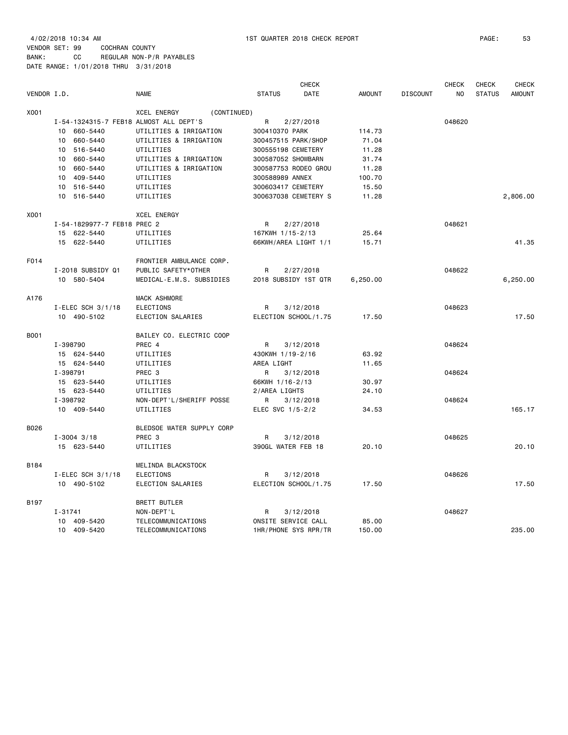4/02/2018 10:34 AM 1ST QUARTER 2018 CHECK REPORT

VENDOR SET: 99 COCHRAN COUNTY
BANK: CC REGULAR NON-P/R PAYABLES
DATE RANGE: 1/01/2018 THRU 3/31/2018

| VENDOR I.D. | | NAME | STATUS | CHECK DATE | AMOUNT | DISCOUNT | CHECK NO | CHECK STATUS | CHECK AMOUNT |
|---|---|---|---|---|---|---|---|---|---|
| X001 | | XCEL ENERGY (CONTINUED) | | | | | | | |
| | I-54-1324315-7 FEB18 | ALMOST ALL DEPT'S | R | 2/27/2018 | | | 048620 | | |
| | 10 660-5440 | UTILITIES & IRRIGATION | 300410370 PARK | | 114.73 | | | | |
| | 10 660-5440 | UTILITIES & IRRIGATION | 300457515 PARK/SHOP | | 71.04 | | | | |
| | 10 516-5440 | UTILITIES | 300555198 CEMETERY | | 11.28 | | | | |
| | 10 660-5440 | UTILITIES & IRRIGATION | 300587052 SHOWBARN | | 31.74 | | | | |
| | 10 660-5440 | UTILITIES & IRRIGATION | 300587753 RODEO GROU | | 11.28 | | | | |
| | 10 409-5440 | UTILITIES | 300588989 ANNEX | | 100.70 | | | | |
| | 10 516-5440 | UTILITIES | 300603417 CEMETERY | | 15.50 | | | | |
| | 10 516-5440 | UTILITIES | 300637038 CEMETERY S | | 11.28 | | | | 2,806.00 |
| X001 | | XCEL ENERGY | | | | | | | |
| | I-54-1829977-7 FEB18 | PREC 2 | R | 2/27/2018 | | | 048621 | | |
| | 15 622-5440 | UTILITIES | 167KWH 1/15-2/13 | | 25.64 | | | | |
| | 15 622-5440 | UTILITIES | 66KWH/AREA LIGHT 1/1 | | 15.71 | | | | 41.35 |
| F014 | | FRONTIER AMBULANCE CORP. | | | | | | | |
| | I-2018 SUBSIDY Q1 | PUBLIC SAFETY*OTHER | R | 2/27/2018 | | | 048622 | | |
| | 10 580-5404 | MEDICAL-E.M.S. SUBSIDIES | 2018 SUBSIDY 1ST QTR | | 6,250.00 | | | | 6,250.00 |
| A176 | | MACK ASHMORE | | | | | | | |
| | I-ELEC SCH 3/1/18 | ELECTIONS | R | 3/12/2018 | | | 048623 | | |
| | 10 490-5102 | ELECTION SALARIES | ELECTION SCHOOL/1.75 | | 17.50 | | | | 17.50 |
| B001 | | BAILEY CO. ELECTRIC COOP | | | | | | | |
| | I-398790 | PREC 4 | R | 3/12/2018 | | | 048624 | | |
| | 15 624-5440 | UTILITIES | 430KWH 1/19-2/16 | | 63.92 | | | | |
| | 15 624-5440 | UTILITIES | AREA LIGHT | | 11.65 | | | | |
| | I-398791 | PREC 3 | R | 3/12/2018 | | | 048624 | | |
| | 15 623-5440 | UTILITIES | 66KWH 1/16-2/13 | | 30.97 | | | | |
| | 15 623-5440 | UTILITIES | 2/AREA LIGHTS | | 24.10 | | | | |
| | I-398792 | NON-DEPT'L/SHERIFF POSSE | R | 3/12/2018 | | | 048624 | | |
| | 10 409-5440 | UTILITIES | ELEC SVC 1/5-2/2 | | 34.53 | | | | 165.17 |
| B026 | | BLEDSOE WATER SUPPLY CORP | | | | | | | |
| | I-3004 3/18 | PREC 3 | R | 3/12/2018 | | | 048625 | | |
| | 15 623-5440 | UTILITIES | 390GL WATER FEB 18 | | 20.10 | | | | 20.10 |
| B184 | | MELINDA BLACKSTOCK | | | | | | | |
| | I-ELEC SCH 3/1/18 | ELECTIONS | R | 3/12/2018 | | | 048626 | | |
| | 10 490-5102 | ELECTION SALARIES | ELECTION SCHOOL/1.75 | | 17.50 | | | | 17.50 |
| B197 | | BRETT BUTLER | | | | | | | |
| | I-31741 | NON-DEPT'L | R | 3/12/2018 | | | 048627 | | |
| | 10 409-5420 | TELECOMMUNICATIONS | ONSITE SERVICE CALL | | 85.00 | | | | |
| | 10 409-5420 | TELECOMMUNICATIONS | 1HR/PHONE SYS RPR/TR | | 150.00 | | | | 235.00 |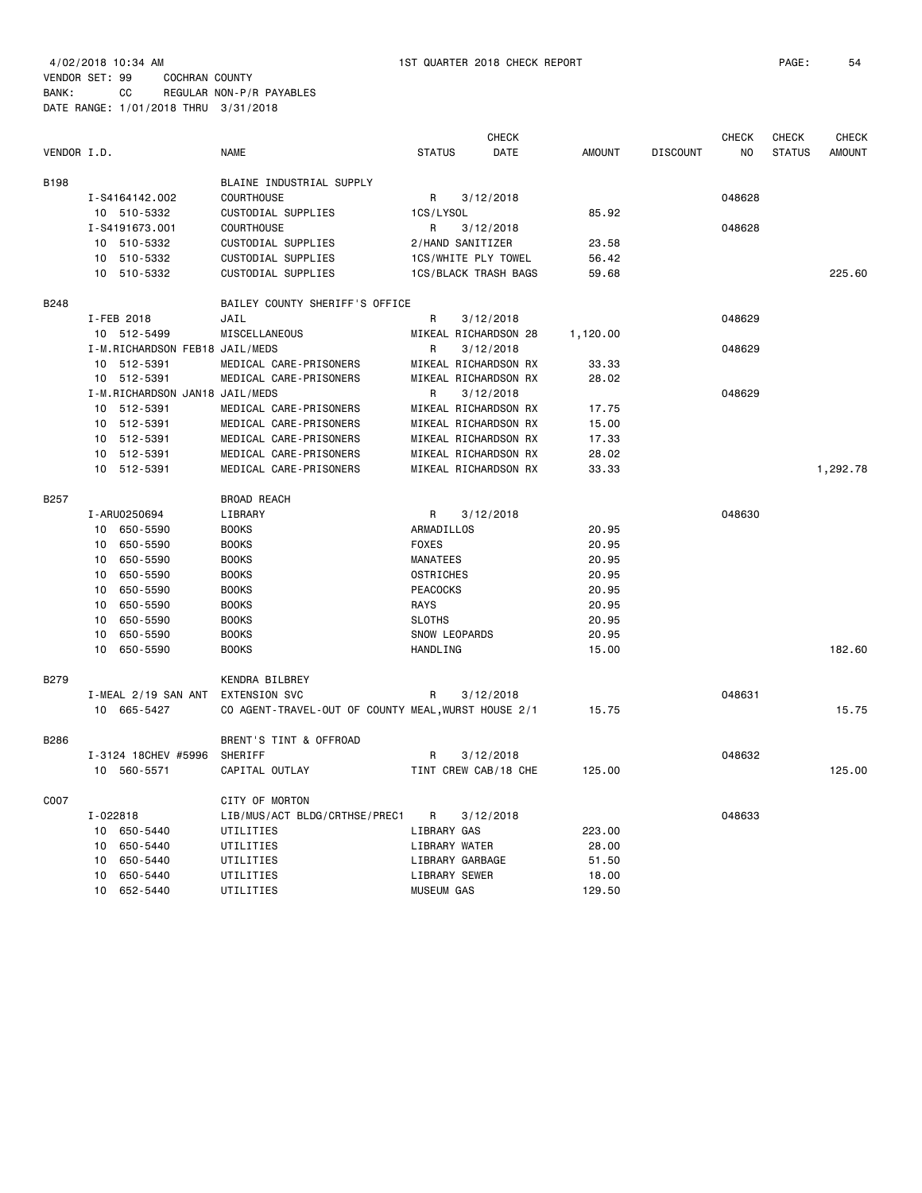4/02/2018 10:34 AM 1ST QUARTER 2018 CHECK REPORT

VENDOR SET: 99 COCHRAN COUNTY
BANK: CC REGULAR NON-P/R PAYABLES
DATE RANGE: 1/01/2018 THRU 3/31/2018

| VENDOR I.D. | NAME | STATUS | CHECK DATE | AMOUNT | DISCOUNT | CHECK NO | CHECK STATUS | CHECK AMOUNT |
|---|---|---|---|---|---|---|---|---|
| B198 | BLAINE INDUSTRIAL SUPPLY | | | | | | | |
| I-S4164142.002 | COURTHOUSE | R | 3/12/2018 | | | 048628 | | |
| 10 510-5332 | CUSTODIAL SUPPLIES | 1CS/LYSOL | | 85.92 | | | | |
| I-S4191673.001 | COURTHOUSE | R | 3/12/2018 | | | 048628 | | |
| 10 510-5332 | CUSTODIAL SUPPLIES | 2/HAND SANITIZER | | 23.58 | | | | |
| 10 510-5332 | CUSTODIAL SUPPLIES | 1CS/WHITE PLY TOWEL | | 56.42 | | | | |
| 10 510-5332 | CUSTODIAL SUPPLIES | 1CS/BLACK TRASH BAGS | | 59.68 | | | | 225.60 |
| B248 | BAILEY COUNTY SHERIFF'S OFFICE | | | | | | | |
| I-FEB 2018 | JAIL | R | 3/12/2018 | | | 048629 | | |
| 10 512-5499 | MISCELLANEOUS | MIKEAL RICHARDSON 28 | | 1,120.00 | | | | |
| I-M.RICHARDSON FEB18 | JAIL/MEDS | R | 3/12/2018 | | | 048629 | | |
| 10 512-5391 | MEDICAL CARE-PRISONERS | MIKEAL RICHARDSON RX | | 33.33 | | | | |
| 10 512-5391 | MEDICAL CARE-PRISONERS | MIKEAL RICHARDSON RX | | 28.02 | | | | |
| I-M.RICHARDSON JAN18 | JAIL/MEDS | R | 3/12/2018 | | | 048629 | | |
| 10 512-5391 | MEDICAL CARE-PRISONERS | MIKEAL RICHARDSON RX | | 17.75 | | | | |
| 10 512-5391 | MEDICAL CARE-PRISONERS | MIKEAL RICHARDSON RX | | 15.00 | | | | |
| 10 512-5391 | MEDICAL CARE-PRISONERS | MIKEAL RICHARDSON RX | | 17.33 | | | | |
| 10 512-5391 | MEDICAL CARE-PRISONERS | MIKEAL RICHARDSON RX | | 28.02 | | | | |
| 10 512-5391 | MEDICAL CARE-PRISONERS | MIKEAL RICHARDSON RX | | 33.33 | | | | 1,292.78 |
| B257 | BROAD REACH | | | | | | | |
| I-ARU0250694 | LIBRARY | R | 3/12/2018 | | | 048630 | | |
| 10 650-5590 | BOOKS | ARMADILLOS | | 20.95 | | | | |
| 10 650-5590 | BOOKS | FOXES | | 20.95 | | | | |
| 10 650-5590 | BOOKS | MANATEES | | 20.95 | | | | |
| 10 650-5590 | BOOKS | OSTRICHES | | 20.95 | | | | |
| 10 650-5590 | BOOKS | PEACOCKS | | 20.95 | | | | |
| 10 650-5590 | BOOKS | RAYS | | 20.95 | | | | |
| 10 650-5590 | BOOKS | SLOTHS | | 20.95 | | | | |
| 10 650-5590 | BOOKS | SNOW LEOPARDS | | 20.95 | | | | |
| 10 650-5590 | BOOKS | HANDLING | | 15.00 | | | | 182.60 |
| B279 | KENDRA BILBREY | | | | | | | |
| I-MEAL 2/19 SAN ANT | EXTENSION SVC | R | 3/12/2018 | | | 048631 | | |
| 10 665-5427 | CO AGENT-TRAVEL-OUT OF COUNTY | MEAL,WURST HOUSE 2/1 | | 15.75 | | | | 15.75 |
| B286 | BRENT'S TINT & OFFROAD | | | | | | | |
| I-3124 18CHEV #5996 | SHERIFF | R | 3/12/2018 | | | 048632 | | |
| 10 560-5571 | CAPITAL OUTLAY | TINT CREW CAB/18 CHE | | 125.00 | | | | 125.00 |
| C007 | CITY OF MORTON | | | | | | | |
| I-022818 | LIB/MUS/ACT BLDG/CRTHSE/PREC1 | R | 3/12/2018 | | | 048633 | | |
| 10 650-5440 | UTILITIES | LIBRARY GAS | | 223.00 | | | | |
| 10 650-5440 | UTILITIES | LIBRARY WATER | | 28.00 | | | | |
| 10 650-5440 | UTILITIES | LIBRARY GARBAGE | | 51.50 | | | | |
| 10 650-5440 | UTILITIES | LIBRARY SEWER | | 18.00 | | | | |
| 10 652-5440 | UTILITIES | MUSEUM GAS | | 129.50 | | | | |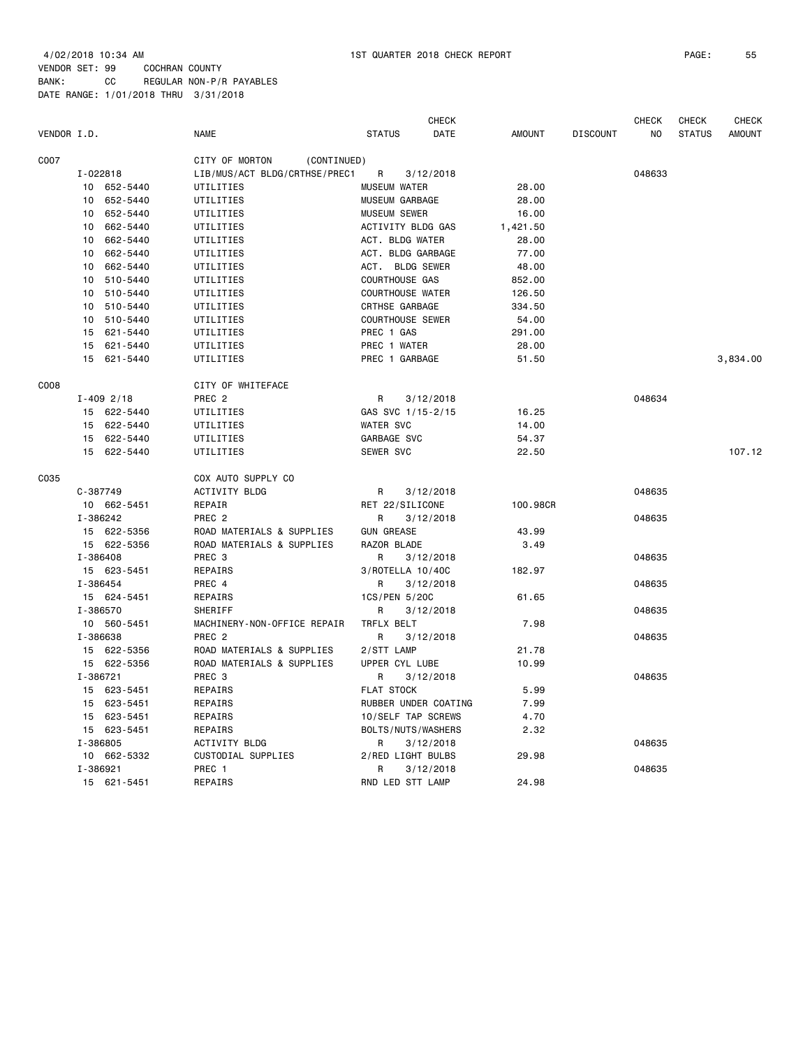4/02/2018 10:34 AM  1ST QUARTER 2018 CHECK REPORT

VENDOR SET: 99 COCHRAN COUNTY
BANK: CC REGULAR NON-P/R PAYABLES
DATE RANGE: 1/01/2018 THRU 3/31/2018

| VENDOR I.D. | NAME | STATUS | CHECK DATE | AMOUNT | DISCOUNT | CHECK NO | CHECK STATUS | CHECK AMOUNT |
|---|---|---|---|---|---|---|---|---|
| C007 | CITY OF MORTON (CONTINUED) | | | | | | | |
| I-022818 | LIB/MUS/ACT BLDG/CRTHSE/PREC1 | R | 3/12/2018 | | | 048633 | | |
| 10 652-5440 | UTILITIES | MUSEUM WATER | | 28.00 | | | | |
| 10 652-5440 | UTILITIES | MUSEUM GARBAGE | | 28.00 | | | | |
| 10 652-5440 | UTILITIES | MUSEUM SEWER | | 16.00 | | | | |
| 10 662-5440 | UTILITIES | ACTIVITY BLDG GAS | | 1,421.50 | | | | |
| 10 662-5440 | UTILITIES | ACT. BLDG WATER | | 28.00 | | | | |
| 10 662-5440 | UTILITIES | ACT. BLDG GARBAGE | | 77.00 | | | | |
| 10 662-5440 | UTILITIES | ACT. BLDG SEWER | | 48.00 | | | | |
| 10 510-5440 | UTILITIES | COURTHOUSE GAS | | 852.00 | | | | |
| 10 510-5440 | UTILITIES | COURTHOUSE WATER | | 126.50 | | | | |
| 10 510-5440 | UTILITIES | CRTHSE GARBAGE | | 334.50 | | | | |
| 10 510-5440 | UTILITIES | COURTHOUSE SEWER | | 54.00 | | | | |
| 15 621-5440 | UTILITIES | PREC 1 GAS | | 291.00 | | | | |
| 15 621-5440 | UTILITIES | PREC 1 WATER | | 28.00 | | | | |
| 15 621-5440 | UTILITIES | PREC 1 GARBAGE | | 51.50 | | | | 3,834.00 |
| C008 | CITY OF WHITEFACE | | | | | | | |
| I-409 2/18 | PREC 2 | R | 3/12/2018 | | | 048634 | | |
| 15 622-5440 | UTILITIES | GAS SVC 1/15-2/15 | | 16.25 | | | | |
| 15 622-5440 | UTILITIES | WATER SVC | | 14.00 | | | | |
| 15 622-5440 | UTILITIES | GARBAGE SVC | | 54.37 | | | | |
| 15 622-5440 | UTILITIES | SEWER SVC | | 22.50 | | | | 107.12 |
| C035 | COX AUTO SUPPLY CO | | | | | | | |
| C-387749 | ACTIVITY BLDG | R | 3/12/2018 | | | 048635 | | |
| 10 662-5451 | REPAIR | RET 22/SILICONE | | 100.98CR | | | | |
| I-386242 | PREC 2 | R | 3/12/2018 | | | 048635 | | |
| 15 622-5356 | ROAD MATERIALS & SUPPLIES | GUN GREASE | | 43.99 | | | | |
| 15 622-5356 | ROAD MATERIALS & SUPPLIES | RAZOR BLADE | | 3.49 | | | | |
| I-386408 | PREC 3 | R | 3/12/2018 | | | 048635 | | |
| 15 623-5451 | REPAIRS | 3/ROTELLA 10/40C | | 182.97 | | | | |
| I-386454 | PREC 4 | R | 3/12/2018 | | | 048635 | | |
| 15 624-5451 | REPAIRS | 1CS/PEN 5/20C | | 61.65 | | | | |
| I-386570 | SHERIFF | R | 3/12/2018 | | | 048635 | | |
| 10 560-5451 | MACHINERY-NON-OFFICE REPAIR | TRFLX BELT | | 7.98 | | | | |
| I-386638 | PREC 2 | R | 3/12/2018 | | | 048635 | | |
| 15 622-5356 | ROAD MATERIALS & SUPPLIES | 2/STT LAMP | | 21.78 | | | | |
| 15 622-5356 | ROAD MATERIALS & SUPPLIES | UPPER CYL LUBE | | 10.99 | | | | |
| I-386721 | PREC 3 | R | 3/12/2018 | | | 048635 | | |
| 15 623-5451 | REPAIRS | FLAT STOCK | | 5.99 | | | | |
| 15 623-5451 | REPAIRS | RUBBER UNDER COATING | | 7.99 | | | | |
| 15 623-5451 | REPAIRS | 10/SELF TAP SCREWS | | 4.70 | | | | |
| 15 623-5451 | REPAIRS | BOLTS/NUTS/WASHERS | | 2.32 | | | | |
| I-386805 | ACTIVITY BLDG | R | 3/12/2018 | | | 048635 | | |
| 10 662-5332 | CUSTODIAL SUPPLIES | 2/RED LIGHT BULBS | | 29.98 | | | | |
| I-386921 | PREC 1 | R | 3/12/2018 | | | 048635 | | |
| 15 621-5451 | REPAIRS | RND LED STT LAMP | | 24.98 | | | | |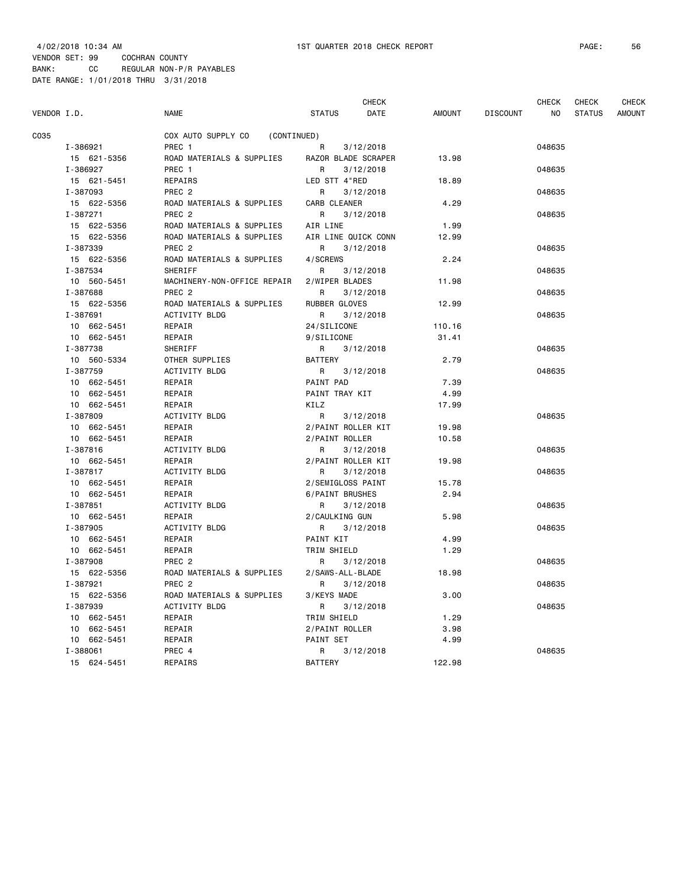4/02/2018 10:34 AM 1ST QUARTER 2018 CHECK REPORT

VENDOR SET: 99 COCHRAN COUNTY
BANK: CC REGULAR NON-P/R PAYABLES
DATE RANGE: 1/01/2018 THRU 3/31/2018

| VENDOR I.D. | NAME | STATUS | CHECK DATE | AMOUNT | DISCOUNT | CHECK NO | CHECK STATUS | CHECK AMOUNT |
|---|---|---|---|---|---|---|---|---|
| C035 | COX AUTO SUPPLY CO (CONTINUED) | | | | | | | |
| I-386921 | PREC 1 | R | 3/12/2018 | | | 048635 | | |
| 15 621-5356 | ROAD MATERIALS & SUPPLIES | RAZOR BLADE SCRAPER | | 13.98 | | | | |
| I-386927 | PREC 1 | R | 3/12/2018 | | | 048635 | | |
| 15 621-5451 | REPAIRS | LED STT 4"RED | | 18.89 | | | | |
| I-387093 | PREC 2 | R | 3/12/2018 | | | 048635 | | |
| 15 622-5356 | ROAD MATERIALS & SUPPLIES | CARB CLEANER | | 4.29 | | | | |
| I-387271 | PREC 2 | R | 3/12/2018 | | | 048635 | | |
| 15 622-5356 | ROAD MATERIALS & SUPPLIES | AIR LINE | | 1.99 | | | | |
| 15 622-5356 | ROAD MATERIALS & SUPPLIES | AIR LINE QUICK CONN | | 12.99 | | | | |
| I-387339 | PREC 2 | R | 3/12/2018 | | | 048635 | | |
| 15 622-5356 | ROAD MATERIALS & SUPPLIES | 4/SCREWS | | 2.24 | | | | |
| I-387534 | SHERIFF | R | 3/12/2018 | | | 048635 | | |
| 10 560-5451 | MACHINERY-NON-OFFICE REPAIR | 2/WIPER BLADES | | 11.98 | | | | |
| I-387688 | PREC 2 | R | 3/12/2018 | | | 048635 | | |
| 15 622-5356 | ROAD MATERIALS & SUPPLIES | RUBBER GLOVES | | 12.99 | | | | |
| I-387691 | ACTIVITY BLDG | R | 3/12/2018 | | | 048635 | | |
| 10 662-5451 | REPAIR | 24/SILICONE | | 110.16 | | | | |
| 10 662-5451 | REPAIR | 9/SILICONE | | 31.41 | | | | |
| I-387738 | SHERIFF | R | 3/12/2018 | | | 048635 | | |
| 10 560-5334 | OTHER SUPPLIES | BATTERY | | 2.79 | | | | |
| I-387759 | ACTIVITY BLDG | R | 3/12/2018 | | | 048635 | | |
| 10 662-5451 | REPAIR | PAINT PAD | | 7.39 | | | | |
| 10 662-5451 | REPAIR | PAINT TRAY KIT | | 4.99 | | | | |
| 10 662-5451 | REPAIR | KILZ | | 17.99 | | | | |
| I-387809 | ACTIVITY BLDG | R | 3/12/2018 | | | 048635 | | |
| 10 662-5451 | REPAIR | 2/PAINT ROLLER KIT | | 19.98 | | | | |
| 10 662-5451 | REPAIR | 2/PAINT ROLLER | | 10.58 | | | | |
| I-387816 | ACTIVITY BLDG | R | 3/12/2018 | | | 048635 | | |
| 10 662-5451 | REPAIR | 2/PAINT ROLLER KIT | | 19.98 | | | | |
| I-387817 | ACTIVITY BLDG | R | 3/12/2018 | | | 048635 | | |
| 10 662-5451 | REPAIR | 2/SEMIGLOSS PAINT | | 15.78 | | | | |
| 10 662-5451 | REPAIR | 6/PAINT BRUSHES | | 2.94 | | | | |
| I-387851 | ACTIVITY BLDG | R | 3/12/2018 | | | 048635 | | |
| 10 662-5451 | REPAIR | 2/CAULKING GUN | | 5.98 | | | | |
| I-387905 | ACTIVITY BLDG | R | 3/12/2018 | | | 048635 | | |
| 10 662-5451 | REPAIR | PAINT KIT | | 4.99 | | | | |
| 10 662-5451 | REPAIR | TRIM SHIELD | | 1.29 | | | | |
| I-387908 | PREC 2 | R | 3/12/2018 | | | 048635 | | |
| 15 622-5356 | ROAD MATERIALS & SUPPLIES | 2/SAWS-ALL-BLADE | | 18.98 | | | | |
| I-387921 | PREC 2 | R | 3/12/2018 | | | 048635 | | |
| 15 622-5356 | ROAD MATERIALS & SUPPLIES | 3/KEYS MADE | | 3.00 | | | | |
| I-387939 | ACTIVITY BLDG | R | 3/12/2018 | | | 048635 | | |
| 10 662-5451 | REPAIR | TRIM SHIELD | | 1.29 | | | | |
| 10 662-5451 | REPAIR | 2/PAINT ROLLER | | 3.98 | | | | |
| 10 662-5451 | REPAIR | PAINT SET | | 4.99 | | | | |
| I-388061 | PREC 4 | R | 3/12/2018 | | | 048635 | | |
| 15 624-5451 | REPAIRS | BATTERY | | 122.98 | | | | |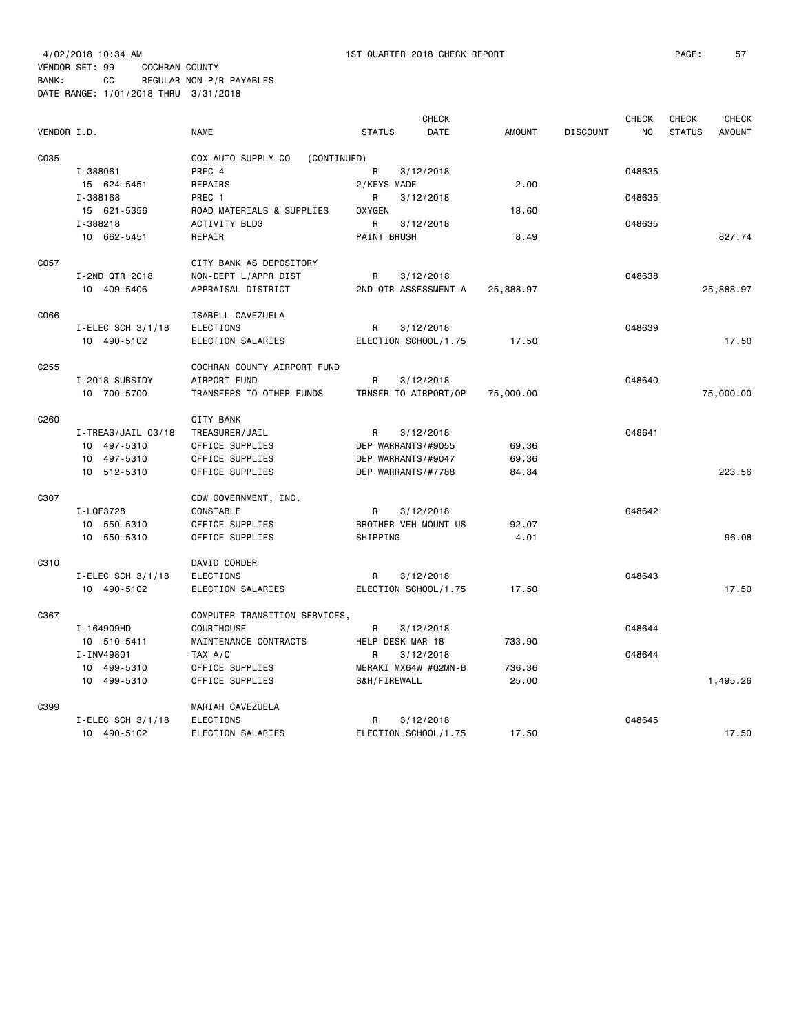4/02/2018 10:34 AM 1ST QUARTER 2018 CHECK REPORT

VENDOR SET: 99 COCHRAN COUNTY
BANK: CC REGULAR NON-P/R PAYABLES
DATE RANGE: 1/01/2018 THRU 3/31/2018

| VENDOR I.D. | NAME | STATUS | CHECK DATE | AMOUNT | DISCOUNT | CHECK NO | CHECK STATUS | CHECK AMOUNT |
|---|---|---|---|---|---|---|---|---|
| C035 | COX AUTO SUPPLY CO (CONTINUED) | | | | | | | |
| I-388061 | PREC 4 | R | 3/12/2018 | | | 048635 | | |
| 15 624-5451 | REPAIRS | 2/KEYS MADE | | 2.00 | | | | |
| I-388168 | PREC 1 | R | 3/12/2018 | | | 048635 | | |
| 15 621-5356 | ROAD MATERIALS & SUPPLIES | OXYGEN | | 18.60 | | | | |
| I-388218 | ACTIVITY BLDG | R | 3/12/2018 | | | 048635 | | |
| 10 662-5451 | REPAIR | PAINT BRUSH | | 8.49 | | | | 827.74 |
| C057 | CITY BANK AS DEPOSITORY | | | | | | | |
| I-2ND QTR 2018 | NON-DEPT'L/APPR DIST | R | 3/12/2018 | | | 048638 | | |
| 10 409-5406 | APPRAISAL DISTRICT | 2ND QTR ASSESSMENT-A | | 25,888.97 | | | | 25,888.97 |
| C066 | ISABELL CAVEZUELA | | | | | | | |
| I-ELEC SCH 3/1/18 | ELECTIONS | R | 3/12/2018 | | | 048639 | | |
| 10 490-5102 | ELECTION SALARIES | ELECTION SCHOOL/1.75 | | 17.50 | | | | 17.50 |
| C255 | COCHRAN COUNTY AIRPORT FUND | | | | | | | |
| I-2018 SUBSIDY | AIRPORT FUND | R | 3/12/2018 | | | 048640 | | |
| 10 700-5700 | TRANSFERS TO OTHER FUNDS | TRNSFR TO AIRPORT/OP | | 75,000.00 | | | | 75,000.00 |
| C260 | CITY BANK | | | | | | | |
| I-TREAS/JAIL 03/18 | TREASURER/JAIL | R | 3/12/2018 | | | 048641 | | |
| 10 497-5310 | OFFICE SUPPLIES | DEP WARRANTS/#9055 | | 69.36 | | | | |
| 10 497-5310 | OFFICE SUPPLIES | DEP WARRANTS/#9047 | | 69.36 | | | | |
| 10 512-5310 | OFFICE SUPPLIES | DEP WARRANTS/#7788 | | 84.84 | | | | 223.56 |
| C307 | CDW GOVERNMENT, INC. | | | | | | | |
| I-LQF3728 | CONSTABLE | R | 3/12/2018 | | | 048642 | | |
| 10 550-5310 | OFFICE SUPPLIES | BROTHER VEH MOUNT US | | 92.07 | | | | |
| 10 550-5310 | OFFICE SUPPLIES | SHIPPING | | 4.01 | | | | 96.08 |
| C310 | DAVID CORDER | | | | | | | |
| I-ELEC SCH 3/1/18 | ELECTIONS | R | 3/12/2018 | | | 048643 | | |
| 10 490-5102 | ELECTION SALARIES | ELECTION SCHOOL/1.75 | | 17.50 | | | | 17.50 |
| C367 | COMPUTER TRANSITION SERVICES, | | | | | | | |
| I-164909HD | COURTHOUSE | R | 3/12/2018 | | | 048644 | | |
| 10 510-5411 | MAINTENANCE CONTRACTS | HELP DESK MAR 18 | | 733.90 | | | | |
| I-INV49801 | TAX A/C | R | 3/12/2018 | | | 048644 | | |
| 10 499-5310 | OFFICE SUPPLIES | MERAKI MX64W #Q2MN-B | | 736.36 | | | | |
| 10 499-5310 | OFFICE SUPPLIES | S&H/FIREWALL | | 25.00 | | | | 1,495.26 |
| C399 | MARIAH CAVEZUELA | | | | | | | |
| I-ELEC SCH 3/1/18 | ELECTIONS | R | 3/12/2018 | | | 048645 | | |
| 10 490-5102 | ELECTION SALARIES | ELECTION SCHOOL/1.75 | | 17.50 | | | | 17.50 |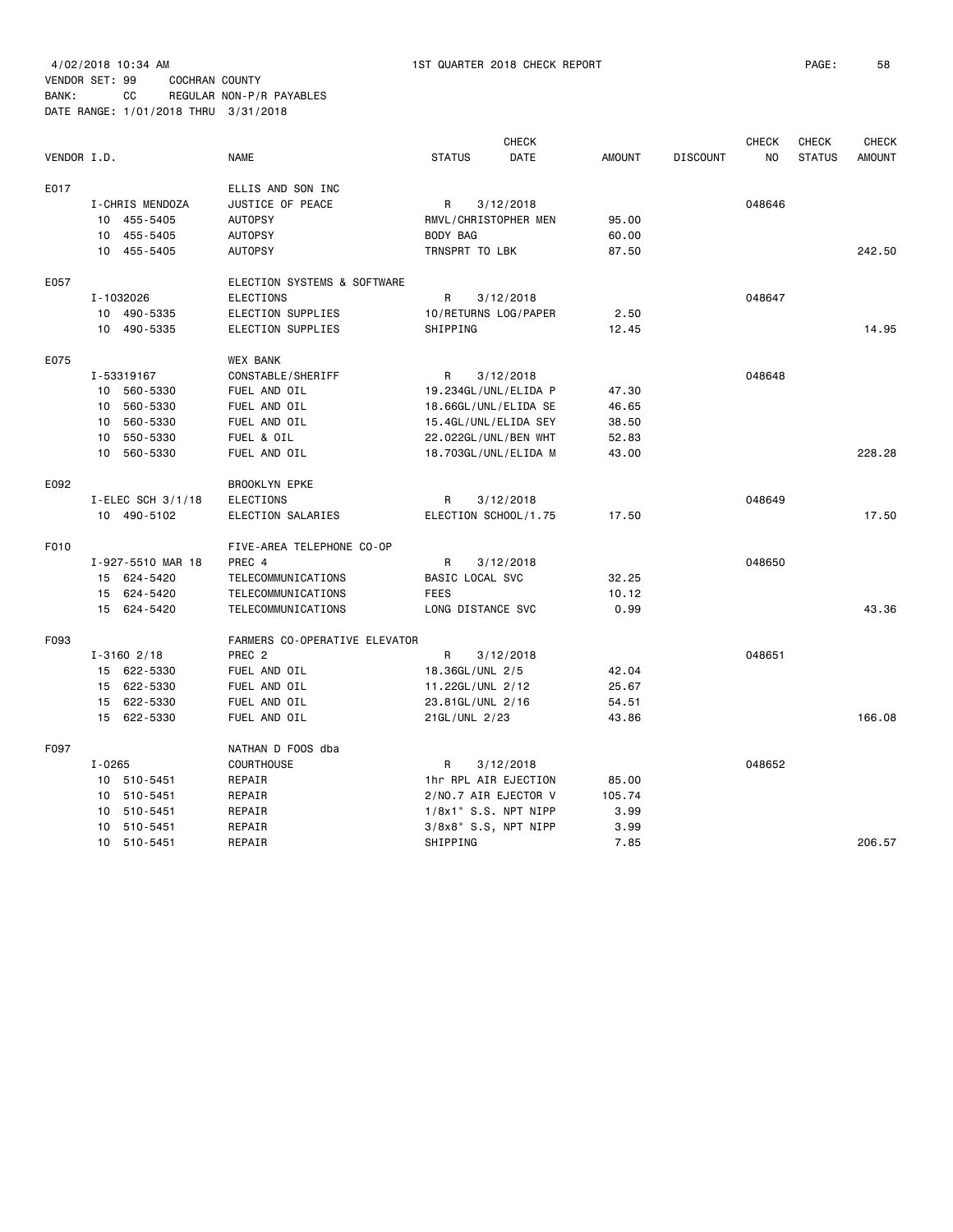4/02/2018 10:34 AM 1ST QUARTER 2018 CHECK REPORT

VENDOR SET: 99 COCHRAN COUNTY
BANK: CC REGULAR NON-P/R PAYABLES
DATE RANGE: 1/01/2018 THRU 3/31/2018

| VENDOR I.D. | NAME | STATUS | CHECK DATE | AMOUNT | DISCOUNT | CHECK NO | CHECK STATUS | CHECK AMOUNT |
|---|---|---|---|---|---|---|---|---|
| E017 | ELLIS AND SON INC | | | | | | | |
| I-CHRIS MENDOZA | JUSTICE OF PEACE | R | 3/12/2018 | | | 048646 | | |
| 10 455-5405 | AUTOPSY | RMVL/CHRISTOPHER MEN | | 95.00 | | | | |
| 10 455-5405 | AUTOPSY | BODY BAG | | 60.00 | | | | |
| 10 455-5405 | AUTOPSY | TRNSPRT TO LBK | | 87.50 | | | | 242.50 |
| E057 | ELECTION SYSTEMS & SOFTWARE | | | | | | | |
| I-1032026 | ELECTIONS | R | 3/12/2018 | | | 048647 | | |
| 10 490-5335 | ELECTION SUPPLIES | 10/RETURNS LOG/PAPER | | 2.50 | | | | |
| 10 490-5335 | ELECTION SUPPLIES | SHIPPING | | 12.45 | | | | 14.95 |
| E075 | WEX BANK | | | | | | | |
| I-53319167 | CONSTABLE/SHERIFF | R | 3/12/2018 | | | 048648 | | |
| 10 560-5330 | FUEL AND OIL | 19.234GL/UNL/ELIDA P | | 47.30 | | | | |
| 10 560-5330 | FUEL AND OIL | 18.66GL/UNL/ELIDA SE | | 46.65 | | | | |
| 10 560-5330 | FUEL AND OIL | 15.4GL/UNL/ELIDA SEY | | 38.50 | | | | |
| 10 550-5330 | FUEL & OIL | 22.022GL/UNL/BEN WHT | | 52.83 | | | | |
| 10 560-5330 | FUEL AND OIL | 18.703GL/UNL/ELIDA M | | 43.00 | | | | 228.28 |
| E092 | BROOKLYN EPKE | | | | | | | |
| I-ELEC SCH 3/1/18 | ELECTIONS | R | 3/12/2018 | | | 048649 | | |
| 10 490-5102 | ELECTION SALARIES | ELECTION SCHOOL/1.75 | | 17.50 | | | | 17.50 |
| F010 | FIVE-AREA TELEPHONE CO-OP | | | | | | | |
| I-927-5510 MAR 18 | PREC 4 | R | 3/12/2018 | | | 048650 | | |
| 15 624-5420 | TELECOMMUNICATIONS | BASIC LOCAL SVC | | 32.25 | | | | |
| 15 624-5420 | TELECOMMUNICATIONS | FEES | | 10.12 | | | | |
| 15 624-5420 | TELECOMMUNICATIONS | LONG DISTANCE SVC | | 0.99 | | | | 43.36 |
| F093 | FARMERS CO-OPERATIVE ELEVATOR | | | | | | | |
| I-3160 2/18 | PREC 2 | R | 3/12/2018 | | | 048651 | | |
| 15 622-5330 | FUEL AND OIL | 18.36GL/UNL 2/5 | | 42.04 | | | | |
| 15 622-5330 | FUEL AND OIL | 11.22GL/UNL 2/12 | | 25.67 | | | | |
| 15 622-5330 | FUEL AND OIL | 23.81GL/UNL 2/16 | | 54.51 | | | | |
| 15 622-5330 | FUEL AND OIL | 21GL/UNL 2/23 | | 43.86 | | | | 166.08 |
| F097 | NATHAN D FOOS dba | | | | | | | |
| I-0265 | COURTHOUSE | R | 3/12/2018 | | | 048652 | | |
| 10 510-5451 | REPAIR | 1hr RPL AIR EJECTION | | 85.00 | | | | |
| 10 510-5451 | REPAIR | 2/NO.7 AIR EJECTOR V | | 105.74 | | | | |
| 10 510-5451 | REPAIR | 1/8x1" S.S. NPT NIPP | | 3.99 | | | | |
| 10 510-5451 | REPAIR | 3/8x8" S.S, NPT NIPP | | 3.99 | | | | |
| 10 510-5451 | REPAIR | SHIPPING | | 7.85 | | | | 206.57 |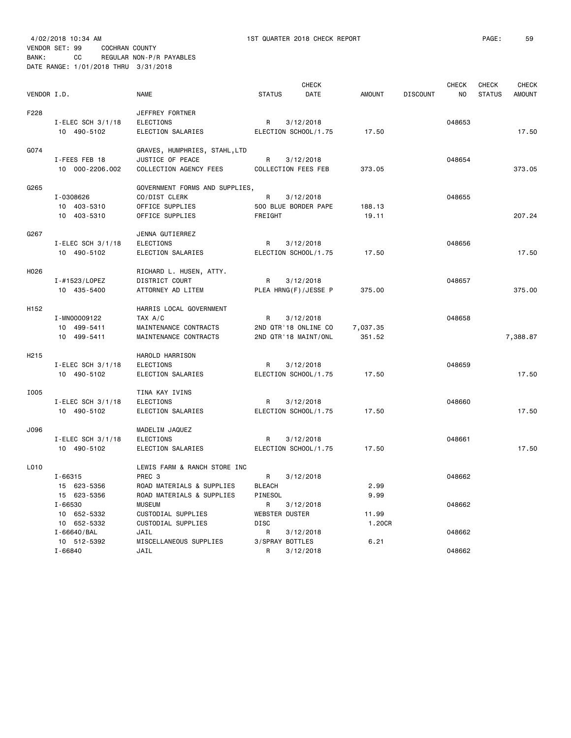4/02/2018 10:34 AM 1ST QUARTER 2018 CHECK REPORT

VENDOR SET: 99 COCHRAN COUNTY
BANK: CC REGULAR NON-P/R PAYABLES
DATE RANGE: 1/01/2018 THRU 3/31/2018

| VENDOR I.D. | | NAME | STATUS | CHECK DATE | AMOUNT | DISCOUNT | CHECK NO | CHECK STATUS | CHECK AMOUNT |
|---|---|---|---|---|---|---|---|---|---|
| F228 | | JEFFREY FORTNER | | | | | | | |
| | I-ELEC SCH 3/1/18 | ELECTIONS | R | 3/12/2018 | | | 048653 | | |
| | 10 490-5102 | ELECTION SALARIES | ELECTION SCHOOL/1.75 | | 17.50 | | | | 17.50 |
| G074 | | GRAVES, HUMPHRIES, STAHL,LTD | | | | | | | |
| | I-FEES FEB 18 | JUSTICE OF PEACE | R | 3/12/2018 | | | 048654 | | |
| | 10 000-2206.002 | COLLECTION AGENCY FEES | COLLECTION FEES FEB | | 373.05 | | | | 373.05 |
| G265 | | GOVERNMENT FORMS AND SUPPLIES, | | | | | | | |
| | I-0308626 | CO/DIST CLERK | R | 3/12/2018 | | | 048655 | | |
| | 10 403-5310 | OFFICE SUPPLIES | 500 BLUE BORDER PAPE | | 188.13 | | | | |
| | 10 403-5310 | OFFICE SUPPLIES | FREIGHT | | 19.11 | | | | 207.24 |
| G267 | | JENNA GUTIERREZ | | | | | | | |
| | I-ELEC SCH 3/1/18 | ELECTIONS | R | 3/12/2018 | | | 048656 | | |
| | 10 490-5102 | ELECTION SALARIES | ELECTION SCHOOL/1.75 | | 17.50 | | | | 17.50 |
| H026 | | RICHARD L. HUSEN, ATTY. | | | | | | | |
| | I-#1523/LOPEZ | DISTRICT COURT | R | 3/12/2018 | | | 048657 | | |
| | 10 435-5400 | ATTORNEY AD LITEM | PLEA HRNG(F)/JESSE P | | 375.00 | | | | 375.00 |
| H152 | | HARRIS LOCAL GOVERNMENT | | | | | | | |
| | I-MN00009122 | TAX A/C | R | 3/12/2018 | | | 048658 | | |
| | 10 499-5411 | MAINTENANCE CONTRACTS | 2ND QTR'18 ONLINE CO | | 7,037.35 | | | | |
| | 10 499-5411 | MAINTENANCE CONTRACTS | 2ND QTR'18 MAINT/ONL | | 351.52 | | | | 7,388.87 |
| H215 | | HAROLD HARRISON | | | | | | | |
| | I-ELEC SCH 3/1/18 | ELECTIONS | R | 3/12/2018 | | | 048659 | | |
| | 10 490-5102 | ELECTION SALARIES | ELECTION SCHOOL/1.75 | | 17.50 | | | | 17.50 |
| I005 | | TINA KAY IVINS | | | | | | | |
| | I-ELEC SCH 3/1/18 | ELECTIONS | R | 3/12/2018 | | | 048660 | | |
| | 10 490-5102 | ELECTION SALARIES | ELECTION SCHOOL/1.75 | | 17.50 | | | | 17.50 |
| J096 | | MADELIM JAQUEZ | | | | | | | |
| | I-ELEC SCH 3/1/18 | ELECTIONS | R | 3/12/2018 | | | 048661 | | |
| | 10 490-5102 | ELECTION SALARIES | ELECTION SCHOOL/1.75 | | 17.50 | | | | 17.50 |
| L010 | | LEWIS FARM & RANCH STORE INC | | | | | | | |
| | I-66315 | PREC 3 | R | 3/12/2018 | | | 048662 | | |
| | 15 623-5356 | ROAD MATERIALS & SUPPLIES | BLEACH | | 2.99 | | | | |
| | 15 623-5356 | ROAD MATERIALS & SUPPLIES | PINESOL | | 9.99 | | | | |
| | I-66530 | MUSEUM | R | 3/12/2018 | | | 048662 | | |
| | 10 652-5332 | CUSTODIAL SUPPLIES | WEBSTER DUSTER | | 11.99 | | | | |
| | 10 652-5332 | CUSTODIAL SUPPLIES | DISC | | 1.20CR | | | | |
| | I-66640/BAL | JAIL | R | 3/12/2018 | | | 048662 | | |
| | 10 512-5392 | MISCELLANEOUS SUPPLIES | 3/SPRAY BOTTLES | | 6.21 | | | | |
| | I-66840 | JAIL | R | 3/12/2018 | | | 048662 | | |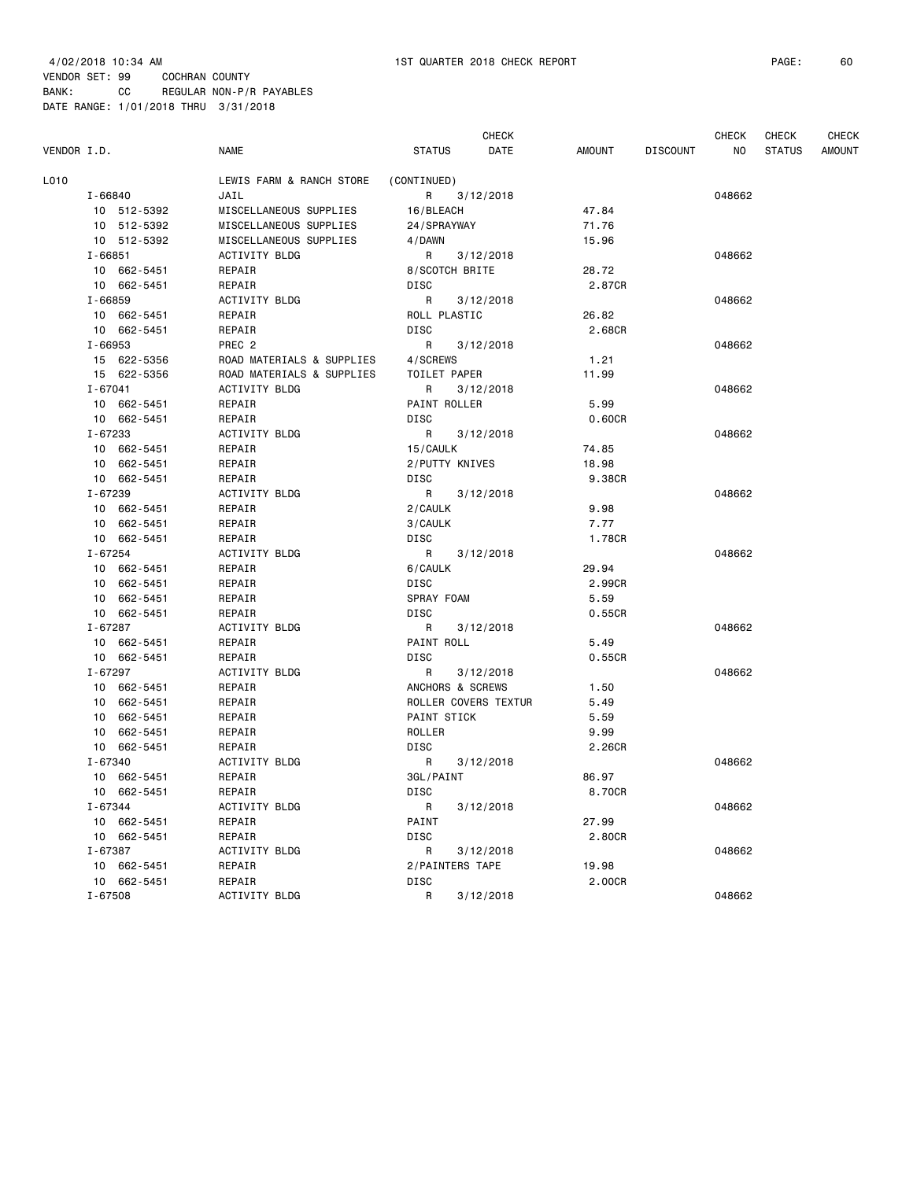4/02/2018 10:34 AM 1ST QUARTER 2018 CHECK REPORT

VENDOR SET: 99 COCHRAN COUNTY
BANK: CC REGULAR NON-P/R PAYABLES
DATE RANGE: 1/01/2018 THRU 3/31/2018

| VENDOR I.D. | NAME | STATUS | CHECK DATE | AMOUNT | DISCOUNT | CHECK NO | CHECK STATUS | CHECK AMOUNT |
|---|---|---|---|---|---|---|---|---|
| L010 | LEWIS FARM & RANCH STORE | (CONTINUED) | | | | | | |
| I-66840 | JAIL | R | 3/12/2018 | | | 048662 | | |
| 10 512-5392 | MISCELLANEOUS SUPPLIES | 16/BLEACH | | 47.84 | | | | |
| 10 512-5392 | MISCELLANEOUS SUPPLIES | 24/SPRAYWAY | | 71.76 | | | | |
| 10 512-5392 | MISCELLANEOUS SUPPLIES | 4/DAWN | | 15.96 | | | | |
| I-66851 | ACTIVITY BLDG | R | 3/12/2018 | | | 048662 | | |
| 10 662-5451 | REPAIR | 8/SCOTCH BRITE | | 28.72 | | | | |
| 10 662-5451 | REPAIR | DISC | | 2.87CR | | | | |
| I-66859 | ACTIVITY BLDG | R | 3/12/2018 | | | 048662 | | |
| 10 662-5451 | REPAIR | ROLL PLASTIC | | 26.82 | | | | |
| 10 662-5451 | REPAIR | DISC | | 2.68CR | | | | |
| I-66953 | PREC 2 | R | 3/12/2018 | | | 048662 | | |
| 15 622-5356 | ROAD MATERIALS & SUPPLIES | 4/SCREWS | | 1.21 | | | | |
| 15 622-5356 | ROAD MATERIALS & SUPPLIES | TOILET PAPER | | 11.99 | | | | |
| I-67041 | ACTIVITY BLDG | R | 3/12/2018 | | | 048662 | | |
| 10 662-5451 | REPAIR | PAINT ROLLER | | 5.99 | | | | |
| 10 662-5451 | REPAIR | DISC | | 0.60CR | | | | |
| I-67233 | ACTIVITY BLDG | R | 3/12/2018 | | | 048662 | | |
| 10 662-5451 | REPAIR | 15/CAULK | | 74.85 | | | | |
| 10 662-5451 | REPAIR | 2/PUTTY KNIVES | | 18.98 | | | | |
| 10 662-5451 | REPAIR | DISC | | 9.38CR | | | | |
| I-67239 | ACTIVITY BLDG | R | 3/12/2018 | | | 048662 | | |
| 10 662-5451 | REPAIR | 2/CAULK | | 9.98 | | | | |
| 10 662-5451 | REPAIR | 3/CAULK | | 7.77 | | | | |
| 10 662-5451 | REPAIR | DISC | | 1.78CR | | | | |
| I-67254 | ACTIVITY BLDG | R | 3/12/2018 | | | 048662 | | |
| 10 662-5451 | REPAIR | 6/CAULK | | 29.94 | | | | |
| 10 662-5451 | REPAIR | DISC | | 2.99CR | | | | |
| 10 662-5451 | REPAIR | SPRAY FOAM | | 5.59 | | | | |
| 10 662-5451 | REPAIR | DISC | | 0.55CR | | | | |
| I-67287 | ACTIVITY BLDG | R | 3/12/2018 | | | 048662 | | |
| 10 662-5451 | REPAIR | PAINT ROLL | | 5.49 | | | | |
| 10 662-5451 | REPAIR | DISC | | 0.55CR | | | | |
| I-67297 | ACTIVITY BLDG | R | 3/12/2018 | | | 048662 | | |
| 10 662-5451 | REPAIR | ANCHORS & SCREWS | | 1.50 | | | | |
| 10 662-5451 | REPAIR | ROLLER COVERS TEXTUR | | 5.49 | | | | |
| 10 662-5451 | REPAIR | PAINT STICK | | 5.59 | | | | |
| 10 662-5451 | REPAIR | ROLLER | | 9.99 | | | | |
| 10 662-5451 | REPAIR | DISC | | 2.26CR | | | | |
| I-67340 | ACTIVITY BLDG | R | 3/12/2018 | | | 048662 | | |
| 10 662-5451 | REPAIR | 3GL/PAINT | | 86.97 | | | | |
| 10 662-5451 | REPAIR | DISC | | 8.70CR | | | | |
| I-67344 | ACTIVITY BLDG | R | 3/12/2018 | | | 048662 | | |
| 10 662-5451 | REPAIR | PAINT | | 27.99 | | | | |
| 10 662-5451 | REPAIR | DISC | | 2.80CR | | | | |
| I-67387 | ACTIVITY BLDG | R | 3/12/2018 | | | 048662 | | |
| 10 662-5451 | REPAIR | 2/PAINTERS TAPE | | 19.98 | | | | |
| 10 662-5451 | REPAIR | DISC | | 2.00CR | | | | |
| I-67508 | ACTIVITY BLDG | R | 3/12/2018 | | | 048662 | | |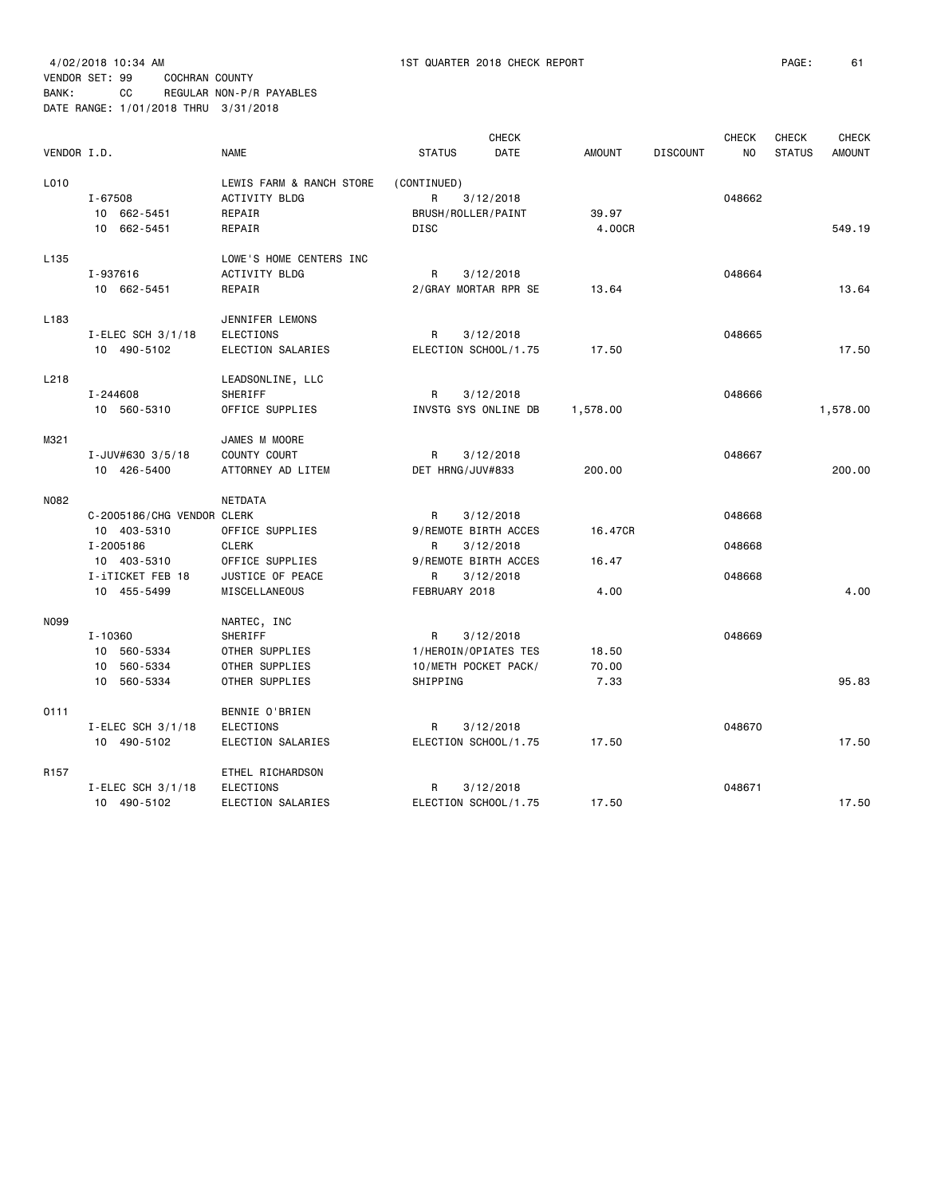4/02/2018 10:34 AM 1ST QUARTER 2018 CHECK REPORT

VENDOR SET: 99 COCHRAN COUNTY
BANK: CC REGULAR NON-P/R PAYABLES
DATE RANGE: 1/01/2018 THRU 3/31/2018

| VENDOR I.D. | | NAME | STATUS | CHECK DATE | AMOUNT | DISCOUNT | CHECK NO | CHECK STATUS | CHECK AMOUNT |
|---|---|---|---|---|---|---|---|---|---|
| L010 | | LEWIS FARM & RANCH STORE | (CONTINUED) | | | | | | |
| | I-67508 | ACTIVITY BLDG | R | 3/12/2018 | | | 048662 | | |
| | 10 662-5451 | REPAIR | BRUSH/ROLLER/PAINT | | 39.97 | | | | |
| | 10 662-5451 | REPAIR | DISC | | 4.00CR | | | | 549.19 |
| L135 | | LOWE'S HOME CENTERS INC | | | | | | | |
| | I-937616 | ACTIVITY BLDG | R | 3/12/2018 | | | 048664 | | |
| | 10 662-5451 | REPAIR | 2/GRAY MORTAR RPR SE | | 13.64 | | | | 13.64 |
| L183 | | JENNIFER LEMONS | | | | | | | |
| | I-ELEC SCH 3/1/18 | ELECTIONS | R | 3/12/2018 | | | 048665 | | |
| | 10 490-5102 | ELECTION SALARIES | ELECTION SCHOOL/1.75 | | 17.50 | | | | 17.50 |
| L218 | | LEADSONLINE, LLC | | | | | | | |
| | I-244608 | SHERIFF | R | 3/12/2018 | | | 048666 | | |
| | 10 560-5310 | OFFICE SUPPLIES | INVSTG SYS ONLINE DB | | 1,578.00 | | | | 1,578.00 |
| M321 | | JAMES M MOORE | | | | | | | |
| | I-JUV#630 3/5/18 | COUNTY COURT | R | 3/12/2018 | | | 048667 | | |
| | 10 426-5400 | ATTORNEY AD LITEM | DET HRNG/JUV#833 | | 200.00 | | | | 200.00 |
| N082 | | NETDATA | | | | | | | |
| | C-2005186/CHG VENDOR | CLERK | R | 3/12/2018 | | | 048668 | | |
| | 10 403-5310 | OFFICE SUPPLIES | 9/REMOTE BIRTH ACCES | | 16.47CR | | | | |
| | I-2005186 | CLERK | R | 3/12/2018 | | | 048668 | | |
| | 10 403-5310 | OFFICE SUPPLIES | 9/REMOTE BIRTH ACCES | | 16.47 | | | | |
| | I-iTICKET FEB 18 | JUSTICE OF PEACE | R | 3/12/2018 | | | 048668 | | |
| | 10 455-5499 | MISCELLANEOUS | FEBRUARY 2018 | | 4.00 | | | | 4.00 |
| N099 | | NARTEC, INC | | | | | | | |
| | I-10360 | SHERIFF | R | 3/12/2018 | | | 048669 | | |
| | 10 560-5334 | OTHER SUPPLIES | 1/HEROIN/OPIATES TES | | 18.50 | | | | |
| | 10 560-5334 | OTHER SUPPLIES | 10/METH POCKET PACK/ | | 70.00 | | | | |
| | 10 560-5334 | OTHER SUPPLIES | SHIPPING | | 7.33 | | | | 95.83 |
| O111 | | BENNIE O'BRIEN | | | | | | | |
| | I-ELEC SCH 3/1/18 | ELECTIONS | R | 3/12/2018 | | | 048670 | | |
| | 10 490-5102 | ELECTION SALARIES | ELECTION SCHOOL/1.75 | | 17.50 | | | | 17.50 |
| R157 | | ETHEL RICHARDSON | | | | | | | |
| | I-ELEC SCH 3/1/18 | ELECTIONS | R | 3/12/2018 | | | 048671 | | |
| | 10 490-5102 | ELECTION SALARIES | ELECTION SCHOOL/1.75 | | 17.50 | | | | 17.50 |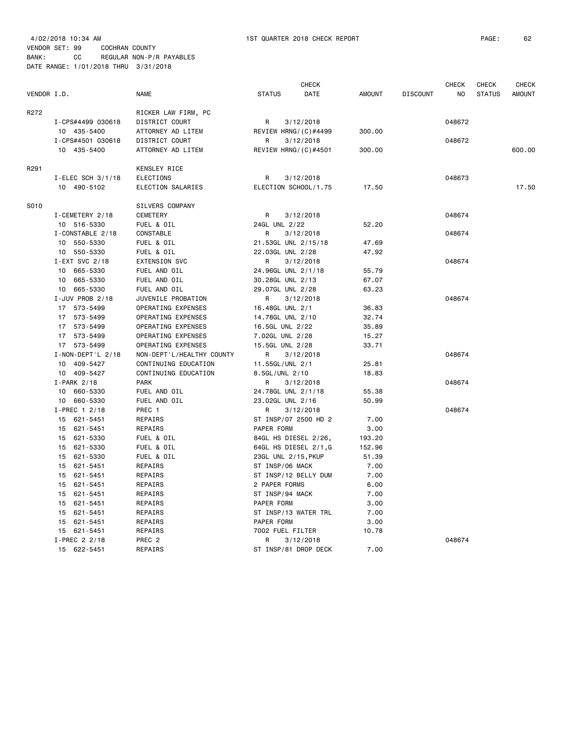4/02/2018 10:34 AM 1ST QUARTER 2018 CHECK REPORT

VENDOR SET: 99 COCHRAN COUNTY
BANK: CC REGULAR NON-P/R PAYABLES
DATE RANGE: 1/01/2018 THRU 3/31/2018

| VENDOR I.D. | NAME | STATUS | CHECK DATE | AMOUNT | DISCOUNT | CHECK NO | CHECK STATUS | CHECK AMOUNT |
|---|---|---|---|---|---|---|---|---|
| R272 | RICKER LAW FIRM, PC | | | | | | | |
| I-CPS#4499 030618 | DISTRICT COURT | R | 3/12/2018 | | | 048672 | | |
| 10 435-5400 | ATTORNEY AD LITEM | REVIEW HRNG/(C)#4499 | | 300.00 | | | | |
| I-CPS#4501 030618 | DISTRICT COURT | R | 3/12/2018 | | | 048672 | | |
| 10 435-5400 | ATTORNEY AD LITEM | REVIEW HRNG/(C)#4501 | | 300.00 | | | | 600.00 |
| R291 | KENSLEY RICE | | | | | | | |
| I-ELEC SCH 3/1/18 | ELECTIONS | R | 3/12/2018 | | | 048673 | | |
| 10 490-5102 | ELECTION SALARIES | ELECTION SCHOOL/1.75 | | 17.50 | | | | 17.50 |
| S010 | SILVERS COMPANY | | | | | | | |
| I-CEMETERY 2/18 | CEMETERY | R | 3/12/2018 | | | 048674 | | |
| 10 516-5330 | FUEL & OIL | 24GL UNL 2/22 | | 52.20 | | | | |
| I-CONSTABLE 2/18 | CONSTABLE | R | 3/12/2018 | | | 048674 | | |
| 10 550-5330 | FUEL & OIL | 21.53GL UNL 2/15/18 | | 47.69 | | | | |
| 10 550-5330 | FUEL & OIL | 22.03GL UNL 2/28 | | 47.92 | | | | |
| I-EXT SVC 2/18 | EXTENSION SVC | R | 3/12/2018 | | | 048674 | | |
| 10 665-5330 | FUEL AND OIL | 24.96GL UNL 2/1/18 | | 55.79 | | | | |
| 10 665-5330 | FUEL AND OIL | 30.28GL UNL 2/13 | | 67.07 | | | | |
| 10 665-5330 | FUEL AND OIL | 29.07GL UNL 2/28 | | 63.23 | | | | |
| I-JUV PROB 2/18 | JUVENILE PROBATION | R | 3/12/2018 | | | 048674 | | |
| 17 573-5499 | OPERATING EXPENSES | 16.48GL UNL 2/1 | | 36.83 | | | | |
| 17 573-5499 | OPERATING EXPENSES | 14.78GL UNL 2/10 | | 32.74 | | | | |
| 17 573-5499 | OPERATING EXPENSES | 16.5GL UNL 2/22 | | 35.89 | | | | |
| 17 573-5499 | OPERATING EXPENSES | 7.02GL UNL 2/28 | | 15.27 | | | | |
| 17 573-5499 | OPERATING EXPENSES | 15.5GL UNL 2/28 | | 33.71 | | | | |
| I-NON-DEPT'L 2/18 | NON-DEPT'L/HEALTHY COUNTY | R | 3/12/2018 | | | 048674 | | |
| 10 409-5427 | CONTINUING EDUCATION | 11.55GL/UNL 2/1 | | 25.81 | | | | |
| 10 409-5427 | CONTINUING EDUCATION | 8.5GL/UNL 2/10 | | 18.83 | | | | |
| I-PARK 2/18 | PARK | R | 3/12/2018 | | | 048674 | | |
| 10 660-5330 | FUEL AND OIL | 24.78GL UNL 2/1/18 | | 55.38 | | | | |
| 10 660-5330 | FUEL AND OIL | 23.02GL UNL 2/16 | | 50.99 | | | | |
| I-PREC 1 2/18 | PREC 1 | R | 3/12/2018 | | | 048674 | | |
| 15 621-5451 | REPAIRS | ST INSP/07 2500 HD 2 | | 7.00 | | | | |
| 15 621-5451 | REPAIRS | PAPER FORM | | 3.00 | | | | |
| 15 621-5330 | FUEL & OIL | 84GL HS DIESEL 2/26, | | 193.20 | | | | |
| 15 621-5330 | FUEL & OIL | 64GL HS DIESEL 2/1,G | | 152.96 | | | | |
| 15 621-5330 | FUEL & OIL | 23GL UNL 2/15,PKUP | | 51.39 | | | | |
| 15 621-5451 | REPAIRS | ST INSP/06 MACK | | 7.00 | | | | |
| 15 621-5451 | REPAIRS | ST INSP/12 BELLY DUM | | 7.00 | | | | |
| 15 621-5451 | REPAIRS | 2 PAPER FORMS | | 6.00 | | | | |
| 15 621-5451 | REPAIRS | ST INSP/94 MACK | | 7.00 | | | | |
| 15 621-5451 | REPAIRS | PAPER FORM | | 3.00 | | | | |
| 15 621-5451 | REPAIRS | ST INSP/13 WATER TRL | | 7.00 | | | | |
| 15 621-5451 | REPAIRS | PAPER FORM | | 3.00 | | | | |
| 15 621-5451 | REPAIRS | 7002 FUEL FILTER | | 10.78 | | | | |
| I-PREC 2 2/18 | PREC 2 | R | 3/12/2018 | | | 048674 | | |
| 15 622-5451 | REPAIRS | ST INSP/81 DROP DECK | | 7.00 | | | | |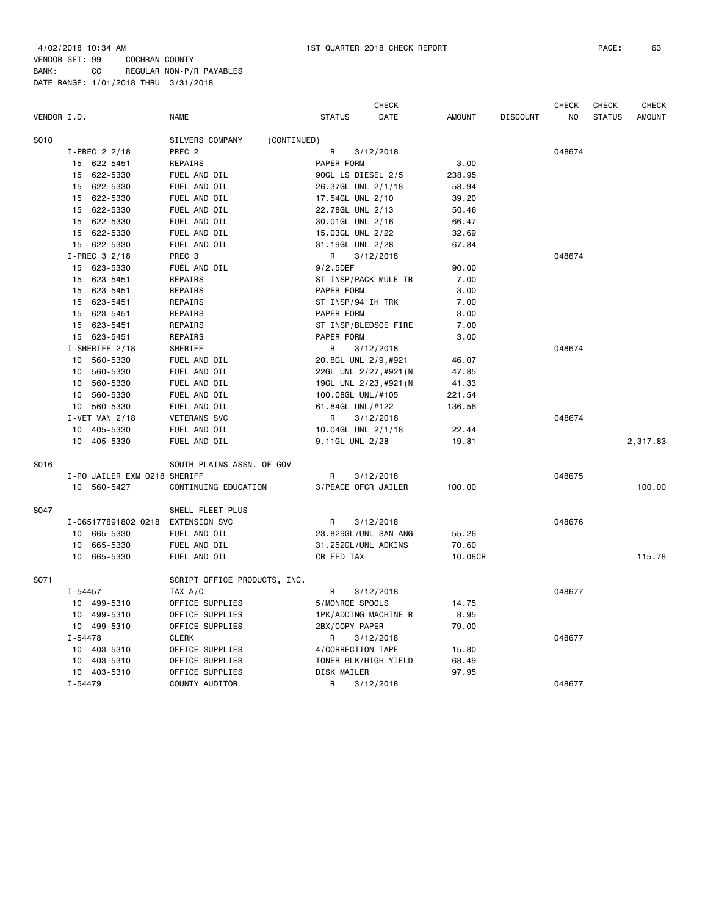4/02/2018 10:34 AM 1ST QUARTER 2018 CHECK REPORT

VENDOR SET: 99 COCHRAN COUNTY
BANK: CC REGULAR NON-P/R PAYABLES
DATE RANGE: 1/01/2018 THRU 3/31/2018

| VENDOR I.D. | NAME | STATUS | CHECK DATE | AMOUNT | DISCOUNT | CHECK NO | CHECK STATUS | CHECK AMOUNT |
|---|---|---|---|---|---|---|---|---|
| S010 | SILVERS COMPANY (CONTINUED) | | | | | | | |
| I-PREC 2 2/18 | PREC 2 | R | 3/12/2018 | | | 048674 | | |
| 15 622-5451 | REPAIRS | PAPER FORM | | 3.00 | | | | |
| 15 622-5330 | FUEL AND OIL | 90GL LS DIESEL 2/5 | | 238.95 | | | | |
| 15 622-5330 | FUEL AND OIL | 26.37GL UNL 2/1/18 | | 58.94 | | | | |
| 15 622-5330 | FUEL AND OIL | 17.54GL UNL 2/10 | | 39.20 | | | | |
| 15 622-5330 | FUEL AND OIL | 22.78GL UNL 2/13 | | 50.46 | | | | |
| 15 622-5330 | FUEL AND OIL | 30.01GL UNL 2/16 | | 66.47 | | | | |
| 15 622-5330 | FUEL AND OIL | 15.03GL UNL 2/22 | | 32.69 | | | | |
| 15 622-5330 | FUEL AND OIL | 31.19GL UNL 2/28 | | 67.84 | | | | |
| I-PREC 3 2/18 | PREC 3 | R | 3/12/2018 | | | 048674 | | |
| 15 623-5330 | FUEL AND OIL | 9/2.5DEF | | 90.00 | | | | |
| 15 623-5451 | REPAIRS | ST INSP/PACK MULE TR | | 7.00 | | | | |
| 15 623-5451 | REPAIRS | PAPER FORM | | 3.00 | | | | |
| 15 623-5451 | REPAIRS | ST INSP/94 IH TRK | | 7.00 | | | | |
| 15 623-5451 | REPAIRS | PAPER FORM | | 3.00 | | | | |
| 15 623-5451 | REPAIRS | ST INSP/BLEDSOE FIRE | | 7.00 | | | | |
| 15 623-5451 | REPAIRS | PAPER FORM | | 3.00 | | | | |
| I-SHERIFF 2/18 | SHERIFF | R | 3/12/2018 | | | 048674 | | |
| 10 560-5330 | FUEL AND OIL | 20.8GL UNL 2/9,#921 | | 46.07 | | | | |
| 10 560-5330 | FUEL AND OIL | 22GL UNL 2/27,#921(N | | 47.85 | | | | |
| 10 560-5330 | FUEL AND OIL | 19GL UNL 2/23,#921(N | | 41.33 | | | | |
| 10 560-5330 | FUEL AND OIL | 100.08GL UNL/#105 | | 221.54 | | | | |
| 10 560-5330 | FUEL AND OIL | 61.84GL UNL/#122 | | 136.56 | | | | |
| I-VET VAN 2/18 | VETERANS SVC | R | 3/12/2018 | | | 048674 | | |
| 10 405-5330 | FUEL AND OIL | 10.04GL UNL 2/1/18 | | 22.44 | | | | |
| 10 405-5330 | FUEL AND OIL | 9.11GL UNL 2/28 | | 19.81 | | | | 2,317.83 |
| S016 | SOUTH PLAINS ASSN. OF GOV | | | | | | | |
| I-PO JAILER EXM 0218 | SHERIFF | R | 3/12/2018 | | | 048675 | | |
| 10 560-5427 | CONTINUING EDUCATION | 3/PEACE OFCR JAILER | | 100.00 | | | | 100.00 |
| S047 | SHELL FLEET PLUS | | | | | | | |
| I-065177891802 0218 | EXTENSION SVC | R | 3/12/2018 | | | 048676 | | |
| 10 665-5330 | FUEL AND OIL | 23.829GL/UNL SAN ANG | | 55.26 | | | | |
| 10 665-5330 | FUEL AND OIL | 31.252GL/UNL ADKINS | | 70.60 | | | | |
| 10 665-5330 | FUEL AND OIL | CR FED TAX | | 10.08CR | | | | 115.78 |
| S071 | SCRIPT OFFICE PRODUCTS, INC. | | | | | | | |
| I-54457 | TAX A/C | R | 3/12/2018 | | | 048677 | | |
| 10 499-5310 | OFFICE SUPPLIES | 5/MONROE SPOOLS | | 14.75 | | | | |
| 10 499-5310 | OFFICE SUPPLIES | 1PK/ADDING MACHINE R | | 8.95 | | | | |
| 10 499-5310 | OFFICE SUPPLIES | 2BX/COPY PAPER | | 79.00 | | | | |
| I-54478 | CLERK | R | 3/12/2018 | | | 048677 | | |
| 10 403-5310 | OFFICE SUPPLIES | 4/CORRECTION TAPE | | 15.80 | | | | |
| 10 403-5310 | OFFICE SUPPLIES | TONER BLK/HIGH YIELD | | 68.49 | | | | |
| 10 403-5310 | OFFICE SUPPLIES | DISK MAILER | | 97.95 | | | | |
| I-54479 | COUNTY AUDITOR | R | 3/12/2018 | | | 048677 | | |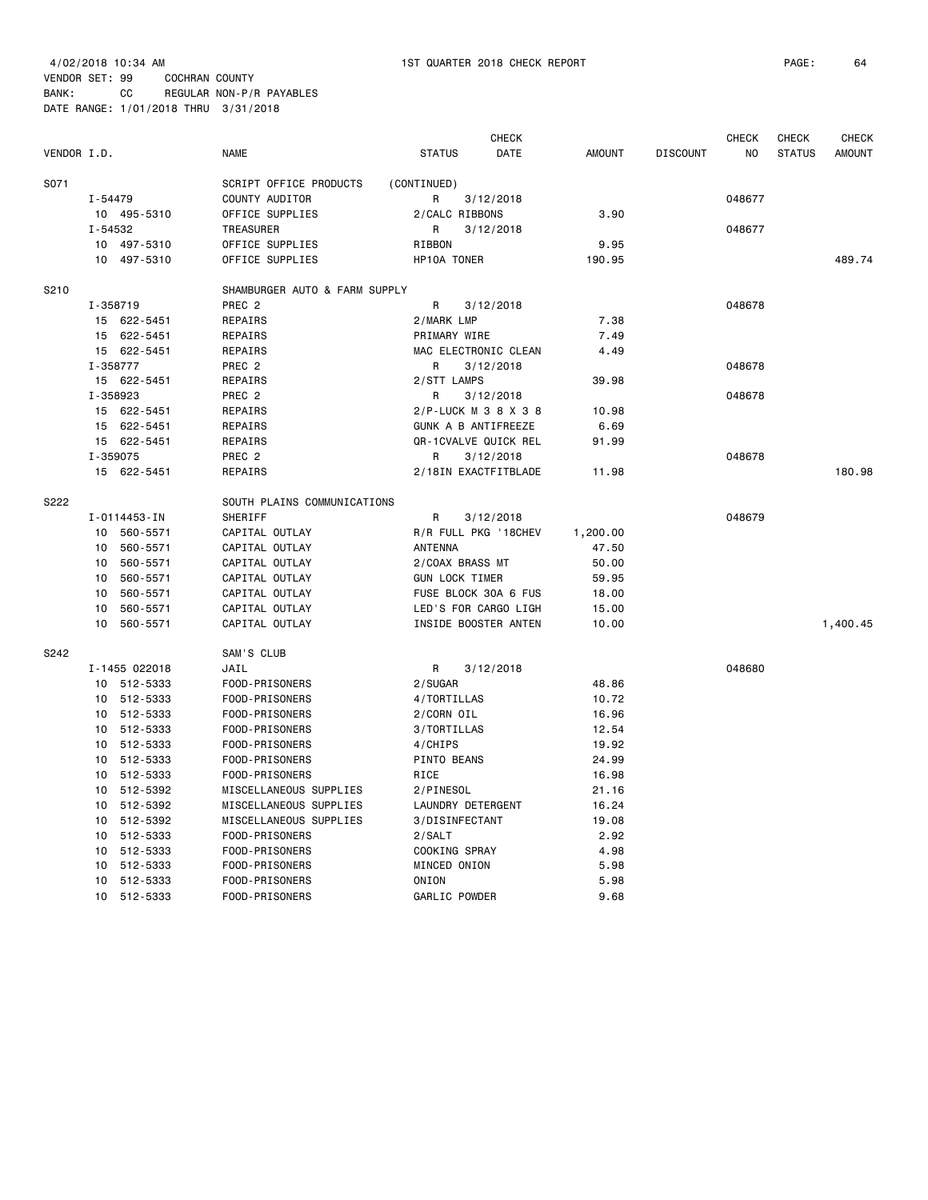4/02/2018 10:34 AM 1ST QUARTER 2018 CHECK REPORT

VENDOR SET: 99 COCHRAN COUNTY
BANK: CC REGULAR NON-P/R PAYABLES
DATE RANGE: 1/01/2018 THRU 3/31/2018

| VENDOR I.D. | NAME | STATUS | CHECK DATE | AMOUNT | DISCOUNT | CHECK NO | CHECK STATUS | CHECK AMOUNT |
|---|---|---|---|---|---|---|---|---|
| S071 | SCRIPT OFFICE PRODUCTS | (CONTINUED) | | | | | | |
| I-54479 | COUNTY AUDITOR | R | 3/12/2018 | | | 048677 | | |
| 10 495-5310 | OFFICE SUPPLIES | 2/CALC RIBBONS | | 3.90 | | | | |
| I-54532 | TREASURER | R | 3/12/2018 | | | 048677 | | |
| 10 497-5310 | OFFICE SUPPLIES | RIBBON | | 9.95 | | | | |
| 10 497-5310 | OFFICE SUPPLIES | HP10A TONER | | 190.95 | | | | 489.74 |
| S210 | SHAMBURGER AUTO & FARM SUPPLY | | | | | | | |
| I-358719 | PREC 2 | R | 3/12/2018 | | | 048678 | | |
| 15 622-5451 | REPAIRS | 2/MARK LMP | | 7.38 | | | | |
| 15 622-5451 | REPAIRS | PRIMARY WIRE | | 7.49 | | | | |
| 15 622-5451 | REPAIRS | MAC ELECTRONIC CLEAN | | 4.49 | | | | |
| I-358777 | PREC 2 | R | 3/12/2018 | | | 048678 | | |
| 15 622-5451 | REPAIRS | 2/STT LAMPS | | 39.98 | | | | |
| I-358923 | PREC 2 | R | 3/12/2018 | | | 048678 | | |
| 15 622-5451 | REPAIRS | 2/P-LUCK M 3 8 X 3 8 | | 10.98 | | | | |
| 15 622-5451 | REPAIRS | GUNK A B ANTIFREEZE | | 6.69 | | | | |
| 15 622-5451 | REPAIRS | QR-1CVALVE QUICK REL | | 91.99 | | | | |
| I-359075 | PREC 2 | R | 3/12/2018 | | | 048678 | | |
| 15 622-5451 | REPAIRS | 2/18IN EXACTFITBLADE | | 11.98 | | | | 180.98 |
| S222 | SOUTH PLAINS COMMUNICATIONS | | | | | | | |
| I-0114453-IN | SHERIFF | R | 3/12/2018 | | | 048679 | | |
| 10 560-5571 | CAPITAL OUTLAY | R/R FULL PKG '18CHEV | | 1,200.00 | | | | |
| 10 560-5571 | CAPITAL OUTLAY | ANTENNA | | 47.50 | | | | |
| 10 560-5571 | CAPITAL OUTLAY | 2/COAX BRASS MT | | 50.00 | | | | |
| 10 560-5571 | CAPITAL OUTLAY | GUN LOCK TIMER | | 59.95 | | | | |
| 10 560-5571 | CAPITAL OUTLAY | FUSE BLOCK 30A 6 FUS | | 18.00 | | | | |
| 10 560-5571 | CAPITAL OUTLAY | LED'S FOR CARGO LIGH | | 15.00 | | | | |
| 10 560-5571 | CAPITAL OUTLAY | INSIDE BOOSTER ANTEN | | 10.00 | | | | 1,400.45 |
| S242 | SAM'S CLUB | | | | | | | |
| I-1455 022018 | JAIL | R | 3/12/2018 | | | 048680 | | |
| 10 512-5333 | FOOD-PRISONERS | 2/SUGAR | | 48.86 | | | | |
| 10 512-5333 | FOOD-PRISONERS | 4/TORTILLAS | | 10.72 | | | | |
| 10 512-5333 | FOOD-PRISONERS | 2/CORN OIL | | 16.96 | | | | |
| 10 512-5333 | FOOD-PRISONERS | 3/TORTILLAS | | 12.54 | | | | |
| 10 512-5333 | FOOD-PRISONERS | 4/CHIPS | | 19.92 | | | | |
| 10 512-5333 | FOOD-PRISONERS | PINTO BEANS | | 24.99 | | | | |
| 10 512-5333 | FOOD-PRISONERS | RICE | | 16.98 | | | | |
| 10 512-5392 | MISCELLANEOUS SUPPLIES | 2/PINESOL | | 21.16 | | | | |
| 10 512-5392 | MISCELLANEOUS SUPPLIES | LAUNDRY DETERGENT | | 16.24 | | | | |
| 10 512-5392 | MISCELLANEOUS SUPPLIES | 3/DISINFECTANT | | 19.08 | | | | |
| 10 512-5333 | FOOD-PRISONERS | 2/SALT | | 2.92 | | | | |
| 10 512-5333 | FOOD-PRISONERS | COOKING SPRAY | | 4.98 | | | | |
| 10 512-5333 | FOOD-PRISONERS | MINCED ONION | | 5.98 | | | | |
| 10 512-5333 | FOOD-PRISONERS | ONION | | 5.98 | | | | |
| 10 512-5333 | FOOD-PRISONERS | GARLIC POWDER | | 9.68 | | | | |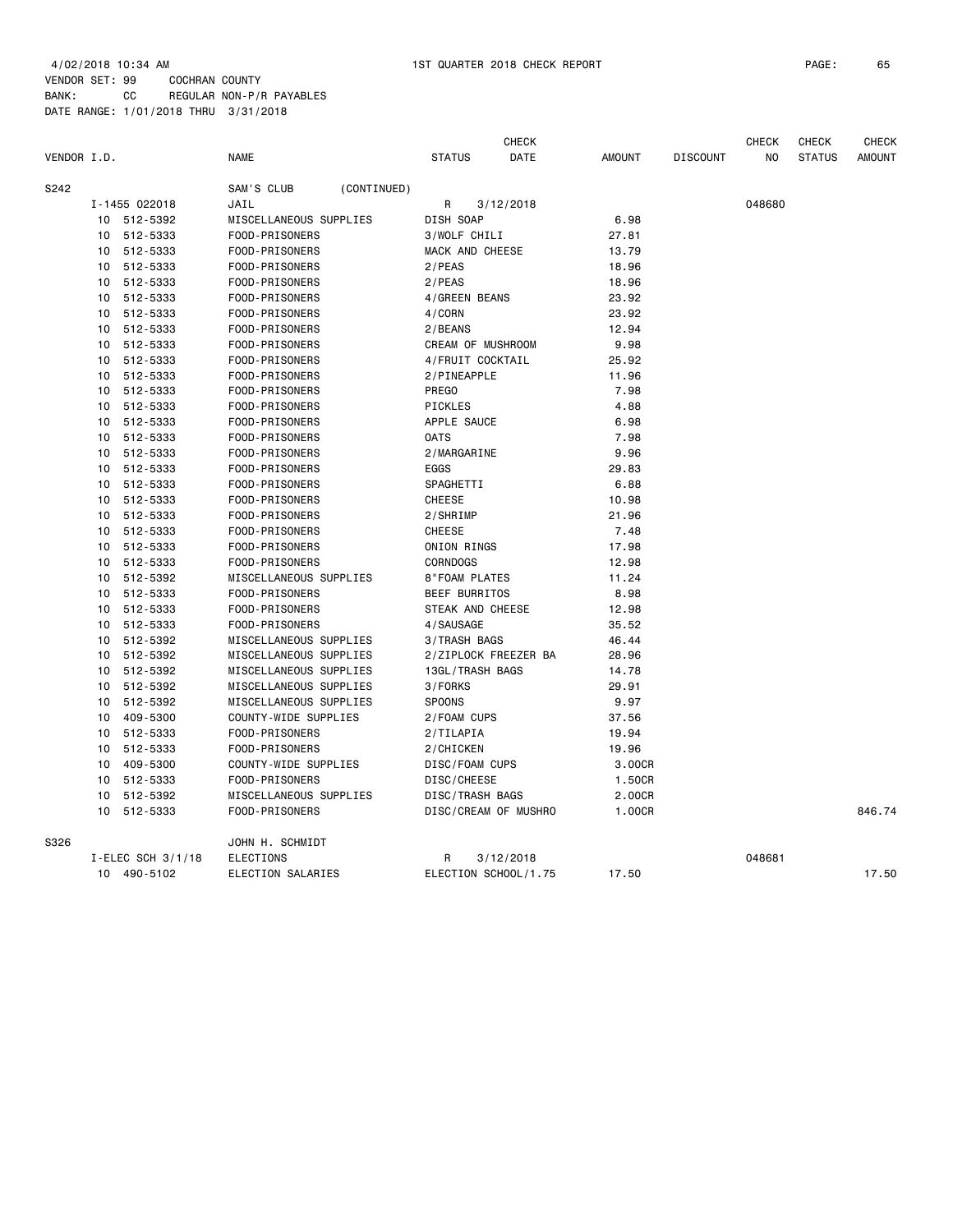4/02/2018 10:34 AM 1ST QUARTER 2018 CHECK REPORT

VENDOR SET: 99 COCHRAN COUNTY
BANK: CC REGULAR NON-P/R PAYABLES
DATE RANGE: 1/01/2018 THRU 3/31/2018

| VENDOR I.D. | NAME | STATUS | CHECK DATE | AMOUNT | DISCOUNT | CHECK NO | CHECK STATUS | CHECK AMOUNT |
|---|---|---|---|---|---|---|---|---|
| S242 | SAM'S CLUB (CONTINUED) | | | | | | | |
| I-1455 022018 | JAIL | R | 3/12/2018 | | | 048680 | | |
| 10 512-5392 | MISCELLANEOUS SUPPLIES | DISH SOAP | | 6.98 | | | | |
| 10 512-5333 | FOOD-PRISONERS | 3/WOLF CHILI | | 27.81 | | | | |
| 10 512-5333 | FOOD-PRISONERS | MACK AND CHEESE | | 13.79 | | | | |
| 10 512-5333 | FOOD-PRISONERS | 2/PEAS | | 18.96 | | | | |
| 10 512-5333 | FOOD-PRISONERS | 2/PEAS | | 18.96 | | | | |
| 10 512-5333 | FOOD-PRISONERS | 4/GREEN BEANS | | 23.92 | | | | |
| 10 512-5333 | FOOD-PRISONERS | 4/CORN | | 23.92 | | | | |
| 10 512-5333 | FOOD-PRISONERS | 2/BEANS | | 12.94 | | | | |
| 10 512-5333 | FOOD-PRISONERS | CREAM OF MUSHROOM | | 9.98 | | | | |
| 10 512-5333 | FOOD-PRISONERS | 4/FRUIT COCKTAIL | | 25.92 | | | | |
| 10 512-5333 | FOOD-PRISONERS | 2/PINEAPPLE | | 11.96 | | | | |
| 10 512-5333 | FOOD-PRISONERS | PREGO | | 7.98 | | | | |
| 10 512-5333 | FOOD-PRISONERS | PICKLES | | 4.88 | | | | |
| 10 512-5333 | FOOD-PRISONERS | APPLE SAUCE | | 6.98 | | | | |
| 10 512-5333 | FOOD-PRISONERS | OATS | | 7.98 | | | | |
| 10 512-5333 | FOOD-PRISONERS | 2/MARGARINE | | 9.96 | | | | |
| 10 512-5333 | FOOD-PRISONERS | EGGS | | 29.83 | | | | |
| 10 512-5333 | FOOD-PRISONERS | SPAGHETTI | | 6.88 | | | | |
| 10 512-5333 | FOOD-PRISONERS | CHEESE | | 10.98 | | | | |
| 10 512-5333 | FOOD-PRISONERS | 2/SHRIMP | | 21.96 | | | | |
| 10 512-5333 | FOOD-PRISONERS | CHEESE | | 7.48 | | | | |
| 10 512-5333 | FOOD-PRISONERS | ONION RINGS | | 17.98 | | | | |
| 10 512-5333 | FOOD-PRISONERS | CORNDOGS | | 12.98 | | | | |
| 10 512-5392 | MISCELLANEOUS SUPPLIES | 8"FOAM PLATES | | 11.24 | | | | |
| 10 512-5333 | FOOD-PRISONERS | BEEF BURRITOS | | 8.98 | | | | |
| 10 512-5333 | FOOD-PRISONERS | STEAK AND CHEESE | | 12.98 | | | | |
| 10 512-5333 | FOOD-PRISONERS | 4/SAUSAGE | | 35.52 | | | | |
| 10 512-5392 | MISCELLANEOUS SUPPLIES | 3/TRASH BAGS | | 46.44 | | | | |
| 10 512-5392 | MISCELLANEOUS SUPPLIES | 2/ZIPLOCK FREEZER BA | | 28.96 | | | | |
| 10 512-5392 | MISCELLANEOUS SUPPLIES | 13GL/TRASH BAGS | | 14.78 | | | | |
| 10 512-5392 | MISCELLANEOUS SUPPLIES | 3/FORKS | | 29.91 | | | | |
| 10 512-5392 | MISCELLANEOUS SUPPLIES | SPOONS | | 9.97 | | | | |
| 10 409-5300 | COUNTY-WIDE SUPPLIES | 2/FOAM CUPS | | 37.56 | | | | |
| 10 512-5333 | FOOD-PRISONERS | 2/TILAPIA | | 19.94 | | | | |
| 10 512-5333 | FOOD-PRISONERS | 2/CHICKEN | | 19.96 | | | | |
| 10 409-5300 | COUNTY-WIDE SUPPLIES | DISC/FOAM CUPS | | 3.00CR | | | | |
| 10 512-5333 | FOOD-PRISONERS | DISC/CHEESE | | 1.50CR | | | | |
| 10 512-5392 | MISCELLANEOUS SUPPLIES | DISC/TRASH BAGS | | 2.00CR | | | | |
| 10 512-5333 | FOOD-PRISONERS | DISC/CREAM OF MUSHRO | | 1.00CR | | | | 846.74 |
| S326 | JOHN H. SCHMIDT | | | | | | | |
| I-ELEC SCH 3/1/18 | ELECTIONS | R | 3/12/2018 | | | 048681 | | |
| 10 490-5102 | ELECTION SALARIES | ELECTION SCHOOL/1.75 | | 17.50 | | | | 17.50 |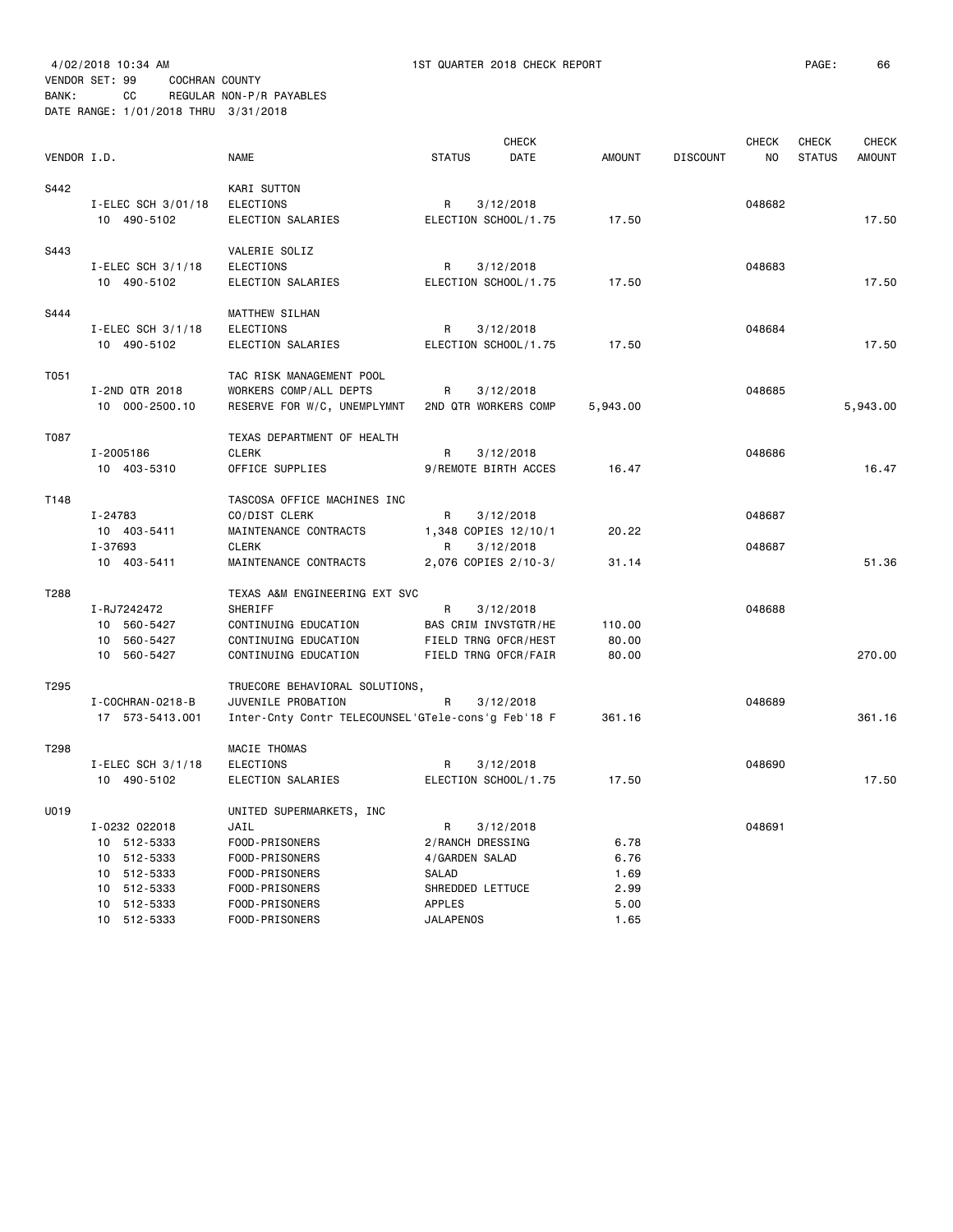4/02/2018 10:34 AM 1ST QUARTER 2018 CHECK REPORT

VENDOR SET: 99 COCHRAN COUNTY
BANK: CC REGULAR NON-P/R PAYABLES
DATE RANGE: 1/01/2018 THRU 3/31/2018

| VENDOR I.D. | NAME | STATUS | CHECK DATE | AMOUNT | DISCOUNT | CHECK NO | CHECK STATUS | CHECK AMOUNT |
|---|---|---|---|---|---|---|---|---|
| S442 | KARI SUTTON | | | | | | | |
| I-ELEC SCH 3/01/18 | ELECTIONS | R | 3/12/2018 | | | 048682 | | |
| 10 490-5102 | ELECTION SALARIES | ELECTION SCHOOL/1.75 | | 17.50 | | | | 17.50 |
| S443 | VALERIE SOLIZ | | | | | | | |
| I-ELEC SCH 3/1/18 | ELECTIONS | R | 3/12/2018 | | | 048683 | | |
| 10 490-5102 | ELECTION SALARIES | ELECTION SCHOOL/1.75 | | 17.50 | | | | 17.50 |
| S444 | MATTHEW SILHAN | | | | | | | |
| I-ELEC SCH 3/1/18 | ELECTIONS | R | 3/12/2018 | | | 048684 | | |
| 10 490-5102 | ELECTION SALARIES | ELECTION SCHOOL/1.75 | | 17.50 | | | | 17.50 |
| T051 | TAC RISK MANAGEMENT POOL | | | | | | | |
| I-2ND QTR 2018 | WORKERS COMP/ALL DEPTS | R | 3/12/2018 | | | 048685 | | |
| 10 000-2500.10 | RESERVE FOR W/C, UNEMPLYMNT | 2ND QTR WORKERS COMP | | 5,943.00 | | | | 5,943.00 |
| T087 | TEXAS DEPARTMENT OF HEALTH | | | | | | | |
| I-2005186 | CLERK | R | 3/12/2018 | | | 048686 | | |
| 10 403-5310 | OFFICE SUPPLIES | 9/REMOTE BIRTH ACCES | | 16.47 | | | | 16.47 |
| T148 | TASCOSA OFFICE MACHINES INC | | | | | | | |
| I-24783 | CO/DIST CLERK | R | 3/12/2018 | | | 048687 | | |
| 10 403-5411 | MAINTENANCE CONTRACTS | 1,348 COPIES 12/10/1 | | 20.22 | | | | |
| I-37693 | CLERK | R | 3/12/2018 | | | 048687 | | |
| 10 403-5411 | MAINTENANCE CONTRACTS | 2,076 COPIES 2/10-3/ | | 31.14 | | | | 51.36 |
| T288 | TEXAS A&M ENGINEERING EXT SVC | | | | | | | |
| I-RJ7242472 | SHERIFF | R | 3/12/2018 | | | 048688 | | |
| 10 560-5427 | CONTINUING EDUCATION | BAS CRIM INVSTGTR/HE | | 110.00 | | | | |
| 10 560-5427 | CONTINUING EDUCATION | FIELD TRNG OFCR/HEST | | 80.00 | | | | |
| 10 560-5427 | CONTINUING EDUCATION | FIELD TRNG OFCR/FAIR | | 80.00 | | | | 270.00 |
| T295 | TRUECORE BEHAVIORAL SOLUTIONS, | | | | | | | |
| I-COCHRAN-0218-B | JUVENILE PROBATION | R | 3/12/2018 | | | 048689 | | |
| 17 573-5413.001 | Inter-Cnty Contr TELECOUNSEL | 'GTele-cons'g Feb'18 F | | 361.16 | | | | 361.16 |
| T298 | MACIE THOMAS | | | | | | | |
| I-ELEC SCH 3/1/18 | ELECTIONS | R | 3/12/2018 | | | 048690 | | |
| 10 490-5102 | ELECTION SALARIES | ELECTION SCHOOL/1.75 | | 17.50 | | | | 17.50 |
| U019 | UNITED SUPERMARKETS, INC | | | | | | | |
| I-0232 022018 | JAIL | R | 3/12/2018 | | | 048691 | | |
| 10 512-5333 | FOOD-PRISONERS | 2/RANCH DRESSING | | 6.78 | | | | |
| 10 512-5333 | FOOD-PRISONERS | 4/GARDEN SALAD | | 6.76 | | | | |
| 10 512-5333 | FOOD-PRISONERS | SALAD | | 1.69 | | | | |
| 10 512-5333 | FOOD-PRISONERS | SHREDDED LETTUCE | | 2.99 | | | | |
| 10 512-5333 | FOOD-PRISONERS | APPLES | | 5.00 | | | | |
| 10 512-5333 | FOOD-PRISONERS | JALAPENOS | | 1.65 | | | | |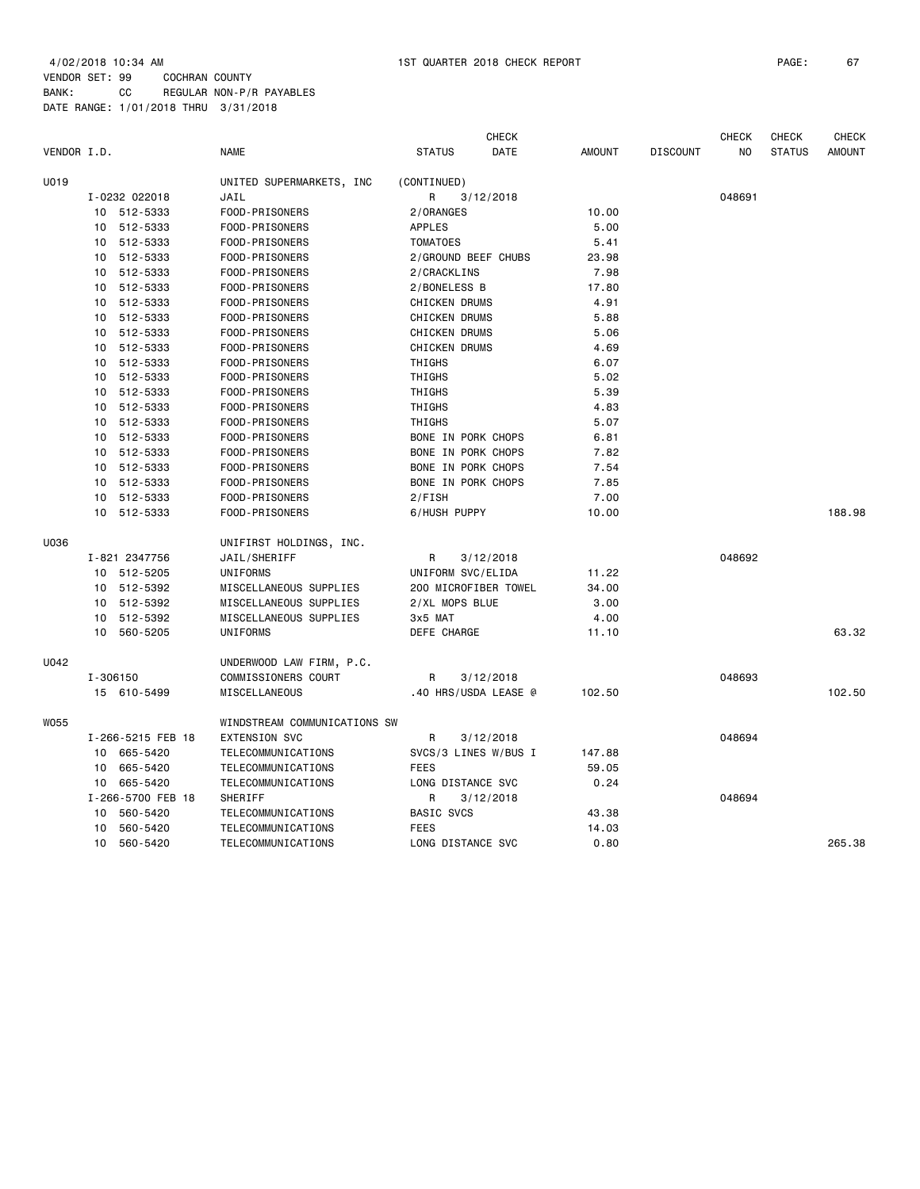4/02/2018 10:34 AM 1ST QUARTER 2018 CHECK REPORT
VENDOR SET: 99 COCHRAN COUNTY
BANK: CC REGULAR NON-P/R PAYABLES
DATE RANGE: 1/01/2018 THRU 3/31/2018

| VENDOR I.D. | NAME | STATUS | CHECK DATE | AMOUNT | DISCOUNT | CHECK NO | CHECK STATUS | CHECK AMOUNT |
|---|---|---|---|---|---|---|---|---|
| U019 | UNITED SUPERMARKETS, INC | (CONTINUED) | | | | | | |
| I-0232 022018 | JAIL | R | 3/12/2018 | | | 048691 | | |
| 10 512-5333 | FOOD-PRISONERS | 2/ORANGES | | 10.00 | | | | |
| 10 512-5333 | FOOD-PRISONERS | APPLES | | 5.00 | | | | |
| 10 512-5333 | FOOD-PRISONERS | TOMATOES | | 5.41 | | | | |
| 10 512-5333 | FOOD-PRISONERS | 2/GROUND BEEF CHUBS | | 23.98 | | | | |
| 10 512-5333 | FOOD-PRISONERS | 2/CRACKLINS | | 7.98 | | | | |
| 10 512-5333 | FOOD-PRISONERS | 2/BONELESS B | | 17.80 | | | | |
| 10 512-5333 | FOOD-PRISONERS | CHICKEN DRUMS | | 4.91 | | | | |
| 10 512-5333 | FOOD-PRISONERS | CHICKEN DRUMS | | 5.88 | | | | |
| 10 512-5333 | FOOD-PRISONERS | CHICKEN DRUMS | | 5.06 | | | | |
| 10 512-5333 | FOOD-PRISONERS | CHICKEN DRUMS | | 4.69 | | | | |
| 10 512-5333 | FOOD-PRISONERS | THIGHS | | 6.07 | | | | |
| 10 512-5333 | FOOD-PRISONERS | THIGHS | | 5.02 | | | | |
| 10 512-5333 | FOOD-PRISONERS | THIGHS | | 5.39 | | | | |
| 10 512-5333 | FOOD-PRISONERS | THIGHS | | 4.83 | | | | |
| 10 512-5333 | FOOD-PRISONERS | THIGHS | | 5.07 | | | | |
| 10 512-5333 | FOOD-PRISONERS | BONE IN PORK CHOPS | | 6.81 | | | | |
| 10 512-5333 | FOOD-PRISONERS | BONE IN PORK CHOPS | | 7.82 | | | | |
| 10 512-5333 | FOOD-PRISONERS | BONE IN PORK CHOPS | | 7.54 | | | | |
| 10 512-5333 | FOOD-PRISONERS | BONE IN PORK CHOPS | | 7.85 | | | | |
| 10 512-5333 | FOOD-PRISONERS | 2/FISH | | 7.00 | | | | |
| 10 512-5333 | FOOD-PRISONERS | 6/HUSH PUPPY | | 10.00 | | | | 188.98 |
| U036 | UNIFIRST HOLDINGS, INC. | | | | | | | |
| I-821 2347756 | JAIL/SHERIFF | R | 3/12/2018 | | | 048692 | | |
| 10 512-5205 | UNIFORMS | UNIFORM SVC/ELIDA | | 11.22 | | | | |
| 10 512-5392 | MISCELLANEOUS SUPPLIES | 200 MICROFIBER TOWEL | | 34.00 | | | | |
| 10 512-5392 | MISCELLANEOUS SUPPLIES | 2/XL MOPS BLUE | | 3.00 | | | | |
| 10 512-5392 | MISCELLANEOUS SUPPLIES | 3x5 MAT | | 4.00 | | | | |
| 10 560-5205 | UNIFORMS | DEFE CHARGE | | 11.10 | | | | 63.32 |
| U042 | UNDERWOOD LAW FIRM, P.C. | | | | | | | |
| I-306150 | COMMISSIONERS COURT | R | 3/12/2018 | | | 048693 | | |
| 15 610-5499 | MISCELLANEOUS | .40 HRS/USDA LEASE @ | | 102.50 | | | | 102.50 |
| W055 | WINDSTREAM COMMUNICATIONS SW | | | | | | | |
| I-266-5215 FEB 18 | EXTENSION SVC | R | 3/12/2018 | | | 048694 | | |
| 10 665-5420 | TELECOMMUNICATIONS | SVCS/3 LINES W/BUS I | | 147.88 | | | | |
| 10 665-5420 | TELECOMMUNICATIONS | FEES | | 59.05 | | | | |
| 10 665-5420 | TELECOMMUNICATIONS | LONG DISTANCE SVC | | 0.24 | | | | |
| I-266-5700 FEB 18 | SHERIFF | R | 3/12/2018 | | | 048694 | | |
| 10 560-5420 | TELECOMMUNICATIONS | BASIC SVCS | | 43.38 | | | | |
| 10 560-5420 | TELECOMMUNICATIONS | FEES | | 14.03 | | | | |
| 10 560-5420 | TELECOMMUNICATIONS | LONG DISTANCE SVC | | 0.80 | | | | 265.38 |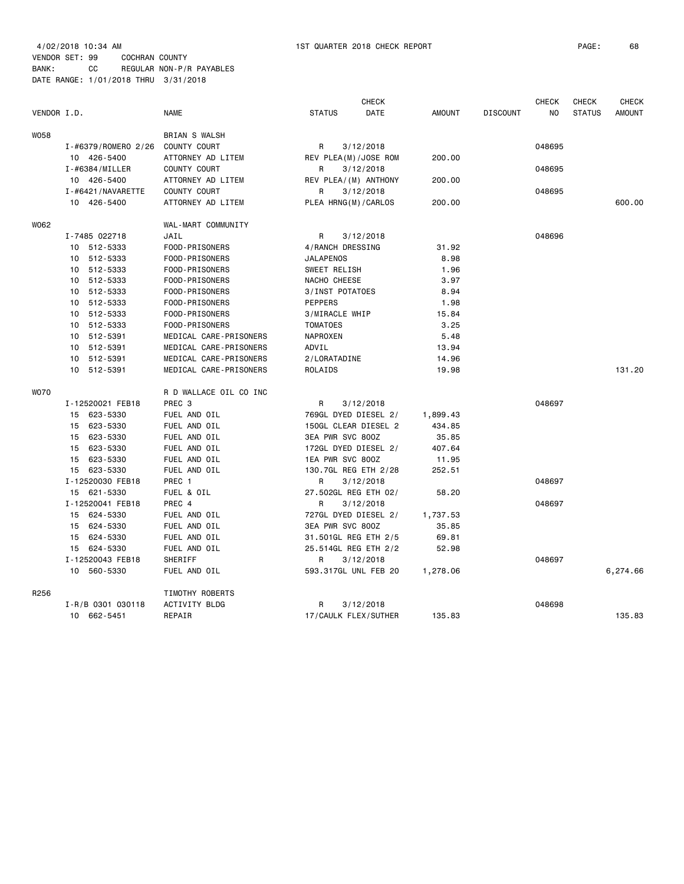4/02/2018 10:34 AM 1ST QUARTER 2018 CHECK REPORT PAGE: 68
VENDOR SET: 99 COCHRAN COUNTY
BANK: CC REGULAR NON-P/R PAYABLES
DATE RANGE: 1/01/2018 THRU 3/31/2018

| VENDOR I.D. | | NAME | STATUS | CHECK DATE | AMOUNT | DISCOUNT | CHECK NO | CHECK STATUS | CHECK AMOUNT |
|---|---|---|---|---|---|---|---|---|---|
| W058 | | BRIAN S WALSH | | | | | | | |
| | I-#6379/ROMERO 2/26 | COUNTY COURT | R | 3/12/2018 | | | 048695 | | |
| | 10 426-5400 | ATTORNEY AD LITEM | REV PLEA(M)/JOSE ROM | | 200.00 | | | | |
| | I-#6384/MILLER | COUNTY COURT | R | 3/12/2018 | | | 048695 | | |
| | 10 426-5400 | ATTORNEY AD LITEM | REV PLEA/(M) ANTHONY | | 200.00 | | | | |
| | I-#6421/NAVARETTE | COUNTY COURT | R | 3/12/2018 | | | 048695 | | |
| | 10 426-5400 | ATTORNEY AD LITEM | PLEA HRNG(M)/CARLOS | | 200.00 | | | | 600.00 |
| W062 | | WAL-MART COMMUNITY | | | | | | | |
| | I-7485 022718 | JAIL | R | 3/12/2018 | | | 048696 | | |
| | 10 512-5333 | FOOD-PRISONERS | 4/RANCH DRESSING | | 31.92 | | | | |
| | 10 512-5333 | FOOD-PRISONERS | JALAPENOS | | 8.98 | | | | |
| | 10 512-5333 | FOOD-PRISONERS | SWEET RELISH | | 1.96 | | | | |
| | 10 512-5333 | FOOD-PRISONERS | NACHO CHEESE | | 3.97 | | | | |
| | 10 512-5333 | FOOD-PRISONERS | 3/INST POTATOES | | 8.94 | | | | |
| | 10 512-5333 | FOOD-PRISONERS | PEPPERS | | 1.98 | | | | |
| | 10 512-5333 | FOOD-PRISONERS | 3/MIRACLE WHIP | | 15.84 | | | | |
| | 10 512-5333 | FOOD-PRISONERS | TOMATOES | | 3.25 | | | | |
| | 10 512-5391 | MEDICAL CARE-PRISONERS | NAPROXEN | | 5.48 | | | | |
| | 10 512-5391 | MEDICAL CARE-PRISONERS | ADVIL | | 13.94 | | | | |
| | 10 512-5391 | MEDICAL CARE-PRISONERS | 2/LORATADINE | | 14.96 | | | | |
| | 10 512-5391 | MEDICAL CARE-PRISONERS | ROLAIDS | | 19.98 | | | | 131.20 |
| W070 | | R D WALLACE OIL CO INC | | | | | | | |
| | I-12520021 FEB18 | PREC 3 | R | 3/12/2018 | | | 048697 | | |
| | 15 623-5330 | FUEL AND OIL | 769GL DYED DIESEL 2/ | | 1,899.43 | | | | |
| | 15 623-5330 | FUEL AND OIL | 150GL CLEAR DIESEL 2 | | 434.85 | | | | |
| | 15 623-5330 | FUEL AND OIL | 3EA PWR SVC 80OZ | | 35.85 | | | | |
| | 15 623-5330 | FUEL AND OIL | 172GL DYED DIESEL 2/ | | 407.64 | | | | |
| | 15 623-5330 | FUEL AND OIL | 1EA PWR SVC 80OZ | | 11.95 | | | | |
| | 15 623-5330 | FUEL AND OIL | 130.7GL REG ETH 2/28 | | 252.51 | | | | |
| | I-12520030 FEB18 | PREC 1 | R | 3/12/2018 | | | 048697 | | |
| | 15 621-5330 | FUEL & OIL | 27.502GL REG ETH 02/ | | 58.20 | | | | |
| | I-12520041 FEB18 | PREC 4 | R | 3/12/2018 | | | 048697 | | |
| | 15 624-5330 | FUEL AND OIL | 727GL DYED DIESEL 2/ | | 1,737.53 | | | | |
| | 15 624-5330 | FUEL AND OIL | 3EA PWR SVC 80OZ | | 35.85 | | | | |
| | 15 624-5330 | FUEL AND OIL | 31.501GL REG ETH 2/5 | | 69.81 | | | | |
| | 15 624-5330 | FUEL AND OIL | 25.514GL REG ETH 2/2 | | 52.98 | | | | |
| | I-12520043 FEB18 | SHERIFF | R | 3/12/2018 | | | 048697 | | |
| | 10 560-5330 | FUEL AND OIL | 593.317GL UNL FEB 20 | | 1,278.06 | | | | 6,274.66 |
| R256 | | TIMOTHY ROBERTS | | | | | | | |
| | I-R/B 0301 030118 | ACTIVITY BLDG | R | 3/12/2018 | | | 048698 | | |
| | 10 662-5451 | REPAIR | 17/CAULK FLEX/SUTHER | | 135.83 | | | | 135.83 |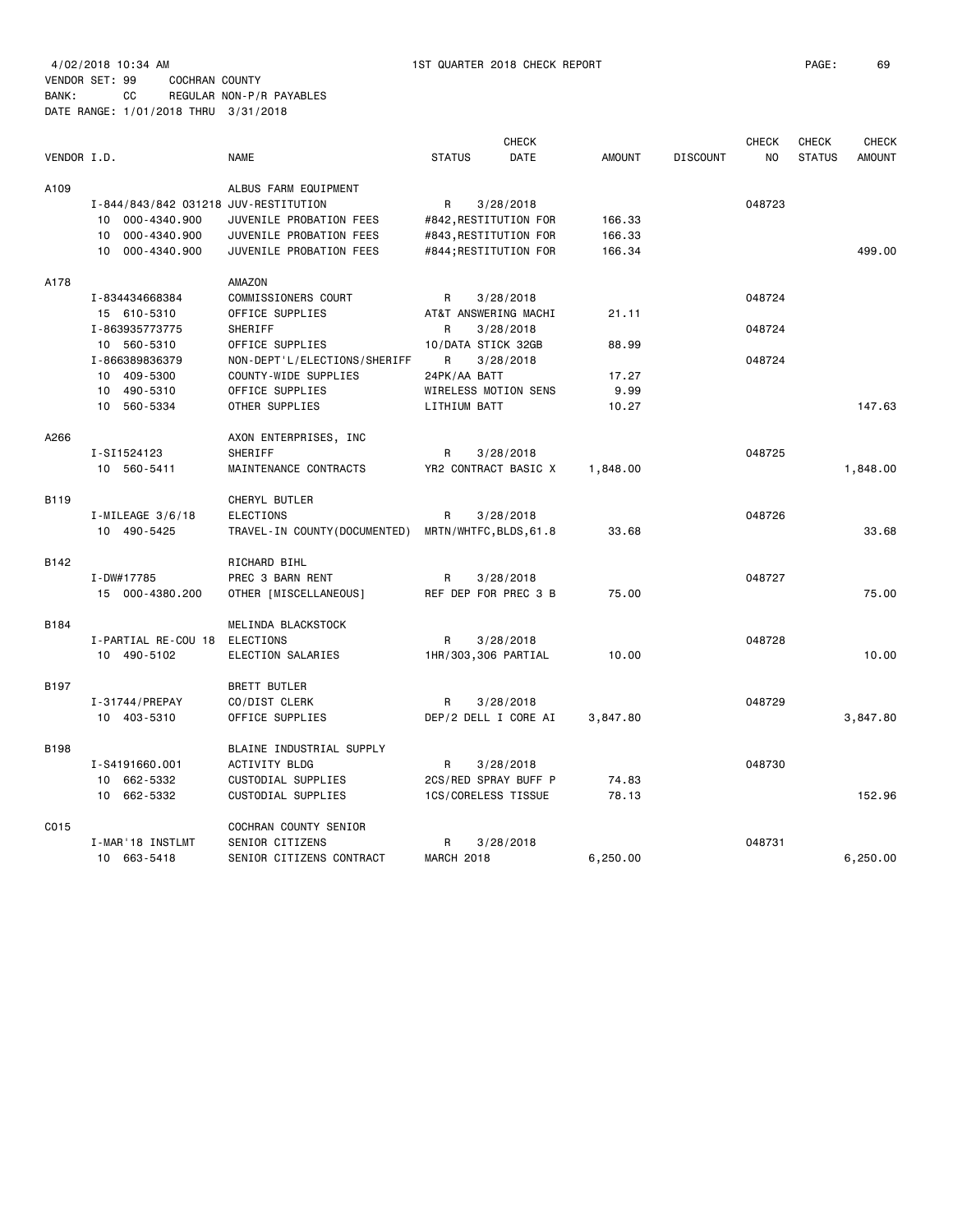4/02/2018 10:34 AM 1ST QUARTER 2018 CHECK REPORT

VENDOR SET: 99 COCHRAN COUNTY
BANK: CC REGULAR NON-P/R PAYABLES
DATE RANGE: 1/01/2018 THRU 3/31/2018

| VENDOR I.D. | | NAME | STATUS | CHECK DATE | AMOUNT | DISCOUNT | CHECK NO | CHECK STATUS | CHECK AMOUNT |
|---|---|---|---|---|---|---|---|---|---|
| A109 | | ALBUS FARM EQUIPMENT | | | | | | | |
| | I-844/843/842 031218 | JUV-RESTITUTION | R | 3/28/2018 | | | 048723 | | |
| | 10 000-4340.900 | JUVENILE PROBATION FEES | #842,RESTITUTION FOR | | 166.33 | | | | |
| | 10 000-4340.900 | JUVENILE PROBATION FEES | #843,RESTITUTION FOR | | 166.33 | | | | |
| | 10 000-4340.900 | JUVENILE PROBATION FEES | #844;RESTITUTION FOR | | 166.34 | | | | 499.00 |
| A178 | | AMAZON | | | | | | | |
| | I-834434668384 | COMMISSIONERS COURT | R | 3/28/2018 | | | 048724 | | |
| | 15 610-5310 | OFFICE SUPPLIES | AT&T ANSWERING MACHI | | 21.11 | | | | |
| | I-863935773775 | SHERIFF | R | 3/28/2018 | | | 048724 | | |
| | 10 560-5310 | OFFICE SUPPLIES | 10/DATA STICK 32GB | | 88.99 | | | | |
| | I-866389836379 | NON-DEPT'L/ELECTIONS/SHERIFF | R | 3/28/2018 | | | 048724 | | |
| | 10 409-5300 | COUNTY-WIDE SUPPLIES | 24PK/AA BATT | | 17.27 | | | | |
| | 10 490-5310 | OFFICE SUPPLIES | WIRELESS MOTION SENS | | 9.99 | | | | |
| | 10 560-5334 | OTHER SUPPLIES | LITHIUM BATT | | 10.27 | | | | 147.63 |
| A266 | | AXON ENTERPRISES, INC | | | | | | | |
| | I-SI1524123 | SHERIFF | R | 3/28/2018 | | | 048725 | | |
| | 10 560-5411 | MAINTENANCE CONTRACTS | YR2 CONTRACT BASIC X | | 1,848.00 | | | | 1,848.00 |
| B119 | | CHERYL BUTLER | | | | | | | |
| | I-MILEAGE 3/6/18 | ELECTIONS | R | 3/28/2018 | | | 048726 | | |
| | 10 490-5425 | TRAVEL-IN COUNTY(DOCUMENTED) | MRTN/WHTFC,BLDS,61.8 | | 33.68 | | | | 33.68 |
| B142 | | RICHARD BIHL | | | | | | | |
| | I-DW#17785 | PREC 3 BARN RENT | R | 3/28/2018 | | | 048727 | | |
| | 15 000-4380.200 | OTHER [MISCELLANEOUS] | REF DEP FOR PREC 3 B | | 75.00 | | | | 75.00 |
| B184 | | MELINDA BLACKSTOCK | | | | | | | |
| | I-PARTIAL RE-COU 18 | ELECTIONS | R | 3/28/2018 | | | 048728 | | |
| | 10 490-5102 | ELECTION SALARIES | 1HR/303,306 PARTIAL | | 10.00 | | | | 10.00 |
| B197 | | BRETT BUTLER | | | | | | | |
| | I-31744/PREPAY | CO/DIST CLERK | R | 3/28/2018 | | | 048729 | | |
| | 10 403-5310 | OFFICE SUPPLIES | DEP/2 DELL I CORE AI | | 3,847.80 | | | | 3,847.80 |
| B198 | | BLAINE INDUSTRIAL SUPPLY | | | | | | | |
| | I-S4191660.001 | ACTIVITY BLDG | R | 3/28/2018 | | | 048730 | | |
| | 10 662-5332 | CUSTODIAL SUPPLIES | 2CS/RED SPRAY BUFF P | | 74.83 | | | | |
| | 10 662-5332 | CUSTODIAL SUPPLIES | 1CS/CORELESS TISSUE | | 78.13 | | | | 152.96 |
| C015 | | COCHRAN COUNTY SENIOR | | | | | | | |
| | I-MAR'18 INSTLMT | SENIOR CITIZENS | R | 3/28/2018 | | | 048731 | | |
| | 10 663-5418 | SENIOR CITIZENS CONTRACT | MARCH 2018 | | 6,250.00 | | | | 6,250.00 |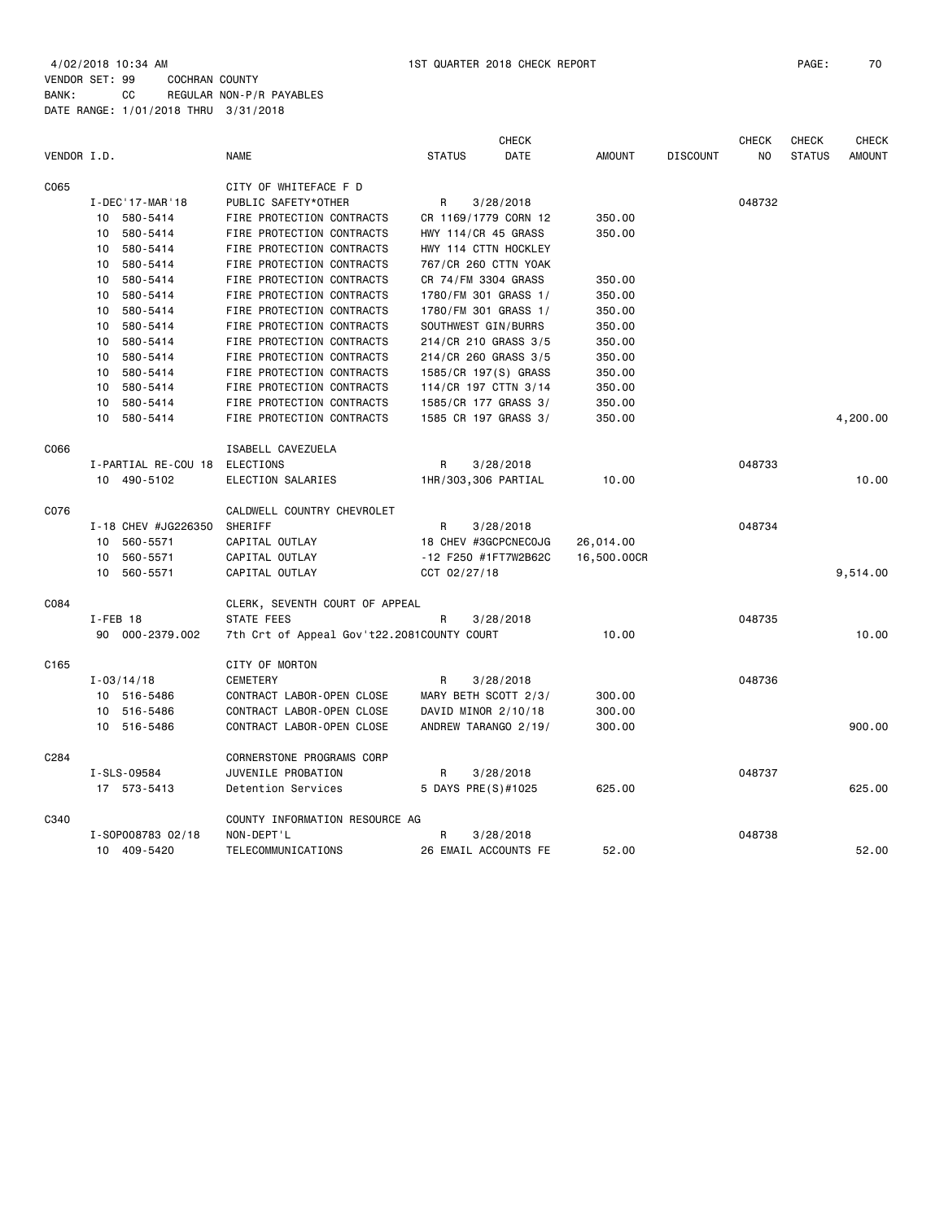4/02/2018 10:34 AM 1ST QUARTER 2018 CHECK REPORT

VENDOR SET: 99 COCHRAN COUNTY
BANK: CC REGULAR NON-P/R PAYABLES
DATE RANGE: 1/01/2018 THRU 3/31/2018

| VENDOR I.D. | NAME | STATUS | CHECK DATE | AMOUNT | DISCOUNT | CHECK NO | CHECK STATUS | CHECK AMOUNT |
|---|---|---|---|---|---|---|---|---|
| C065 | CITY OF WHITEFACE F D | | | | | | | |
| I-DEC'17-MAR'18 | PUBLIC SAFETY*OTHER | R | 3/28/2018 | | | 048732 | | |
| 10 580-5414 | FIRE PROTECTION CONTRACTS | CR 1169/1779 CORN 12 | | 350.00 | | | | |
| 10 580-5414 | FIRE PROTECTION CONTRACTS | HWY 114/CR 45 GRASS | | 350.00 | | | | |
| 10 580-5414 | FIRE PROTECTION CONTRACTS | HWY 114 CTTN HOCKLEY | | | | | | |
| 10 580-5414 | FIRE PROTECTION CONTRACTS | 767/CR 260 CTTN YOAK | | | | | | |
| 10 580-5414 | FIRE PROTECTION CONTRACTS | CR 74/FM 3304 GRASS | | 350.00 | | | | |
| 10 580-5414 | FIRE PROTECTION CONTRACTS | 1780/FM 301 GRASS 1/ | | 350.00 | | | | |
| 10 580-5414 | FIRE PROTECTION CONTRACTS | 1780/FM 301 GRASS 1/ | | 350.00 | | | | |
| 10 580-5414 | FIRE PROTECTION CONTRACTS | SOUTHWEST GIN/BURRS | | 350.00 | | | | |
| 10 580-5414 | FIRE PROTECTION CONTRACTS | 214/CR 210 GRASS 3/5 | | 350.00 | | | | |
| 10 580-5414 | FIRE PROTECTION CONTRACTS | 214/CR 260 GRASS 3/5 | | 350.00 | | | | |
| 10 580-5414 | FIRE PROTECTION CONTRACTS | 1585/CR 197(S) GRASS | | 350.00 | | | | |
| 10 580-5414 | FIRE PROTECTION CONTRACTS | 114/CR 197 CTTN 3/14 | | 350.00 | | | | |
| 10 580-5414 | FIRE PROTECTION CONTRACTS | 1585/CR 177 GRASS 3/ | | 350.00 | | | | |
| 10 580-5414 | FIRE PROTECTION CONTRACTS | 1585 CR 197 GRASS 3/ | | 350.00 | | | | 4,200.00 |
| C066 | ISABELL CAVEZUELA | | | | | | | |
| I-PARTIAL RE-COU 18 | ELECTIONS | R | 3/28/2018 | | | 048733 | | |
| 10 490-5102 | ELECTION SALARIES | 1HR/303,306 PARTIAL | | 10.00 | | | | 10.00 |
| C076 | CALDWELL COUNTRY CHEVROLET | | | | | | | |
| I-18 CHEV #JG226350 | SHERIFF | R | 3/28/2018 | | | 048734 | | |
| 10 560-5571 | CAPITAL OUTLAY | 18 CHEV #3GCPCNEC0JG | | 26,014.00 | | | | |
| 10 560-5571 | CAPITAL OUTLAY | -12 F250 #1FT7W2B62C | | 16,500.00CR | | | | |
| 10 560-5571 | CAPITAL OUTLAY | CCT 02/27/18 | | | | | | 9,514.00 |
| C084 | CLERK, SEVENTH COURT OF APPEAL | | | | | | | |
| I-FEB 18 | STATE FEES | R | 3/28/2018 | | | 048735 | | |
| 90 000-2379.002 | 7th Crt of Appeal Gov't22.2081 | COUNTY COURT | | 10.00 | | | | 10.00 |
| C165 | CITY OF MORTON | | | | | | | |
| I-03/14/18 | CEMETERY | R | 3/28/2018 | | | 048736 | | |
| 10 516-5486 | CONTRACT LABOR-OPEN CLOSE | MARY BETH SCOTT 2/3/ | | 300.00 | | | | |
| 10 516-5486 | CONTRACT LABOR-OPEN CLOSE | DAVID MINOR 2/10/18 | | 300.00 | | | | |
| 10 516-5486 | CONTRACT LABOR-OPEN CLOSE | ANDREW TARANGO 2/19/ | | 300.00 | | | | 900.00 |
| C284 | CORNERSTONE PROGRAMS CORP | | | | | | | |
| I-SLS-09584 | JUVENILE PROBATION | R | 3/28/2018 | | | 048737 | | |
| 17 573-5413 | Detention Services | 5 DAYS PRE(S)#1025 | | 625.00 | | | | 625.00 |
| C340 | COUNTY INFORMATION RESOURCE AG | | | | | | | |
| I-SOP008783 02/18 | NON-DEPT'L | R | 3/28/2018 | | | 048738 | | |
| 10 409-5420 | TELECOMMUNICATIONS | 26 EMAIL ACCOUNTS FE | | 52.00 | | | | 52.00 |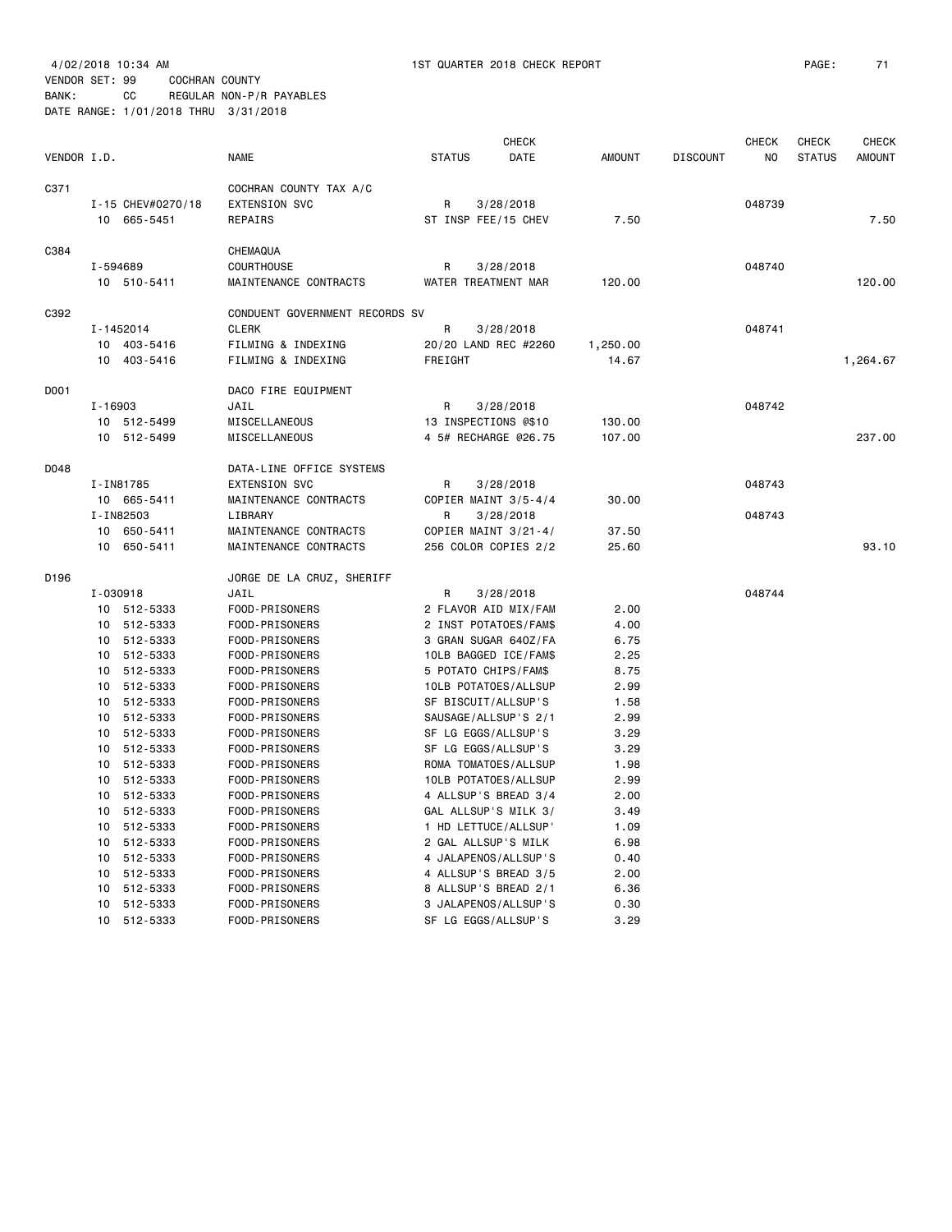4/02/2018 10:34 AM — 1ST QUARTER 2018 CHECK REPORT

VENDOR SET: 99 COCHRAN COUNTY
BANK: CC REGULAR NON-P/R PAYABLES
DATE RANGE: 1/01/2018 THRU 3/31/2018

| VENDOR I.D. | | NAME | STATUS | CHECK DATE | AMOUNT | DISCOUNT | CHECK NO | CHECK STATUS | CHECK AMOUNT |
|---|---|---|---|---|---|---|---|---|---|
| C371 | | COCHRAN COUNTY TAX A/C | | | | | | | |
| | I-15 CHEV#0270/18 | EXTENSION SVC | R | 3/28/2018 | | | 048739 | | |
| | 10 665-5451 | REPAIRS | ST INSP FEE/15 CHEV | | 7.50 | | | | 7.50 |
| C384 | | CHEMAQUA | | | | | | | |
| | I-594689 | COURTHOUSE | R | 3/28/2018 | | | 048740 | | |
| | 10 510-5411 | MAINTENANCE CONTRACTS | WATER TREATMENT MAR | | 120.00 | | | | 120.00 |
| C392 | | CONDUENT GOVERNMENT RECORDS SV | | | | | | | |
| | I-1452014 | CLERK | R | 3/28/2018 | | | 048741 | | |
| | 10 403-5416 | FILMING & INDEXING | 20/20 LAND REC #2260 | | 1,250.00 | | | | |
| | 10 403-5416 | FILMING & INDEXING | FREIGHT | | 14.67 | | | | 1,264.67 |
| D001 | | DACO FIRE EQUIPMENT | | | | | | | |
| | I-16903 | JAIL | R | 3/28/2018 | | | 048742 | | |
| | 10 512-5499 | MISCELLANEOUS | 13 INSPECTIONS @$10 | | 130.00 | | | | |
| | 10 512-5499 | MISCELLANEOUS | 4 5# RECHARGE @26.75 | | 107.00 | | | | 237.00 |
| D048 | | DATA-LINE OFFICE SYSTEMS | | | | | | | |
| | I-IN81785 | EXTENSION SVC | R | 3/28/2018 | | | 048743 | | |
| | 10 665-5411 | MAINTENANCE CONTRACTS | COPIER MAINT 3/5-4/4 | | 30.00 | | | | |
| | I-IN82503 | LIBRARY | R | 3/28/2018 | | | 048743 | | |
| | 10 650-5411 | MAINTENANCE CONTRACTS | COPIER MAINT 3/21-4/ | | 37.50 | | | | |
| | 10 650-5411 | MAINTENANCE CONTRACTS | 256 COLOR COPIES 2/2 | | 25.60 | | | | 93.10 |
| D196 | | JORGE DE LA CRUZ, SHERIFF | | | | | | | |
| | I-030918 | JAIL | R | 3/28/2018 | | | 048744 | | |
| | 10 512-5333 | FOOD-PRISONERS | 2 FLAVOR AID MIX/FAM | | 2.00 | | | | |
| | 10 512-5333 | FOOD-PRISONERS | 2 INST POTATOES/FAM$ | | 4.00 | | | | |
| | 10 512-5333 | FOOD-PRISONERS | 3 GRAN SUGAR 64OZ/FA | | 6.75 | | | | |
| | 10 512-5333 | FOOD-PRISONERS | 10LB BAGGED ICE/FAM$ | | 2.25 | | | | |
| | 10 512-5333 | FOOD-PRISONERS | 5 POTATO CHIPS/FAM$ | | 8.75 | | | | |
| | 10 512-5333 | FOOD-PRISONERS | 10LB POTATOES/ALLSUP | | 2.99 | | | | |
| | 10 512-5333 | FOOD-PRISONERS | SF BISCUIT/ALLSUP'S | | 1.58 | | | | |
| | 10 512-5333 | FOOD-PRISONERS | SAUSAGE/ALLSUP'S 2/1 | | 2.99 | | | | |
| | 10 512-5333 | FOOD-PRISONERS | SF LG EGGS/ALLSUP'S | | 3.29 | | | | |
| | 10 512-5333 | FOOD-PRISONERS | SF LG EGGS/ALLSUP'S | | 3.29 | | | | |
| | 10 512-5333 | FOOD-PRISONERS | ROMA TOMATOES/ALLSUP | | 1.98 | | | | |
| | 10 512-5333 | FOOD-PRISONERS | 10LB POTATOES/ALLSUP | | 2.99 | | | | |
| | 10 512-5333 | FOOD-PRISONERS | 4 ALLSUP'S BREAD 3/4 | | 2.00 | | | | |
| | 10 512-5333 | FOOD-PRISONERS | GAL ALLSUP'S MILK 3/ | | 3.49 | | | | |
| | 10 512-5333 | FOOD-PRISONERS | 1 HD LETTUCE/ALLSUP' | | 1.09 | | | | |
| | 10 512-5333 | FOOD-PRISONERS | 2 GAL ALLSUP'S MILK | | 6.98 | | | | |
| | 10 512-5333 | FOOD-PRISONERS | 4 JALAPENOS/ALLSUP'S | | 0.40 | | | | |
| | 10 512-5333 | FOOD-PRISONERS | 4 ALLSUP'S BREAD 3/5 | | 2.00 | | | | |
| | 10 512-5333 | FOOD-PRISONERS | 8 ALLSUP'S BREAD 2/1 | | 6.36 | | | | |
| | 10 512-5333 | FOOD-PRISONERS | 3 JALAPENOS/ALLSUP'S | | 0.30 | | | | |
| | 10 512-5333 | FOOD-PRISONERS | SF LG EGGS/ALLSUP'S | | 3.29 | | | | |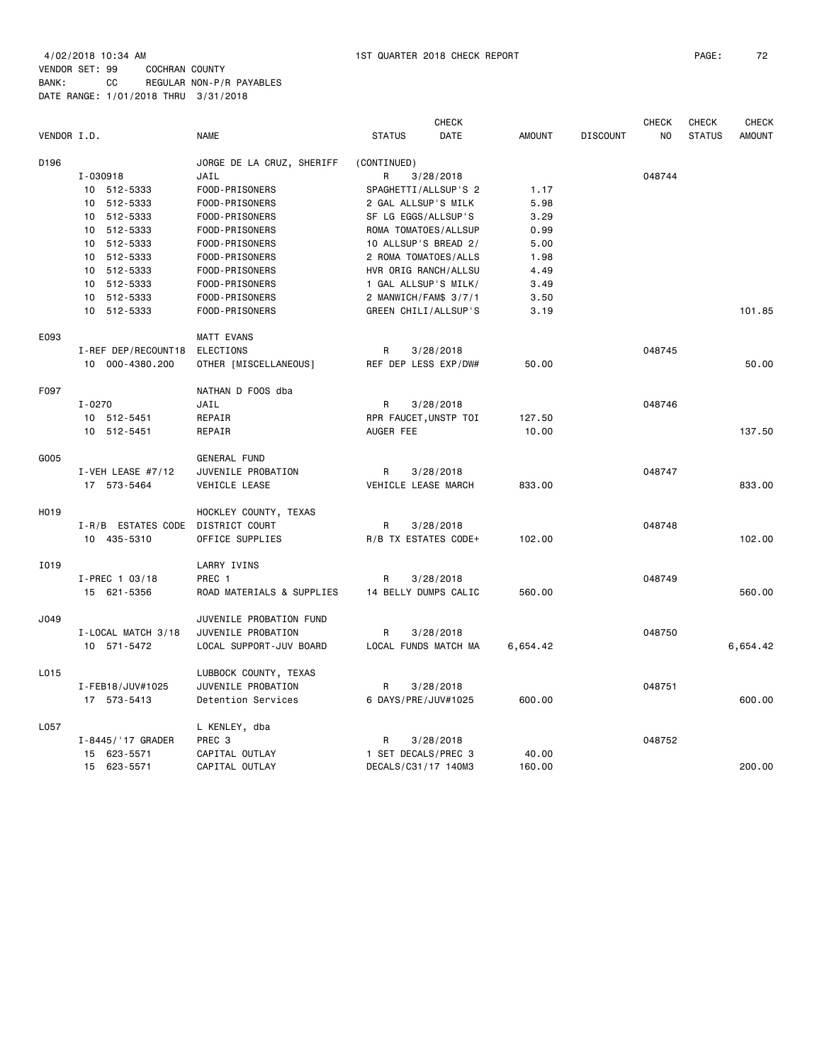4/02/2018 10:34 AM 1ST QUARTER 2018 CHECK REPORT

VENDOR SET: 99 COCHRAN COUNTY
BANK: CC REGULAR NON-P/R PAYABLES
DATE RANGE: 1/01/2018 THRU 3/31/2018

| VENDOR I.D. | NAME | STATUS | CHECK DATE | AMOUNT | DISCOUNT | CHECK NO | CHECK STATUS | CHECK AMOUNT |
|---|---|---|---|---|---|---|---|---|
| D196 | JORGE DE LA CRUZ, SHERIFF | (CONTINUED) | | | | | | |
| I-030918 | JAIL | R | 3/28/2018 | | | 048744 | | |
| 10 512-5333 | FOOD-PRISONERS | SPAGHETTI/ALLSUP'S 2 | | 1.17 | | | | |
| 10 512-5333 | FOOD-PRISONERS | 2 GAL ALLSUP'S MILK | | 5.98 | | | | |
| 10 512-5333 | FOOD-PRISONERS | SF LG EGGS/ALLSUP'S | | 3.29 | | | | |
| 10 512-5333 | FOOD-PRISONERS | ROMA TOMATOES/ALLSUP | | 0.99 | | | | |
| 10 512-5333 | FOOD-PRISONERS | 10 ALLSUP'S BREAD 2/ | | 5.00 | | | | |
| 10 512-5333 | FOOD-PRISONERS | 2 ROMA TOMATOES/ALLS | | 1.98 | | | | |
| 10 512-5333 | FOOD-PRISONERS | HVR ORIG RANCH/ALLSU | | 4.49 | | | | |
| 10 512-5333 | FOOD-PRISONERS | 1 GAL ALLSUP'S MILK/ | | 3.49 | | | | |
| 10 512-5333 | FOOD-PRISONERS | 2 MANWICH/FAM$ 3/7/1 | | 3.50 | | | | |
| 10 512-5333 | FOOD-PRISONERS | GREEN CHILI/ALLSUP'S | | 3.19 | | | | 101.85 |
| E093 | MATT EVANS | | | | | | | |
| I-REF DEP/RECOUNT18 | ELECTIONS | R | 3/28/2018 | | | 048745 | | |
| 10 000-4380.200 | OTHER [MISCELLANEOUS] | REF DEP LESS EXP/DW# | | 50.00 | | | | 50.00 |
| F097 | NATHAN D FOOS dba | | | | | | | |
| I-0270 | JAIL | R | 3/28/2018 | | | 048746 | | |
| 10 512-5451 | REPAIR | RPR FAUCET,UNSTP TOI | | 127.50 | | | | |
| 10 512-5451 | REPAIR | AUGER FEE | | 10.00 | | | | 137.50 |
| G005 | GENERAL FUND | | | | | | | |
| I-VEH LEASE #7/12 | JUVENILE PROBATION | R | 3/28/2018 | | | 048747 | | |
| 17 573-5464 | VEHICLE LEASE | VEHICLE LEASE MARCH | | 833.00 | | | | 833.00 |
| H019 | HOCKLEY COUNTY, TEXAS | | | | | | | |
| I-R/B ESTATES CODE | DISTRICT COURT | R | 3/28/2018 | | | 048748 | | |
| 10 435-5310 | OFFICE SUPPLIES | R/B TX ESTATES CODE+ | | 102.00 | | | | 102.00 |
| I019 | LARRY IVINS | | | | | | | |
| I-PREC 1 03/18 | PREC 1 | R | 3/28/2018 | | | 048749 | | |
| 15 621-5356 | ROAD MATERIALS & SUPPLIES | 14 BELLY DUMPS CALIC | | 560.00 | | | | 560.00 |
| J049 | JUVENILE PROBATION FUND | | | | | | | |
| I-LOCAL MATCH 3/18 | JUVENILE PROBATION | R | 3/28/2018 | | | 048750 | | |
| 10 571-5472 | LOCAL SUPPORT-JUV BOARD | LOCAL FUNDS MATCH MA | | 6,654.42 | | | | 6,654.42 |
| L015 | LUBBOCK COUNTY, TEXAS | | | | | | | |
| I-FEB18/JUV#1025 | JUVENILE PROBATION | R | 3/28/2018 | | | 048751 | | |
| 17 573-5413 | Detention Services | 6 DAYS/PRE/JUV#1025 | | 600.00 | | | | 600.00 |
| L057 | L KENLEY, dba | | | | | | | |
| I-8445/'17 GRADER | PREC 3 | R | 3/28/2018 | | | 048752 | | |
| 15 623-5571 | CAPITAL OUTLAY | 1 SET DECALS/PREC 3 | | 40.00 | | | | |
| 15 623-5571 | CAPITAL OUTLAY | DECALS/C31/17 140M3 | | 160.00 | | | | 200.00 |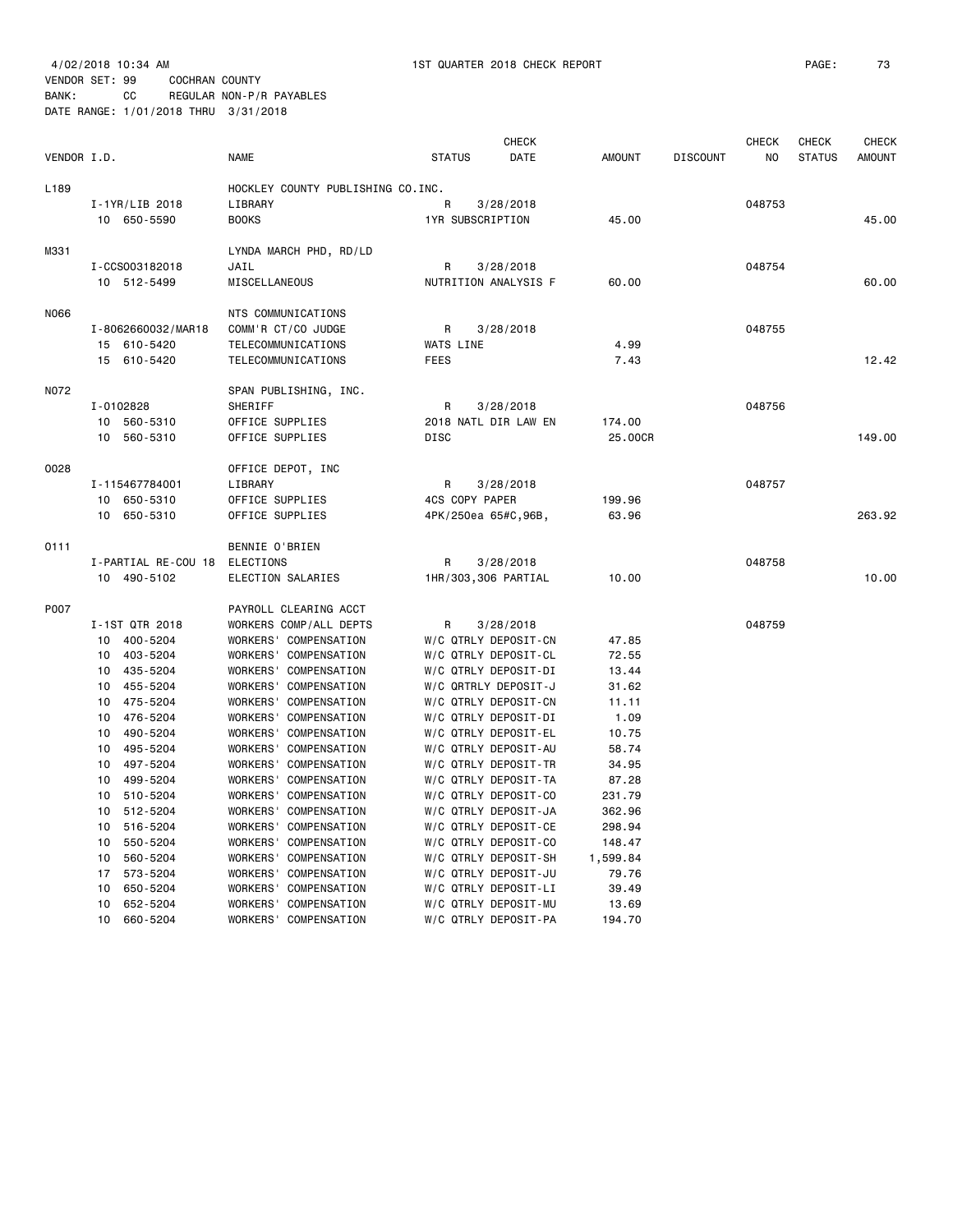4/02/2018 10:34 AM 1ST QUARTER 2018 CHECK REPORT
VENDOR SET: 99 COCHRAN COUNTY
BANK: CC REGULAR NON-P/R PAYABLES
DATE RANGE: 1/01/2018 THRU 3/31/2018

| VENDOR I.D. | | NAME | STATUS | CHECK DATE | AMOUNT | DISCOUNT | CHECK NO | CHECK STATUS | CHECK AMOUNT |
|---|---|---|---|---|---|---|---|---|---|
| L189 | | HOCKLEY COUNTY PUBLISHING CO.INC. | | | | | | | |
| | I-1YR/LIB 2018 | LIBRARY | R | 3/28/2018 | | | 048753 | | |
| | 10 650-5590 | BOOKS | 1YR SUBSCRIPTION | | 45.00 | | | | 45.00 |
| M331 | | LYNDA MARCH PHD, RD/LD | | | | | | | |
| | I-CCS003182018 | JAIL | R | 3/28/2018 | | | 048754 | | |
| | 10 512-5499 | MISCELLANEOUS | NUTRITION ANALYSIS F | | 60.00 | | | | 60.00 |
| N066 | | NTS COMMUNICATIONS | | | | | | | |
| | I-8062660032/MAR18 | COMM'R CT/CO JUDGE | R | 3/28/2018 | | | 048755 | | |
| | 15 610-5420 | TELECOMMUNICATIONS | WATS LINE | | 4.99 | | | | |
| | 15 610-5420 | TELECOMMUNICATIONS | FEES | | 7.43 | | | | 12.42 |
| N072 | | SPAN PUBLISHING, INC. | | | | | | | |
| | I-0102828 | SHERIFF | R | 3/28/2018 | | | 048756 | | |
| | 10 560-5310 | OFFICE SUPPLIES | 2018 NATL DIR LAW EN | | 174.00 | | | | |
| | 10 560-5310 | OFFICE SUPPLIES | DISC | | 25.00CR | | | | 149.00 |
| O028 | | OFFICE DEPOT, INC | | | | | | | |
| | I-115467784001 | LIBRARY | R | 3/28/2018 | | | 048757 | | |
| | 10 650-5310 | OFFICE SUPPLIES | 4CS COPY PAPER | | 199.96 | | | | |
| | 10 650-5310 | OFFICE SUPPLIES | 4PK/250ea 65#C,96B, | | 63.96 | | | | 263.92 |
| O111 | | BENNIE O'BRIEN | | | | | | | |
| | I-PARTIAL RE-COU 18 | ELECTIONS | R | 3/28/2018 | | | 048758 | | |
| | 10 490-5102 | ELECTION SALARIES | 1HR/303,306 PARTIAL | | 10.00 | | | | 10.00 |
| P007 | | PAYROLL CLEARING ACCT | | | | | | | |
| | I-1ST QTR 2018 | WORKERS COMP/ALL DEPTS | R | 3/28/2018 | | | 048759 | | |
| | 10 400-5204 | WORKERS' COMPENSATION | W/C QTRLY DEPOSIT-CN | | 47.85 | | | | |
| | 10 403-5204 | WORKERS' COMPENSATION | W/C QTRLY DEPOSIT-CL | | 72.55 | | | | |
| | 10 435-5204 | WORKERS' COMPENSATION | W/C QTRLY DEPOSIT-DI | | 13.44 | | | | |
| | 10 455-5204 | WORKERS' COMPENSATION | W/C QRTRLY DEPOSIT-J | | 31.62 | | | | |
| | 10 475-5204 | WORKERS' COMPENSATION | W/C QTRLY DEPOSIT-CN | | 11.11 | | | | |
| | 10 476-5204 | WORKERS' COMPENSATION | W/C QTRLY DEPOSIT-DI | | 1.09 | | | | |
| | 10 490-5204 | WORKERS' COMPENSATION | W/C QTRLY DEPOSIT-EL | | 10.75 | | | | |
| | 10 495-5204 | WORKERS' COMPENSATION | W/C QTRLY DEPOSIT-AU | | 58.74 | | | | |
| | 10 497-5204 | WORKERS' COMPENSATION | W/C QTRLY DEPOSIT-TR | | 34.95 | | | | |
| | 10 499-5204 | WORKERS' COMPENSATION | W/C QTRLY DEPOSIT-TA | | 87.28 | | | | |
| | 10 510-5204 | WORKERS' COMPENSATION | W/C QTRLY DEPOSIT-CO | | 231.79 | | | | |
| | 10 512-5204 | WORKERS' COMPENSATION | W/C QTRLY DEPOSIT-JA | | 362.96 | | | | |
| | 10 516-5204 | WORKERS' COMPENSATION | W/C QTRLY DEPOSIT-CE | | 298.94 | | | | |
| | 10 550-5204 | WORKERS' COMPENSATION | W/C QTRLY DEPOSIT-CO | | 148.47 | | | | |
| | 10 560-5204 | WORKERS' COMPENSATION | W/C QTRLY DEPOSIT-SH | | 1,599.84 | | | | |
| | 17 573-5204 | WORKERS' COMPENSATION | W/C QTRLY DEPOSIT-JU | | 79.76 | | | | |
| | 10 650-5204 | WORKERS' COMPENSATION | W/C QTRLY DEPOSIT-LI | | 39.49 | | | | |
| | 10 652-5204 | WORKERS' COMPENSATION | W/C QTRLY DEPOSIT-MU | | 13.69 | | | | |
| | 10 660-5204 | WORKERS' COMPENSATION | W/C QTRLY DEPOSIT-PA | | 194.70 | | | | |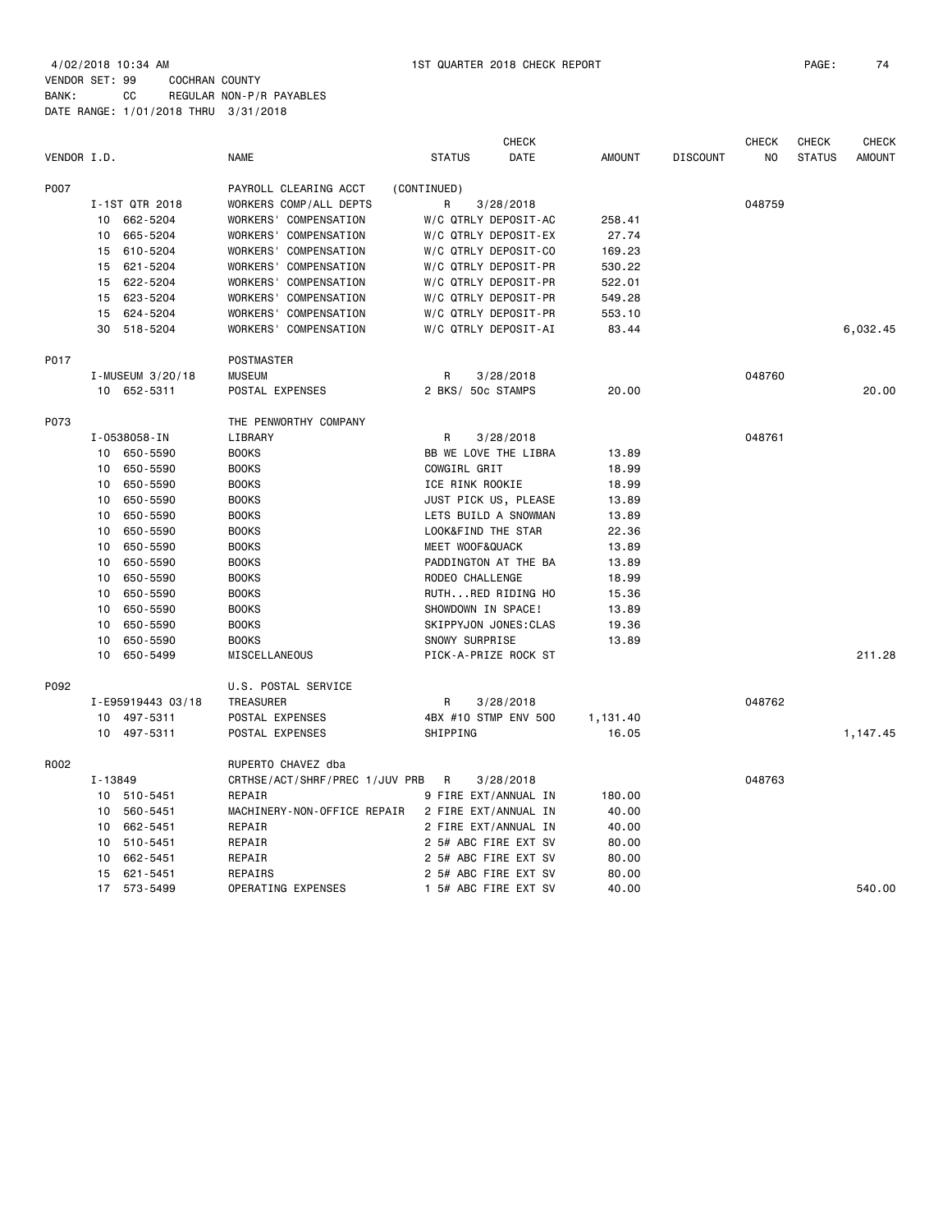4/02/2018 10:34 AM 1ST QUARTER 2018 CHECK REPORT PAGE: 74
VENDOR SET: 99 COCHRAN COUNTY
BANK: CC REGULAR NON-P/R PAYABLES
DATE RANGE: 1/01/2018 THRU 3/31/2018

| VENDOR I.D. | NAME | STATUS | CHECK DATE | AMOUNT | DISCOUNT | CHECK NO | CHECK STATUS | CHECK AMOUNT |
|---|---|---|---|---|---|---|---|---|
| P007 | PAYROLL CLEARING ACCT | (CONTINUED) | | | | | | |
| I-1ST QTR 2018 | WORKERS COMP/ALL DEPTS | R | 3/28/2018 | | | 048759 | | |
| 10 662-5204 | WORKERS' COMPENSATION | W/C QTRLY DEPOSIT-AC | | 258.41 | | | | |
| 10 665-5204 | WORKERS' COMPENSATION | W/C QTRLY DEPOSIT-EX | | 27.74 | | | | |
| 15 610-5204 | WORKERS' COMPENSATION | W/C QTRLY DEPOSIT-CO | | 169.23 | | | | |
| 15 621-5204 | WORKERS' COMPENSATION | W/C QTRLY DEPOSIT-PR | | 530.22 | | | | |
| 15 622-5204 | WORKERS' COMPENSATION | W/C QTRLY DEPOSIT-PR | | 522.01 | | | | |
| 15 623-5204 | WORKERS' COMPENSATION | W/C QTRLY DEPOSIT-PR | | 549.28 | | | | |
| 15 624-5204 | WORKERS' COMPENSATION | W/C QTRLY DEPOSIT-PR | | 553.10 | | | | |
| 30 518-5204 | WORKERS' COMPENSATION | W/C QTRLY DEPOSIT-AI | | 83.44 | | | | 6,032.45 |
| P017 | POSTMASTER | | | | | | | |
| I-MUSEUM 3/20/18 | MUSEUM | R | 3/28/2018 | | | 048760 | | |
| 10 652-5311 | POSTAL EXPENSES | 2 BKS/ 50c STAMPS | | 20.00 | | | | 20.00 |
| P073 | THE PENWORTHY COMPANY | | | | | | | |
| I-0538058-IN | LIBRARY | R | 3/28/2018 | | | 048761 | | |
| 10 650-5590 | BOOKS | BB WE LOVE THE LIBRA | | 13.89 | | | | |
| 10 650-5590 | BOOKS | COWGIRL GRIT | | 18.99 | | | | |
| 10 650-5590 | BOOKS | ICE RINK ROOKIE | | 18.99 | | | | |
| 10 650-5590 | BOOKS | JUST PICK US, PLEASE | | 13.89 | | | | |
| 10 650-5590 | BOOKS | LETS BUILD A SNOWMAN | | 13.89 | | | | |
| 10 650-5590 | BOOKS | LOOK&FIND THE STAR | | 22.36 | | | | |
| 10 650-5590 | BOOKS | MEET WOOF&QUACK | | 13.89 | | | | |
| 10 650-5590 | BOOKS | PADDINGTON AT THE BA | | 13.89 | | | | |
| 10 650-5590 | BOOKS | RODEO CHALLENGE | | 18.99 | | | | |
| 10 650-5590 | BOOKS | RUTH...RED RIDING HO | | 15.36 | | | | |
| 10 650-5590 | BOOKS | SHOWDOWN IN SPACE! | | 13.89 | | | | |
| 10 650-5590 | BOOKS | SKIPPYJON JONES:CLAS | | 19.36 | | | | |
| 10 650-5590 | BOOKS | SNOWY SURPRISE | | 13.89 | | | | |
| 10 650-5499 | MISCELLANEOUS | PICK-A-PRIZE ROCK ST | | | | | | 211.28 |
| P092 | U.S. POSTAL SERVICE | | | | | | | |
| I-E95919443 03/18 | TREASURER | R | 3/28/2018 | | | 048762 | | |
| 10 497-5311 | POSTAL EXPENSES | 4BX #10 STMP ENV 500 | | 1,131.40 | | | | |
| 10 497-5311 | POSTAL EXPENSES | SHIPPING | | 16.05 | | | | 1,147.45 |
| R002 | RUPERTO CHAVEZ dba | | | | | | | |
| I-13849 | CRTHSE/ACT/SHRF/PREC 1/JUV PRB | R | 3/28/2018 | | | 048763 | | |
| 10 510-5451 | REPAIR | 9 FIRE EXT/ANNUAL IN | | 180.00 | | | | |
| 10 560-5451 | MACHINERY-NON-OFFICE REPAIR | 2 FIRE EXT/ANNUAL IN | | 40.00 | | | | |
| 10 662-5451 | REPAIR | 2 FIRE EXT/ANNUAL IN | | 40.00 | | | | |
| 10 510-5451 | REPAIR | 2 5# ABC FIRE EXT SV | | 80.00 | | | | |
| 10 662-5451 | REPAIR | 2 5# ABC FIRE EXT SV | | 80.00 | | | | |
| 15 621-5451 | REPAIRS | 2 5# ABC FIRE EXT SV | | 80.00 | | | | |
| 17 573-5499 | OPERATING EXPENSES | 1 5# ABC FIRE EXT SV | | 40.00 | | | | 540.00 |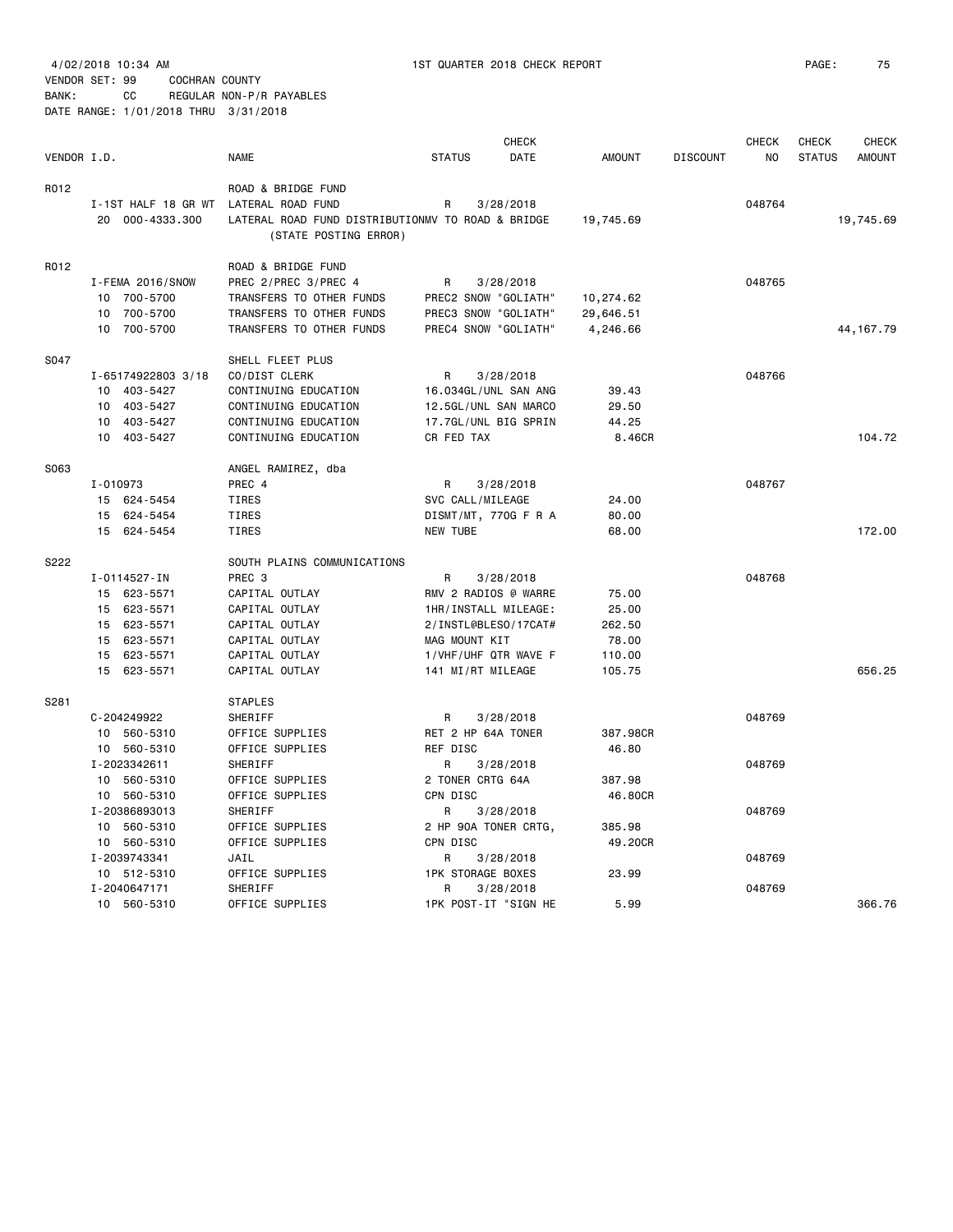4/02/2018 10:34 AM — 1ST QUARTER 2018 CHECK REPORT

VENDOR SET: 99 COCHRAN COUNTY
BANK: CC REGULAR NON-P/R PAYABLES
DATE RANGE: 1/01/2018 THRU 3/31/2018

| VENDOR I.D. | | NAME | STATUS | CHECK DATE | AMOUNT | DISCOUNT | CHECK NO | CHECK STATUS | CHECK AMOUNT |
|---|---|---|---|---|---|---|---|---|---|
| R012 | | ROAD & BRIDGE FUND | | | | | | | |
| | I-1ST HALF 18 GR WT | LATERAL ROAD FUND | R | 3/28/2018 | | | 048764 | | |
| | 20 000-4333.300 | LATERAL ROAD FUND DISTRIBUTIONMV TO ROAD & BRIDGE (STATE POSTING ERROR) | | | 19,745.69 | | | | 19,745.69 |
| R012 | | ROAD & BRIDGE FUND | | | | | | | |
| | I-FEMA 2016/SNOW | PREC 2/PREC 3/PREC 4 | R | 3/28/2018 | | | 048765 | | |
| | 10 700-5700 | TRANSFERS TO OTHER FUNDS | PREC2 SNOW "GOLIATH" | | 10,274.62 | | | | |
| | 10 700-5700 | TRANSFERS TO OTHER FUNDS | PREC3 SNOW "GOLIATH" | | 29,646.51 | | | | |
| | 10 700-5700 | TRANSFERS TO OTHER FUNDS | PREC4 SNOW "GOLIATH" | | 4,246.66 | | | | 44,167.79 |
| S047 | | SHELL FLEET PLUS | | | | | | | |
| | I-65174922803 3/18 | CO/DIST CLERK | R | 3/28/2018 | | | 048766 | | |
| | 10 403-5427 | CONTINUING EDUCATION | 16.034GL/UNL SAN ANG | | 39.43 | | | | |
| | 10 403-5427 | CONTINUING EDUCATION | 12.5GL/UNL SAN MARCO | | 29.50 | | | | |
| | 10 403-5427 | CONTINUING EDUCATION | 17.7GL/UNL BIG SPRIN | | 44.25 | | | | |
| | 10 403-5427 | CONTINUING EDUCATION | CR FED TAX | | 8.46CR | | | | 104.72 |
| S063 | | ANGEL RAMIREZ, dba | | | | | | | |
| | I-010973 | PREC 4 | R | 3/28/2018 | | | 048767 | | |
| | 15 624-5454 | TIRES | SVC CALL/MILEAGE | | 24.00 | | | | |
| | 15 624-5454 | TIRES | DISMT/MT, 770G F R A | | 80.00 | | | | |
| | 15 624-5454 | TIRES | NEW TUBE | | 68.00 | | | | 172.00 |
| S222 | | SOUTH PLAINS COMMUNICATIONS | | | | | | | |
| | I-0114527-IN | PREC 3 | R | 3/28/2018 | | | 048768 | | |
| | 15 623-5571 | CAPITAL OUTLAY | RMV 2 RADIOS @ WARRE | | 75.00 | | | | |
| | 15 623-5571 | CAPITAL OUTLAY | 1HR/INSTALL MILEAGE: | | 25.00 | | | | |
| | 15 623-5571 | CAPITAL OUTLAY | 2/INSTL@BLESO/17CAT# | | 262.50 | | | | |
| | 15 623-5571 | CAPITAL OUTLAY | MAG MOUNT KIT | | 78.00 | | | | |
| | 15 623-5571 | CAPITAL OUTLAY | 1/VHF/UHF QTR WAVE F | | 110.00 | | | | |
| | 15 623-5571 | CAPITAL OUTLAY | 141 MI/RT MILEAGE | | 105.75 | | | | 656.25 |
| S281 | | STAPLES | | | | | | | |
| | C-204249922 | SHERIFF | R | 3/28/2018 | | | 048769 | | |
| | 10 560-5310 | OFFICE SUPPLIES | RET 2 HP 64A TONER | | 387.98CR | | | | |
| | 10 560-5310 | OFFICE SUPPLIES | REF DISC | | 46.80 | | | | |
| | I-2023342611 | SHERIFF | R | 3/28/2018 | | | 048769 | | |
| | 10 560-5310 | OFFICE SUPPLIES | 2 TONER CRTG 64A | | 387.98 | | | | |
| | 10 560-5310 | OFFICE SUPPLIES | CPN DISC | | 46.80CR | | | | |
| | I-20386893013 | SHERIFF | R | 3/28/2018 | | | 048769 | | |
| | 10 560-5310 | OFFICE SUPPLIES | 2 HP 90A TONER CRTG, | | 385.98 | | | | |
| | 10 560-5310 | OFFICE SUPPLIES | CPN DISC | | 49.20CR | | | | |
| | I-2039743341 | JAIL | R | 3/28/2018 | | | 048769 | | |
| | 10 512-5310 | OFFICE SUPPLIES | 1PK STORAGE BOXES | | 23.99 | | | | |
| | I-2040647171 | SHERIFF | R | 3/28/2018 | | | 048769 | | |
| | 10 560-5310 | OFFICE SUPPLIES | 1PK POST-IT "SIGN HE | | 5.99 | | | | 366.76 |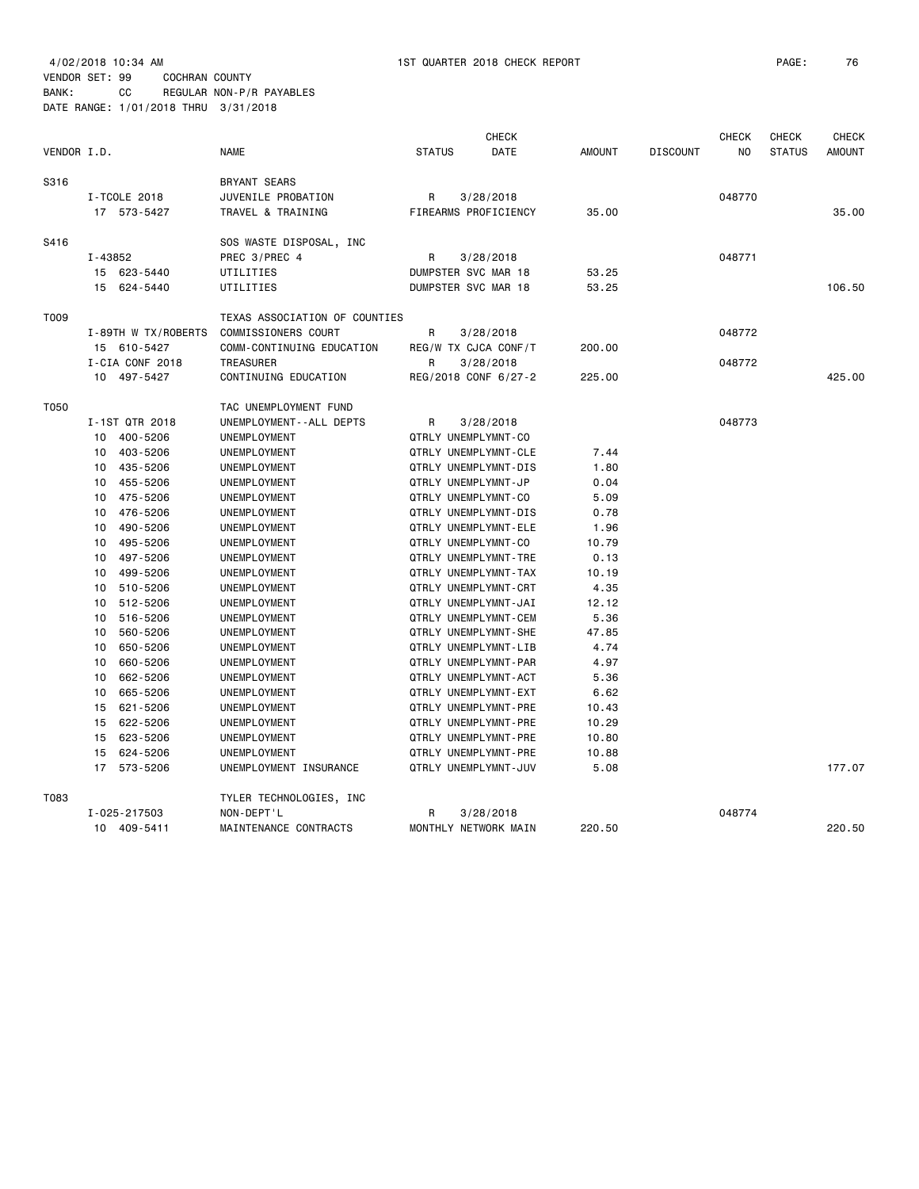4/02/2018 10:34 AM 1ST QUARTER 2018 CHECK REPORT PAGE: 76

VENDOR SET: 99 COCHRAN COUNTY
BANK: CC REGULAR NON-P/R PAYABLES
DATE RANGE: 1/01/2018 THRU 3/31/2018

| VENDOR I.D. | | NAME | STATUS | CHECK DATE | AMOUNT | DISCOUNT | CHECK NO | CHECK STATUS | CHECK AMOUNT |
|---|---|---|---|---|---|---|---|---|---|
| S316 | | BRYANT SEARS | | | | | | | |
| | I-TCOLE 2018 | JUVENILE PROBATION | R | 3/28/2018 | | | 048770 | | |
| | 17 573-5427 | TRAVEL & TRAINING | FIREARMS PROFICIENCY | | 35.00 | | | | 35.00 |
| S416 | | SOS WASTE DISPOSAL, INC | | | | | | | |
| | I-43852 | PREC 3/PREC 4 | R | 3/28/2018 | | | 048771 | | |
| | 15 623-5440 | UTILITIES | DUMPSTER SVC MAR 18 | | 53.25 | | | | |
| | 15 624-5440 | UTILITIES | DUMPSTER SVC MAR 18 | | 53.25 | | | | 106.50 |
| T009 | | TEXAS ASSOCIATION OF COUNTIES | | | | | | | |
| | I-89TH W TX/ROBERTS | COMMISSIONERS COURT | R | 3/28/2018 | | | 048772 | | |
| | 15 610-5427 | COMM-CONTINUING EDUCATION | REG/W TX CJCA CONF/T | | 200.00 | | | | |
| | I-CIA CONF 2018 | TREASURER | R | 3/28/2018 | | | 048772 | | |
| | 10 497-5427 | CONTINUING EDUCATION | REG/2018 CONF 6/27-2 | | 225.00 | | | | 425.00 |
| T050 | | TAC UNEMPLOYMENT FUND | | | | | | | |
| | I-1ST QTR 2018 | UNEMPLOYMENT--ALL DEPTS | R | 3/28/2018 | | | 048773 | | |
| | 10 400-5206 | UNEMPLOYMENT | QTRLY UNEMPLYMNT-CO | | | | | | |
| | 10 403-5206 | UNEMPLOYMENT | QTRLY UNEMPLYMNT-CLE | | 7.44 | | | | |
| | 10 435-5206 | UNEMPLOYMENT | QTRLY UNEMPLYMNT-DIS | | 1.80 | | | | |
| | 10 455-5206 | UNEMPLOYMENT | QTRLY UNEMPLYMNT-JP | | 0.04 | | | | |
| | 10 475-5206 | UNEMPLOYMENT | QTRLY UNEMPLYMNT-CO | | 5.09 | | | | |
| | 10 476-5206 | UNEMPLOYMENT | QTRLY UNEMPLYMNT-DIS | | 0.78 | | | | |
| | 10 490-5206 | UNEMPLOYMENT | QTRLY UNEMPLYMNT-ELE | | 1.96 | | | | |
| | 10 495-5206 | UNEMPLOYMENT | QTRLY UNEMPLYMNT-CO | | 10.79 | | | | |
| | 10 497-5206 | UNEMPLOYMENT | QTRLY UNEMPLYMNT-TRE | | 0.13 | | | | |
| | 10 499-5206 | UNEMPLOYMENT | QTRLY UNEMPLYMNT-TAX | | 10.19 | | | | |
| | 10 510-5206 | UNEMPLOYMENT | QTRLY UNEMPLYMNT-CRT | | 4.35 | | | | |
| | 10 512-5206 | UNEMPLOYMENT | QTRLY UNEMPLYMNT-JAI | | 12.12 | | | | |
| | 10 516-5206 | UNEMPLOYMENT | QTRLY UNEMPLYMNT-CEM | | 5.36 | | | | |
| | 10 560-5206 | UNEMPLOYMENT | QTRLY UNEMPLYMNT-SHE | | 47.85 | | | | |
| | 10 650-5206 | UNEMPLOYMENT | QTRLY UNEMPLYMNT-LIB | | 4.74 | | | | |
| | 10 660-5206 | UNEMPLOYMENT | QTRLY UNEMPLYMNT-PAR | | 4.97 | | | | |
| | 10 662-5206 | UNEMPLOYMENT | QTRLY UNEMPLYMNT-ACT | | 5.36 | | | | |
| | 10 665-5206 | UNEMPLOYMENT | QTRLY UNEMPLYMNT-EXT | | 6.62 | | | | |
| | 15 621-5206 | UNEMPLOYMENT | QTRLY UNEMPLYMNT-PRE | | 10.43 | | | | |
| | 15 622-5206 | UNEMPLOYMENT | QTRLY UNEMPLYMNT-PRE | | 10.29 | | | | |
| | 15 623-5206 | UNEMPLOYMENT | QTRLY UNEMPLYMNT-PRE | | 10.80 | | | | |
| | 15 624-5206 | UNEMPLOYMENT | QTRLY UNEMPLYMNT-PRE | | 10.88 | | | | |
| | 17 573-5206 | UNEMPLOYMENT INSURANCE | QTRLY UNEMPLYMNT-JUV | | 5.08 | | | | 177.07 |
| T083 | | TYLER TECHNOLOGIES, INC | | | | | | | |
| | I-025-217503 | NON-DEPT'L | R | 3/28/2018 | | | 048774 | | |
| | 10 409-5411 | MAINTENANCE CONTRACTS | MONTHLY NETWORK MAIN | | 220.50 | | | | 220.50 |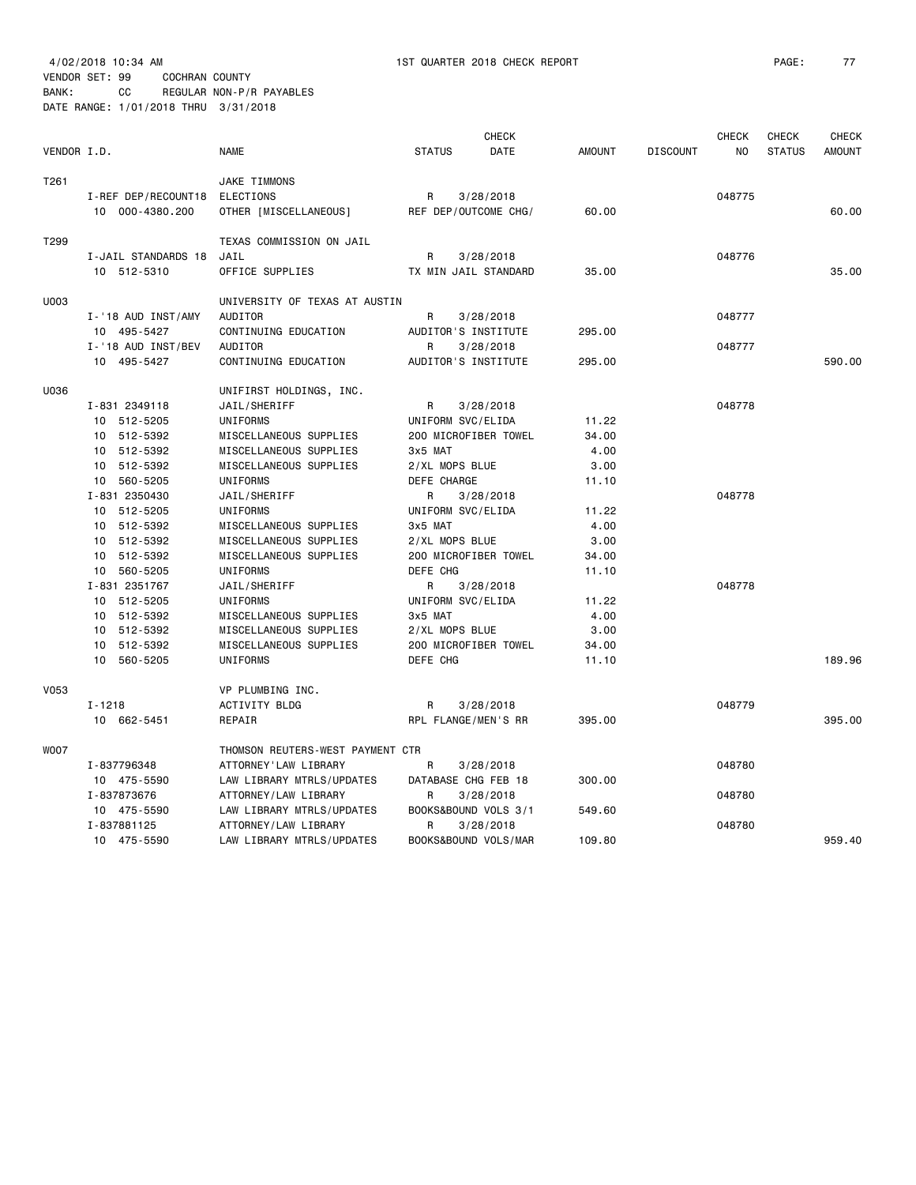4/02/2018 10:34 AM 1ST QUARTER 2018 CHECK REPORT

VENDOR SET: 99 COCHRAN COUNTY
BANK: CC REGULAR NON-P/R PAYABLES
DATE RANGE: 1/01/2018 THRU 3/31/2018

| VENDOR I.D. | NAME | STATUS | CHECK DATE | AMOUNT | DISCOUNT | CHECK NO | CHECK STATUS | CHECK AMOUNT |
|---|---|---|---|---|---|---|---|---|
| T261 | JAKE TIMMONS | | | | | | | |
| I-REF DEP/RECOUNT18 | ELECTIONS | R | 3/28/2018 | | | 048775 | | |
| 10 000-4380.200 | OTHER [MISCELLANEOUS] | REF DEP/OUTCOME CHG/ | | 60.00 | | | | 60.00 |
| T299 | TEXAS COMMISSION ON JAIL | | | | | | | |
| I-JAIL STANDARDS 18 | JAIL | R | 3/28/2018 | | | 048776 | | |
| 10 512-5310 | OFFICE SUPPLIES | TX MIN JAIL STANDARD | | 35.00 | | | | 35.00 |
| U003 | UNIVERSITY OF TEXAS AT AUSTIN | | | | | | | |
| I-'18 AUD INST/AMY | AUDITOR | R | 3/28/2018 | | | 048777 | | |
| 10 495-5427 | CONTINUING EDUCATION | AUDITOR'S INSTITUTE | | 295.00 | | | | |
| I-'18 AUD INST/BEV | AUDITOR | R | 3/28/2018 | | | 048777 | | |
| 10 495-5427 | CONTINUING EDUCATION | AUDITOR'S INSTITUTE | | 295.00 | | | | 590.00 |
| U036 | UNIFIRST HOLDINGS, INC. | | | | | | | |
| I-831 2349118 | JAIL/SHERIFF | R | 3/28/2018 | | | 048778 | | |
| 10 512-5205 | UNIFORMS | UNIFORM SVC/ELIDA | | 11.22 | | | | |
| 10 512-5392 | MISCELLANEOUS SUPPLIES | 200 MICROFIBER TOWEL | | 34.00 | | | | |
| 10 512-5392 | MISCELLANEOUS SUPPLIES | 3x5 MAT | | 4.00 | | | | |
| 10 512-5392 | MISCELLANEOUS SUPPLIES | 2/XL MOPS BLUE | | 3.00 | | | | |
| 10 560-5205 | UNIFORMS | DEFE CHARGE | | 11.10 | | | | |
| I-831 2350430 | JAIL/SHERIFF | R | 3/28/2018 | | | 048778 | | |
| 10 512-5205 | UNIFORMS | UNIFORM SVC/ELIDA | | 11.22 | | | | |
| 10 512-5392 | MISCELLANEOUS SUPPLIES | 3x5 MAT | | 4.00 | | | | |
| 10 512-5392 | MISCELLANEOUS SUPPLIES | 2/XL MOPS BLUE | | 3.00 | | | | |
| 10 512-5392 | MISCELLANEOUS SUPPLIES | 200 MICROFIBER TOWEL | | 34.00 | | | | |
| 10 560-5205 | UNIFORMS | DEFE CHG | | 11.10 | | | | |
| I-831 2351767 | JAIL/SHERIFF | R | 3/28/2018 | | | 048778 | | |
| 10 512-5205 | UNIFORMS | UNIFORM SVC/ELIDA | | 11.22 | | | | |
| 10 512-5392 | MISCELLANEOUS SUPPLIES | 3x5 MAT | | 4.00 | | | | |
| 10 512-5392 | MISCELLANEOUS SUPPLIES | 2/XL MOPS BLUE | | 3.00 | | | | |
| 10 512-5392 | MISCELLANEOUS SUPPLIES | 200 MICROFIBER TOWEL | | 34.00 | | | | |
| 10 560-5205 | UNIFORMS | DEFE CHG | | 11.10 | | | | 189.96 |
| V053 | VP PLUMBING INC. | | | | | | | |
| I-1218 | ACTIVITY BLDG | R | 3/28/2018 | | | 048779 | | |
| 10 662-5451 | REPAIR | RPL FLANGE/MEN'S RR | | 395.00 | | | | 395.00 |
| W007 | THOMSON REUTERS-WEST PAYMENT CTR | | | | | | | |
| I-837796348 | ATTORNEY'LAW LIBRARY | R | 3/28/2018 | | | 048780 | | |
| 10 475-5590 | LAW LIBRARY MTRLS/UPDATES | DATABASE CHG FEB 18 | | 300.00 | | | | |
| I-837873676 | ATTORNEY/LAW LIBRARY | R | 3/28/2018 | | | 048780 | | |
| 10 475-5590 | LAW LIBRARY MTRLS/UPDATES | BOOKS&BOUND VOLS 3/1 | | 549.60 | | | | |
| I-837881125 | ATTORNEY/LAW LIBRARY | R | 3/28/2018 | | | 048780 | | |
| 10 475-5590 | LAW LIBRARY MTRLS/UPDATES | BOOKS&BOUND VOLS/MAR | | 109.80 | | | | 959.40 |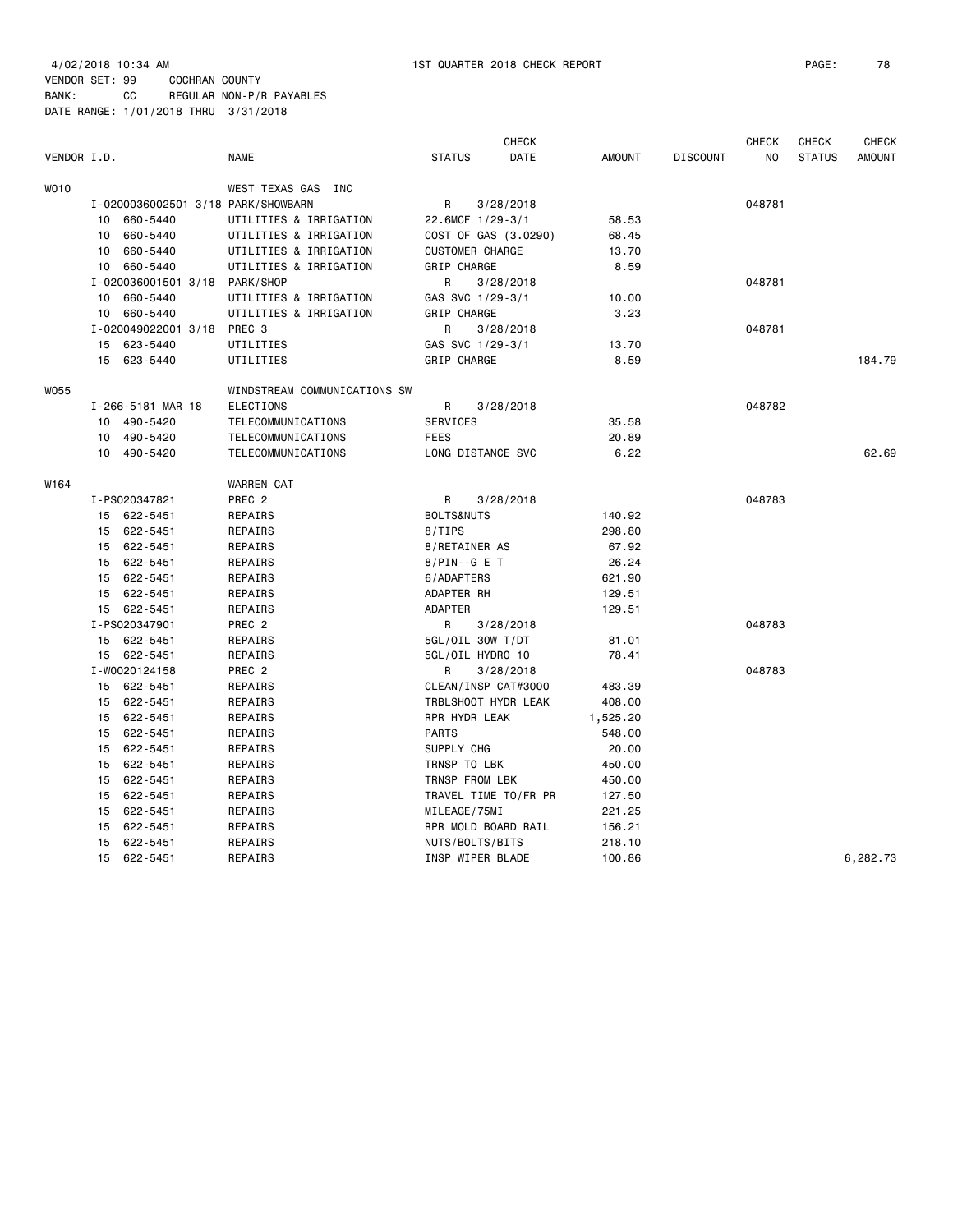4/02/2018 10:34 AM 1ST QUARTER 2018 CHECK REPORT

VENDOR SET: 99 COCHRAN COUNTY
BANK: CC REGULAR NON-P/R PAYABLES
DATE RANGE: 1/01/2018 THRU 3/31/2018

| VENDOR I.D. | NAME | STATUS | CHECK DATE | AMOUNT | DISCOUNT | CHECK NO | CHECK STATUS | CHECK AMOUNT |
|---|---|---|---|---|---|---|---|---|
| W010 | WEST TEXAS GAS INC | | | | | | | |
| I-0200036002501 3/18 | PARK/SHOWBARN | R | 3/28/2018 | | | 048781 | | |
| 10 660-5440 | UTILITIES & IRRIGATION | 22.6MCF 1/29-3/1 | | 58.53 | | | | |
| 10 660-5440 | UTILITIES & IRRIGATION | COST OF GAS (3.0290) | | 68.45 | | | | |
| 10 660-5440 | UTILITIES & IRRIGATION | CUSTOMER CHARGE | | 13.70 | | | | |
| 10 660-5440 | UTILITIES & IRRIGATION | GRIP CHARGE | | 8.59 | | | | |
| I-020036001501 3/18 | PARK/SHOP | R | 3/28/2018 | | | 048781 | | |
| 10 660-5440 | UTILITIES & IRRIGATION | GAS SVC 1/29-3/1 | | 10.00 | | | | |
| 10 660-5440 | UTILITIES & IRRIGATION | GRIP CHARGE | | 3.23 | | | | |
| I-020049022001 3/18 | PREC 3 | R | 3/28/2018 | | | 048781 | | |
| 15 623-5440 | UTILITIES | GAS SVC 1/29-3/1 | | 13.70 | | | | |
| 15 623-5440 | UTILITIES | GRIP CHARGE | | 8.59 | | | | 184.79 |
| W055 | WINDSTREAM COMMUNICATIONS SW | | | | | | | |
| I-266-5181 MAR 18 | ELECTIONS | R | 3/28/2018 | | | 048782 | | |
| 10 490-5420 | TELECOMMUNICATIONS | SERVICES | | 35.58 | | | | |
| 10 490-5420 | TELECOMMUNICATIONS | FEES | | 20.89 | | | | |
| 10 490-5420 | TELECOMMUNICATIONS | LONG DISTANCE SVC | | 6.22 | | | | 62.69 |
| W164 | WARREN CAT | | | | | | | |
| I-PS020347821 | PREC 2 | R | 3/28/2018 | | | 048783 | | |
| 15 622-5451 | REPAIRS | BOLTS&NUTS | | 140.92 | | | | |
| 15 622-5451 | REPAIRS | 8/TIPS | | 298.80 | | | | |
| 15 622-5451 | REPAIRS | 8/RETAINER AS | | 67.92 | | | | |
| 15 622-5451 | REPAIRS | 8/PIN--G E T | | 26.24 | | | | |
| 15 622-5451 | REPAIRS | 6/ADAPTERS | | 621.90 | | | | |
| 15 622-5451 | REPAIRS | ADAPTER RH | | 129.51 | | | | |
| 15 622-5451 | REPAIRS | ADAPTER | | 129.51 | | | | |
| I-PS020347901 | PREC 2 | R | 3/28/2018 | | | 048783 | | |
| 15 622-5451 | REPAIRS | 5GL/OIL 30W T/DT | | 81.01 | | | | |
| 15 622-5451 | REPAIRS | 5GL/OIL HYDRO 10 | | 78.41 | | | | |
| I-W0020124158 | PREC 2 | R | 3/28/2018 | | | 048783 | | |
| 15 622-5451 | REPAIRS | CLEAN/INSP CAT#3000 | | 483.39 | | | | |
| 15 622-5451 | REPAIRS | TRBLSHOOT HYDR LEAK | | 408.00 | | | | |
| 15 622-5451 | REPAIRS | RPR HYDR LEAK | | 1,525.20 | | | | |
| 15 622-5451 | REPAIRS | PARTS | | 548.00 | | | | |
| 15 622-5451 | REPAIRS | SUPPLY CHG | | 20.00 | | | | |
| 15 622-5451 | REPAIRS | TRNSP TO LBK | | 450.00 | | | | |
| 15 622-5451 | REPAIRS | TRNSP FROM LBK | | 450.00 | | | | |
| 15 622-5451 | REPAIRS | TRAVEL TIME TO/FR PR | | 127.50 | | | | |
| 15 622-5451 | REPAIRS | MILEAGE/75MI | | 221.25 | | | | |
| 15 622-5451 | REPAIRS | RPR MOLD BOARD RAIL | | 156.21 | | | | |
| 15 622-5451 | REPAIRS | NUTS/BOLTS/BITS | | 218.10 | | | | |
| 15 622-5451 | REPAIRS | INSP WIPER BLADE | | 100.86 | | | | 6,282.73 |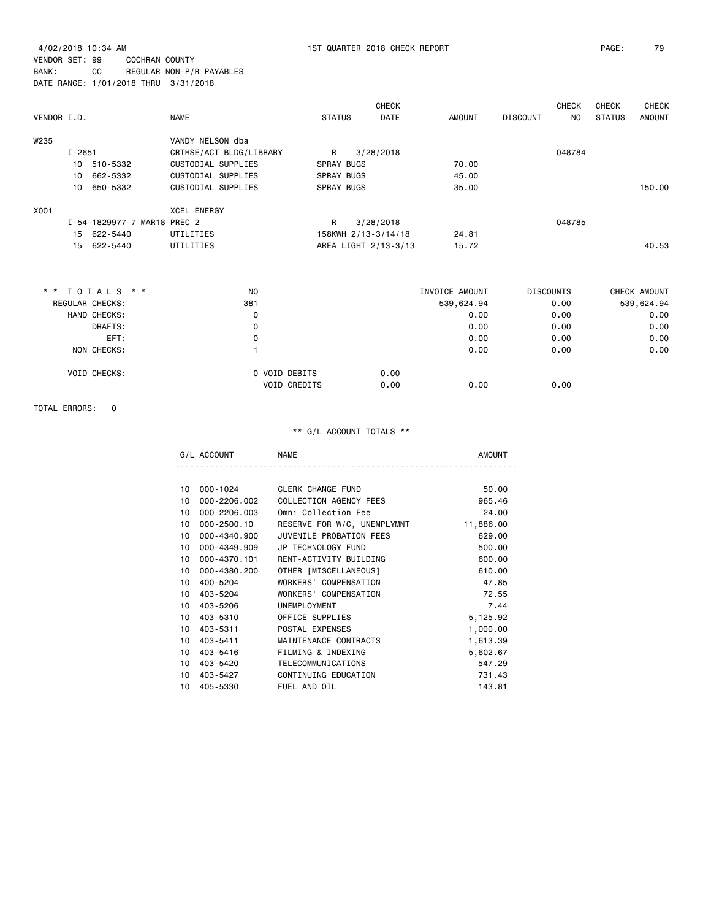4/02/2018 10:34 AM 1ST QUARTER 2018 CHECK REPORT

VENDOR SET: 99 COCHRAN COUNTY
BANK: CC REGULAR NON-P/R PAYABLES
DATE RANGE: 1/01/2018 THRU 3/31/2018

| VENDOR I.D. | NAME | STATUS | CHECK DATE | AMOUNT | DISCOUNT | CHECK NO | CHECK STATUS | CHECK AMOUNT |
|---|---|---|---|---|---|---|---|---|
| W235 | VANDY NELSON dba | | | | | | | |
| I-2651 | CRTHSE/ACT BLDG/LIBRARY | R | 3/28/2018 | | | 048784 | | |
| 10 510-5332 | CUSTODIAL SUPPLIES | SPRAY BUGS | | 70.00 | | | | |
| 10 662-5332 | CUSTODIAL SUPPLIES | SPRAY BUGS | | 45.00 | | | | |
| 10 650-5332 | CUSTODIAL SUPPLIES | SPRAY BUGS | | 35.00 | | | | 150.00 |
| X001 | XCEL ENERGY | | | | | | | |
| I-54-1829977-7 MAR18 PREC 2 | | R | 3/28/2018 | | | 048785 | | |
| 15 622-5440 | UTILITIES | 158KWH 2/13-3/14/18 | | 24.81 | | | | |
| 15 622-5440 | UTILITIES | AREA LIGHT 2/13-3/13 | | 15.72 | | | | 40.53 |

| ** TOTALS ** | NO | | INVOICE AMOUNT | DISCOUNTS | CHECK AMOUNT |
|---|---|---|---|---|---|
| REGULAR CHECKS: | 381 | | 539,624.94 | 0.00 | 539,624.94 |
| HAND CHECKS: | 0 | | 0.00 | 0.00 | 0.00 |
| DRAFTS: | 0 | | 0.00 | 0.00 | 0.00 |
| EFT: | 0 | | 0.00 | 0.00 | 0.00 |
| NON CHECKS: | 1 | | 0.00 | 0.00 | 0.00 |
| VOID CHECKS: | 0 VOID DEBITS | 0.00 | | | |
| | VOID CREDITS | 0.00 | 0.00 | 0.00 | |

TOTAL ERRORS: 0

** G/L ACCOUNT TOTALS **

| G/L ACCOUNT | | NAME | AMOUNT |
|---|---|---|---|
| 10 | 000-1024 | CLERK CHANGE FUND | 50.00 |
| 10 | 000-2206.002 | COLLECTION AGENCY FEES | 965.46 |
| 10 | 000-2206.003 | Omni Collection Fee | 24.00 |
| 10 | 000-2500.10 | RESERVE FOR W/C, UNEMPLYMNT | 11,886.00 |
| 10 | 000-4340.900 | JUVENILE PROBATION FEES | 629.00 |
| 10 | 000-4349.909 | JP TECHNOLOGY FUND | 500.00 |
| 10 | 000-4370.101 | RENT-ACTIVITY BUILDING | 600.00 |
| 10 | 000-4380.200 | OTHER [MISCELLANEOUS] | 610.00 |
| 10 | 400-5204 | WORKERS' COMPENSATION | 47.85 |
| 10 | 403-5204 | WORKERS' COMPENSATION | 72.55 |
| 10 | 403-5206 | UNEMPLOYMENT | 7.44 |
| 10 | 403-5310 | OFFICE SUPPLIES | 5,125.92 |
| 10 | 403-5311 | POSTAL EXPENSES | 1,000.00 |
| 10 | 403-5411 | MAINTENANCE CONTRACTS | 1,613.39 |
| 10 | 403-5416 | FILMING & INDEXING | 5,602.67 |
| 10 | 403-5420 | TELECOMMUNICATIONS | 547.29 |
| 10 | 403-5427 | CONTINUING EDUCATION | 731.43 |
| 10 | 405-5330 | FUEL AND OIL | 143.81 |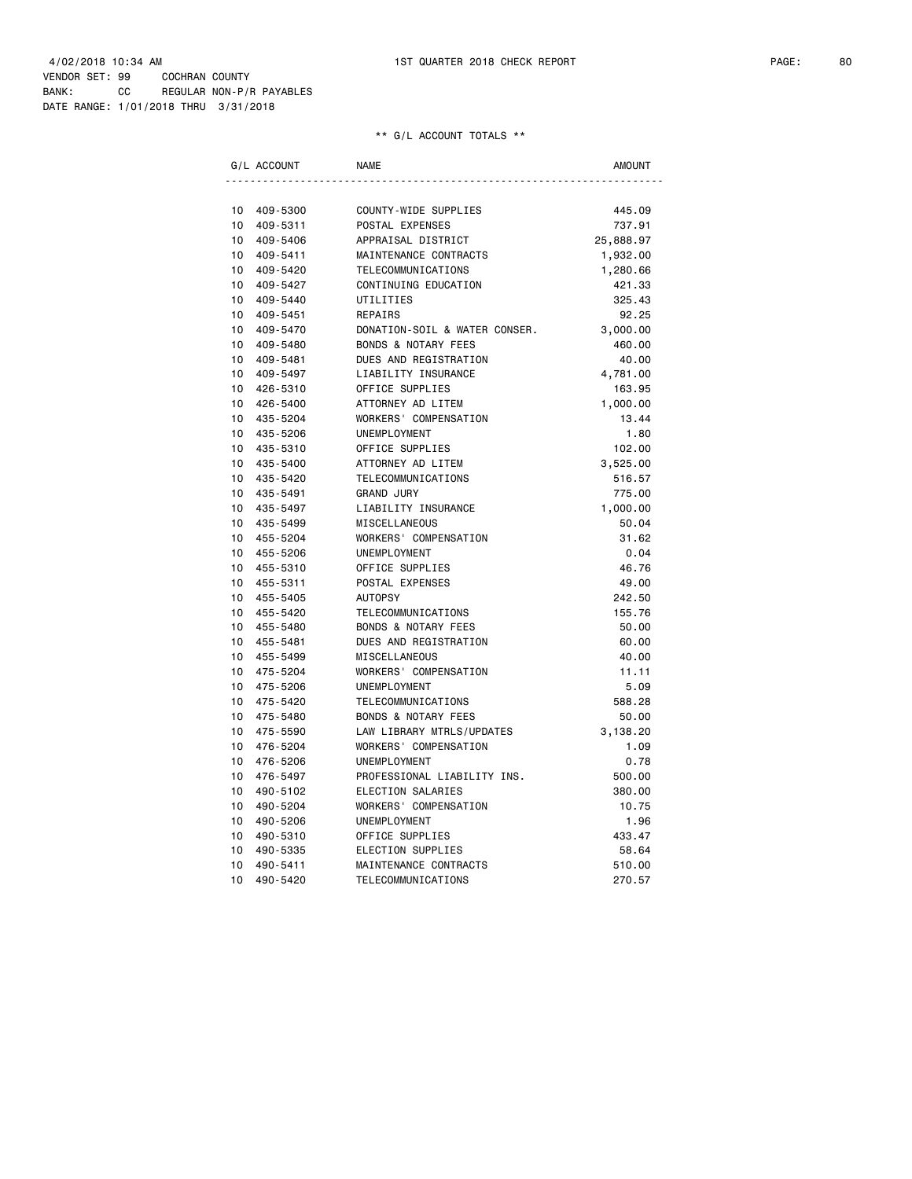4/02/2018 10:34 AM 1ST QUARTER 2018 CHECK REPORT

VENDOR SET: 99 COCHRAN COUNTY
BANK: CC REGULAR NON-P/R PAYABLES
DATE RANGE: 1/01/2018 THRU 3/31/2018

** G/L ACCOUNT TOTALS **

| G/L ACCOUNT | NAME | AMOUNT |
|---|---|---|
| 10 409-5300 | COUNTY-WIDE SUPPLIES | 445.09 |
| 10 409-5311 | POSTAL EXPENSES | 737.91 |
| 10 409-5406 | APPRAISAL DISTRICT | 25,888.97 |
| 10 409-5411 | MAINTENANCE CONTRACTS | 1,932.00 |
| 10 409-5420 | TELECOMMUNICATIONS | 1,280.66 |
| 10 409-5427 | CONTINUING EDUCATION | 421.33 |
| 10 409-5440 | UTILITIES | 325.43 |
| 10 409-5451 | REPAIRS | 92.25 |
| 10 409-5470 | DONATION-SOIL & WATER CONSER. | 3,000.00 |
| 10 409-5480 | BONDS & NOTARY FEES | 460.00 |
| 10 409-5481 | DUES AND REGISTRATION | 40.00 |
| 10 409-5497 | LIABILITY INSURANCE | 4,781.00 |
| 10 426-5310 | OFFICE SUPPLIES | 163.95 |
| 10 426-5400 | ATTORNEY AD LITEM | 1,000.00 |
| 10 435-5204 | WORKERS' COMPENSATION | 13.44 |
| 10 435-5206 | UNEMPLOYMENT | 1.80 |
| 10 435-5310 | OFFICE SUPPLIES | 102.00 |
| 10 435-5400 | ATTORNEY AD LITEM | 3,525.00 |
| 10 435-5420 | TELECOMMUNICATIONS | 516.57 |
| 10 435-5491 | GRAND JURY | 775.00 |
| 10 435-5497 | LIABILITY INSURANCE | 1,000.00 |
| 10 435-5499 | MISCELLANEOUS | 50.04 |
| 10 455-5204 | WORKERS' COMPENSATION | 31.62 |
| 10 455-5206 | UNEMPLOYMENT | 0.04 |
| 10 455-5310 | OFFICE SUPPLIES | 46.76 |
| 10 455-5311 | POSTAL EXPENSES | 49.00 |
| 10 455-5405 | AUTOPSY | 242.50 |
| 10 455-5420 | TELECOMMUNICATIONS | 155.76 |
| 10 455-5480 | BONDS & NOTARY FEES | 50.00 |
| 10 455-5481 | DUES AND REGISTRATION | 60.00 |
| 10 455-5499 | MISCELLANEOUS | 40.00 |
| 10 475-5204 | WORKERS' COMPENSATION | 11.11 |
| 10 475-5206 | UNEMPLOYMENT | 5.09 |
| 10 475-5420 | TELECOMMUNICATIONS | 588.28 |
| 10 475-5480 | BONDS & NOTARY FEES | 50.00 |
| 10 475-5590 | LAW LIBRARY MTRLS/UPDATES | 3,138.20 |
| 10 476-5204 | WORKERS' COMPENSATION | 1.09 |
| 10 476-5206 | UNEMPLOYMENT | 0.78 |
| 10 476-5497 | PROFESSIONAL LIABILITY INS. | 500.00 |
| 10 490-5102 | ELECTION SALARIES | 380.00 |
| 10 490-5204 | WORKERS' COMPENSATION | 10.75 |
| 10 490-5206 | UNEMPLOYMENT | 1.96 |
| 10 490-5310 | OFFICE SUPPLIES | 433.47 |
| 10 490-5335 | ELECTION SUPPLIES | 58.64 |
| 10 490-5411 | MAINTENANCE CONTRACTS | 510.00 |
| 10 490-5420 | TELECOMMUNICATIONS | 270.57 |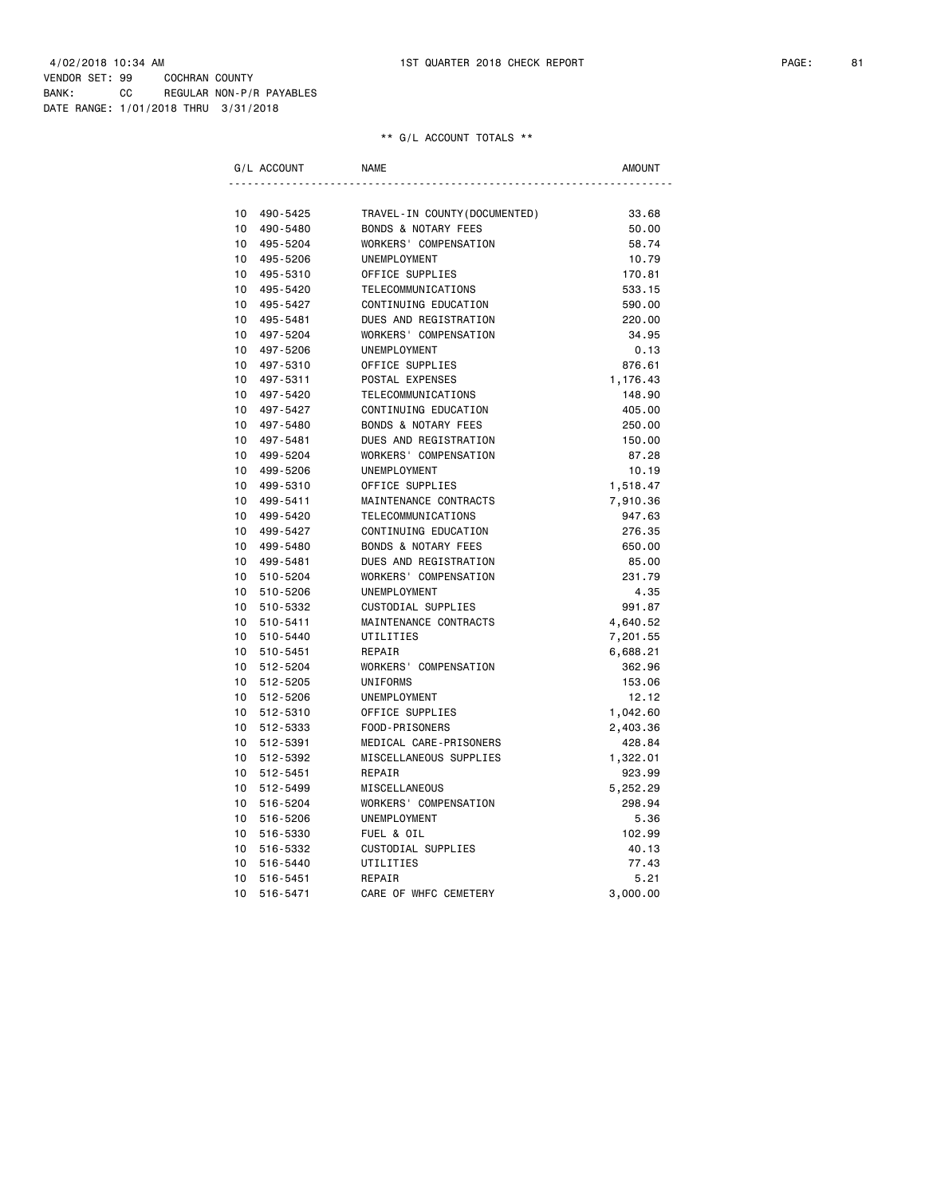4/02/2018 10:34 AM 1ST QUARTER 2018 CHECK REPORT

VENDOR SET: 99 COCHRAN COUNTY
BANK: CC REGULAR NON-P/R PAYABLES
DATE RANGE: 1/01/2018 THRU 3/31/2018

** G/L ACCOUNT TOTALS **

| G/L ACCOUNT | NAME | AMOUNT |
|---|---|---|
| 10 490-5425 | TRAVEL-IN COUNTY(DOCUMENTED) | 33.68 |
| 10 490-5480 | BONDS & NOTARY FEES | 50.00 |
| 10 495-5204 | WORKERS' COMPENSATION | 58.74 |
| 10 495-5206 | UNEMPLOYMENT | 10.79 |
| 10 495-5310 | OFFICE SUPPLIES | 170.81 |
| 10 495-5420 | TELECOMMUNICATIONS | 533.15 |
| 10 495-5427 | CONTINUING EDUCATION | 590.00 |
| 10 495-5481 | DUES AND REGISTRATION | 220.00 |
| 10 497-5204 | WORKERS' COMPENSATION | 34.95 |
| 10 497-5206 | UNEMPLOYMENT | 0.13 |
| 10 497-5310 | OFFICE SUPPLIES | 876.61 |
| 10 497-5311 | POSTAL EXPENSES | 1,176.43 |
| 10 497-5420 | TELECOMMUNICATIONS | 148.90 |
| 10 497-5427 | CONTINUING EDUCATION | 405.00 |
| 10 497-5480 | BONDS & NOTARY FEES | 250.00 |
| 10 497-5481 | DUES AND REGISTRATION | 150.00 |
| 10 499-5204 | WORKERS' COMPENSATION | 87.28 |
| 10 499-5206 | UNEMPLOYMENT | 10.19 |
| 10 499-5310 | OFFICE SUPPLIES | 1,518.47 |
| 10 499-5411 | MAINTENANCE CONTRACTS | 7,910.36 |
| 10 499-5420 | TELECOMMUNICATIONS | 947.63 |
| 10 499-5427 | CONTINUING EDUCATION | 276.35 |
| 10 499-5480 | BONDS & NOTARY FEES | 650.00 |
| 10 499-5481 | DUES AND REGISTRATION | 85.00 |
| 10 510-5204 | WORKERS' COMPENSATION | 231.79 |
| 10 510-5206 | UNEMPLOYMENT | 4.35 |
| 10 510-5332 | CUSTODIAL SUPPLIES | 991.87 |
| 10 510-5411 | MAINTENANCE CONTRACTS | 4,640.52 |
| 10 510-5440 | UTILITIES | 7,201.55 |
| 10 510-5451 | REPAIR | 6,688.21 |
| 10 512-5204 | WORKERS' COMPENSATION | 362.96 |
| 10 512-5205 | UNIFORMS | 153.06 |
| 10 512-5206 | UNEMPLOYMENT | 12.12 |
| 10 512-5310 | OFFICE SUPPLIES | 1,042.60 |
| 10 512-5333 | FOOD-PRISONERS | 2,403.36 |
| 10 512-5391 | MEDICAL CARE-PRISONERS | 428.84 |
| 10 512-5392 | MISCELLANEOUS SUPPLIES | 1,322.01 |
| 10 512-5451 | REPAIR | 923.99 |
| 10 512-5499 | MISCELLANEOUS | 5,252.29 |
| 10 516-5204 | WORKERS' COMPENSATION | 298.94 |
| 10 516-5206 | UNEMPLOYMENT | 5.36 |
| 10 516-5330 | FUEL & OIL | 102.99 |
| 10 516-5332 | CUSTODIAL SUPPLIES | 40.13 |
| 10 516-5440 | UTILITIES | 77.43 |
| 10 516-5451 | REPAIR | 5.21 |
| 10 516-5471 | CARE OF WHFC CEMETERY | 3,000.00 |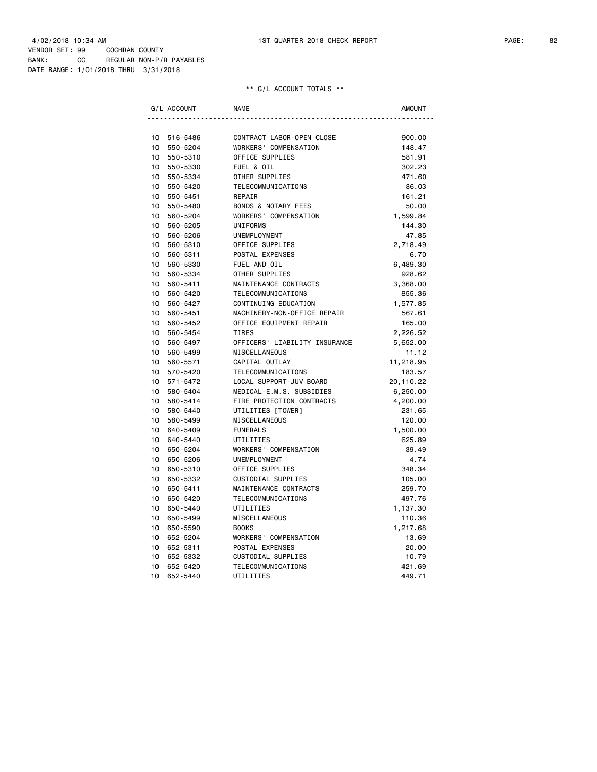4/02/2018 10:34 AM 1ST QUARTER 2018 CHECK REPORT

VENDOR SET: 99 COCHRAN COUNTY
BANK: CC REGULAR NON-P/R PAYABLES
DATE RANGE: 1/01/2018 THRU 3/31/2018

** G/L ACCOUNT TOTALS **

| G/L ACCOUNT | | NAME | AMOUNT |
|---|---|---|---|
| 10 | 516-5486 | CONTRACT LABOR-OPEN CLOSE | 900.00 |
| 10 | 550-5204 | WORKERS' COMPENSATION | 148.47 |
| 10 | 550-5310 | OFFICE SUPPLIES | 581.91 |
| 10 | 550-5330 | FUEL & OIL | 302.23 |
| 10 | 550-5334 | OTHER SUPPLIES | 471.60 |
| 10 | 550-5420 | TELECOMMUNICATIONS | 86.03 |
| 10 | 550-5451 | REPAIR | 161.21 |
| 10 | 550-5480 | BONDS & NOTARY FEES | 50.00 |
| 10 | 560-5204 | WORKERS' COMPENSATION | 1,599.84 |
| 10 | 560-5205 | UNIFORMS | 144.30 |
| 10 | 560-5206 | UNEMPLOYMENT | 47.85 |
| 10 | 560-5310 | OFFICE SUPPLIES | 2,718.49 |
| 10 | 560-5311 | POSTAL EXPENSES | 6.70 |
| 10 | 560-5330 | FUEL AND OIL | 6,489.30 |
| 10 | 560-5334 | OTHER SUPPLIES | 928.62 |
| 10 | 560-5411 | MAINTENANCE CONTRACTS | 3,368.00 |
| 10 | 560-5420 | TELECOMMUNICATIONS | 855.36 |
| 10 | 560-5427 | CONTINUING EDUCATION | 1,577.85 |
| 10 | 560-5451 | MACHINERY-NON-OFFICE REPAIR | 567.61 |
| 10 | 560-5452 | OFFICE EQUIPMENT REPAIR | 165.00 |
| 10 | 560-5454 | TIRES | 2,226.52 |
| 10 | 560-5497 | OFFICERS' LIABILITY INSURANCE | 5,652.00 |
| 10 | 560-5499 | MISCELLANEOUS | 11.12 |
| 10 | 560-5571 | CAPITAL OUTLAY | 11,218.95 |
| 10 | 570-5420 | TELECOMMUNICATIONS | 183.57 |
| 10 | 571-5472 | LOCAL SUPPORT-JUV BOARD | 20,110.22 |
| 10 | 580-5404 | MEDICAL-E.M.S. SUBSIDIES | 6,250.00 |
| 10 | 580-5414 | FIRE PROTECTION CONTRACTS | 4,200.00 |
| 10 | 580-5440 | UTILITIES [TOWER] | 231.65 |
| 10 | 580-5499 | MISCELLANEOUS | 120.00 |
| 10 | 640-5409 | FUNERALS | 1,500.00 |
| 10 | 640-5440 | UTILITIES | 625.89 |
| 10 | 650-5204 | WORKERS' COMPENSATION | 39.49 |
| 10 | 650-5206 | UNEMPLOYMENT | 4.74 |
| 10 | 650-5310 | OFFICE SUPPLIES | 348.34 |
| 10 | 650-5332 | CUSTODIAL SUPPLIES | 105.00 |
| 10 | 650-5411 | MAINTENANCE CONTRACTS | 259.70 |
| 10 | 650-5420 | TELECOMMUNICATIONS | 497.76 |
| 10 | 650-5440 | UTILITIES | 1,137.30 |
| 10 | 650-5499 | MISCELLANEOUS | 110.36 |
| 10 | 650-5590 | BOOKS | 1,217.68 |
| 10 | 652-5204 | WORKERS' COMPENSATION | 13.69 |
| 10 | 652-5311 | POSTAL EXPENSES | 20.00 |
| 10 | 652-5332 | CUSTODIAL SUPPLIES | 10.79 |
| 10 | 652-5420 | TELECOMMUNICATIONS | 421.69 |
| 10 | 652-5440 | UTILITIES | 449.71 |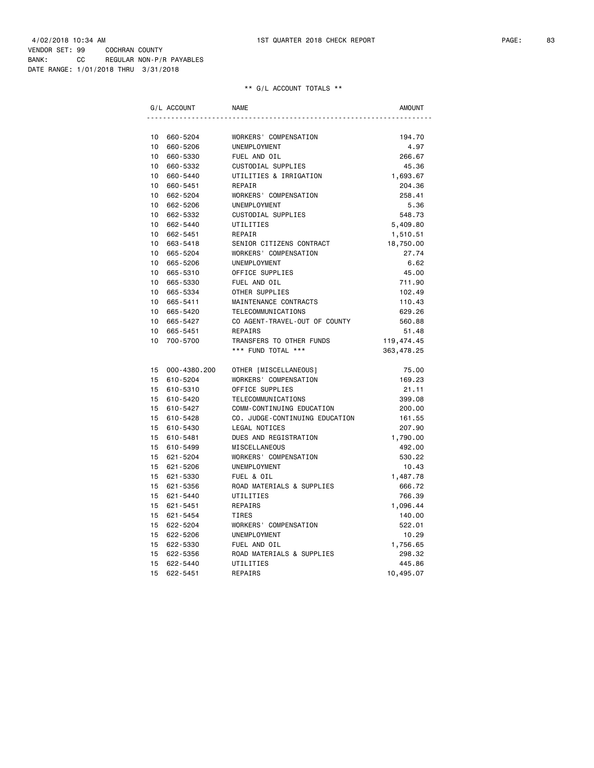4/02/2018 10:34 AM 1ST QUARTER 2018 CHECK REPORT

VENDOR SET: 99 COCHRAN COUNTY
BANK: CC REGULAR NON-P/R PAYABLES
DATE RANGE: 1/01/2018 THRU 3/31/2018

** G/L ACCOUNT TOTALS **

| G/L ACCOUNT | | NAME | AMOUNT |
|---|---|---|---|
| 10 | 660-5204 | WORKERS' COMPENSATION | 194.70 |
| 10 | 660-5206 | UNEMPLOYMENT | 4.97 |
| 10 | 660-5330 | FUEL AND OIL | 266.67 |
| 10 | 660-5332 | CUSTODIAL SUPPLIES | 45.36 |
| 10 | 660-5440 | UTILITIES & IRRIGATION | 1,693.67 |
| 10 | 660-5451 | REPAIR | 204.36 |
| 10 | 662-5204 | WORKERS' COMPENSATION | 258.41 |
| 10 | 662-5206 | UNEMPLOYMENT | 5.36 |
| 10 | 662-5332 | CUSTODIAL SUPPLIES | 548.73 |
| 10 | 662-5440 | UTILITIES | 5,409.80 |
| 10 | 662-5451 | REPAIR | 1,510.51 |
| 10 | 663-5418 | SENIOR CITIZENS CONTRACT | 18,750.00 |
| 10 | 665-5204 | WORKERS' COMPENSATION | 27.74 |
| 10 | 665-5206 | UNEMPLOYMENT | 6.62 |
| 10 | 665-5310 | OFFICE SUPPLIES | 45.00 |
| 10 | 665-5330 | FUEL AND OIL | 711.90 |
| 10 | 665-5334 | OTHER SUPPLIES | 102.49 |
| 10 | 665-5411 | MAINTENANCE CONTRACTS | 110.43 |
| 10 | 665-5420 | TELECOMMUNICATIONS | 629.26 |
| 10 | 665-5427 | CO AGENT-TRAVEL-OUT OF COUNTY | 560.88 |
| 10 | 665-5451 | REPAIRS | 51.48 |
| 10 | 700-5700 | TRANSFERS TO OTHER FUNDS | 119,474.45 |
| | | *** FUND TOTAL *** | 363,478.25 |
| 15 | 000-4380.200 | OTHER [MISCELLANEOUS] | 75.00 |
| 15 | 610-5204 | WORKERS' COMPENSATION | 169.23 |
| 15 | 610-5310 | OFFICE SUPPLIES | 21.11 |
| 15 | 610-5420 | TELECOMMUNICATIONS | 399.08 |
| 15 | 610-5427 | COMM-CONTINUING EDUCATION | 200.00 |
| 15 | 610-5428 | CO. JUDGE-CONTINUING EDUCATION | 161.55 |
| 15 | 610-5430 | LEGAL NOTICES | 207.90 |
| 15 | 610-5481 | DUES AND REGISTRATION | 1,790.00 |
| 15 | 610-5499 | MISCELLANEOUS | 492.00 |
| 15 | 621-5204 | WORKERS' COMPENSATION | 530.22 |
| 15 | 621-5206 | UNEMPLOYMENT | 10.43 |
| 15 | 621-5330 | FUEL & OIL | 1,487.78 |
| 15 | 621-5356 | ROAD MATERIALS & SUPPLIES | 666.72 |
| 15 | 621-5440 | UTILITIES | 766.39 |
| 15 | 621-5451 | REPAIRS | 1,096.44 |
| 15 | 621-5454 | TIRES | 140.00 |
| 15 | 622-5204 | WORKERS' COMPENSATION | 522.01 |
| 15 | 622-5206 | UNEMPLOYMENT | 10.29 |
| 15 | 622-5330 | FUEL AND OIL | 1,756.65 |
| 15 | 622-5356 | ROAD MATERIALS & SUPPLIES | 298.32 |
| 15 | 622-5440 | UTILITIES | 445.86 |
| 15 | 622-5451 | REPAIRS | 10,495.07 |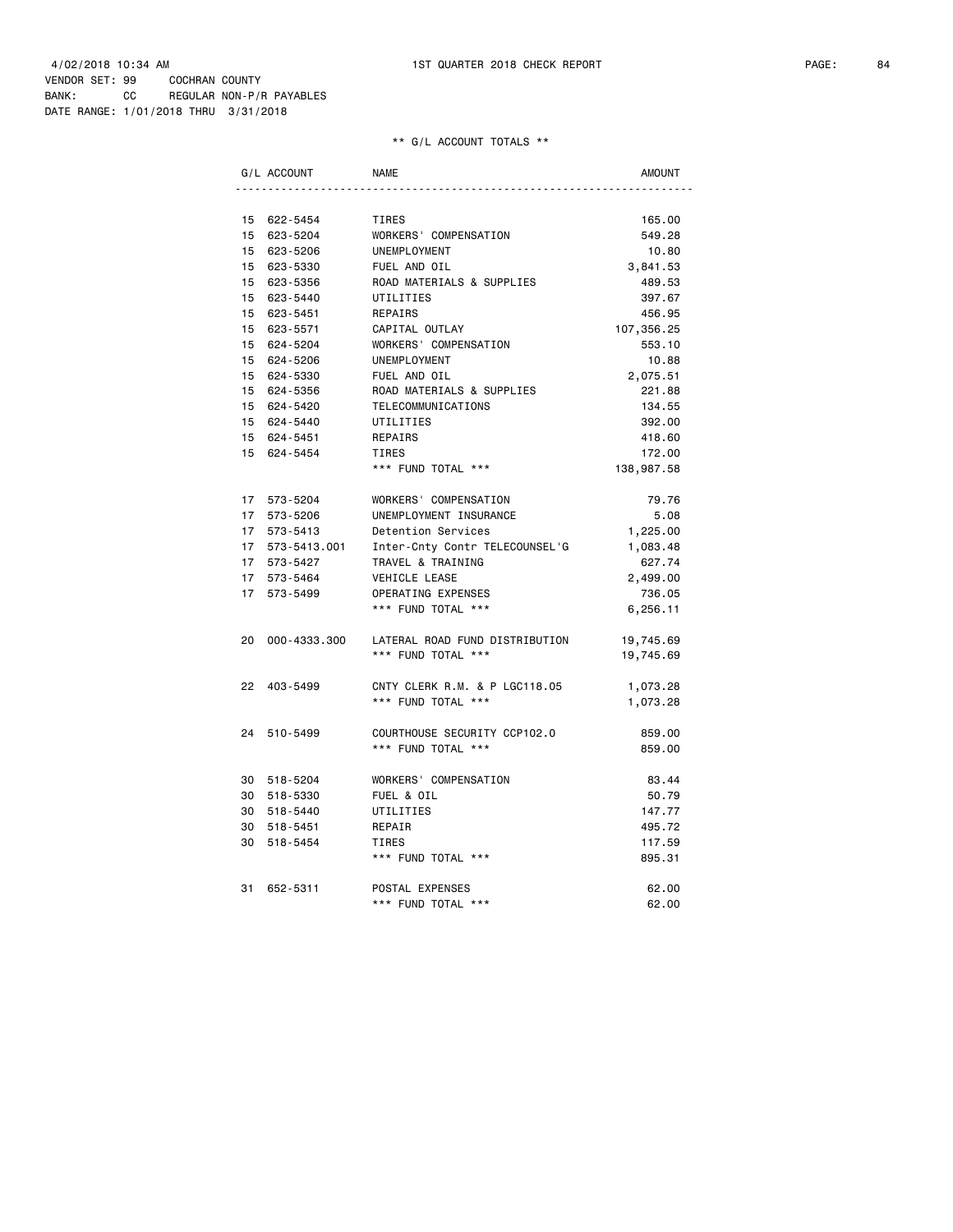4/02/2018 10:34 AM 1ST QUARTER 2018 CHECK REPORT

VENDOR SET: 99 COCHRAN COUNTY
BANK: CC REGULAR NON-P/R PAYABLES
DATE RANGE: 1/01/2018 THRU 3/31/2018

** G/L ACCOUNT TOTALS **

| G/L ACCOUNT | | NAME | AMOUNT |
|---|---|---|---|
| 15 | 622-5454 | TIRES | 165.00 |
| 15 | 623-5204 | WORKERS' COMPENSATION | 549.28 |
| 15 | 623-5206 | UNEMPLOYMENT | 10.80 |
| 15 | 623-5330 | FUEL AND OIL | 3,841.53 |
| 15 | 623-5356 | ROAD MATERIALS & SUPPLIES | 489.53 |
| 15 | 623-5440 | UTILITIES | 397.67 |
| 15 | 623-5451 | REPAIRS | 456.95 |
| 15 | 623-5571 | CAPITAL OUTLAY | 107,356.25 |
| 15 | 624-5204 | WORKERS' COMPENSATION | 553.10 |
| 15 | 624-5206 | UNEMPLOYMENT | 10.88 |
| 15 | 624-5330 | FUEL AND OIL | 2,075.51 |
| 15 | 624-5356 | ROAD MATERIALS & SUPPLIES | 221.88 |
| 15 | 624-5420 | TELECOMMUNICATIONS | 134.55 |
| 15 | 624-5440 | UTILITIES | 392.00 |
| 15 | 624-5451 | REPAIRS | 418.60 |
| 15 | 624-5454 | TIRES | 172.00 |
| | | *** FUND TOTAL *** | 138,987.58 |
| 17 | 573-5204 | WORKERS' COMPENSATION | 79.76 |
| 17 | 573-5206 | UNEMPLOYMENT INSURANCE | 5.08 |
| 17 | 573-5413 | Detention Services | 1,225.00 |
| 17 | 573-5413.001 | Inter-Cnty Contr TELECOUNSEL'G | 1,083.48 |
| 17 | 573-5427 | TRAVEL & TRAINING | 627.74 |
| 17 | 573-5464 | VEHICLE LEASE | 2,499.00 |
| 17 | 573-5499 | OPERATING EXPENSES | 736.05 |
| | | *** FUND TOTAL *** | 6,256.11 |
| 20 | 000-4333.300 | LATERAL ROAD FUND DISTRIBUTION | 19,745.69 |
| | | *** FUND TOTAL *** | 19,745.69 |
| 22 | 403-5499 | CNTY CLERK R.M. & P LGC118.05 | 1,073.28 |
| | | *** FUND TOTAL *** | 1,073.28 |
| 24 | 510-5499 | COURTHOUSE SECURITY CCP102.0 | 859.00 |
| | | *** FUND TOTAL *** | 859.00 |
| 30 | 518-5204 | WORKERS' COMPENSATION | 83.44 |
| 30 | 518-5330 | FUEL & OIL | 50.79 |
| 30 | 518-5440 | UTILITIES | 147.77 |
| 30 | 518-5451 | REPAIR | 495.72 |
| 30 | 518-5454 | TIRES | 117.59 |
| | | *** FUND TOTAL *** | 895.31 |
| 31 | 652-5311 | POSTAL EXPENSES | 62.00 |
| | | *** FUND TOTAL *** | 62.00 |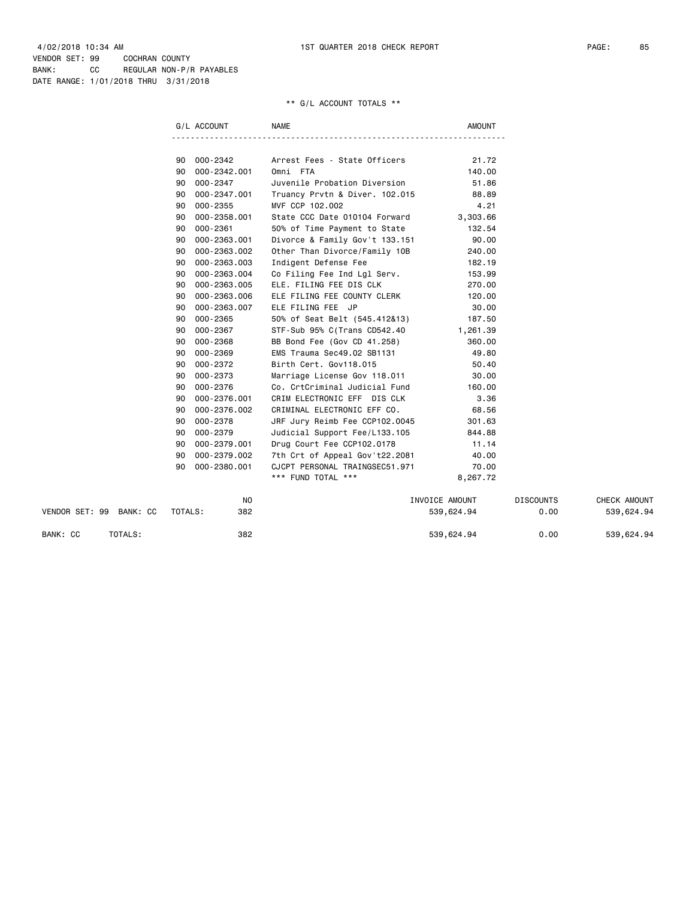4/02/2018 10:34 AM — 1ST QUARTER 2018 CHECK REPORT

VENDOR SET: 99 COCHRAN COUNTY
BANK: CC REGULAR NON-P/R PAYABLES
DATE RANGE: 1/01/2018 THRU 3/31/2018

** G/L ACCOUNT TOTALS **

| G/L ACCOUNT | | NAME | AMOUNT |
|---|---|---|---|
| 90 | 000-2342 | Arrest Fees - State Officers | 21.72 |
| 90 | 000-2342.001 | Omni FTA | 140.00 |
| 90 | 000-2347 | Juvenile Probation Diversion | 51.86 |
| 90 | 000-2347.001 | Truancy Prvtn & Diver. 102.015 | 88.89 |
| 90 | 000-2355 | MVF CCP 102.002 | 4.21 |
| 90 | 000-2358.001 | State CCC Date 010104 Forward | 3,303.66 |
| 90 | 000-2361 | 50% of Time Payment to State | 132.54 |
| 90 | 000-2363.001 | Divorce & Family Gov't 133.151 | 90.00 |
| 90 | 000-2363.002 | Other Than Divorce/Family 10B | 240.00 |
| 90 | 000-2363.003 | Indigent Defense Fee | 182.19 |
| 90 | 000-2363.004 | Co Filing Fee Ind Lgl Serv. | 153.99 |
| 90 | 000-2363.005 | ELE. FILING FEE DIS CLK | 270.00 |
| 90 | 000-2363.006 | ELE FILING FEE COUNTY CLERK | 120.00 |
| 90 | 000-2363.007 | ELE FILING FEE JP | 30.00 |
| 90 | 000-2365 | 50% of Seat Belt (545.412&13) | 187.50 |
| 90 | 000-2367 | STF-Sub 95% C(Trans CD542.40 | 1,261.39 |
| 90 | 000-2368 | BB Bond Fee (Gov CD 41.258) | 360.00 |
| 90 | 000-2369 | EMS Trauma Sec49.02 SB1131 | 49.80 |
| 90 | 000-2372 | Birth Cert. Gov118.015 | 50.40 |
| 90 | 000-2373 | Marriage License Gov 118.011 | 30.00 |
| 90 | 000-2376 | Co. CrtCriminal Judicial Fund | 160.00 |
| 90 | 000-2376.001 | CRIM ELECTRONIC EFF DIS CLK | 3.36 |
| 90 | 000-2376.002 | CRIMINAL ELECTRONIC EFF CO. | 68.56 |
| 90 | 000-2378 | JRF Jury Reimb Fee CCP102.0045 | 301.63 |
| 90 | 000-2379 | Judicial Support Fee/L133.105 | 844.88 |
| 90 | 000-2379.001 | Drug Court Fee CCP102.0178 | 11.14 |
| 90 | 000-2379.002 | 7th Crt of Appeal Gov't22.2081 | 40.00 |
| 90 | 000-2380.001 | CJCPT PERSONAL TRAINGSEC51.971 | 70.00 |
| | | *** FUND TOTAL *** | 8,267.72 |

| | NO | INVOICE AMOUNT | DISCOUNTS | CHECK AMOUNT |
|---|---|---|---|---|
| VENDOR SET: 99 BANK: CC TOTALS: | 382 | 539,624.94 | 0.00 | 539,624.94 |
| BANK: CC TOTALS: | 382 | 539,624.94 | 0.00 | 539,624.94 |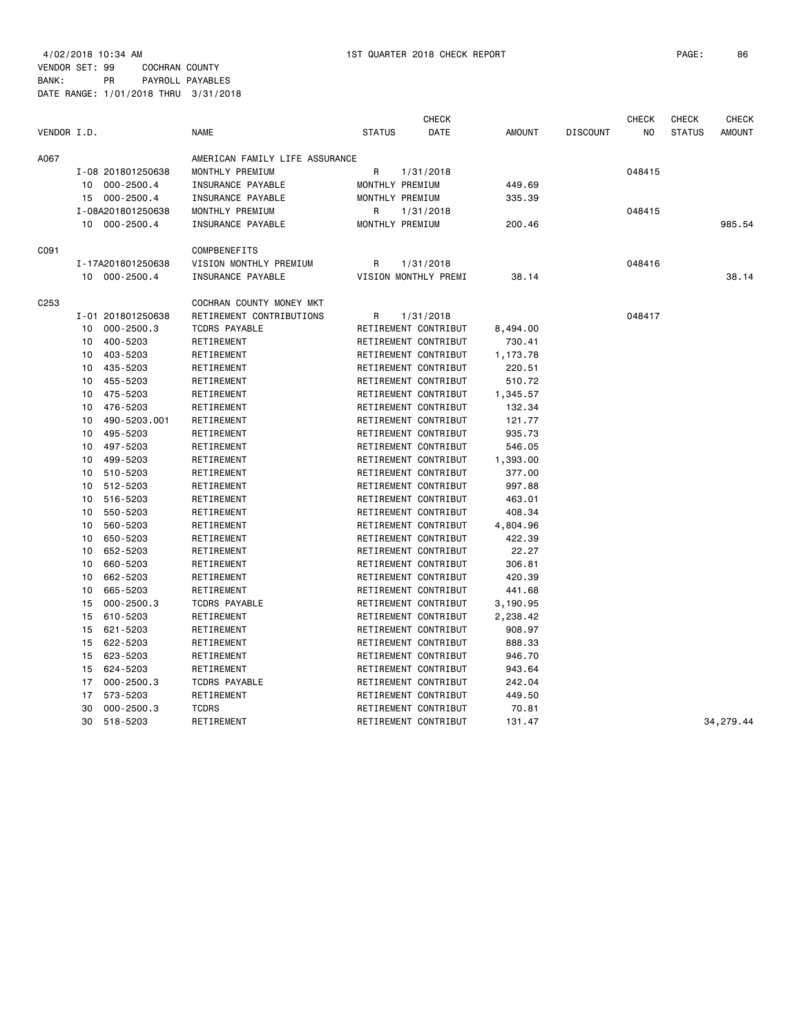4/02/2018 10:34 AM 1ST QUARTER 2018 CHECK REPORT

VENDOR SET: 99 COCHRAN COUNTY
BANK: PR PAYROLL PAYABLES
DATE RANGE: 1/01/2018 THRU 3/31/2018

| VENDOR I.D. | | NAME | STATUS | CHECK DATE | AMOUNT | DISCOUNT | CHECK NO | CHECK STATUS | CHECK AMOUNT |
|---|---|---|---|---|---|---|---|---|---|
| A067 | | AMERICAN FAMILY LIFE ASSURANCE | | | | | | | |
| | I-08 201801250638 | MONTHLY PREMIUM | R | 1/31/2018 | | | 048415 | | |
| | 10 000-2500.4 | INSURANCE PAYABLE | MONTHLY PREMIUM | | 449.69 | | | | |
| | 15 000-2500.4 | INSURANCE PAYABLE | MONTHLY PREMIUM | | 335.39 | | | | |
| | I-08A201801250638 | MONTHLY PREMIUM | R | 1/31/2018 | | | 048415 | | |
| | 10 000-2500.4 | INSURANCE PAYABLE | MONTHLY PREMIUM | | 200.46 | | | | 985.54 |
| C091 | | COMPBENEFITS | | | | | | | |
| | I-17A201801250638 | VISION MONTHLY PREMIUM | R | 1/31/2018 | | | 048416 | | |
| | 10 000-2500.4 | INSURANCE PAYABLE | VISION MONTHLY PREMI | | 38.14 | | | | 38.14 |
| C253 | | COCHRAN COUNTY MONEY MKT | | | | | | | |
| | I-01 201801250638 | RETIREMENT CONTRIBUTIONS | R | 1/31/2018 | | | 048417 | | |
| | 10 000-2500.3 | TCDRS PAYABLE | RETIREMENT CONTRIBUT | | 8,494.00 | | | | |
| | 10 400-5203 | RETIREMENT | RETIREMENT CONTRIBUT | | 730.41 | | | | |
| | 10 403-5203 | RETIREMENT | RETIREMENT CONTRIBUT | | 1,173.78 | | | | |
| | 10 435-5203 | RETIREMENT | RETIREMENT CONTRIBUT | | 220.51 | | | | |
| | 10 455-5203 | RETIREMENT | RETIREMENT CONTRIBUT | | 510.72 | | | | |
| | 10 475-5203 | RETIREMENT | RETIREMENT CONTRIBUT | | 1,345.57 | | | | |
| | 10 476-5203 | RETIREMENT | RETIREMENT CONTRIBUT | | 132.34 | | | | |
| | 10 490-5203.001 | RETIREMENT | RETIREMENT CONTRIBUT | | 121.77 | | | | |
| | 10 495-5203 | RETIREMENT | RETIREMENT CONTRIBUT | | 935.73 | | | | |
| | 10 497-5203 | RETIREMENT | RETIREMENT CONTRIBUT | | 546.05 | | | | |
| | 10 499-5203 | RETIREMENT | RETIREMENT CONTRIBUT | | 1,393.00 | | | | |
| | 10 510-5203 | RETIREMENT | RETIREMENT CONTRIBUT | | 377.00 | | | | |
| | 10 512-5203 | RETIREMENT | RETIREMENT CONTRIBUT | | 997.88 | | | | |
| | 10 516-5203 | RETIREMENT | RETIREMENT CONTRIBUT | | 463.01 | | | | |
| | 10 550-5203 | RETIREMENT | RETIREMENT CONTRIBUT | | 408.34 | | | | |
| | 10 560-5203 | RETIREMENT | RETIREMENT CONTRIBUT | | 4,804.96 | | | | |
| | 10 650-5203 | RETIREMENT | RETIREMENT CONTRIBUT | | 422.39 | | | | |
| | 10 652-5203 | RETIREMENT | RETIREMENT CONTRIBUT | | 22.27 | | | | |
| | 10 660-5203 | RETIREMENT | RETIREMENT CONTRIBUT | | 306.81 | | | | |
| | 10 662-5203 | RETIREMENT | RETIREMENT CONTRIBUT | | 420.39 | | | | |
| | 10 665-5203 | RETIREMENT | RETIREMENT CONTRIBUT | | 441.68 | | | | |
| | 15 000-2500.3 | TCDRS PAYABLE | RETIREMENT CONTRIBUT | | 3,190.95 | | | | |
| | 15 610-5203 | RETIREMENT | RETIREMENT CONTRIBUT | | 2,238.42 | | | | |
| | 15 621-5203 | RETIREMENT | RETIREMENT CONTRIBUT | | 908.97 | | | | |
| | 15 622-5203 | RETIREMENT | RETIREMENT CONTRIBUT | | 888.33 | | | | |
| | 15 623-5203 | RETIREMENT | RETIREMENT CONTRIBUT | | 946.70 | | | | |
| | 15 624-5203 | RETIREMENT | RETIREMENT CONTRIBUT | | 943.64 | | | | |
| | 17 000-2500.3 | TCDRS PAYABLE | RETIREMENT CONTRIBUT | | 242.04 | | | | |
| | 17 573-5203 | RETIREMENT | RETIREMENT CONTRIBUT | | 449.50 | | | | |
| | 30 000-2500.3 | TCDRS | RETIREMENT CONTRIBUT | | 70.81 | | | | |
| | 30 518-5203 | RETIREMENT | RETIREMENT CONTRIBUT | | 131.47 | | | | 34,279.44 |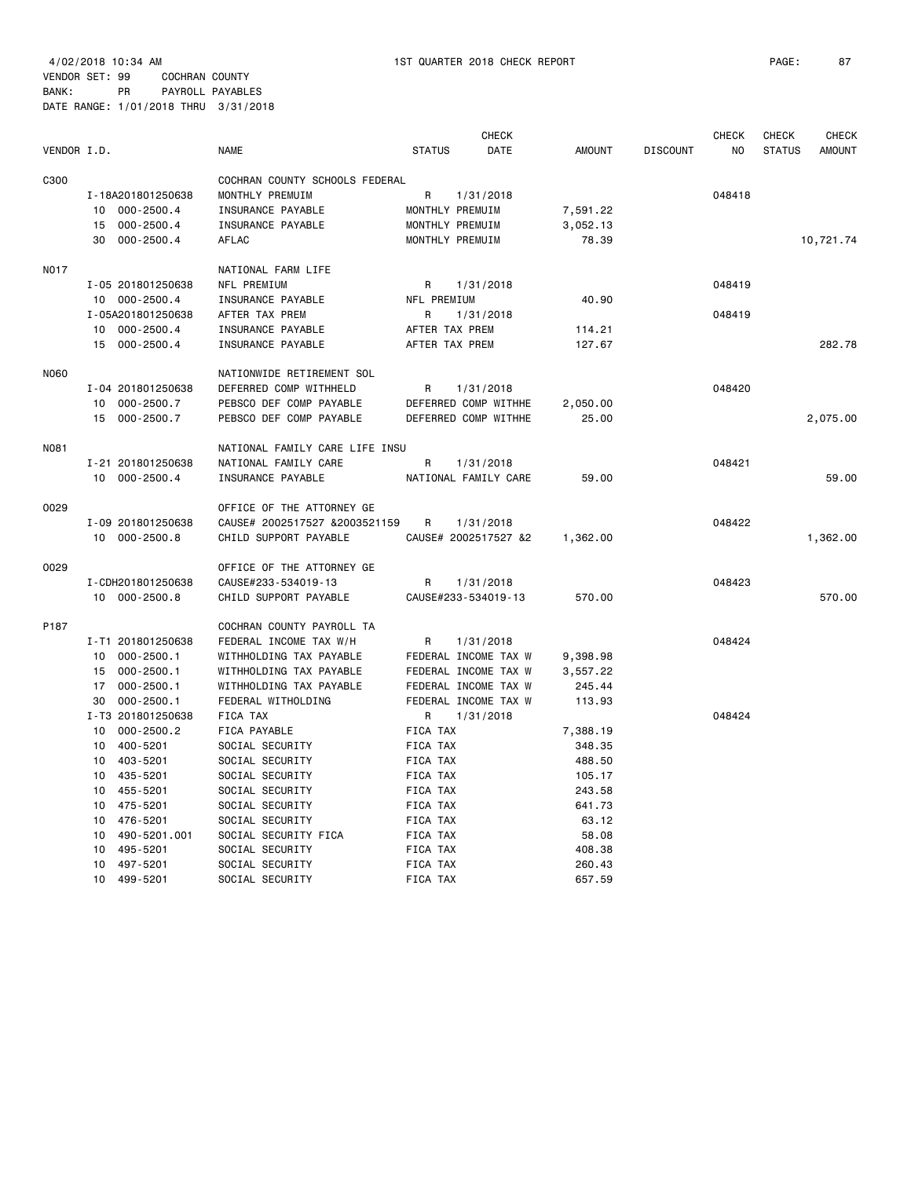4/02/2018 10:34 AM 1ST QUARTER 2018 CHECK REPORT PAGE: 87

VENDOR SET: 99 COCHRAN COUNTY

BANK: PR PAYROLL PAYABLES

DATE RANGE: 1/01/2018 THRU 3/31/2018

| VENDOR I.D. | NAME | STATUS | CHECK DATE | AMOUNT | DISCOUNT | CHECK NO | CHECK STATUS | CHECK AMOUNT |
|---|---|---|---|---|---|---|---|---|
| C300 | COCHRAN COUNTY SCHOOLS FEDERAL | | | | | | | |
| I-18A201801250638 | MONTHLY PREMUIM | R | 1/31/2018 | | | 048418 | | |
| 10 000-2500.4 | INSURANCE PAYABLE | MONTHLY PREMUIM | | 7,591.22 | | | | |
| 15 000-2500.4 | INSURANCE PAYABLE | MONTHLY PREMUIM | | 3,052.13 | | | | |
| 30 000-2500.4 | AFLAC | MONTHLY PREMUIM | | 78.39 | | | | 10,721.74 |
| N017 | NATIONAL FARM LIFE | | | | | | | |
| I-05 201801250638 | NFL PREMIUM | R | 1/31/2018 | | | 048419 | | |
| 10 000-2500.4 | INSURANCE PAYABLE | NFL PREMIUM | | 40.90 | | | | |
| I-05A201801250638 | AFTER TAX PREM | R | 1/31/2018 | | | 048419 | | |
| 10 000-2500.4 | INSURANCE PAYABLE | AFTER TAX PREM | | 114.21 | | | | |
| 15 000-2500.4 | INSURANCE PAYABLE | AFTER TAX PREM | | 127.67 | | | | 282.78 |
| N060 | NATIONWIDE RETIREMENT SOL | | | | | | | |
| I-04 201801250638 | DEFERRED COMP WITHHELD | R | 1/31/2018 | | | 048420 | | |
| 10 000-2500.7 | PEBSCO DEF COMP PAYABLE | DEFERRED COMP WITHHE | | 2,050.00 | | | | |
| 15 000-2500.7 | PEBSCO DEF COMP PAYABLE | DEFERRED COMP WITHHE | | 25.00 | | | | 2,075.00 |
| N081 | NATIONAL FAMILY CARE LIFE INSU | | | | | | | |
| I-21 201801250638 | NATIONAL FAMILY CARE | R | 1/31/2018 | | | 048421 | | |
| 10 000-2500.4 | INSURANCE PAYABLE | NATIONAL FAMILY CARE | | 59.00 | | | | 59.00 |
| O029 | OFFICE OF THE ATTORNEY GE | | | | | | | |
| I-09 201801250638 | CAUSE# 2002517527 &2003521159 | R | 1/31/2018 | | | 048422 | | |
| 10 000-2500.8 | CHILD SUPPORT PAYABLE | CAUSE# 2002517527 &2 | | 1,362.00 | | | | 1,362.00 |
| O029 | OFFICE OF THE ATTORNEY GE | | | | | | | |
| I-CDH201801250638 | CAUSE#233-534019-13 | R | 1/31/2018 | | | 048423 | | |
| 10 000-2500.8 | CHILD SUPPORT PAYABLE | CAUSE#233-534019-13 | | 570.00 | | | | 570.00 |
| P187 | COCHRAN COUNTY PAYROLL TA | | | | | | | |
| I-T1 201801250638 | FEDERAL INCOME TAX W/H | R | 1/31/2018 | | | 048424 | | |
| 10 000-2500.1 | WITHHOLDING TAX PAYABLE | FEDERAL INCOME TAX W | | 9,398.98 | | | | |
| 15 000-2500.1 | WITHHOLDING TAX PAYABLE | FEDERAL INCOME TAX W | | 3,557.22 | | | | |
| 17 000-2500.1 | WITHHOLDING TAX PAYABLE | FEDERAL INCOME TAX W | | 245.44 | | | | |
| 30 000-2500.1 | FEDERAL WITHOLDING | FEDERAL INCOME TAX W | | 113.93 | | | | |
| I-T3 201801250638 | FICA TAX | R | 1/31/2018 | | | 048424 | | |
| 10 000-2500.2 | FICA PAYABLE | FICA TAX | | 7,388.19 | | | | |
| 10 400-5201 | SOCIAL SECURITY | FICA TAX | | 348.35 | | | | |
| 10 403-5201 | SOCIAL SECURITY | FICA TAX | | 488.50 | | | | |
| 10 435-5201 | SOCIAL SECURITY | FICA TAX | | 105.17 | | | | |
| 10 455-5201 | SOCIAL SECURITY | FICA TAX | | 243.58 | | | | |
| 10 475-5201 | SOCIAL SECURITY | FICA TAX | | 641.73 | | | | |
| 10 476-5201 | SOCIAL SECURITY | FICA TAX | | 63.12 | | | | |
| 10 490-5201.001 | SOCIAL SECURITY FICA | FICA TAX | | 58.08 | | | | |
| 10 495-5201 | SOCIAL SECURITY | FICA TAX | | 408.38 | | | | |
| 10 497-5201 | SOCIAL SECURITY | FICA TAX | | 260.43 | | | | |
| 10 499-5201 | SOCIAL SECURITY | FICA TAX | | 657.59 | | | | |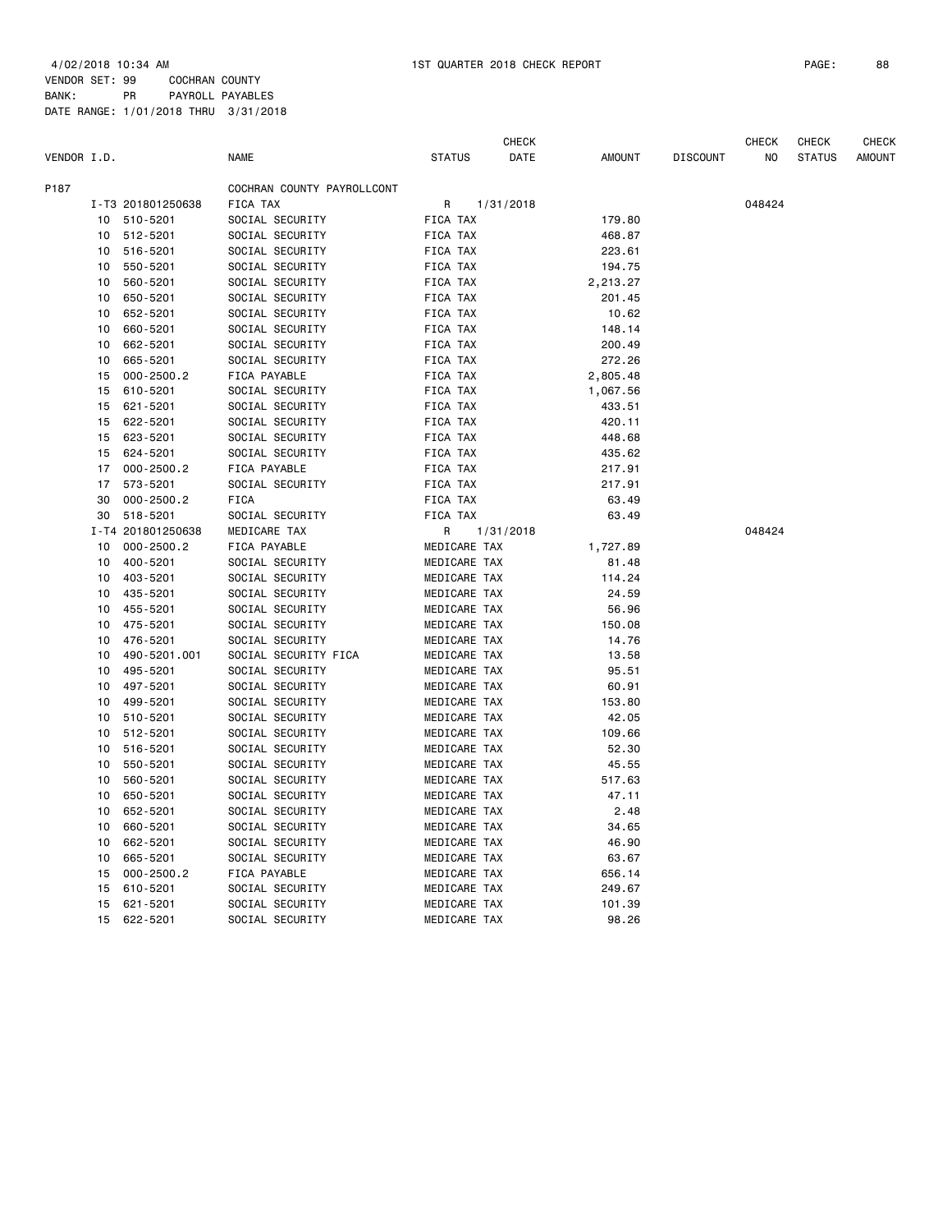4/02/2018 10:34 AM 1ST QUARTER 2018 CHECK REPORT

VENDOR SET: 99 COCHRAN COUNTY
BANK: PR PAYROLL PAYABLES
DATE RANGE: 1/01/2018 THRU 3/31/2018

| VENDOR I.D. | | NAME | STATUS | CHECK DATE | AMOUNT | DISCOUNT | CHECK NO | CHECK STATUS | CHECK AMOUNT |
|---|---|---|---|---|---|---|---|---|---|
| P187 | | COCHRAN COUNTY PAYROLLCONT | | | | | | | |
| | I-T3 201801250638 | FICA TAX | R | 1/31/2018 | | | 048424 | | |
| | 10 510-5201 | SOCIAL SECURITY | FICA TAX | | 179.80 | | | | |
| | 10 512-5201 | SOCIAL SECURITY | FICA TAX | | 468.87 | | | | |
| | 10 516-5201 | SOCIAL SECURITY | FICA TAX | | 223.61 | | | | |
| | 10 550-5201 | SOCIAL SECURITY | FICA TAX | | 194.75 | | | | |
| | 10 560-5201 | SOCIAL SECURITY | FICA TAX | | 2,213.27 | | | | |
| | 10 650-5201 | SOCIAL SECURITY | FICA TAX | | 201.45 | | | | |
| | 10 652-5201 | SOCIAL SECURITY | FICA TAX | | 10.62 | | | | |
| | 10 660-5201 | SOCIAL SECURITY | FICA TAX | | 148.14 | | | | |
| | 10 662-5201 | SOCIAL SECURITY | FICA TAX | | 200.49 | | | | |
| | 10 665-5201 | SOCIAL SECURITY | FICA TAX | | 272.26 | | | | |
| | 15 000-2500.2 | FICA PAYABLE | FICA TAX | | 2,805.48 | | | | |
| | 15 610-5201 | SOCIAL SECURITY | FICA TAX | | 1,067.56 | | | | |
| | 15 621-5201 | SOCIAL SECURITY | FICA TAX | | 433.51 | | | | |
| | 15 622-5201 | SOCIAL SECURITY | FICA TAX | | 420.11 | | | | |
| | 15 623-5201 | SOCIAL SECURITY | FICA TAX | | 448.68 | | | | |
| | 15 624-5201 | SOCIAL SECURITY | FICA TAX | | 435.62 | | | | |
| | 17 000-2500.2 | FICA PAYABLE | FICA TAX | | 217.91 | | | | |
| | 17 573-5201 | SOCIAL SECURITY | FICA TAX | | 217.91 | | | | |
| | 30 000-2500.2 | FICA | FICA TAX | | 63.49 | | | | |
| | 30 518-5201 | SOCIAL SECURITY | FICA TAX | | 63.49 | | | | |
| | I-T4 201801250638 | MEDICARE TAX | R | 1/31/2018 | | | 048424 | | |
| | 10 000-2500.2 | FICA PAYABLE | MEDICARE TAX | | 1,727.89 | | | | |
| | 10 400-5201 | SOCIAL SECURITY | MEDICARE TAX | | 81.48 | | | | |
| | 10 403-5201 | SOCIAL SECURITY | MEDICARE TAX | | 114.24 | | | | |
| | 10 435-5201 | SOCIAL SECURITY | MEDICARE TAX | | 24.59 | | | | |
| | 10 455-5201 | SOCIAL SECURITY | MEDICARE TAX | | 56.96 | | | | |
| | 10 475-5201 | SOCIAL SECURITY | MEDICARE TAX | | 150.08 | | | | |
| | 10 476-5201 | SOCIAL SECURITY | MEDICARE TAX | | 14.76 | | | | |
| | 10 490-5201.001 | SOCIAL SECURITY FICA | MEDICARE TAX | | 13.58 | | | | |
| | 10 495-5201 | SOCIAL SECURITY | MEDICARE TAX | | 95.51 | | | | |
| | 10 497-5201 | SOCIAL SECURITY | MEDICARE TAX | | 60.91 | | | | |
| | 10 499-5201 | SOCIAL SECURITY | MEDICARE TAX | | 153.80 | | | | |
| | 10 510-5201 | SOCIAL SECURITY | MEDICARE TAX | | 42.05 | | | | |
| | 10 512-5201 | SOCIAL SECURITY | MEDICARE TAX | | 109.66 | | | | |
| | 10 516-5201 | SOCIAL SECURITY | MEDICARE TAX | | 52.30 | | | | |
| | 10 550-5201 | SOCIAL SECURITY | MEDICARE TAX | | 45.55 | | | | |
| | 10 560-5201 | SOCIAL SECURITY | MEDICARE TAX | | 517.63 | | | | |
| | 10 650-5201 | SOCIAL SECURITY | MEDICARE TAX | | 47.11 | | | | |
| | 10 652-5201 | SOCIAL SECURITY | MEDICARE TAX | | 2.48 | | | | |
| | 10 660-5201 | SOCIAL SECURITY | MEDICARE TAX | | 34.65 | | | | |
| | 10 662-5201 | SOCIAL SECURITY | MEDICARE TAX | | 46.90 | | | | |
| | 10 665-5201 | SOCIAL SECURITY | MEDICARE TAX | | 63.67 | | | | |
| | 15 000-2500.2 | FICA PAYABLE | MEDICARE TAX | | 656.14 | | | | |
| | 15 610-5201 | SOCIAL SECURITY | MEDICARE TAX | | 249.67 | | | | |
| | 15 621-5201 | SOCIAL SECURITY | MEDICARE TAX | | 101.39 | | | | |
| | 15 622-5201 | SOCIAL SECURITY | MEDICARE TAX | | 98.26 | | | | |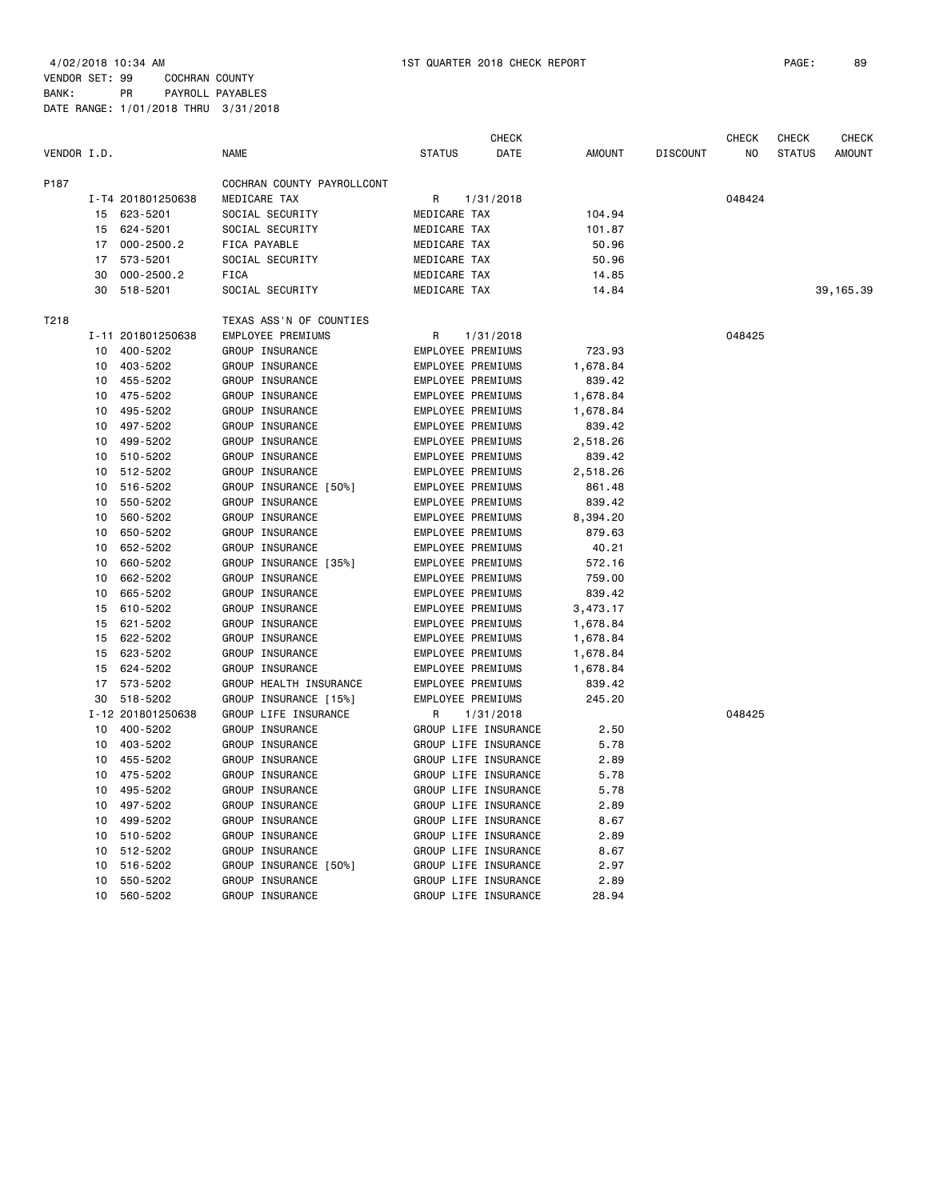4/02/2018 10:34 AM 1ST QUARTER 2018 CHECK REPORT

VENDOR SET: 99 COCHRAN COUNTY
BANK: PR PAYROLL PAYABLES
DATE RANGE: 1/01/2018 THRU 3/31/2018

| VENDOR I.D. | | NAME | STATUS | CHECK DATE | AMOUNT | DISCOUNT | CHECK NO | CHECK STATUS | CHECK AMOUNT |
|---|---|---|---|---|---|---|---|---|---|
| P187 | | COCHRAN COUNTY PAYROLLCONT | | | | | | | |
| | I-T4 201801250638 | MEDICARE TAX | R | 1/31/2018 | | | 048424 | | |
| | 15 623-5201 | SOCIAL SECURITY | MEDICARE TAX | | 104.94 | | | | |
| | 15 624-5201 | SOCIAL SECURITY | MEDICARE TAX | | 101.87 | | | | |
| | 17 000-2500.2 | FICA PAYABLE | MEDICARE TAX | | 50.96 | | | | |
| | 17 573-5201 | SOCIAL SECURITY | MEDICARE TAX | | 50.96 | | | | |
| | 30 000-2500.2 | FICA | MEDICARE TAX | | 14.85 | | | | |
| | 30 518-5201 | SOCIAL SECURITY | MEDICARE TAX | | 14.84 | | | | 39,165.39 |
| T218 | | TEXAS ASS'N OF COUNTIES | | | | | | | |
| | I-11 201801250638 | EMPLOYEE PREMIUMS | R | 1/31/2018 | | | 048425 | | |
| | 10 400-5202 | GROUP INSURANCE | EMPLOYEE PREMIUMS | | 723.93 | | | | |
| | 10 403-5202 | GROUP INSURANCE | EMPLOYEE PREMIUMS | | 1,678.84 | | | | |
| | 10 455-5202 | GROUP INSURANCE | EMPLOYEE PREMIUMS | | 839.42 | | | | |
| | 10 475-5202 | GROUP INSURANCE | EMPLOYEE PREMIUMS | | 1,678.84 | | | | |
| | 10 495-5202 | GROUP INSURANCE | EMPLOYEE PREMIUMS | | 1,678.84 | | | | |
| | 10 497-5202 | GROUP INSURANCE | EMPLOYEE PREMIUMS | | 839.42 | | | | |
| | 10 499-5202 | GROUP INSURANCE | EMPLOYEE PREMIUMS | | 2,518.26 | | | | |
| | 10 510-5202 | GROUP INSURANCE | EMPLOYEE PREMIUMS | | 839.42 | | | | |
| | 10 512-5202 | GROUP INSURANCE | EMPLOYEE PREMIUMS | | 2,518.26 | | | | |
| | 10 516-5202 | GROUP INSURANCE [50%] | EMPLOYEE PREMIUMS | | 861.48 | | | | |
| | 10 550-5202 | GROUP INSURANCE | EMPLOYEE PREMIUMS | | 839.42 | | | | |
| | 10 560-5202 | GROUP INSURANCE | EMPLOYEE PREMIUMS | | 8,394.20 | | | | |
| | 10 650-5202 | GROUP INSURANCE | EMPLOYEE PREMIUMS | | 879.63 | | | | |
| | 10 652-5202 | GROUP INSURANCE | EMPLOYEE PREMIUMS | | 40.21 | | | | |
| | 10 660-5202 | GROUP INSURANCE [35%] | EMPLOYEE PREMIUMS | | 572.16 | | | | |
| | 10 662-5202 | GROUP INSURANCE | EMPLOYEE PREMIUMS | | 759.00 | | | | |
| | 10 665-5202 | GROUP INSURANCE | EMPLOYEE PREMIUMS | | 839.42 | | | | |
| | 15 610-5202 | GROUP INSURANCE | EMPLOYEE PREMIUMS | | 3,473.17 | | | | |
| | 15 621-5202 | GROUP INSURANCE | EMPLOYEE PREMIUMS | | 1,678.84 | | | | |
| | 15 622-5202 | GROUP INSURANCE | EMPLOYEE PREMIUMS | | 1,678.84 | | | | |
| | 15 623-5202 | GROUP INSURANCE | EMPLOYEE PREMIUMS | | 1,678.84 | | | | |
| | 15 624-5202 | GROUP INSURANCE | EMPLOYEE PREMIUMS | | 1,678.84 | | | | |
| | 17 573-5202 | GROUP HEALTH INSURANCE | EMPLOYEE PREMIUMS | | 839.42 | | | | |
| | 30 518-5202 | GROUP INSURANCE [15%] | EMPLOYEE PREMIUMS | | 245.20 | | | | |
| | I-12 201801250638 | GROUP LIFE INSURANCE | R | 1/31/2018 | | | 048425 | | |
| | 10 400-5202 | GROUP INSURANCE | GROUP LIFE INSURANCE | | 2.50 | | | | |
| | 10 403-5202 | GROUP INSURANCE | GROUP LIFE INSURANCE | | 5.78 | | | | |
| | 10 455-5202 | GROUP INSURANCE | GROUP LIFE INSURANCE | | 2.89 | | | | |
| | 10 475-5202 | GROUP INSURANCE | GROUP LIFE INSURANCE | | 5.78 | | | | |
| | 10 495-5202 | GROUP INSURANCE | GROUP LIFE INSURANCE | | 5.78 | | | | |
| | 10 497-5202 | GROUP INSURANCE | GROUP LIFE INSURANCE | | 2.89 | | | | |
| | 10 499-5202 | GROUP INSURANCE | GROUP LIFE INSURANCE | | 8.67 | | | | |
| | 10 510-5202 | GROUP INSURANCE | GROUP LIFE INSURANCE | | 2.89 | | | | |
| | 10 512-5202 | GROUP INSURANCE | GROUP LIFE INSURANCE | | 8.67 | | | | |
| | 10 516-5202 | GROUP INSURANCE [50%] | GROUP LIFE INSURANCE | | 2.97 | | | | |
| | 10 550-5202 | GROUP INSURANCE | GROUP LIFE INSURANCE | | 2.89 | | | | |
| | 10 560-5202 | GROUP INSURANCE | GROUP LIFE INSURANCE | | 28.94 | | | | |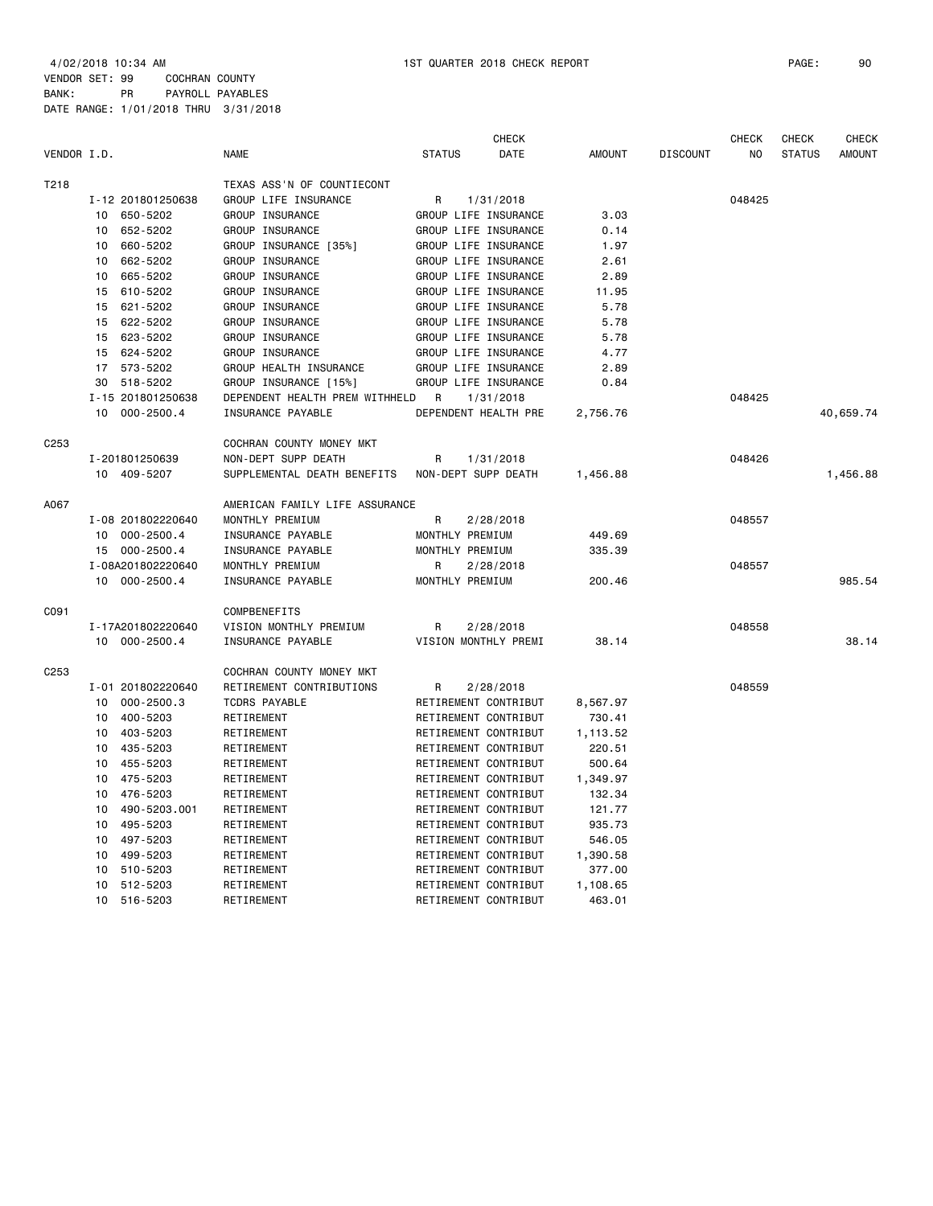4/02/2018 10:34 AM 1ST QUARTER 2018 CHECK REPORT

VENDOR SET: 99 COCHRAN COUNTY
BANK: PR PAYROLL PAYABLES
DATE RANGE: 1/01/2018 THRU 3/31/2018

| VENDOR I.D. | | NAME | STATUS | CHECK DATE | AMOUNT | DISCOUNT | CHECK NO | CHECK STATUS | CHECK AMOUNT |
|---|---|---|---|---|---|---|---|---|---|
| T218 | | TEXAS ASS'N OF COUNTIECONT | | | | | | | |
| | I-12 201801250638 | GROUP LIFE INSURANCE | R | 1/31/2018 | | | 048425 | | |
| | 10 650-5202 | GROUP INSURANCE | GROUP LIFE INSURANCE | | 3.03 | | | | |
| | 10 652-5202 | GROUP INSURANCE | GROUP LIFE INSURANCE | | 0.14 | | | | |
| | 10 660-5202 | GROUP INSURANCE [35%] | GROUP LIFE INSURANCE | | 1.97 | | | | |
| | 10 662-5202 | GROUP INSURANCE | GROUP LIFE INSURANCE | | 2.61 | | | | |
| | 10 665-5202 | GROUP INSURANCE | GROUP LIFE INSURANCE | | 2.89 | | | | |
| | 15 610-5202 | GROUP INSURANCE | GROUP LIFE INSURANCE | | 11.95 | | | | |
| | 15 621-5202 | GROUP INSURANCE | GROUP LIFE INSURANCE | | 5.78 | | | | |
| | 15 622-5202 | GROUP INSURANCE | GROUP LIFE INSURANCE | | 5.78 | | | | |
| | 15 623-5202 | GROUP INSURANCE | GROUP LIFE INSURANCE | | 5.78 | | | | |
| | 15 624-5202 | GROUP INSURANCE | GROUP LIFE INSURANCE | | 4.77 | | | | |
| | 17 573-5202 | GROUP HEALTH INSURANCE | GROUP LIFE INSURANCE | | 2.89 | | | | |
| | 30 518-5202 | GROUP INSURANCE [15%] | GROUP LIFE INSURANCE | | 0.84 | | | | |
| | I-15 201801250638 | DEPENDENT HEALTH PREM WITHHELD | R | 1/31/2018 | | | 048425 | | |
| | 10 000-2500.4 | INSURANCE PAYABLE | DEPENDENT HEALTH PRE | | 2,756.76 | | | | 40,659.74 |
| C253 | | COCHRAN COUNTY MONEY MKT | | | | | | | |
| | I-201801250639 | NON-DEPT SUPP DEATH | R | 1/31/2018 | | | 048426 | | |
| | 10 409-5207 | SUPPLEMENTAL DEATH BENEFITS | NON-DEPT SUPP DEATH | | 1,456.88 | | | | 1,456.88 |
| A067 | | AMERICAN FAMILY LIFE ASSURANCE | | | | | | | |
| | I-08 201802220640 | MONTHLY PREMIUM | R | 2/28/2018 | | | 048557 | | |
| | 10 000-2500.4 | INSURANCE PAYABLE | MONTHLY PREMIUM | | 449.69 | | | | |
| | 15 000-2500.4 | INSURANCE PAYABLE | MONTHLY PREMIUM | | 335.39 | | | | |
| | I-08A201802220640 | MONTHLY PREMIUM | R | 2/28/2018 | | | 048557 | | |
| | 10 000-2500.4 | INSURANCE PAYABLE | MONTHLY PREMIUM | | 200.46 | | | | 985.54 |
| C091 | | COMPBENEFITS | | | | | | | |
| | I-17A201802220640 | VISION MONTHLY PREMIUM | R | 2/28/2018 | | | 048558 | | |
| | 10 000-2500.4 | INSURANCE PAYABLE | VISION MONTHLY PREMI | | 38.14 | | | | 38.14 |
| C253 | | COCHRAN COUNTY MONEY MKT | | | | | | | |
| | I-01 201802220640 | RETIREMENT CONTRIBUTIONS | R | 2/28/2018 | | | 048559 | | |
| | 10 000-2500.3 | TCDRS PAYABLE | RETIREMENT CONTRIBUT | | 8,567.97 | | | | |
| | 10 400-5203 | RETIREMENT | RETIREMENT CONTRIBUT | | 730.41 | | | | |
| | 10 403-5203 | RETIREMENT | RETIREMENT CONTRIBUT | | 1,113.52 | | | | |
| | 10 435-5203 | RETIREMENT | RETIREMENT CONTRIBUT | | 220.51 | | | | |
| | 10 455-5203 | RETIREMENT | RETIREMENT CONTRIBUT | | 500.64 | | | | |
| | 10 475-5203 | RETIREMENT | RETIREMENT CONTRIBUT | | 1,349.97 | | | | |
| | 10 476-5203 | RETIREMENT | RETIREMENT CONTRIBUT | | 132.34 | | | | |
| | 10 490-5203.001 | RETIREMENT | RETIREMENT CONTRIBUT | | 121.77 | | | | |
| | 10 495-5203 | RETIREMENT | RETIREMENT CONTRIBUT | | 935.73 | | | | |
| | 10 497-5203 | RETIREMENT | RETIREMENT CONTRIBUT | | 546.05 | | | | |
| | 10 499-5203 | RETIREMENT | RETIREMENT CONTRIBUT | | 1,390.58 | | | | |
| | 10 510-5203 | RETIREMENT | RETIREMENT CONTRIBUT | | 377.00 | | | | |
| | 10 512-5203 | RETIREMENT | RETIREMENT CONTRIBUT | | 1,108.65 | | | | |
| | 10 516-5203 | RETIREMENT | RETIREMENT CONTRIBUT | | 463.01 | | | | |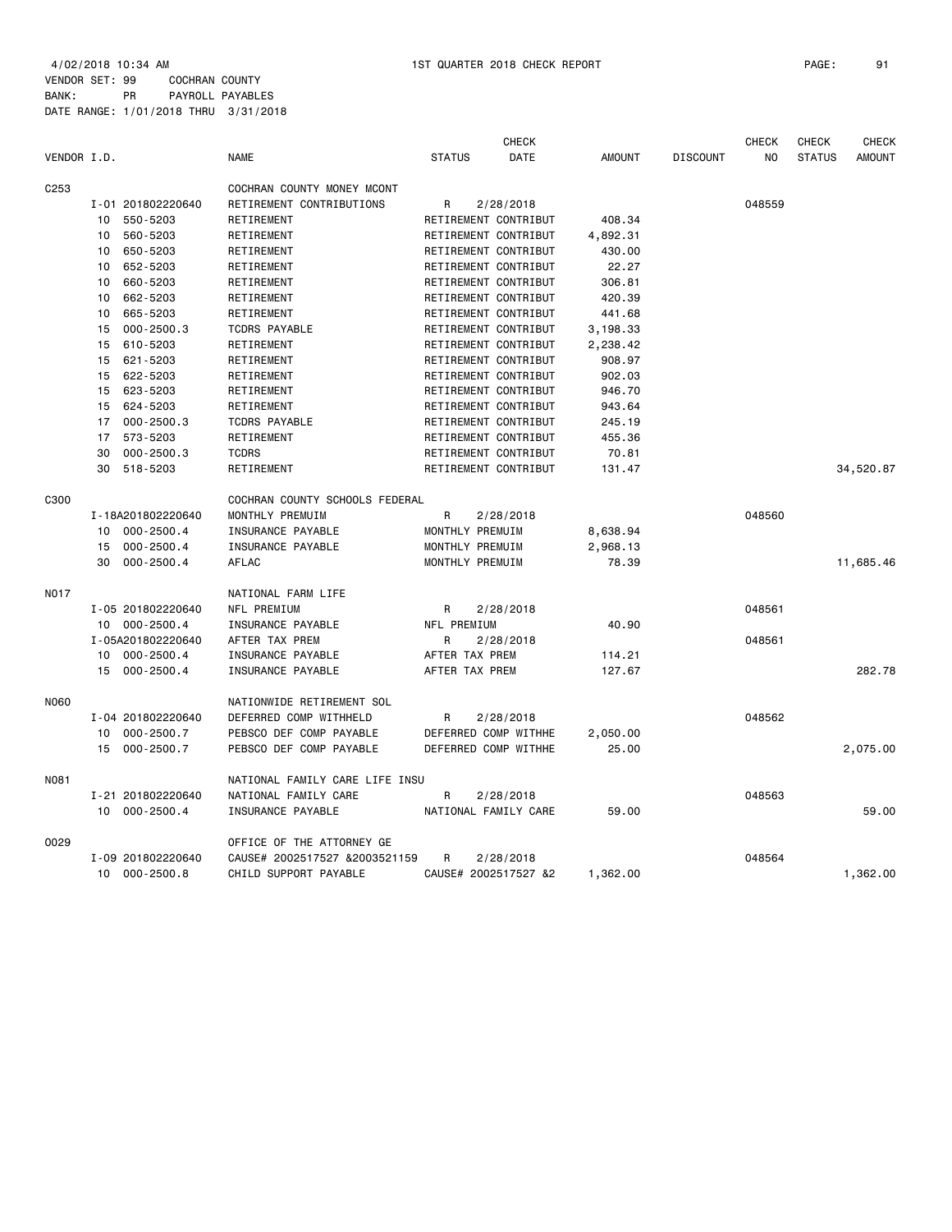4/02/2018 10:34 AM 1ST QUARTER 2018 CHECK REPORT

VENDOR SET: 99 COCHRAN COUNTY
BANK: PR PAYROLL PAYABLES
DATE RANGE: 1/01/2018 THRU 3/31/2018

| VENDOR I.D. | | NAME | STATUS | CHECK DATE | AMOUNT | DISCOUNT | CHECK NO | CHECK STATUS | CHECK AMOUNT |
|---|---|---|---|---|---|---|---|---|---|
| C253 | | COCHRAN COUNTY MONEY MCONT | | | | | | | |
| | I-01 201802220640 | RETIREMENT CONTRIBUTIONS | R | 2/28/2018 | | | 048559 | | |
| | 10 550-5203 | RETIREMENT | RETIREMENT CONTRIBUT | | 408.34 | | | | |
| | 10 560-5203 | RETIREMENT | RETIREMENT CONTRIBUT | | 4,892.31 | | | | |
| | 10 650-5203 | RETIREMENT | RETIREMENT CONTRIBUT | | 430.00 | | | | |
| | 10 652-5203 | RETIREMENT | RETIREMENT CONTRIBUT | | 22.27 | | | | |
| | 10 660-5203 | RETIREMENT | RETIREMENT CONTRIBUT | | 306.81 | | | | |
| | 10 662-5203 | RETIREMENT | RETIREMENT CONTRIBUT | | 420.39 | | | | |
| | 10 665-5203 | RETIREMENT | RETIREMENT CONTRIBUT | | 441.68 | | | | |
| | 15 000-2500.3 | TCDRS PAYABLE | RETIREMENT CONTRIBUT | | 3,198.33 | | | | |
| | 15 610-5203 | RETIREMENT | RETIREMENT CONTRIBUT | | 2,238.42 | | | | |
| | 15 621-5203 | RETIREMENT | RETIREMENT CONTRIBUT | | 908.97 | | | | |
| | 15 622-5203 | RETIREMENT | RETIREMENT CONTRIBUT | | 902.03 | | | | |
| | 15 623-5203 | RETIREMENT | RETIREMENT CONTRIBUT | | 946.70 | | | | |
| | 15 624-5203 | RETIREMENT | RETIREMENT CONTRIBUT | | 943.64 | | | | |
| | 17 000-2500.3 | TCDRS PAYABLE | RETIREMENT CONTRIBUT | | 245.19 | | | | |
| | 17 573-5203 | RETIREMENT | RETIREMENT CONTRIBUT | | 455.36 | | | | |
| | 30 000-2500.3 | TCDRS | RETIREMENT CONTRIBUT | | 70.81 | | | | |
| | 30 518-5203 | RETIREMENT | RETIREMENT CONTRIBUT | | 131.47 | | | | 34,520.87 |
| C300 | | COCHRAN COUNTY SCHOOLS FEDERAL | | | | | | | |
| | I-18A201802220640 | MONTHLY PREMUIM | R | 2/28/2018 | | | 048560 | | |
| | 10 000-2500.4 | INSURANCE PAYABLE | MONTHLY PREMUIM | | 8,638.94 | | | | |
| | 15 000-2500.4 | INSURANCE PAYABLE | MONTHLY PREMUIM | | 2,968.13 | | | | |
| | 30 000-2500.4 | AFLAC | MONTHLY PREMUIM | | 78.39 | | | | 11,685.46 |
| N017 | | NATIONAL FARM LIFE | | | | | | | |
| | I-05 201802220640 | NFL PREMIUM | R | 2/28/2018 | | | 048561 | | |
| | 10 000-2500.4 | INSURANCE PAYABLE | NFL PREMIUM | | 40.90 | | | | |
| | I-05A201802220640 | AFTER TAX PREM | R | 2/28/2018 | | | 048561 | | |
| | 10 000-2500.4 | INSURANCE PAYABLE | AFTER TAX PREM | | 114.21 | | | | |
| | 15 000-2500.4 | INSURANCE PAYABLE | AFTER TAX PREM | | 127.67 | | | | 282.78 |
| N060 | | NATIONWIDE RETIREMENT SOL | | | | | | | |
| | I-04 201802220640 | DEFERRED COMP WITHHELD | R | 2/28/2018 | | | 048562 | | |
| | 10 000-2500.7 | PEBSCO DEF COMP PAYABLE | DEFERRED COMP WITHHE | | 2,050.00 | | | | |
| | 15 000-2500.7 | PEBSCO DEF COMP PAYABLE | DEFERRED COMP WITHHE | | 25.00 | | | | 2,075.00 |
| N081 | | NATIONAL FAMILY CARE LIFE INSU | | | | | | | |
| | I-21 201802220640 | NATIONAL FAMILY CARE | R | 2/28/2018 | | | 048563 | | |
| | 10 000-2500.4 | INSURANCE PAYABLE | NATIONAL FAMILY CARE | | 59.00 | | | | 59.00 |
| O029 | | OFFICE OF THE ATTORNEY GE | | | | | | | |
| | I-09 201802220640 | CAUSE# 2002517527 &2003521159 | R | 2/28/2018 | | | 048564 | | |
| | 10 000-2500.8 | CHILD SUPPORT PAYABLE | CAUSE# 2002517527 &2 | | 1,362.00 | | | | 1,362.00 |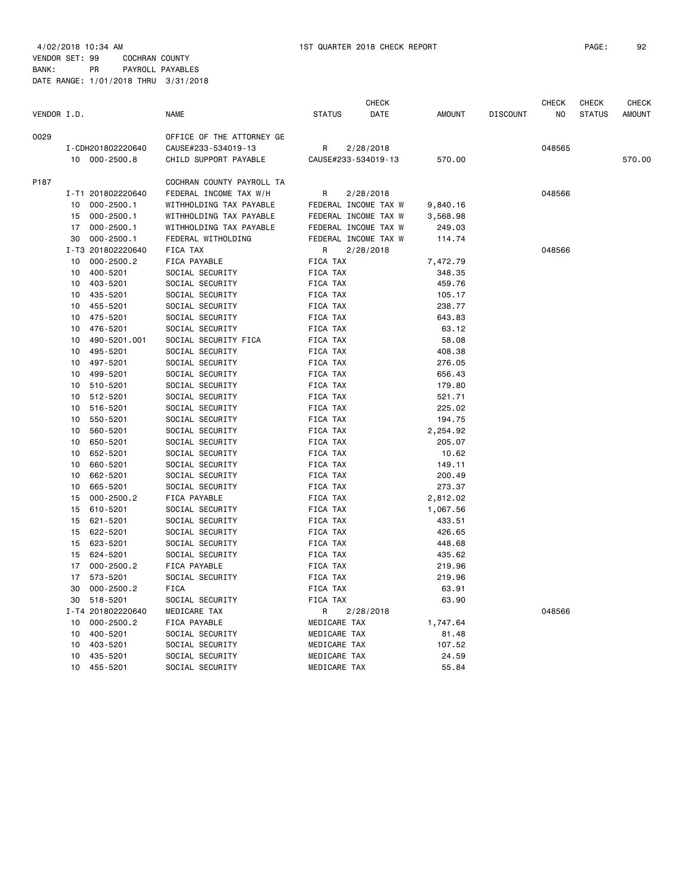4/02/2018 10:34 AM 1ST QUARTER 2018 CHECK REPORT

VENDOR SET: 99 COCHRAN COUNTY
BANK: PR PAYROLL PAYABLES
DATE RANGE: 1/01/2018 THRU 3/31/2018

| VENDOR I.D. | | NAME | STATUS | CHECK DATE | AMOUNT | DISCOUNT | CHECK NO | CHECK STATUS | CHECK AMOUNT |
|---|---|---|---|---|---|---|---|---|---|
| 0029 | | OFFICE OF THE ATTORNEY GE | | | | | | | |
| | I-CDH201802220640 | CAUSE#233-534019-13 | R | 2/28/2018 | | | 048565 | | |
| | 10 000-2500.8 | CHILD SUPPORT PAYABLE | CAUSE#233-534019-13 | | 570.00 | | | | 570.00 |
| P187 | | COCHRAN COUNTY PAYROLL TA | | | | | | | |
| | I-T1 201802220640 | FEDERAL INCOME TAX W/H | R | 2/28/2018 | | | 048566 | | |
| | 10 000-2500.1 | WITHHOLDING TAX PAYABLE | FEDERAL INCOME TAX W | | 9,840.16 | | | | |
| | 15 000-2500.1 | WITHHOLDING TAX PAYABLE | FEDERAL INCOME TAX W | | 3,568.98 | | | | |
| | 17 000-2500.1 | WITHHOLDING TAX PAYABLE | FEDERAL INCOME TAX W | | 249.03 | | | | |
| | 30 000-2500.1 | FEDERAL WITHOLDING | FEDERAL INCOME TAX W | | 114.74 | | | | |
| | I-T3 201802220640 | FICA TAX | R | 2/28/2018 | | | 048566 | | |
| | 10 000-2500.2 | FICA PAYABLE | FICA TAX | | 7,472.79 | | | | |
| | 10 400-5201 | SOCIAL SECURITY | FICA TAX | | 348.35 | | | | |
| | 10 403-5201 | SOCIAL SECURITY | FICA TAX | | 459.76 | | | | |
| | 10 435-5201 | SOCIAL SECURITY | FICA TAX | | 105.17 | | | | |
| | 10 455-5201 | SOCIAL SECURITY | FICA TAX | | 238.77 | | | | |
| | 10 475-5201 | SOCIAL SECURITY | FICA TAX | | 643.83 | | | | |
| | 10 476-5201 | SOCIAL SECURITY | FICA TAX | | 63.12 | | | | |
| | 10 490-5201.001 | SOCIAL SECURITY FICA | FICA TAX | | 58.08 | | | | |
| | 10 495-5201 | SOCIAL SECURITY | FICA TAX | | 408.38 | | | | |
| | 10 497-5201 | SOCIAL SECURITY | FICA TAX | | 276.05 | | | | |
| | 10 499-5201 | SOCIAL SECURITY | FICA TAX | | 656.43 | | | | |
| | 10 510-5201 | SOCIAL SECURITY | FICA TAX | | 179.80 | | | | |
| | 10 512-5201 | SOCIAL SECURITY | FICA TAX | | 521.71 | | | | |
| | 10 516-5201 | SOCIAL SECURITY | FICA TAX | | 225.02 | | | | |
| | 10 550-5201 | SOCIAL SECURITY | FICA TAX | | 194.75 | | | | |
| | 10 560-5201 | SOCIAL SECURITY | FICA TAX | | 2,254.92 | | | | |
| | 10 650-5201 | SOCIAL SECURITY | FICA TAX | | 205.07 | | | | |
| | 10 652-5201 | SOCIAL SECURITY | FICA TAX | | 10.62 | | | | |
| | 10 660-5201 | SOCIAL SECURITY | FICA TAX | | 149.11 | | | | |
| | 10 662-5201 | SOCIAL SECURITY | FICA TAX | | 200.49 | | | | |
| | 10 665-5201 | SOCIAL SECURITY | FICA TAX | | 273.37 | | | | |
| | 15 000-2500.2 | FICA PAYABLE | FICA TAX | | 2,812.02 | | | | |
| | 15 610-5201 | SOCIAL SECURITY | FICA TAX | | 1,067.56 | | | | |
| | 15 621-5201 | SOCIAL SECURITY | FICA TAX | | 433.51 | | | | |
| | 15 622-5201 | SOCIAL SECURITY | FICA TAX | | 426.65 | | | | |
| | 15 623-5201 | SOCIAL SECURITY | FICA TAX | | 448.68 | | | | |
| | 15 624-5201 | SOCIAL SECURITY | FICA TAX | | 435.62 | | | | |
| | 17 000-2500.2 | FICA PAYABLE | FICA TAX | | 219.96 | | | | |
| | 17 573-5201 | SOCIAL SECURITY | FICA TAX | | 219.96 | | | | |
| | 30 000-2500.2 | FICA | FICA TAX | | 63.91 | | | | |
| | 30 518-5201 | SOCIAL SECURITY | FICA TAX | | 63.90 | | | | |
| | I-T4 201802220640 | MEDICARE TAX | R | 2/28/2018 | | | 048566 | | |
| | 10 000-2500.2 | FICA PAYABLE | MEDICARE TAX | | 1,747.64 | | | | |
| | 10 400-5201 | SOCIAL SECURITY | MEDICARE TAX | | 81.48 | | | | |
| | 10 403-5201 | SOCIAL SECURITY | MEDICARE TAX | | 107.52 | | | | |
| | 10 435-5201 | SOCIAL SECURITY | MEDICARE TAX | | 24.59 | | | | |
| | 10 455-5201 | SOCIAL SECURITY | MEDICARE TAX | | 55.84 | | | | |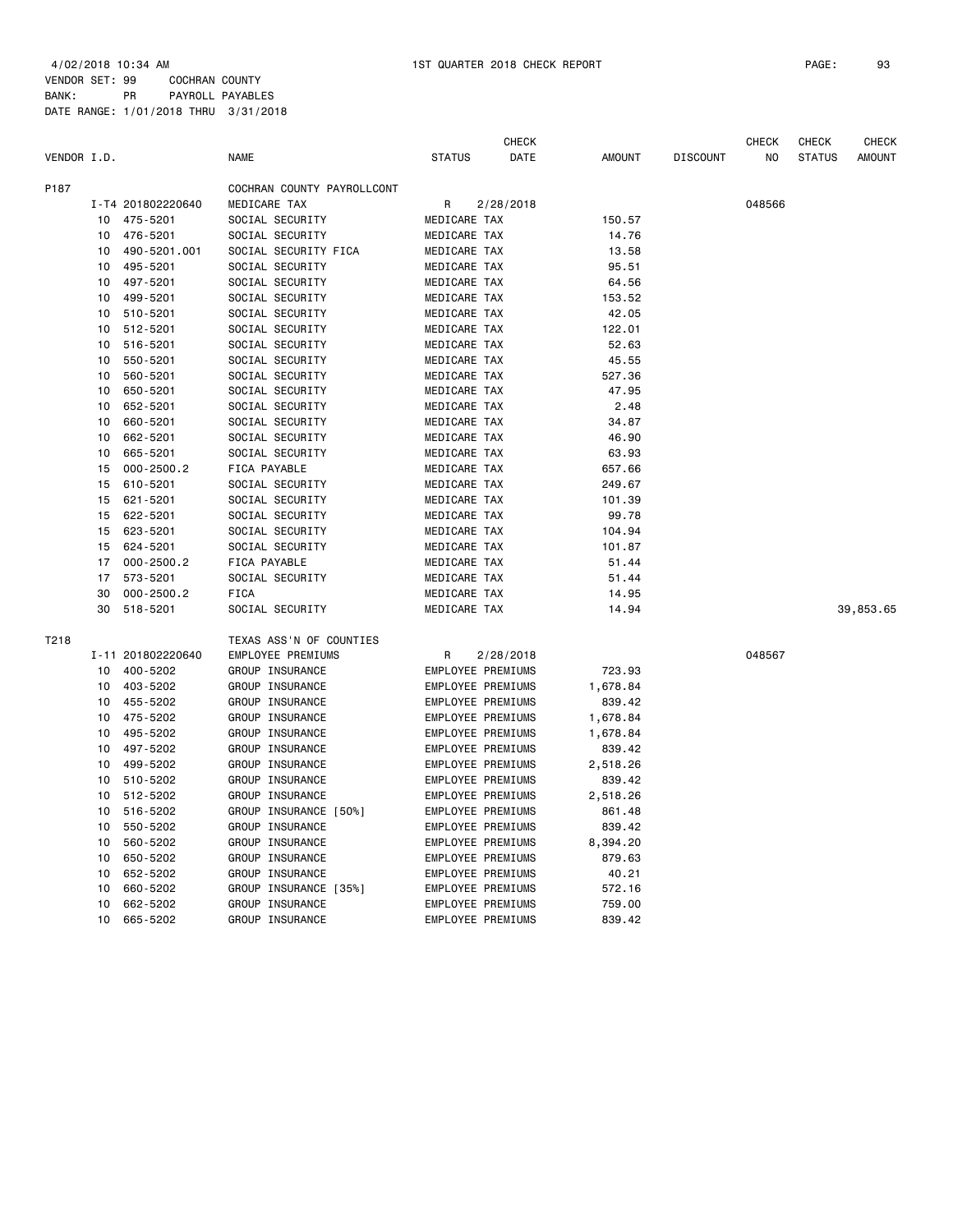4/02/2018 10:34 AM 1ST QUARTER 2018 CHECK REPORT PAGE: 93

VENDOR SET: 99 COCHRAN COUNTY
BANK: PR PAYROLL PAYABLES
DATE RANGE: 1/01/2018 THRU 3/31/2018

| VENDOR I.D. | | NAME | STATUS | CHECK DATE | AMOUNT | DISCOUNT | CHECK NO | CHECK STATUS | CHECK AMOUNT |
|---|---|---|---|---|---|---|---|---|---|
| P187 | | COCHRAN COUNTY PAYROLLCONT | | | | | | | |
| | I-T4 201802220640 | MEDICARE TAX | R | 2/28/2018 | | | 048566 | | |
| | 10 475-5201 | SOCIAL SECURITY | MEDICARE TAX | | 150.57 | | | | |
| | 10 476-5201 | SOCIAL SECURITY | MEDICARE TAX | | 14.76 | | | | |
| | 10 490-5201.001 | SOCIAL SECURITY FICA | MEDICARE TAX | | 13.58 | | | | |
| | 10 495-5201 | SOCIAL SECURITY | MEDICARE TAX | | 95.51 | | | | |
| | 10 497-5201 | SOCIAL SECURITY | MEDICARE TAX | | 64.56 | | | | |
| | 10 499-5201 | SOCIAL SECURITY | MEDICARE TAX | | 153.52 | | | | |
| | 10 510-5201 | SOCIAL SECURITY | MEDICARE TAX | | 42.05 | | | | |
| | 10 512-5201 | SOCIAL SECURITY | MEDICARE TAX | | 122.01 | | | | |
| | 10 516-5201 | SOCIAL SECURITY | MEDICARE TAX | | 52.63 | | | | |
| | 10 550-5201 | SOCIAL SECURITY | MEDICARE TAX | | 45.55 | | | | |
| | 10 560-5201 | SOCIAL SECURITY | MEDICARE TAX | | 527.36 | | | | |
| | 10 650-5201 | SOCIAL SECURITY | MEDICARE TAX | | 47.95 | | | | |
| | 10 652-5201 | SOCIAL SECURITY | MEDICARE TAX | | 2.48 | | | | |
| | 10 660-5201 | SOCIAL SECURITY | MEDICARE TAX | | 34.87 | | | | |
| | 10 662-5201 | SOCIAL SECURITY | MEDICARE TAX | | 46.90 | | | | |
| | 10 665-5201 | SOCIAL SECURITY | MEDICARE TAX | | 63.93 | | | | |
| | 15 000-2500.2 | FICA PAYABLE | MEDICARE TAX | | 657.66 | | | | |
| | 15 610-5201 | SOCIAL SECURITY | MEDICARE TAX | | 249.67 | | | | |
| | 15 621-5201 | SOCIAL SECURITY | MEDICARE TAX | | 101.39 | | | | |
| | 15 622-5201 | SOCIAL SECURITY | MEDICARE TAX | | 99.78 | | | | |
| | 15 623-5201 | SOCIAL SECURITY | MEDICARE TAX | | 104.94 | | | | |
| | 15 624-5201 | SOCIAL SECURITY | MEDICARE TAX | | 101.87 | | | | |
| | 17 000-2500.2 | FICA PAYABLE | MEDICARE TAX | | 51.44 | | | | |
| | 17 573-5201 | SOCIAL SECURITY | MEDICARE TAX | | 51.44 | | | | |
| | 30 000-2500.2 | FICA | MEDICARE TAX | | 14.95 | | | | |
| | 30 518-5201 | SOCIAL SECURITY | MEDICARE TAX | | 14.94 | | | | 39,853.65 |
| T218 | | TEXAS ASS'N OF COUNTIES | | | | | | | |
| | I-11 201802220640 | EMPLOYEE PREMIUMS | R | 2/28/2018 | | | 048567 | | |
| | 10 400-5202 | GROUP INSURANCE | EMPLOYEE PREMIUMS | | 723.93 | | | | |
| | 10 403-5202 | GROUP INSURANCE | EMPLOYEE PREMIUMS | | 1,678.84 | | | | |
| | 10 455-5202 | GROUP INSURANCE | EMPLOYEE PREMIUMS | | 839.42 | | | | |
| | 10 475-5202 | GROUP INSURANCE | EMPLOYEE PREMIUMS | | 1,678.84 | | | | |
| | 10 495-5202 | GROUP INSURANCE | EMPLOYEE PREMIUMS | | 1,678.84 | | | | |
| | 10 497-5202 | GROUP INSURANCE | EMPLOYEE PREMIUMS | | 839.42 | | | | |
| | 10 499-5202 | GROUP INSURANCE | EMPLOYEE PREMIUMS | | 2,518.26 | | | | |
| | 10 510-5202 | GROUP INSURANCE | EMPLOYEE PREMIUMS | | 839.42 | | | | |
| | 10 512-5202 | GROUP INSURANCE | EMPLOYEE PREMIUMS | | 2,518.26 | | | | |
| | 10 516-5202 | GROUP INSURANCE [50%] | EMPLOYEE PREMIUMS | | 861.48 | | | | |
| | 10 550-5202 | GROUP INSURANCE | EMPLOYEE PREMIUMS | | 839.42 | | | | |
| | 10 560-5202 | GROUP INSURANCE | EMPLOYEE PREMIUMS | | 8,394.20 | | | | |
| | 10 650-5202 | GROUP INSURANCE | EMPLOYEE PREMIUMS | | 879.63 | | | | |
| | 10 652-5202 | GROUP INSURANCE | EMPLOYEE PREMIUMS | | 40.21 | | | | |
| | 10 660-5202 | GROUP INSURANCE [35%] | EMPLOYEE PREMIUMS | | 572.16 | | | | |
| | 10 662-5202 | GROUP INSURANCE | EMPLOYEE PREMIUMS | | 759.00 | | | | |
| | 10 665-5202 | GROUP INSURANCE | EMPLOYEE PREMIUMS | | 839.42 | | | | |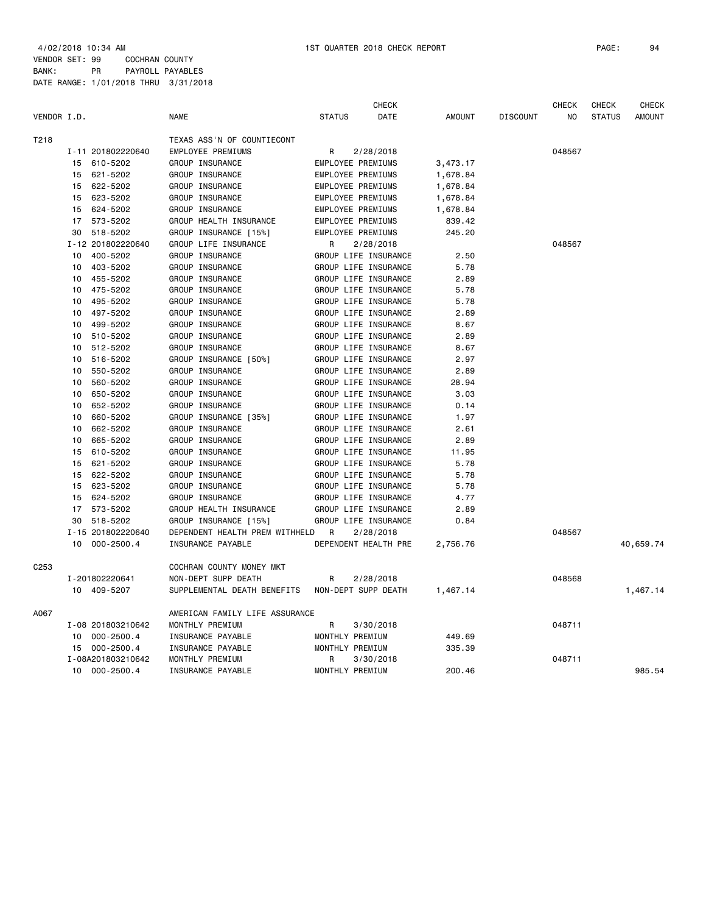4/02/2018 10:34 AM 1ST QUARTER 2018 CHECK REPORT

VENDOR SET: 99 COCHRAN COUNTY
BANK: PR PAYROLL PAYABLES
DATE RANGE: 1/01/2018 THRU 3/31/2018

| VENDOR I.D. | | NAME | STATUS | CHECK DATE | AMOUNT | DISCOUNT | CHECK NO | CHECK STATUS | CHECK AMOUNT |
|---|---|---|---|---|---|---|---|---|---|
| T218 | | TEXAS ASS'N OF COUNTIECONT | | | | | | | |
| | I-11 201802220640 | EMPLOYEE PREMIUMS | R | 2/28/2018 | | | 048567 | | |
| | 15 610-5202 | GROUP INSURANCE | EMPLOYEE PREMIUMS | | 3,473.17 | | | | |
| | 15 621-5202 | GROUP INSURANCE | EMPLOYEE PREMIUMS | | 1,678.84 | | | | |
| | 15 622-5202 | GROUP INSURANCE | EMPLOYEE PREMIUMS | | 1,678.84 | | | | |
| | 15 623-5202 | GROUP INSURANCE | EMPLOYEE PREMIUMS | | 1,678.84 | | | | |
| | 15 624-5202 | GROUP INSURANCE | EMPLOYEE PREMIUMS | | 1,678.84 | | | | |
| | 17 573-5202 | GROUP HEALTH INSURANCE | EMPLOYEE PREMIUMS | | 839.42 | | | | |
| | 30 518-5202 | GROUP INSURANCE [15%] | EMPLOYEE PREMIUMS | | 245.20 | | | | |
| | I-12 201802220640 | GROUP LIFE INSURANCE | R | 2/28/2018 | | | 048567 | | |
| | 10 400-5202 | GROUP INSURANCE | GROUP LIFE INSURANCE | | 2.50 | | | | |
| | 10 403-5202 | GROUP INSURANCE | GROUP LIFE INSURANCE | | 5.78 | | | | |
| | 10 455-5202 | GROUP INSURANCE | GROUP LIFE INSURANCE | | 2.89 | | | | |
| | 10 475-5202 | GROUP INSURANCE | GROUP LIFE INSURANCE | | 5.78 | | | | |
| | 10 495-5202 | GROUP INSURANCE | GROUP LIFE INSURANCE | | 5.78 | | | | |
| | 10 497-5202 | GROUP INSURANCE | GROUP LIFE INSURANCE | | 2.89 | | | | |
| | 10 499-5202 | GROUP INSURANCE | GROUP LIFE INSURANCE | | 8.67 | | | | |
| | 10 510-5202 | GROUP INSURANCE | GROUP LIFE INSURANCE | | 2.89 | | | | |
| | 10 512-5202 | GROUP INSURANCE | GROUP LIFE INSURANCE | | 8.67 | | | | |
| | 10 516-5202 | GROUP INSURANCE [50%] | GROUP LIFE INSURANCE | | 2.97 | | | | |
| | 10 550-5202 | GROUP INSURANCE | GROUP LIFE INSURANCE | | 2.89 | | | | |
| | 10 560-5202 | GROUP INSURANCE | GROUP LIFE INSURANCE | | 28.94 | | | | |
| | 10 650-5202 | GROUP INSURANCE | GROUP LIFE INSURANCE | | 3.03 | | | | |
| | 10 652-5202 | GROUP INSURANCE | GROUP LIFE INSURANCE | | 0.14 | | | | |
| | 10 660-5202 | GROUP INSURANCE [35%] | GROUP LIFE INSURANCE | | 1.97 | | | | |
| | 10 662-5202 | GROUP INSURANCE | GROUP LIFE INSURANCE | | 2.61 | | | | |
| | 10 665-5202 | GROUP INSURANCE | GROUP LIFE INSURANCE | | 2.89 | | | | |
| | 15 610-5202 | GROUP INSURANCE | GROUP LIFE INSURANCE | | 11.95 | | | | |
| | 15 621-5202 | GROUP INSURANCE | GROUP LIFE INSURANCE | | 5.78 | | | | |
| | 15 622-5202 | GROUP INSURANCE | GROUP LIFE INSURANCE | | 5.78 | | | | |
| | 15 623-5202 | GROUP INSURANCE | GROUP LIFE INSURANCE | | 5.78 | | | | |
| | 15 624-5202 | GROUP INSURANCE | GROUP LIFE INSURANCE | | 4.77 | | | | |
| | 17 573-5202 | GROUP HEALTH INSURANCE | GROUP LIFE INSURANCE | | 2.89 | | | | |
| | 30 518-5202 | GROUP INSURANCE [15%] | GROUP LIFE INSURANCE | | 0.84 | | | | |
| | I-15 201802220640 | DEPENDENT HEALTH PREM WITHHELD | R | 2/28/2018 | | | 048567 | | |
| | 10 000-2500.4 | INSURANCE PAYABLE | DEPENDENT HEALTH PRE | | 2,756.76 | | | | 40,659.74 |
| C253 | | COCHRAN COUNTY MONEY MKT | | | | | | | |
| | I-201802220641 | NON-DEPT SUPP DEATH | R | 2/28/2018 | | | 048568 | | |
| | 10 409-5207 | SUPPLEMENTAL DEATH BENEFITS | NON-DEPT SUPP DEATH | | 1,467.14 | | | | 1,467.14 |
| A067 | | AMERICAN FAMILY LIFE ASSURANCE | | | | | | | |
| | I-08 201803210642 | MONTHLY PREMIUM | R | 3/30/2018 | | | 048711 | | |
| | 10 000-2500.4 | INSURANCE PAYABLE | MONTHLY PREMIUM | | 449.69 | | | | |
| | 15 000-2500.4 | INSURANCE PAYABLE | MONTHLY PREMIUM | | 335.39 | | | | |
| | I-08A201803210642 | MONTHLY PREMIUM | R | 3/30/2018 | | | 048711 | | |
| | 10 000-2500.4 | INSURANCE PAYABLE | MONTHLY PREMIUM | | 200.46 | | | | 985.54 |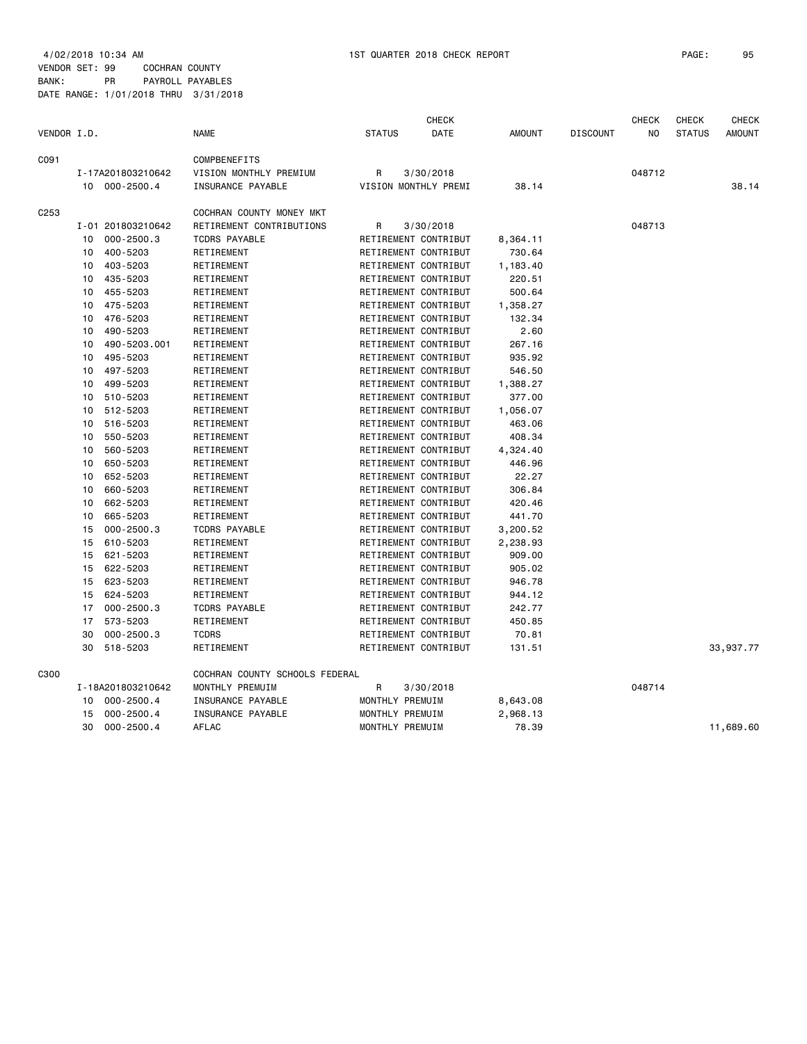4/02/2018 10:34 AM 1ST QUARTER 2018 CHECK REPORT

VENDOR SET: 99 COCHRAN COUNTY
BANK: PR PAYROLL PAYABLES
DATE RANGE: 1/01/2018 THRU 3/31/2018

| VENDOR I.D. | | NAME | STATUS | CHECK DATE | AMOUNT | DISCOUNT | CHECK NO | CHECK STATUS | CHECK AMOUNT |
|---|---|---|---|---|---|---|---|---|---|
| C091 | | COMPBENEFITS | | | | | | | |
| | I-17A201803210642 | VISION MONTHLY PREMIUM | R | 3/30/2018 | | | 048712 | | |
| | 10 000-2500.4 | INSURANCE PAYABLE | VISION MONTHLY PREMI | | 38.14 | | | | 38.14 |
| C253 | | COCHRAN COUNTY MONEY MKT | | | | | | | |
| | I-01 201803210642 | RETIREMENT CONTRIBUTIONS | R | 3/30/2018 | | | 048713 | | |
| | 10 000-2500.3 | TCDRS PAYABLE | RETIREMENT CONTRIBUT | | 8,364.11 | | | | |
| | 10 400-5203 | RETIREMENT | RETIREMENT CONTRIBUT | | 730.64 | | | | |
| | 10 403-5203 | RETIREMENT | RETIREMENT CONTRIBUT | | 1,183.40 | | | | |
| | 10 435-5203 | RETIREMENT | RETIREMENT CONTRIBUT | | 220.51 | | | | |
| | 10 455-5203 | RETIREMENT | RETIREMENT CONTRIBUT | | 500.64 | | | | |
| | 10 475-5203 | RETIREMENT | RETIREMENT CONTRIBUT | | 1,358.27 | | | | |
| | 10 476-5203 | RETIREMENT | RETIREMENT CONTRIBUT | | 132.34 | | | | |
| | 10 490-5203 | RETIREMENT | RETIREMENT CONTRIBUT | | 2.60 | | | | |
| | 10 490-5203.001 | RETIREMENT | RETIREMENT CONTRIBUT | | 267.16 | | | | |
| | 10 495-5203 | RETIREMENT | RETIREMENT CONTRIBUT | | 935.92 | | | | |
| | 10 497-5203 | RETIREMENT | RETIREMENT CONTRIBUT | | 546.50 | | | | |
| | 10 499-5203 | RETIREMENT | RETIREMENT CONTRIBUT | | 1,388.27 | | | | |
| | 10 510-5203 | RETIREMENT | RETIREMENT CONTRIBUT | | 377.00 | | | | |
| | 10 512-5203 | RETIREMENT | RETIREMENT CONTRIBUT | | 1,056.07 | | | | |
| | 10 516-5203 | RETIREMENT | RETIREMENT CONTRIBUT | | 463.06 | | | | |
| | 10 550-5203 | RETIREMENT | RETIREMENT CONTRIBUT | | 408.34 | | | | |
| | 10 560-5203 | RETIREMENT | RETIREMENT CONTRIBUT | | 4,324.40 | | | | |
| | 10 650-5203 | RETIREMENT | RETIREMENT CONTRIBUT | | 446.96 | | | | |
| | 10 652-5203 | RETIREMENT | RETIREMENT CONTRIBUT | | 22.27 | | | | |
| | 10 660-5203 | RETIREMENT | RETIREMENT CONTRIBUT | | 306.84 | | | | |
| | 10 662-5203 | RETIREMENT | RETIREMENT CONTRIBUT | | 420.46 | | | | |
| | 10 665-5203 | RETIREMENT | RETIREMENT CONTRIBUT | | 441.70 | | | | |
| | 15 000-2500.3 | TCDRS PAYABLE | RETIREMENT CONTRIBUT | | 3,200.52 | | | | |
| | 15 610-5203 | RETIREMENT | RETIREMENT CONTRIBUT | | 2,238.93 | | | | |
| | 15 621-5203 | RETIREMENT | RETIREMENT CONTRIBUT | | 909.00 | | | | |
| | 15 622-5203 | RETIREMENT | RETIREMENT CONTRIBUT | | 905.02 | | | | |
| | 15 623-5203 | RETIREMENT | RETIREMENT CONTRIBUT | | 946.78 | | | | |
| | 15 624-5203 | RETIREMENT | RETIREMENT CONTRIBUT | | 944.12 | | | | |
| | 17 000-2500.3 | TCDRS PAYABLE | RETIREMENT CONTRIBUT | | 242.77 | | | | |
| | 17 573-5203 | RETIREMENT | RETIREMENT CONTRIBUT | | 450.85 | | | | |
| | 30 000-2500.3 | TCDRS | RETIREMENT CONTRIBUT | | 70.81 | | | | |
| | 30 518-5203 | RETIREMENT | RETIREMENT CONTRIBUT | | 131.51 | | | | 33,937.77 |
| C300 | | COCHRAN COUNTY SCHOOLS FEDERAL | | | | | | | |
| | I-18A201803210642 | MONTHLY PREMUIM | R | 3/30/2018 | | | 048714 | | |
| | 10 000-2500.4 | INSURANCE PAYABLE | MONTHLY PREMUIM | | 8,643.08 | | | | |
| | 15 000-2500.4 | INSURANCE PAYABLE | MONTHLY PREMUIM | | 2,968.13 | | | | |
| | 30 000-2500.4 | AFLAC | MONTHLY PREMUIM | | 78.39 | | | | 11,689.60 |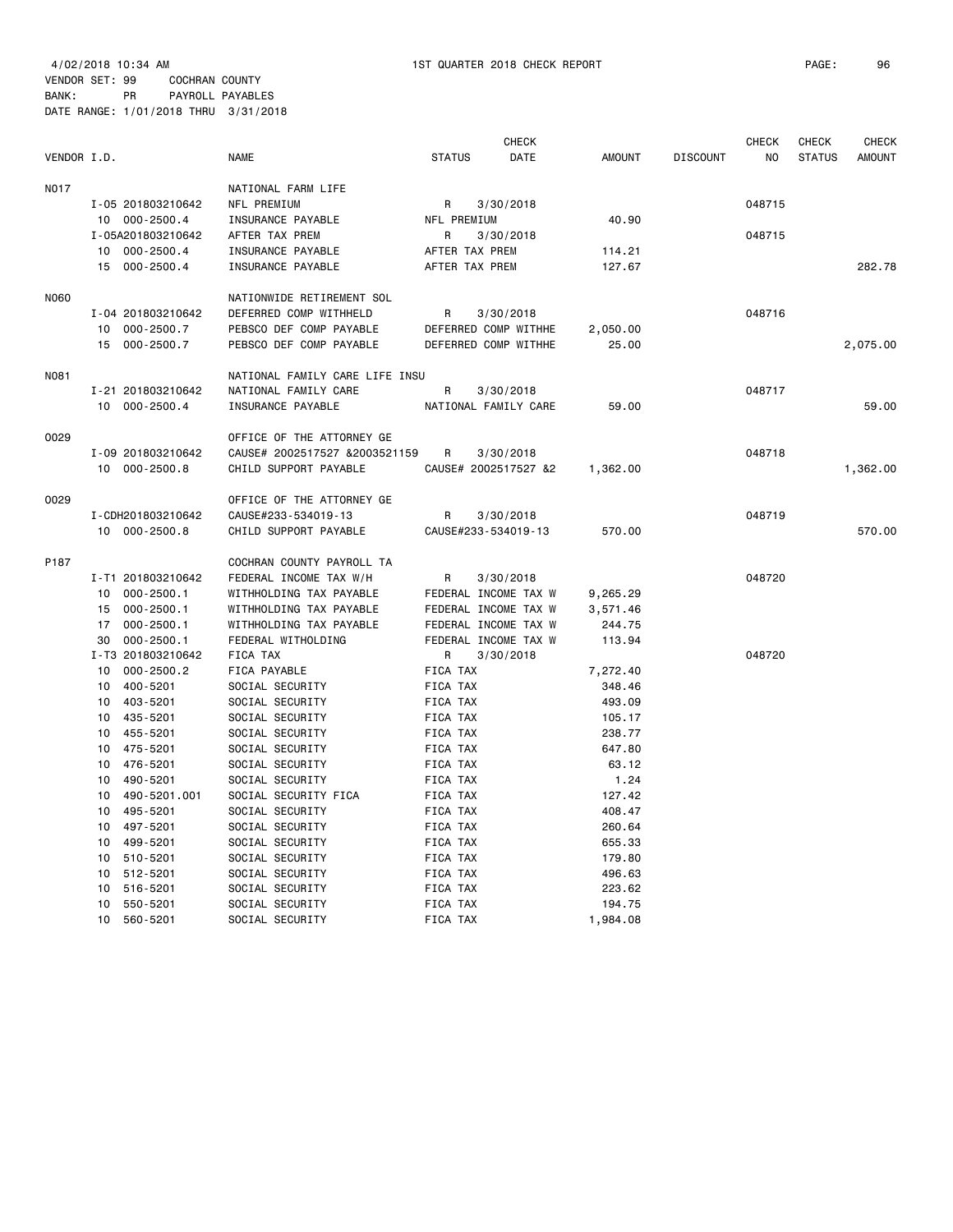4/02/2018 10:34 AM 1ST QUARTER 2018 CHECK REPORT

VENDOR SET: 99 COCHRAN COUNTY
BANK: PR PAYROLL PAYABLES
DATE RANGE: 1/01/2018 THRU 3/31/2018

| VENDOR I.D. | | NAME | STATUS | CHECK DATE | AMOUNT | DISCOUNT | CHECK NO | CHECK STATUS | CHECK AMOUNT |
|---|---|---|---|---|---|---|---|---|---|
| N017 | | NATIONAL FARM LIFE | | | | | | | |
| | I-05 201803210642 | NFL PREMIUM | R | 3/30/2018 | | | 048715 | | |
| | 10 000-2500.4 | INSURANCE PAYABLE | NFL PREMIUM | | 40.90 | | | | |
| | I-05A201803210642 | AFTER TAX PREM | R | 3/30/2018 | | | 048715 | | |
| | 10 000-2500.4 | INSURANCE PAYABLE | AFTER TAX PREM | | 114.21 | | | | |
| | 15 000-2500.4 | INSURANCE PAYABLE | AFTER TAX PREM | | 127.67 | | | | 282.78 |
| N060 | | NATIONWIDE RETIREMENT SOL | | | | | | | |
| | I-04 201803210642 | DEFERRED COMP WITHHELD | R | 3/30/2018 | | | 048716 | | |
| | 10 000-2500.7 | PEBSCO DEF COMP PAYABLE | DEFERRED COMP WITHHE | | 2,050.00 | | | | |
| | 15 000-2500.7 | PEBSCO DEF COMP PAYABLE | DEFERRED COMP WITHHE | | 25.00 | | | | 2,075.00 |
| N081 | | NATIONAL FAMILY CARE LIFE INSU | | | | | | | |
| | I-21 201803210642 | NATIONAL FAMILY CARE | R | 3/30/2018 | | | 048717 | | |
| | 10 000-2500.4 | INSURANCE PAYABLE | NATIONAL FAMILY CARE | | 59.00 | | | | 59.00 |
| O029 | | OFFICE OF THE ATTORNEY GE | | | | | | | |
| | I-09 201803210642 | CAUSE# 2002517527 &2003521159 | R | 3/30/2018 | | | 048718 | | |
| | 10 000-2500.8 | CHILD SUPPORT PAYABLE | CAUSE# 2002517527 &2 | | 1,362.00 | | | | 1,362.00 |
| O029 | | OFFICE OF THE ATTORNEY GE | | | | | | | |
| | I-CDH201803210642 | CAUSE#233-534019-13 | R | 3/30/2018 | | | 048719 | | |
| | 10 000-2500.8 | CHILD SUPPORT PAYABLE | CAUSE#233-534019-13 | | 570.00 | | | | 570.00 |
| P187 | | COCHRAN COUNTY PAYROLL TA | | | | | | | |
| | I-T1 201803210642 | FEDERAL INCOME TAX W/H | R | 3/30/2018 | | | 048720 | | |
| | 10 000-2500.1 | WITHHOLDING TAX PAYABLE | FEDERAL INCOME TAX W | | 9,265.29 | | | | |
| | 15 000-2500.1 | WITHHOLDING TAX PAYABLE | FEDERAL INCOME TAX W | | 3,571.46 | | | | |
| | 17 000-2500.1 | WITHHOLDING TAX PAYABLE | FEDERAL INCOME TAX W | | 244.75 | | | | |
| | 30 000-2500.1 | FEDERAL WITHOLDING | FEDERAL INCOME TAX W | | 113.94 | | | | |
| | I-T3 201803210642 | FICA TAX | R | 3/30/2018 | | | 048720 | | |
| | 10 000-2500.2 | FICA PAYABLE | FICA TAX | | 7,272.40 | | | | |
| | 10 400-5201 | SOCIAL SECURITY | FICA TAX | | 348.46 | | | | |
| | 10 403-5201 | SOCIAL SECURITY | FICA TAX | | 493.09 | | | | |
| | 10 435-5201 | SOCIAL SECURITY | FICA TAX | | 105.17 | | | | |
| | 10 455-5201 | SOCIAL SECURITY | FICA TAX | | 238.77 | | | | |
| | 10 475-5201 | SOCIAL SECURITY | FICA TAX | | 647.80 | | | | |
| | 10 476-5201 | SOCIAL SECURITY | FICA TAX | | 63.12 | | | | |
| | 10 490-5201 | SOCIAL SECURITY | FICA TAX | | 1.24 | | | | |
| | 10 490-5201.001 | SOCIAL SECURITY FICA | FICA TAX | | 127.42 | | | | |
| | 10 495-5201 | SOCIAL SECURITY | FICA TAX | | 408.47 | | | | |
| | 10 497-5201 | SOCIAL SECURITY | FICA TAX | | 260.64 | | | | |
| | 10 499-5201 | SOCIAL SECURITY | FICA TAX | | 655.33 | | | | |
| | 10 510-5201 | SOCIAL SECURITY | FICA TAX | | 179.80 | | | | |
| | 10 512-5201 | SOCIAL SECURITY | FICA TAX | | 496.63 | | | | |
| | 10 516-5201 | SOCIAL SECURITY | FICA TAX | | 223.62 | | | | |
| | 10 550-5201 | SOCIAL SECURITY | FICA TAX | | 194.75 | | | | |
| | 10 560-5201 | SOCIAL SECURITY | FICA TAX | | 1,984.08 | | | | |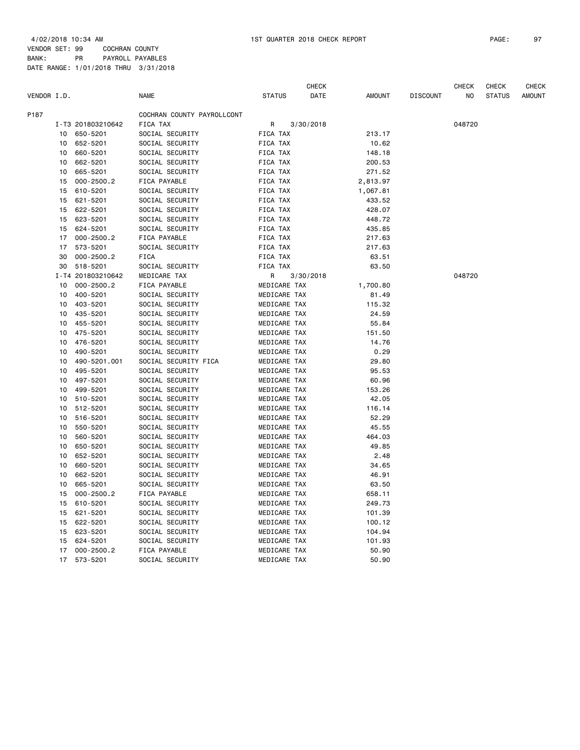4/02/2018 10:34 AM 1ST QUARTER 2018 CHECK REPORT

VENDOR SET: 99 COCHRAN COUNTY
BANK: PR PAYROLL PAYABLES
DATE RANGE: 1/01/2018 THRU 3/31/2018

| VENDOR I.D. | | NAME | STATUS | CHECK DATE | AMOUNT | DISCOUNT | CHECK NO | CHECK STATUS | CHECK AMOUNT |
|---|---|---|---|---|---|---|---|---|---|
| P187 | | COCHRAN COUNTY PAYROLLCONT | | | | | | | |
| | I-T3 201803210642 | FICA TAX | R | 3/30/2018 | | | 048720 | | |
| 10 | 650-5201 | SOCIAL SECURITY | FICA TAX | | 213.17 | | | | |
| 10 | 652-5201 | SOCIAL SECURITY | FICA TAX | | 10.62 | | | | |
| 10 | 660-5201 | SOCIAL SECURITY | FICA TAX | | 148.18 | | | | |
| 10 | 662-5201 | SOCIAL SECURITY | FICA TAX | | 200.53 | | | | |
| 10 | 665-5201 | SOCIAL SECURITY | FICA TAX | | 271.52 | | | | |
| 15 | 000-2500.2 | FICA PAYABLE | FICA TAX | | 2,813.97 | | | | |
| 15 | 610-5201 | SOCIAL SECURITY | FICA TAX | | 1,067.81 | | | | |
| 15 | 621-5201 | SOCIAL SECURITY | FICA TAX | | 433.52 | | | | |
| 15 | 622-5201 | SOCIAL SECURITY | FICA TAX | | 428.07 | | | | |
| 15 | 623-5201 | SOCIAL SECURITY | FICA TAX | | 448.72 | | | | |
| 15 | 624-5201 | SOCIAL SECURITY | FICA TAX | | 435.85 | | | | |
| 17 | 000-2500.2 | FICA PAYABLE | FICA TAX | | 217.63 | | | | |
| 17 | 573-5201 | SOCIAL SECURITY | FICA TAX | | 217.63 | | | | |
| 30 | 000-2500.2 | FICA | FICA TAX | | 63.51 | | | | |
| 30 | 518-5201 | SOCIAL SECURITY | FICA TAX | | 63.50 | | | | |
| | I-T4 201803210642 | MEDICARE TAX | R | 3/30/2018 | | | 048720 | | |
| 10 | 000-2500.2 | FICA PAYABLE | MEDICARE TAX | | 1,700.80 | | | | |
| 10 | 400-5201 | SOCIAL SECURITY | MEDICARE TAX | | 81.49 | | | | |
| 10 | 403-5201 | SOCIAL SECURITY | MEDICARE TAX | | 115.32 | | | | |
| 10 | 435-5201 | SOCIAL SECURITY | MEDICARE TAX | | 24.59 | | | | |
| 10 | 455-5201 | SOCIAL SECURITY | MEDICARE TAX | | 55.84 | | | | |
| 10 | 475-5201 | SOCIAL SECURITY | MEDICARE TAX | | 151.50 | | | | |
| 10 | 476-5201 | SOCIAL SECURITY | MEDICARE TAX | | 14.76 | | | | |
| 10 | 490-5201 | SOCIAL SECURITY | MEDICARE TAX | | 0.29 | | | | |
| 10 | 490-5201.001 | SOCIAL SECURITY FICA | MEDICARE TAX | | 29.80 | | | | |
| 10 | 495-5201 | SOCIAL SECURITY | MEDICARE TAX | | 95.53 | | | | |
| 10 | 497-5201 | SOCIAL SECURITY | MEDICARE TAX | | 60.96 | | | | |
| 10 | 499-5201 | SOCIAL SECURITY | MEDICARE TAX | | 153.26 | | | | |
| 10 | 510-5201 | SOCIAL SECURITY | MEDICARE TAX | | 42.05 | | | | |
| 10 | 512-5201 | SOCIAL SECURITY | MEDICARE TAX | | 116.14 | | | | |
| 10 | 516-5201 | SOCIAL SECURITY | MEDICARE TAX | | 52.29 | | | | |
| 10 | 550-5201 | SOCIAL SECURITY | MEDICARE TAX | | 45.55 | | | | |
| 10 | 560-5201 | SOCIAL SECURITY | MEDICARE TAX | | 464.03 | | | | |
| 10 | 650-5201 | SOCIAL SECURITY | MEDICARE TAX | | 49.85 | | | | |
| 10 | 652-5201 | SOCIAL SECURITY | MEDICARE TAX | | 2.48 | | | | |
| 10 | 660-5201 | SOCIAL SECURITY | MEDICARE TAX | | 34.65 | | | | |
| 10 | 662-5201 | SOCIAL SECURITY | MEDICARE TAX | | 46.91 | | | | |
| 10 | 665-5201 | SOCIAL SECURITY | MEDICARE TAX | | 63.50 | | | | |
| 15 | 000-2500.2 | FICA PAYABLE | MEDICARE TAX | | 658.11 | | | | |
| 15 | 610-5201 | SOCIAL SECURITY | MEDICARE TAX | | 249.73 | | | | |
| 15 | 621-5201 | SOCIAL SECURITY | MEDICARE TAX | | 101.39 | | | | |
| 15 | 622-5201 | SOCIAL SECURITY | MEDICARE TAX | | 100.12 | | | | |
| 15 | 623-5201 | SOCIAL SECURITY | MEDICARE TAX | | 104.94 | | | | |
| 15 | 624-5201 | SOCIAL SECURITY | MEDICARE TAX | | 101.93 | | | | |
| 17 | 000-2500.2 | FICA PAYABLE | MEDICARE TAX | | 50.90 | | | | |
| 17 | 573-5201 | SOCIAL SECURITY | MEDICARE TAX | | 50.90 | | | | |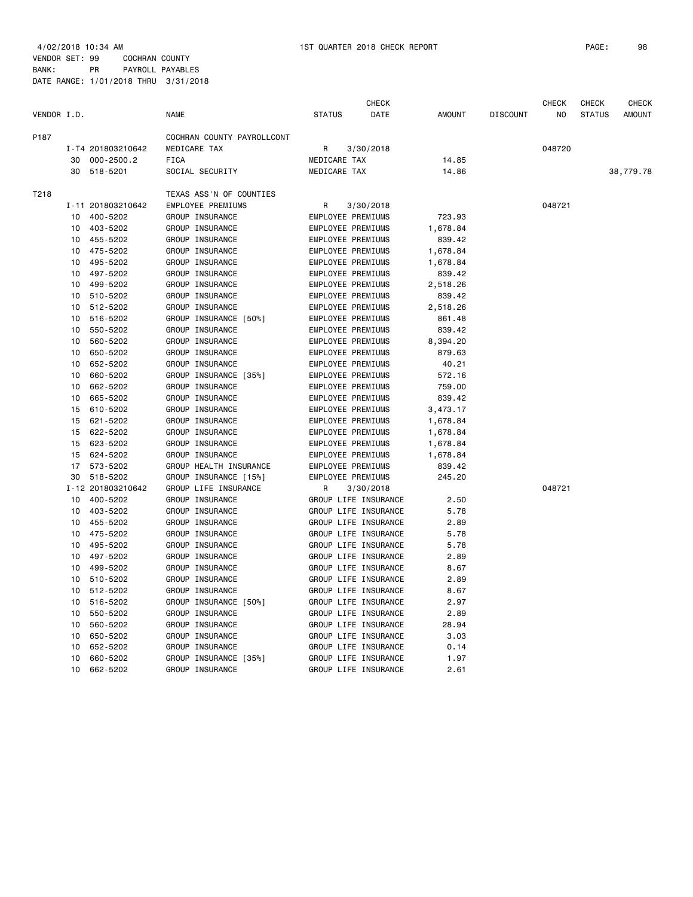4/02/2018 10:34 AM 1ST QUARTER 2018 CHECK REPORT PAGE: 98

VENDOR SET: 99 COCHRAN COUNTY
BANK: PR PAYROLL PAYABLES
DATE RANGE: 1/01/2018 THRU 3/31/2018

| VENDOR I.D. | | NAME | STATUS | CHECK DATE | AMOUNT | DISCOUNT | CHECK NO | CHECK STATUS | CHECK AMOUNT |
|---|---|---|---|---|---|---|---|---|---|
| P187 | | COCHRAN COUNTY PAYROLLCONT | | | | | | | |
| | I-T4 201803210642 | MEDICARE TAX | R | 3/30/2018 | | | 048720 | | |
| | 30 000-2500.2 | FICA | MEDICARE TAX | | 14.85 | | | | |
| | 30 518-5201 | SOCIAL SECURITY | MEDICARE TAX | | 14.86 | | | | 38,779.78 |
| T218 | | TEXAS ASS'N OF COUNTIES | | | | | | | |
| | I-11 201803210642 | EMPLOYEE PREMIUMS | R | 3/30/2018 | | | 048721 | | |
| | 10 400-5202 | GROUP INSURANCE | EMPLOYEE PREMIUMS | | 723.93 | | | | |
| | 10 403-5202 | GROUP INSURANCE | EMPLOYEE PREMIUMS | | 1,678.84 | | | | |
| | 10 455-5202 | GROUP INSURANCE | EMPLOYEE PREMIUMS | | 839.42 | | | | |
| | 10 475-5202 | GROUP INSURANCE | EMPLOYEE PREMIUMS | | 1,678.84 | | | | |
| | 10 495-5202 | GROUP INSURANCE | EMPLOYEE PREMIUMS | | 1,678.84 | | | | |
| | 10 497-5202 | GROUP INSURANCE | EMPLOYEE PREMIUMS | | 839.42 | | | | |
| | 10 499-5202 | GROUP INSURANCE | EMPLOYEE PREMIUMS | | 2,518.26 | | | | |
| | 10 510-5202 | GROUP INSURANCE | EMPLOYEE PREMIUMS | | 839.42 | | | | |
| | 10 512-5202 | GROUP INSURANCE | EMPLOYEE PREMIUMS | | 2,518.26 | | | | |
| | 10 516-5202 | GROUP INSURANCE [50%] | EMPLOYEE PREMIUMS | | 861.48 | | | | |
| | 10 550-5202 | GROUP INSURANCE | EMPLOYEE PREMIUMS | | 839.42 | | | | |
| | 10 560-5202 | GROUP INSURANCE | EMPLOYEE PREMIUMS | | 8,394.20 | | | | |
| | 10 650-5202 | GROUP INSURANCE | EMPLOYEE PREMIUMS | | 879.63 | | | | |
| | 10 652-5202 | GROUP INSURANCE | EMPLOYEE PREMIUMS | | 40.21 | | | | |
| | 10 660-5202 | GROUP INSURANCE [35%] | EMPLOYEE PREMIUMS | | 572.16 | | | | |
| | 10 662-5202 | GROUP INSURANCE | EMPLOYEE PREMIUMS | | 759.00 | | | | |
| | 10 665-5202 | GROUP INSURANCE | EMPLOYEE PREMIUMS | | 839.42 | | | | |
| | 15 610-5202 | GROUP INSURANCE | EMPLOYEE PREMIUMS | | 3,473.17 | | | | |
| | 15 621-5202 | GROUP INSURANCE | EMPLOYEE PREMIUMS | | 1,678.84 | | | | |
| | 15 622-5202 | GROUP INSURANCE | EMPLOYEE PREMIUMS | | 1,678.84 | | | | |
| | 15 623-5202 | GROUP INSURANCE | EMPLOYEE PREMIUMS | | 1,678.84 | | | | |
| | 15 624-5202 | GROUP INSURANCE | EMPLOYEE PREMIUMS | | 1,678.84 | | | | |
| | 17 573-5202 | GROUP HEALTH INSURANCE | EMPLOYEE PREMIUMS | | 839.42 | | | | |
| | 30 518-5202 | GROUP INSURANCE [15%] | EMPLOYEE PREMIUMS | | 245.20 | | | | |
| | I-12 201803210642 | GROUP LIFE INSURANCE | R | 3/30/2018 | | | 048721 | | |
| | 10 400-5202 | GROUP INSURANCE | GROUP LIFE INSURANCE | | 2.50 | | | | |
| | 10 403-5202 | GROUP INSURANCE | GROUP LIFE INSURANCE | | 5.78 | | | | |
| | 10 455-5202 | GROUP INSURANCE | GROUP LIFE INSURANCE | | 2.89 | | | | |
| | 10 475-5202 | GROUP INSURANCE | GROUP LIFE INSURANCE | | 5.78 | | | | |
| | 10 495-5202 | GROUP INSURANCE | GROUP LIFE INSURANCE | | 5.78 | | | | |
| | 10 497-5202 | GROUP INSURANCE | GROUP LIFE INSURANCE | | 2.89 | | | | |
| | 10 499-5202 | GROUP INSURANCE | GROUP LIFE INSURANCE | | 8.67 | | | | |
| | 10 510-5202 | GROUP INSURANCE | GROUP LIFE INSURANCE | | 2.89 | | | | |
| | 10 512-5202 | GROUP INSURANCE | GROUP LIFE INSURANCE | | 8.67 | | | | |
| | 10 516-5202 | GROUP INSURANCE [50%] | GROUP LIFE INSURANCE | | 2.97 | | | | |
| | 10 550-5202 | GROUP INSURANCE | GROUP LIFE INSURANCE | | 2.89 | | | | |
| | 10 560-5202 | GROUP INSURANCE | GROUP LIFE INSURANCE | | 28.94 | | | | |
| | 10 650-5202 | GROUP INSURANCE | GROUP LIFE INSURANCE | | 3.03 | | | | |
| | 10 652-5202 | GROUP INSURANCE | GROUP LIFE INSURANCE | | 0.14 | | | | |
| | 10 660-5202 | GROUP INSURANCE [35%] | GROUP LIFE INSURANCE | | 1.97 | | | | |
| | 10 662-5202 | GROUP INSURANCE | GROUP LIFE INSURANCE | | 2.61 | | | | |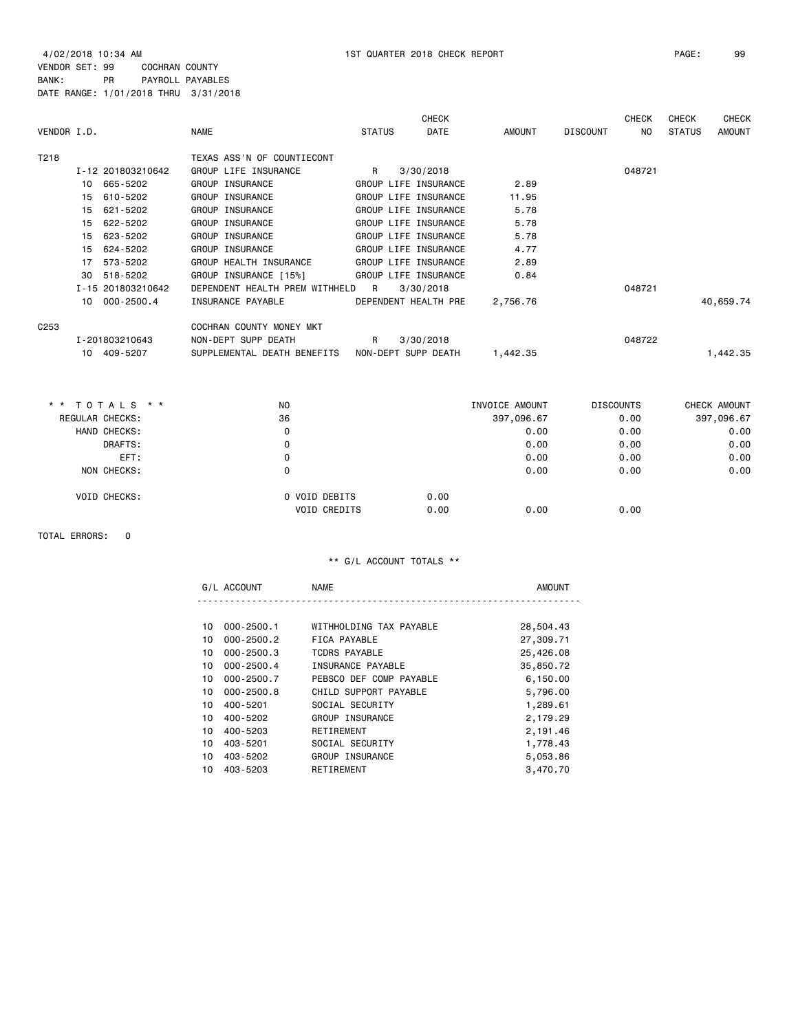4/02/2018 10:34 AM 1ST QUARTER 2018 CHECK REPORT

VENDOR SET: 99 COCHRAN COUNTY
BANK: PR PAYROLL PAYABLES
DATE RANGE: 1/01/2018 THRU 3/31/2018

| VENDOR I.D. | NAME | STATUS | CHECK DATE | AMOUNT | DISCOUNT | CHECK NO | CHECK STATUS | CHECK AMOUNT |
|---|---|---|---|---|---|---|---|---|
| T218 | TEXAS ASS'N OF COUNTIECONT | | | | | | | |
| I-12 201803210642 | GROUP LIFE INSURANCE | R | 3/30/2018 | | | 048721 | | |
| 10 665-5202 | GROUP INSURANCE | GROUP LIFE INSURANCE | | 2.89 | | | | |
| 15 610-5202 | GROUP INSURANCE | GROUP LIFE INSURANCE | | 11.95 | | | | |
| 15 621-5202 | GROUP INSURANCE | GROUP LIFE INSURANCE | | 5.78 | | | | |
| 15 622-5202 | GROUP INSURANCE | GROUP LIFE INSURANCE | | 5.78 | | | | |
| 15 623-5202 | GROUP INSURANCE | GROUP LIFE INSURANCE | | 5.78 | | | | |
| 15 624-5202 | GROUP INSURANCE | GROUP LIFE INSURANCE | | 4.77 | | | | |
| 17 573-5202 | GROUP HEALTH INSURANCE | GROUP LIFE INSURANCE | | 2.89 | | | | |
| 30 518-5202 | GROUP INSURANCE [15%] | GROUP LIFE INSURANCE | | 0.84 | | | | |
| I-15 201803210642 | DEPENDENT HEALTH PREM WITHHELD | R | 3/30/2018 | | | 048721 | | |
| 10 000-2500.4 | INSURANCE PAYABLE | DEPENDENT HEALTH PRE | | 2,756.76 | | | | 40,659.74 |
| C253 | COCHRAN COUNTY MONEY MKT | | | | | | | |
| I-201803210643 | NON-DEPT SUPP DEATH | R | 3/30/2018 | | | 048722 | | |
| 10 409-5207 | SUPPLEMENTAL DEATH BENEFITS | NON-DEPT SUPP DEATH | | 1,442.35 | | | | 1,442.35 |

| * * T O T A L S * * | NO | | | INVOICE AMOUNT | DISCOUNTS | CHECK AMOUNT |
|---|---|---|---|---|---|---|
| REGULAR CHECKS: | 36 | | | 397,096.67 | 0.00 | 397,096.67 |
| HAND CHECKS: | 0 | | | 0.00 | 0.00 | 0.00 |
| DRAFTS: | 0 | | | 0.00 | 0.00 | 0.00 |
| EFT: | 0 | | | 0.00 | 0.00 | 0.00 |
| NON CHECKS: | 0 | | | 0.00 | 0.00 | 0.00 |
| VOID CHECKS: | 0 | VOID DEBITS | 0.00 | | | |
| | | VOID CREDITS | 0.00 | 0.00 | 0.00 | |

TOTAL ERRORS: 0

** G/L ACCOUNT TOTALS **

| G/L ACCOUNT | NAME | AMOUNT |
|---|---|---|
| 10 000-2500.1 | WITHHOLDING TAX PAYABLE | 28,504.43 |
| 10 000-2500.2 | FICA PAYABLE | 27,309.71 |
| 10 000-2500.3 | TCDRS PAYABLE | 25,426.08 |
| 10 000-2500.4 | INSURANCE PAYABLE | 35,850.72 |
| 10 000-2500.7 | PEBSCO DEF COMP PAYABLE | 6,150.00 |
| 10 000-2500.8 | CHILD SUPPORT PAYABLE | 5,796.00 |
| 10 400-5201 | SOCIAL SECURITY | 1,289.61 |
| 10 400-5202 | GROUP INSURANCE | 2,179.29 |
| 10 400-5203 | RETIREMENT | 2,191.46 |
| 10 403-5201 | SOCIAL SECURITY | 1,778.43 |
| 10 403-5202 | GROUP INSURANCE | 5,053.86 |
| 10 403-5203 | RETIREMENT | 3,470.70 |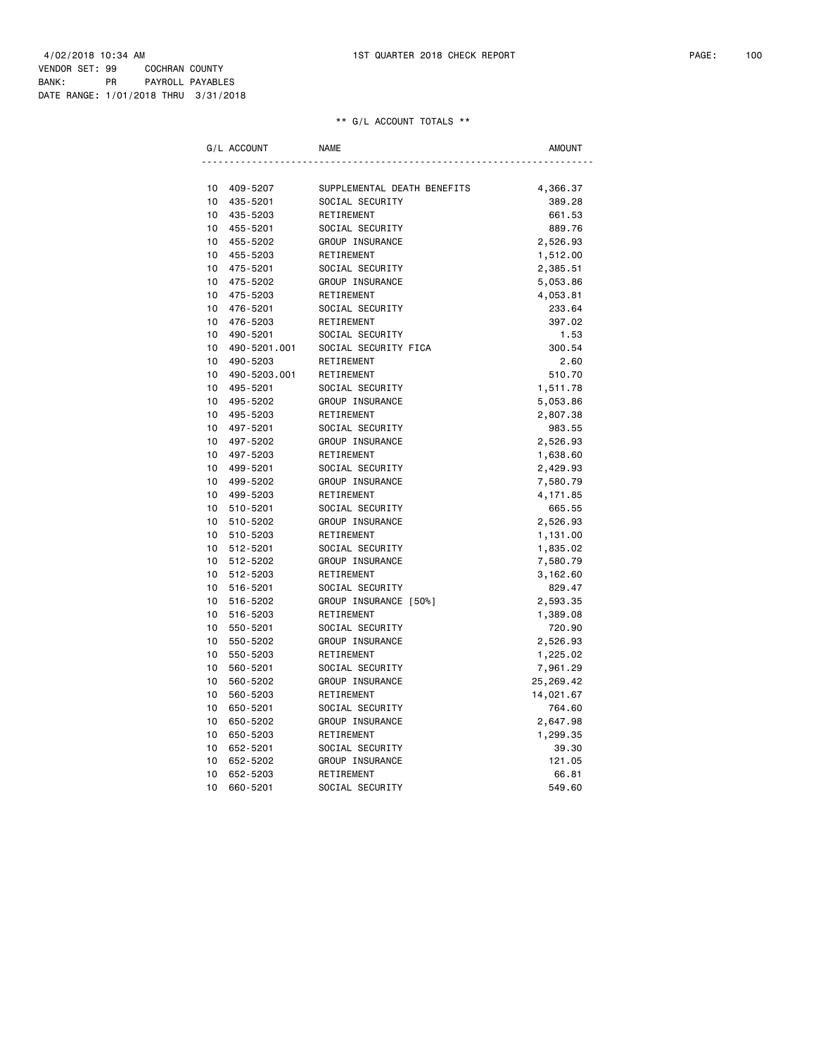4/02/2018 10:34 AM 1ST QUARTER 2018 CHECK REPORT

VENDOR SET: 99 COCHRAN COUNTY
BANK: PR PAYROLL PAYABLES
DATE RANGE: 1/01/2018 THRU 3/31/2018

** G/L ACCOUNT TOTALS **

| G/L ACCOUNT | | NAME | AMOUNT |
|---|---|---|---|
| 10 | 409-5207 | SUPPLEMENTAL DEATH BENEFITS | 4,366.37 |
| 10 | 435-5201 | SOCIAL SECURITY | 389.28 |
| 10 | 435-5203 | RETIREMENT | 661.53 |
| 10 | 455-5201 | SOCIAL SECURITY | 889.76 |
| 10 | 455-5202 | GROUP INSURANCE | 2,526.93 |
| 10 | 455-5203 | RETIREMENT | 1,512.00 |
| 10 | 475-5201 | SOCIAL SECURITY | 2,385.51 |
| 10 | 475-5202 | GROUP INSURANCE | 5,053.86 |
| 10 | 475-5203 | RETIREMENT | 4,053.81 |
| 10 | 476-5201 | SOCIAL SECURITY | 233.64 |
| 10 | 476-5203 | RETIREMENT | 397.02 |
| 10 | 490-5201 | SOCIAL SECURITY | 1.53 |
| 10 | 490-5201.001 | SOCIAL SECURITY FICA | 300.54 |
| 10 | 490-5203 | RETIREMENT | 2.60 |
| 10 | 490-5203.001 | RETIREMENT | 510.70 |
| 10 | 495-5201 | SOCIAL SECURITY | 1,511.78 |
| 10 | 495-5202 | GROUP INSURANCE | 5,053.86 |
| 10 | 495-5203 | RETIREMENT | 2,807.38 |
| 10 | 497-5201 | SOCIAL SECURITY | 983.55 |
| 10 | 497-5202 | GROUP INSURANCE | 2,526.93 |
| 10 | 497-5203 | RETIREMENT | 1,638.60 |
| 10 | 499-5201 | SOCIAL SECURITY | 2,429.93 |
| 10 | 499-5202 | GROUP INSURANCE | 7,580.79 |
| 10 | 499-5203 | RETIREMENT | 4,171.85 |
| 10 | 510-5201 | SOCIAL SECURITY | 665.55 |
| 10 | 510-5202 | GROUP INSURANCE | 2,526.93 |
| 10 | 510-5203 | RETIREMENT | 1,131.00 |
| 10 | 512-5201 | SOCIAL SECURITY | 1,835.02 |
| 10 | 512-5202 | GROUP INSURANCE | 7,580.79 |
| 10 | 512-5203 | RETIREMENT | 3,162.60 |
| 10 | 516-5201 | SOCIAL SECURITY | 829.47 |
| 10 | 516-5202 | GROUP INSURANCE [50%] | 2,593.35 |
| 10 | 516-5203 | RETIREMENT | 1,389.08 |
| 10 | 550-5201 | SOCIAL SECURITY | 720.90 |
| 10 | 550-5202 | GROUP INSURANCE | 2,526.93 |
| 10 | 550-5203 | RETIREMENT | 1,225.02 |
| 10 | 560-5201 | SOCIAL SECURITY | 7,961.29 |
| 10 | 560-5202 | GROUP INSURANCE | 25,269.42 |
| 10 | 560-5203 | RETIREMENT | 14,021.67 |
| 10 | 650-5201 | SOCIAL SECURITY | 764.60 |
| 10 | 650-5202 | GROUP INSURANCE | 2,647.98 |
| 10 | 650-5203 | RETIREMENT | 1,299.35 |
| 10 | 652-5201 | SOCIAL SECURITY | 39.30 |
| 10 | 652-5202 | GROUP INSURANCE | 121.05 |
| 10 | 652-5203 | RETIREMENT | 66.81 |
| 10 | 660-5201 | SOCIAL SECURITY | 549.60 |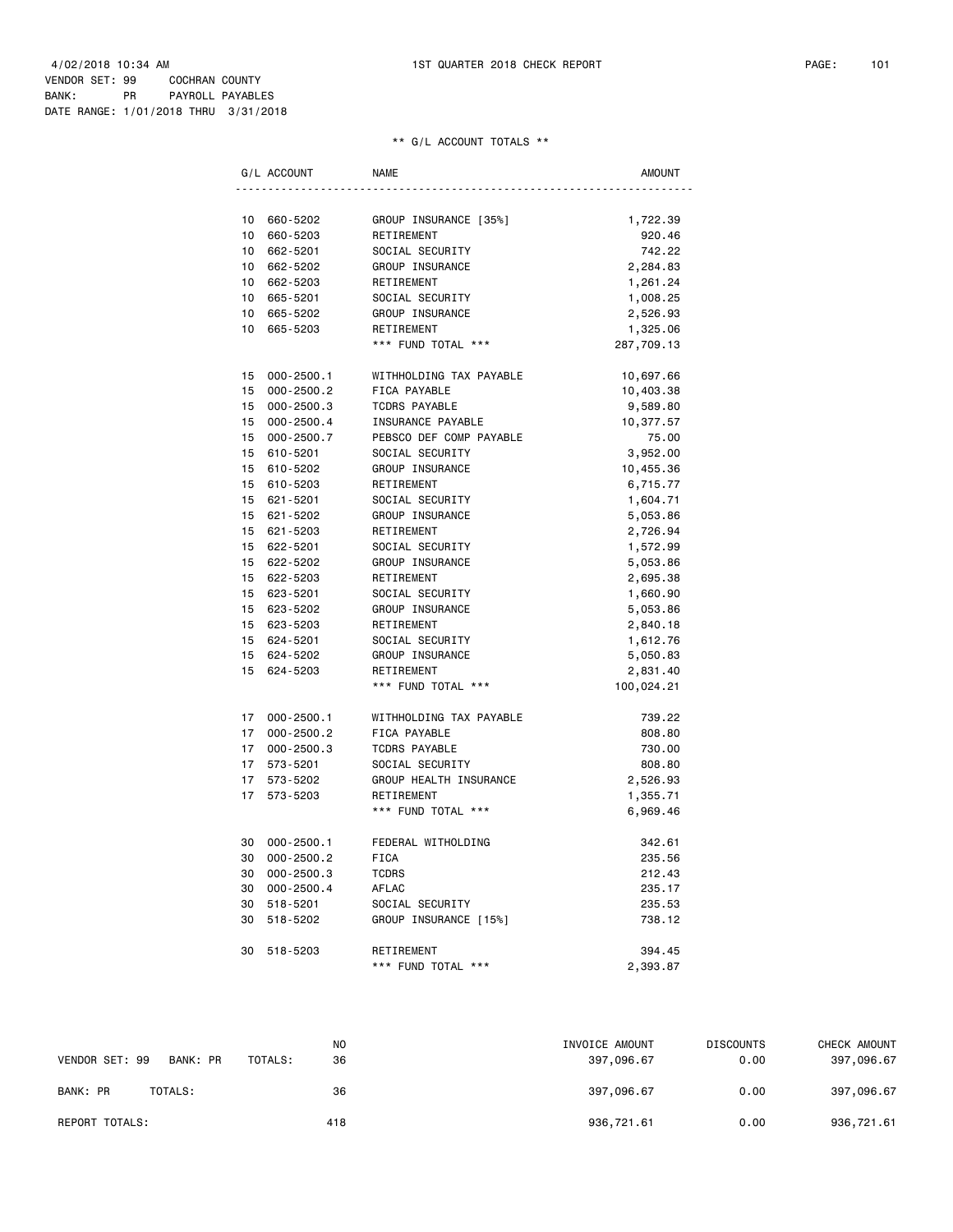4/02/2018 10:34 AM 1ST QUARTER 2018 CHECK REPORT
VENDOR SET: 99 COCHRAN COUNTY
BANK: PR PAYROLL PAYABLES
DATE RANGE: 1/01/2018 THRU 3/31/2018

** G/L ACCOUNT TOTALS **

| G/L ACCOUNT | | NAME | AMOUNT |
|---|---|---|---|
| 10 | 660-5202 | GROUP INSURANCE [35%] | 1,722.39 |
| 10 | 660-5203 | RETIREMENT | 920.46 |
| 10 | 662-5201 | SOCIAL SECURITY | 742.22 |
| 10 | 662-5202 | GROUP INSURANCE | 2,284.83 |
| 10 | 662-5203 | RETIREMENT | 1,261.24 |
| 10 | 665-5201 | SOCIAL SECURITY | 1,008.25 |
| 10 | 665-5202 | GROUP INSURANCE | 2,526.93 |
| 10 | 665-5203 | RETIREMENT | 1,325.06 |
| | | *** FUND TOTAL *** | 287,709.13 |
| 15 | 000-2500.1 | WITHHOLDING TAX PAYABLE | 10,697.66 |
| 15 | 000-2500.2 | FICA PAYABLE | 10,403.38 |
| 15 | 000-2500.3 | TCDRS PAYABLE | 9,589.80 |
| 15 | 000-2500.4 | INSURANCE PAYABLE | 10,377.57 |
| 15 | 000-2500.7 | PEBSCO DEF COMP PAYABLE | 75.00 |
| 15 | 610-5201 | SOCIAL SECURITY | 3,952.00 |
| 15 | 610-5202 | GROUP INSURANCE | 10,455.36 |
| 15 | 610-5203 | RETIREMENT | 6,715.77 |
| 15 | 621-5201 | SOCIAL SECURITY | 1,604.71 |
| 15 | 621-5202 | GROUP INSURANCE | 5,053.86 |
| 15 | 621-5203 | RETIREMENT | 2,726.94 |
| 15 | 622-5201 | SOCIAL SECURITY | 1,572.99 |
| 15 | 622-5202 | GROUP INSURANCE | 5,053.86 |
| 15 | 622-5203 | RETIREMENT | 2,695.38 |
| 15 | 623-5201 | SOCIAL SECURITY | 1,660.90 |
| 15 | 623-5202 | GROUP INSURANCE | 5,053.86 |
| 15 | 623-5203 | RETIREMENT | 2,840.18 |
| 15 | 624-5201 | SOCIAL SECURITY | 1,612.76 |
| 15 | 624-5202 | GROUP INSURANCE | 5,050.83 |
| 15 | 624-5203 | RETIREMENT | 2,831.40 |
| | | *** FUND TOTAL *** | 100,024.21 |
| 17 | 000-2500.1 | WITHHOLDING TAX PAYABLE | 739.22 |
| 17 | 000-2500.2 | FICA PAYABLE | 808.80 |
| 17 | 000-2500.3 | TCDRS PAYABLE | 730.00 |
| 17 | 573-5201 | SOCIAL SECURITY | 808.80 |
| 17 | 573-5202 | GROUP HEALTH INSURANCE | 2,526.93 |
| 17 | 573-5203 | RETIREMENT | 1,355.71 |
| | | *** FUND TOTAL *** | 6,969.46 |
| 30 | 000-2500.1 | FEDERAL WITHOLDING | 342.61 |
| 30 | 000-2500.2 | FICA | 235.56 |
| 30 | 000-2500.3 | TCDRS | 212.43 |
| 30 | 000-2500.4 | AFLAC | 235.17 |
| 30 | 518-5201 | SOCIAL SECURITY | 235.53 |
| 30 | 518-5202 | GROUP INSURANCE [15%] | 738.12 |
| 30 | 518-5203 | RETIREMENT | 394.45 |
| | | *** FUND TOTAL *** | 2,393.87 |

| | NO | INVOICE AMOUNT | DISCOUNTS | CHECK AMOUNT |
|---|---|---|---|---|
| VENDOR SET: 99 BANK: PR TOTALS: | 36 | 397,096.67 | 0.00 | 397,096.67 |
| BANK: PR TOTALS: | 36 | 397,096.67 | 0.00 | 397,096.67 |
| REPORT TOTALS: | 418 | 936,721.61 | 0.00 | 936,721.61 |